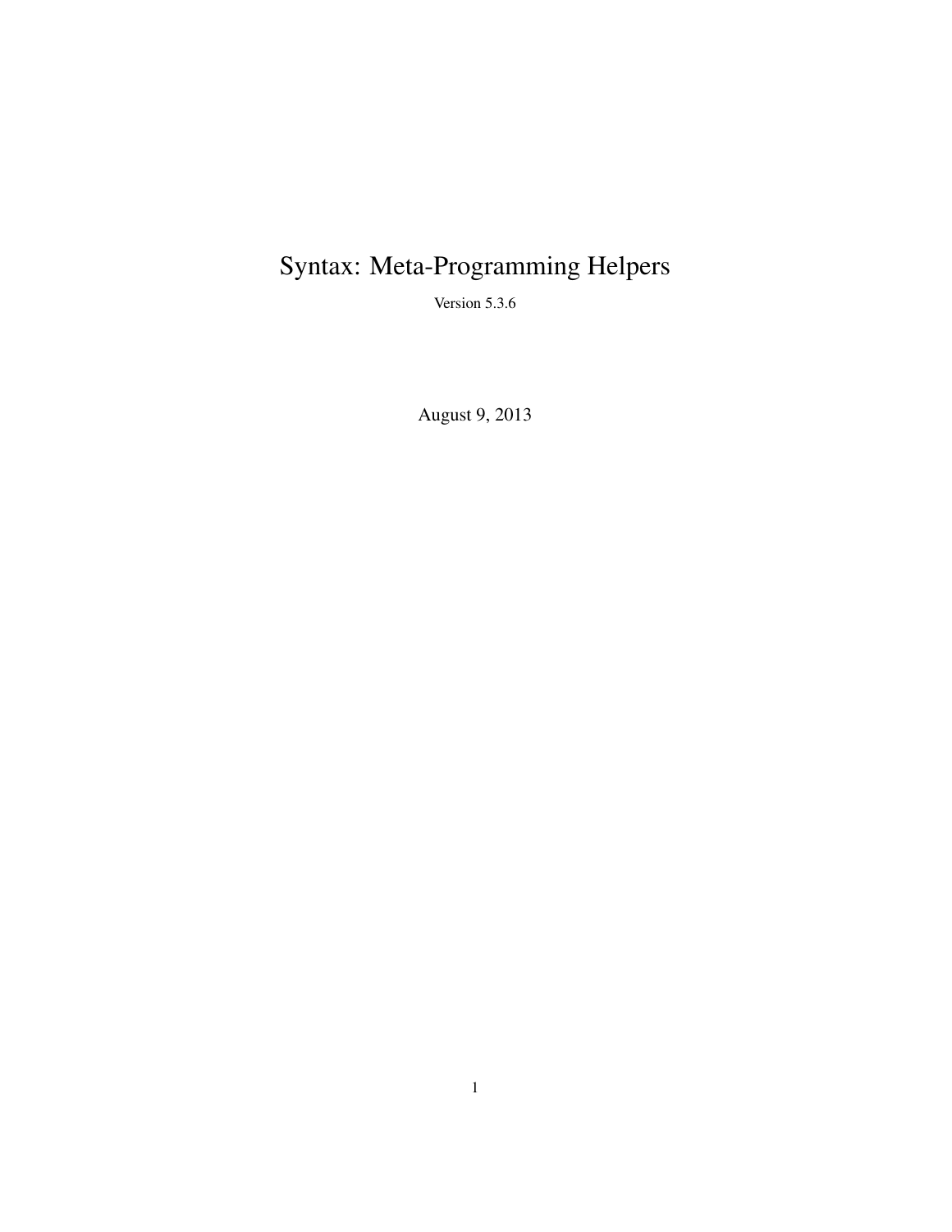# Syntax: Meta-Programming Helpers

Version 5.3.6

August 9, 2013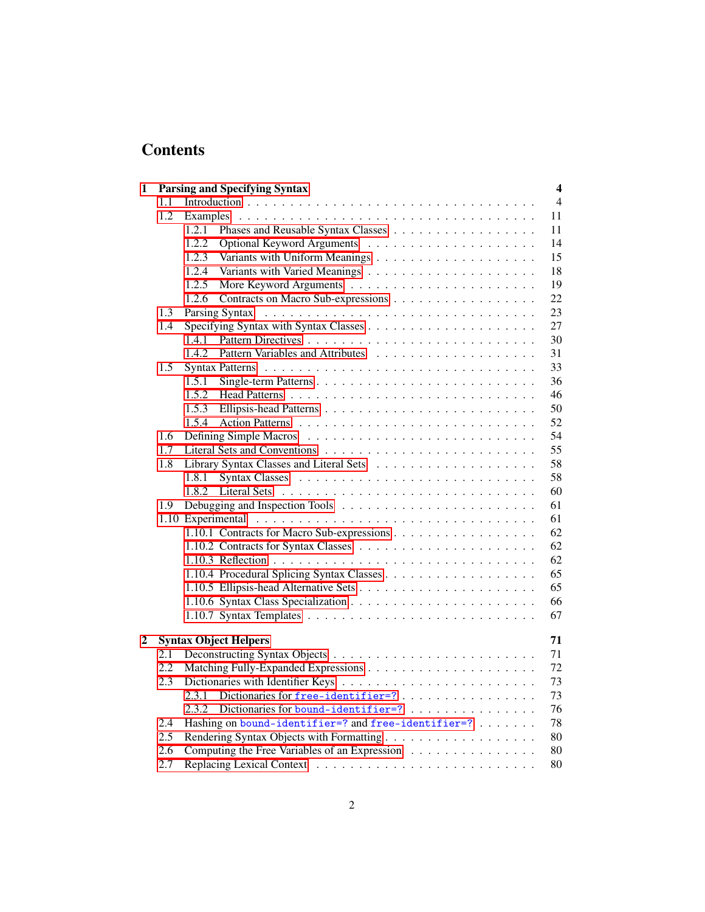# Contents

- **1 Parsing and Specifying Syntax** — **4**
  - 1.1 Introduction — 4
  - 1.2 Examples — 11
    - 1.2.1 Phases and Reusable Syntax Classes — 11
    - 1.2.2 Optional Keyword Arguments — 14
    - 1.2.3 Variants with Uniform Meanings — 15
    - 1.2.4 Variants with Varied Meanings — 18
    - 1.2.5 More Keyword Arguments — 19
    - 1.2.6 Contracts on Macro Sub-expressions — 22
  - 1.3 Parsing Syntax — 23
  - 1.4 Specifying Syntax with Syntax Classes — 27
    - 1.4.1 Pattern Directives — 30
    - 1.4.2 Pattern Variables and Attributes — 31
  - 1.5 Syntax Patterns — 33
    - 1.5.1 Single-term Patterns — 36
    - 1.5.2 Head Patterns — 46
    - 1.5.3 Ellipsis-head Patterns — 50
    - 1.5.4 Action Patterns — 52
  - 1.6 Defining Simple Macros — 54
  - 1.7 Literal Sets and Conventions — 55
  - 1.8 Library Syntax Classes and Literal Sets — 58
    - 1.8.1 Syntax Classes — 58
    - 1.8.2 Literal Sets — 60
  - 1.9 Debugging and Inspection Tools — 61
  - 1.10 Experimental — 61
    - 1.10.1 Contracts for Macro Sub-expressions — 62
    - 1.10.2 Contracts for Syntax Classes — 62
    - 1.10.3 Reflection — 62
    - 1.10.4 Procedural Splicing Syntax Classes — 65
    - 1.10.5 Ellipsis-head Alternative Sets — 65
    - 1.10.6 Syntax Class Specialization — 66
    - 1.10.7 Syntax Templates — 67
- **2 Syntax Object Helpers** — **71**
  - 2.1 Deconstructing Syntax Objects — 71
  - 2.2 Matching Fully-Expanded Expressions — 72
  - 2.3 Dictionaries with Identifier Keys — 73
    - 2.3.1 Dictionaries for `free-identifier=?` — 73
    - 2.3.2 Dictionaries for `bound-identifier=?` — 76
  - 2.4 Hashing on `bound-identifier=?` and `free-identifier=?` — 78
  - 2.5 Rendering Syntax Objects with Formatting — 80
  - 2.6 Computing the Free Variables of an Expression — 80
  - 2.7 Replacing Lexical Context — 80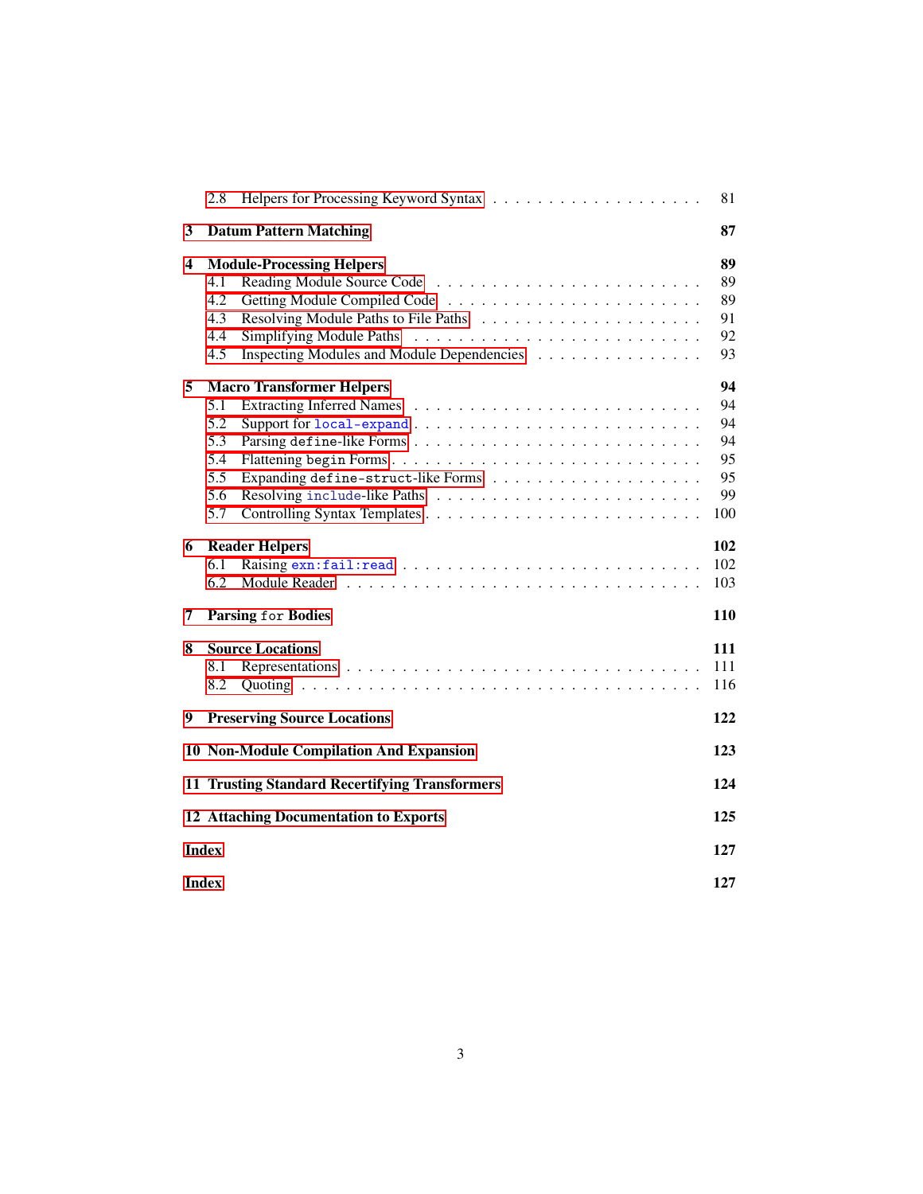- 2.8 Helpers for Processing Keyword Syntax . . . . . . . . . . . . . . . . . . . 81

**3 Datum Pattern Matching** **87**

**4 Module-Processing Helpers** **89**
- 4.1 Reading Module Source Code . . . . . . . . . . . . . . . . . . . . . . . . 89
- 4.2 Getting Module Compiled Code . . . . . . . . . . . . . . . . . . . . . . . 89
- 4.3 Resolving Module Paths to File Paths . . . . . . . . . . . . . . . . . . . . 91
- 4.4 Simplifying Module Paths . . . . . . . . . . . . . . . . . . . . . . . . . . 92
- 4.5 Inspecting Modules and Module Dependencies . . . . . . . . . . . . . . . 93

**5 Macro Transformer Helpers** **94**
- 5.1 Extracting Inferred Names . . . . . . . . . . . . . . . . . . . . . . . . . 94
- 5.2 Support for `local-expand` . . . . . . . . . . . . . . . . . . . . . . . . . 94
- 5.3 Parsing `define`-like Forms . . . . . . . . . . . . . . . . . . . . . . . . . 94
- 5.4 Flattening `begin` Forms . . . . . . . . . . . . . . . . . . . . . . . . . . . 95
- 5.5 Expanding `define-struct`-like Forms . . . . . . . . . . . . . . . . . . . . 95
- 5.6 Resolving `include`-like Paths . . . . . . . . . . . . . . . . . . . . . . . . 99
- 5.7 Controlling Syntax Templates . . . . . . . . . . . . . . . . . . . . . . . . 100

**6 Reader Helpers** **102**
- 6.1 Raising `exn:fail:read` . . . . . . . . . . . . . . . . . . . . . . . . . . . 102
- 6.2 Module Reader . . . . . . . . . . . . . . . . . . . . . . . . . . . . . . . . 103

**7 Parsing `for` Bodies** **110**

**8 Source Locations** **111**
- 8.1 Representations . . . . . . . . . . . . . . . . . . . . . . . . . . . . . . . 111
- 8.2 Quoting . . . . . . . . . . . . . . . . . . . . . . . . . . . . . . . . . . . 116

**9 Preserving Source Locations** **122**

**10 Non-Module Compilation And Expansion** **123**

**11 Trusting Standard Recertifying Transformers** **124**

**12 Attaching Documentation to Exports** **125**

**Index** **127**

**Index** **127**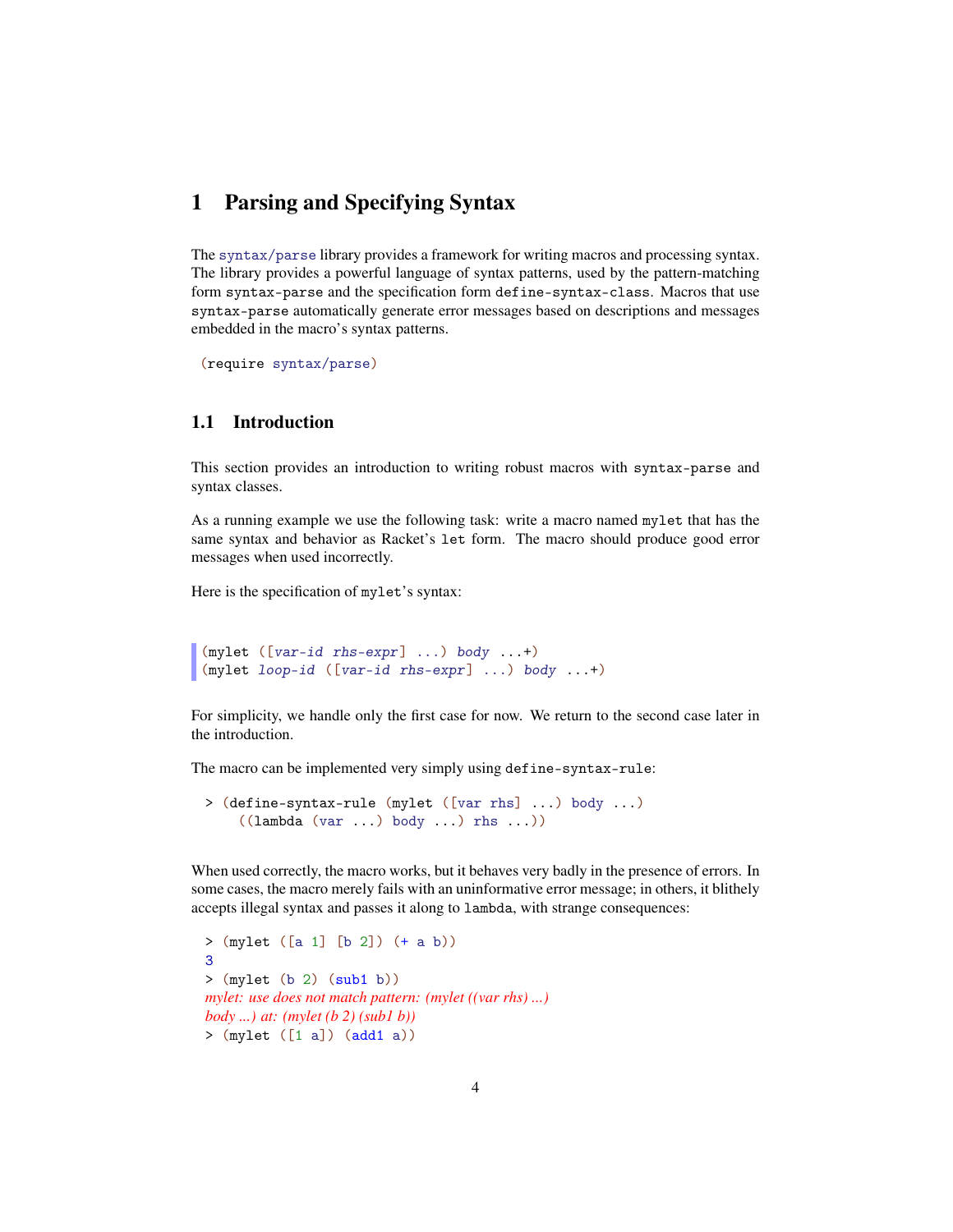# 1 Parsing and Specifying Syntax

The `syntax/parse` library provides a framework for writing macros and processing syntax. The library provides a powerful language of syntax patterns, used by the pattern-matching form `syntax-parse` and the specification form `define-syntax-class`. Macros that use `syntax-parse` automatically generate error messages based on descriptions and messages embedded in the macro's syntax patterns.

```
(require syntax/parse)
```

## 1.1 Introduction

This section provides an introduction to writing robust macros with `syntax-parse` and syntax classes.

As a running example we use the following task: write a macro named `mylet` that has the same syntax and behavior as Racket's `let` form. The macro should produce good error messages when used incorrectly.

Here is the specification of `mylet`'s syntax:

```
(mylet ([var-id rhs-expr] ...) body ...+)
(mylet loop-id ([var-id rhs-expr] ...) body ...+)
```

For simplicity, we handle only the first case for now. We return to the second case later in the introduction.

The macro can be implemented very simply using `define-syntax-rule`:

```
> (define-syntax-rule (mylet ([var rhs] ...) body ...)
    ((lambda (var ...) body ...) rhs ...))
```

When used correctly, the macro works, but it behaves very badly in the presence of errors. In some cases, the macro merely fails with an uninformative error message; in others, it blithely accepts illegal syntax and passes it along to `lambda`, with strange consequences:

```
> (mylet ([a 1] [b 2]) (+ a b))
3
> (mylet (b 2) (sub1 b))
mylet: use does not match pattern: (mylet ((var rhs) ...)
body ...) at: (mylet (b 2) (sub1 b))
> (mylet ([1 a]) (add1 a))
```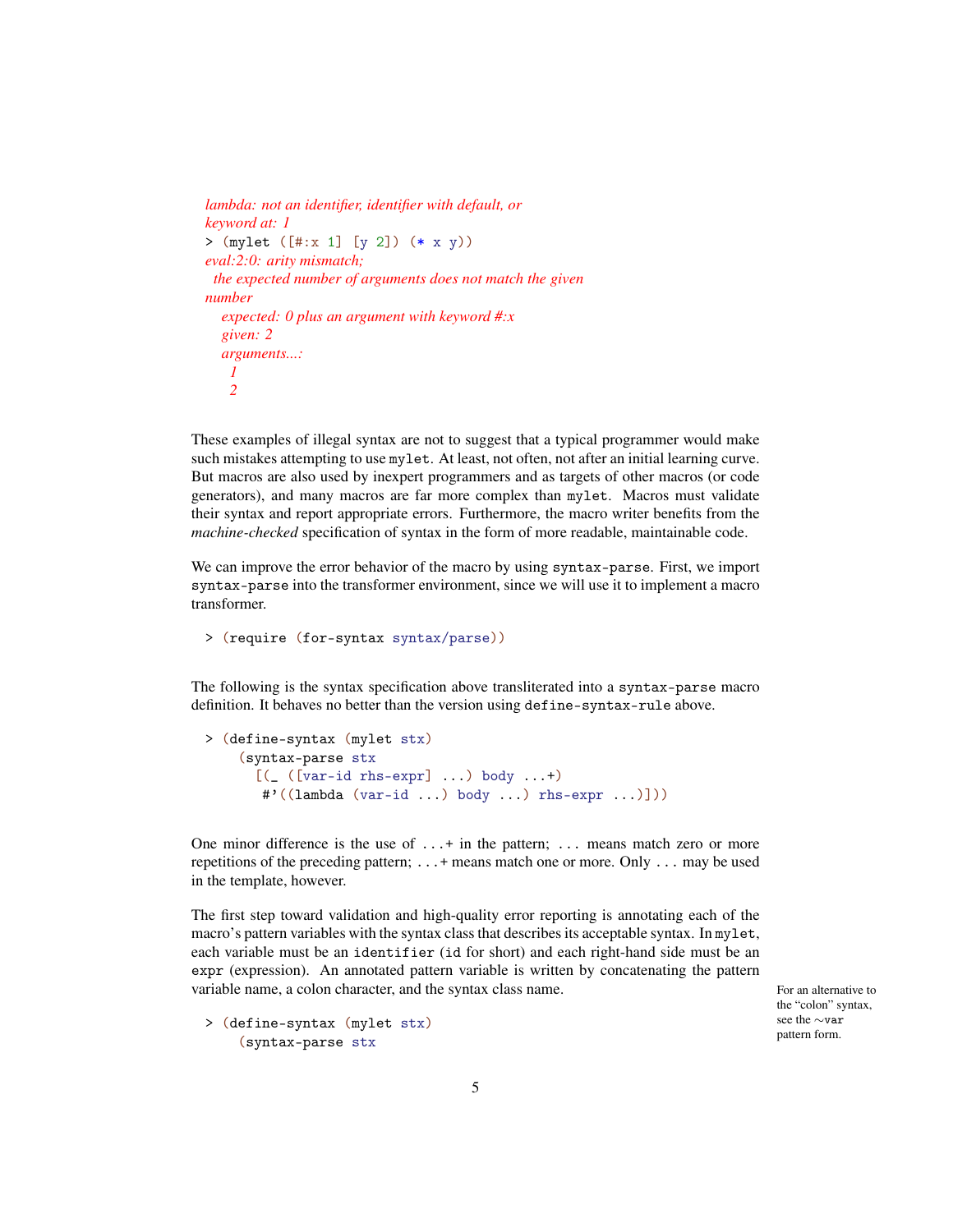```
lambda: not an identifier, identifier with default, or
keyword at: 1
> (mylet ([#:x 1] [y 2]) (* x y))
eval:2:0: arity mismatch;
 the expected number of arguments does not match the given
number
  expected: 0 plus an argument with keyword #:x
  given: 2
  arguments...:
   1
   2
```

These examples of illegal syntax are not to suggest that a typical programmer would make such mistakes attempting to use `mylet`. At least, not often, not after an initial learning curve. But macros are also used by inexpert programmers and as targets of other macros (or code generators), and many macros are far more complex than `mylet`. Macros must validate their syntax and report appropriate errors. Furthermore, the macro writer benefits from the *machine-checked* specification of syntax in the form of more readable, maintainable code.

We can improve the error behavior of the macro by using `syntax-parse`. First, we import `syntax-parse` into the transformer environment, since we will use it to implement a macro transformer.

```
> (require (for-syntax syntax/parse))
```

The following is the syntax specification above transliterated into a `syntax-parse` macro definition. It behaves no better than the version using `define-syntax-rule` above.

```
> (define-syntax (mylet stx)
    (syntax-parse stx
      [(_ ([var-id rhs-expr] ...) body ...+)
       #'((lambda (var-id ...) body ...) rhs-expr ...)]))
```

One minor difference is the use of `...+` in the pattern; `...` means match zero or more repetitions of the preceding pattern; `...+` means match one or more. Only `...` may be used in the template, however.

The first step toward validation and high-quality error reporting is annotating each of the macro's pattern variables with the syntax class that describes its acceptable syntax. In `mylet`, each variable must be an `identifier` (`id` for short) and each right-hand side must be an `expr` (expression). An annotated pattern variable is written by concatenating the pattern variable name, a colon character, and the syntax class name.

For an alternative to the "colon" syntax, see the `~var` pattern form.

```
> (define-syntax (mylet stx)
    (syntax-parse stx
```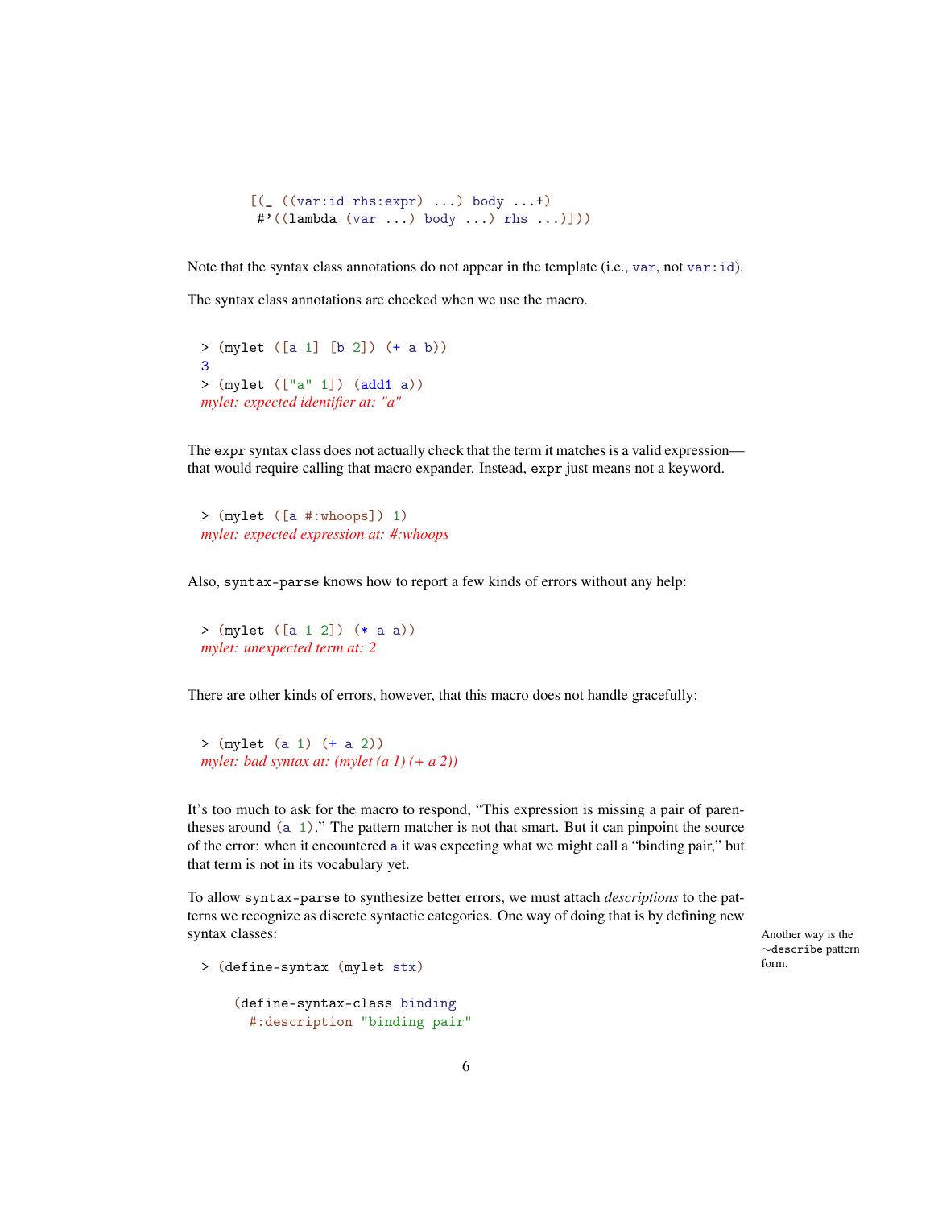```
    [(_ ((var:id rhs:expr) ...) body ...+)
     #'((lambda (var ...) body ...) rhs ...)]))
```

Note that the syntax class annotations do not appear in the template (i.e., `var`, not `var:id`).

The syntax class annotations are checked when we use the macro.

```
> (mylet ([a 1] [b 2]) (+ a b))
3
> (mylet (["a" 1]) (add1 a))
mylet: expected identifier at: "a"
```

The `expr` syntax class does not actually check that the term it matches is a valid expression—that would require calling that macro expander. Instead, `expr` just means not a keyword.

```
> (mylet ([a #:whoops]) 1)
mylet: expected expression at: #:whoops
```

Also, `syntax-parse` knows how to report a few kinds of errors without any help:

```
> (mylet ([a 1 2]) (* a a))
mylet: unexpected term at: 2
```

There are other kinds of errors, however, that this macro does not handle gracefully:

```
> (mylet (a 1) (+ a 2))
mylet: bad syntax at: (mylet (a 1) (+ a 2))
```

It's too much to ask for the macro to respond, "This expression is missing a pair of parentheses around `(a 1)`." The pattern matcher is not that smart. But it can pinpoint the source of the error: when it encountered `a` it was expecting what we might call a "binding pair," but that term is not in its vocabulary yet.

To allow `syntax-parse` to synthesize better errors, we must attach *descriptions* to the patterns we recognize as discrete syntactic categories. One way of doing that is by defining new syntax classes:

Another way is the `~describe` pattern form.

```
> (define-syntax (mylet stx)

    (define-syntax-class binding
      #:description "binding pair"
```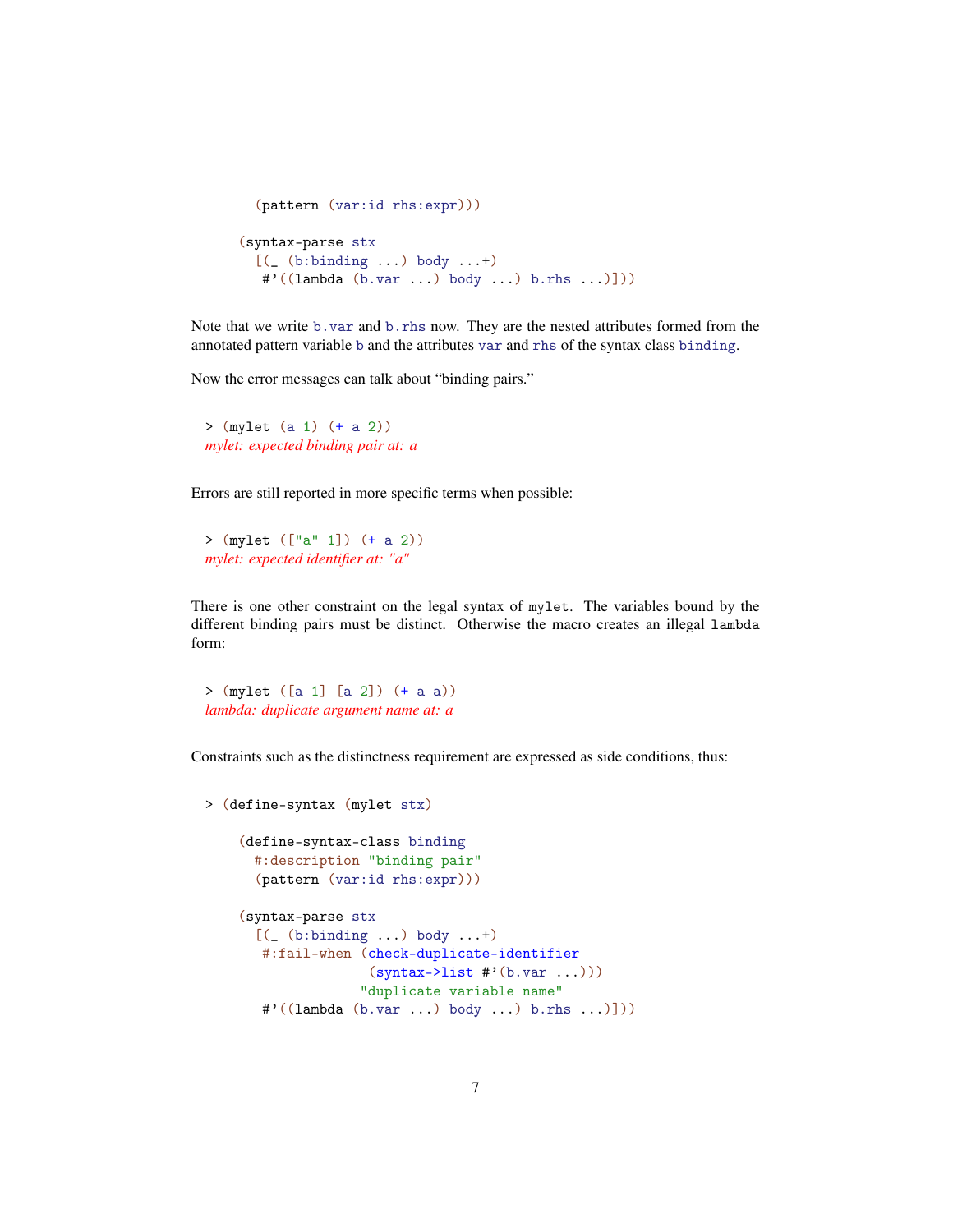```
    (pattern (var:id rhs:expr)))

  (syntax-parse stx
    [(_ (b:binding ...) body ...+)
     #'((lambda (b.var ...) body ...) b.rhs ...)]))
```

Note that we write `b.var` and `b.rhs` now. They are the nested attributes formed from the annotated pattern variable `b` and the attributes `var` and `rhs` of the syntax class `binding`.

Now the error messages can talk about "binding pairs."

```
> (mylet (a 1) (+ a 2))
mylet: expected binding pair at: a
```

Errors are still reported in more specific terms when possible:

```
> (mylet (["a" 1]) (+ a 2))
mylet: expected identifier at: "a"
```

There is one other constraint on the legal syntax of `mylet`. The variables bound by the different binding pairs must be distinct. Otherwise the macro creates an illegal `lambda` form:

```
> (mylet ([a 1] [a 2]) (+ a a))
lambda: duplicate argument name at: a
```

Constraints such as the distinctness requirement are expressed as side conditions, thus:

```
> (define-syntax (mylet stx)

    (define-syntax-class binding
      #:description "binding pair"
      (pattern (var:id rhs:expr)))

    (syntax-parse stx
      [(_ (b:binding ...) body ...+)
       #:fail-when (check-duplicate-identifier
                    (syntax->list #'(b.var ...)))
                   "duplicate variable name"
       #'((lambda (b.var ...) body ...) b.rhs ...)]))
```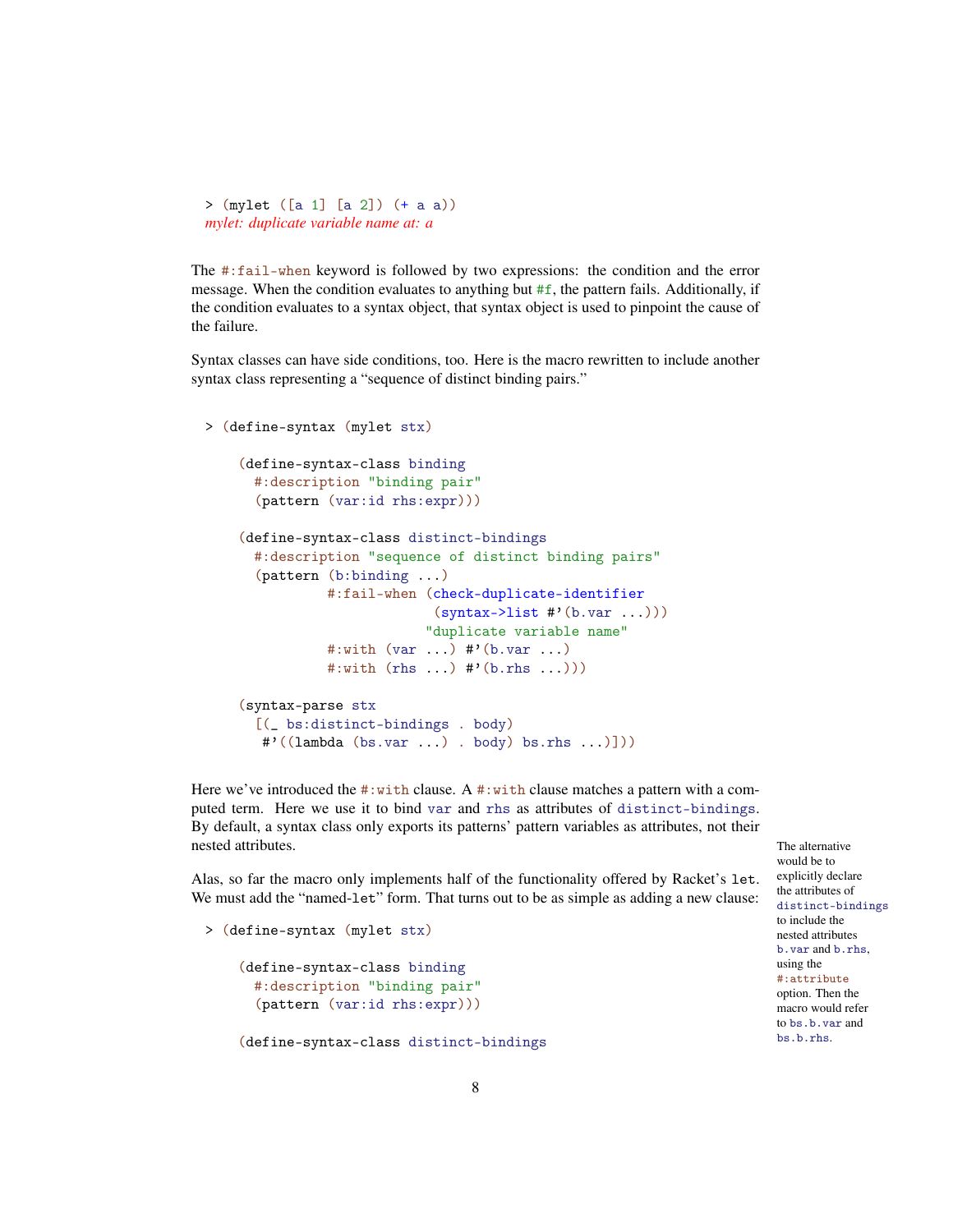```
> (mylet ([a 1] [a 2]) (+ a a))
mylet: duplicate variable name at: a
```

The `#:fail-when` keyword is followed by two expressions: the condition and the error message. When the condition evaluates to anything but `#f`, the pattern fails. Additionally, if the condition evaluates to a syntax object, that syntax object is used to pinpoint the cause of the failure.

Syntax classes can have side conditions, too. Here is the macro rewritten to include another syntax class representing a "sequence of distinct binding pairs."

```
> (define-syntax (mylet stx)

    (define-syntax-class binding
      #:description "binding pair"
      (pattern (var:id rhs:expr)))

    (define-syntax-class distinct-bindings
      #:description "sequence of distinct binding pairs"
      (pattern (b:binding ...)
               #:fail-when (check-duplicate-identifier
                            (syntax->list #'(b.var ...)))
                           "duplicate variable name"
               #:with (var ...) #'(b.var ...)
               #:with (rhs ...) #'(b.rhs ...)))

    (syntax-parse stx
      [(_ bs:distinct-bindings . body)
       #'((lambda (bs.var ...) . body) bs.rhs ...)]))
```

Here we've introduced the `#:with` clause. A `#:with` clause matches a pattern with a computed term. Here we use it to bind `var` and `rhs` as attributes of `distinct-bindings`. By default, a syntax class only exports its patterns' pattern variables as attributes, not their nested attributes.

The alternative would be to explicitly declare the attributes of `distinct-bindings` to include the nested attributes `b.var` and `b.rhs`, using the `#:attribute` option. Then the macro would refer to `bs.b.var` and `bs.b.rhs`.

Alas, so far the macro only implements half of the functionality offered by Racket's `let`. We must add the "named-`let`" form. That turns out to be as simple as adding a new clause:

```
> (define-syntax (mylet stx)

    (define-syntax-class binding
      #:description "binding pair"
      (pattern (var:id rhs:expr)))

    (define-syntax-class distinct-bindings
```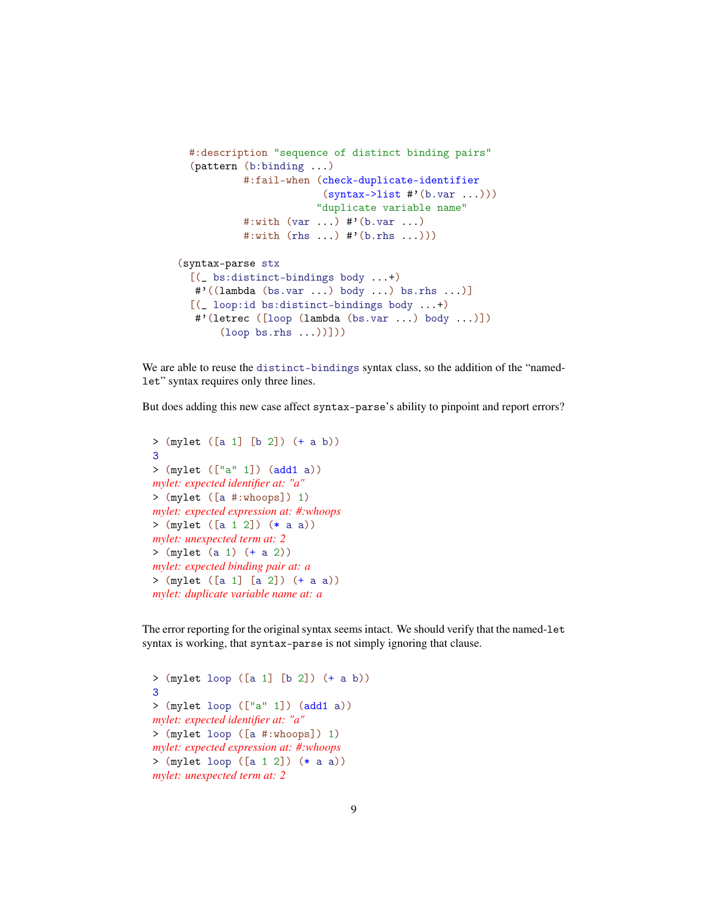```racket
    #:description "sequence of distinct binding pairs"
    (pattern (b:binding ...)
             #:fail-when (check-duplicate-identifier
                          (syntax->list #'(b.var ...)))
                         "duplicate variable name"
             #:with (var ...) #'(b.var ...)
             #:with (rhs ...) #'(b.rhs ...)))

  (syntax-parse stx
    [(_ bs:distinct-bindings body ...+)
     #'((lambda (bs.var ...) body ...) bs.rhs ...)]
    [(_ loop:id bs:distinct-bindings body ...+)
     #'(letrec ([loop (lambda (bs.var ...) body ...)])
         (loop bs.rhs ...))]))
```

We are able to reuse the `distinct-bindings` syntax class, so the addition of the "named-`let`" syntax requires only three lines.

But does adding this new case affect `syntax-parse`'s ability to pinpoint and report errors?

```
> (mylet ([a 1] [b 2]) (+ a b))
3
> (mylet (["a" 1]) (add1 a))
mylet: expected identifier at: "a"
> (mylet ([a #:whoops]) 1)
mylet: expected expression at: #:whoops
> (mylet ([a 1 2]) (* a a))
mylet: unexpected term at: 2
> (mylet (a 1) (+ a 2))
mylet: expected binding pair at: a
> (mylet ([a 1] [a 2]) (+ a a))
mylet: duplicate variable name at: a
```

The error reporting for the original syntax seems intact. We should verify that the named-`let` syntax is working, that `syntax-parse` is not simply ignoring that clause.

```
> (mylet loop ([a 1] [b 2]) (+ a b))
3
> (mylet loop (["a" 1]) (add1 a))
mylet: expected identifier at: "a"
> (mylet loop ([a #:whoops]) 1)
mylet: expected expression at: #:whoops
> (mylet loop ([a 1 2]) (* a a))
mylet: unexpected term at: 2
```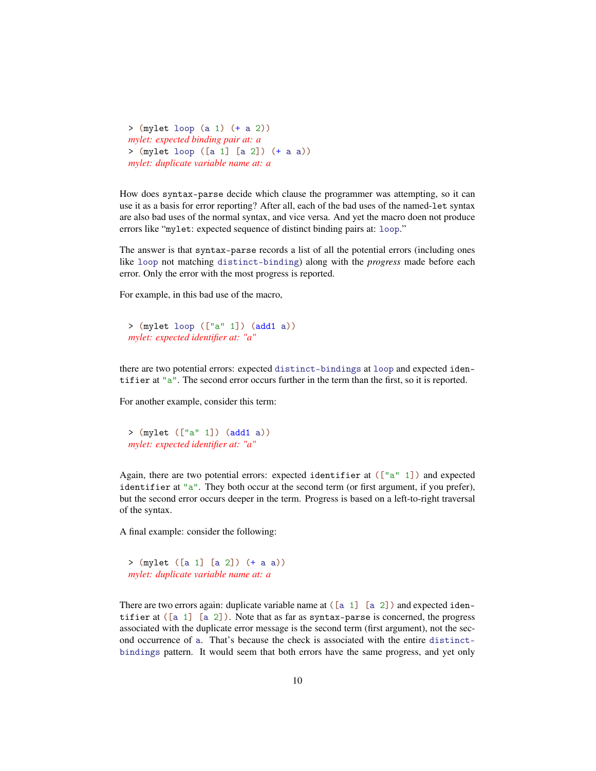```
> (mylet loop (a 1) (+ a 2))
mylet: expected binding pair at: a
> (mylet loop ([a 1] [a 2]) (+ a a))
mylet: duplicate variable name at: a
```

How does `syntax-parse` decide which clause the programmer was attempting, so it can use it as a basis for error reporting? After all, each of the bad uses of the named-`let` syntax are also bad uses of the normal syntax, and vice versa. And yet the macro doen not produce errors like "`mylet`: expected sequence of distinct binding pairs at: `loop`."

The answer is that `syntax-parse` records a list of all the potential errors (including ones like `loop` not matching `distinct-binding`) along with the *progress* made before each error. Only the error with the most progress is reported.

For example, in this bad use of the macro,

```
> (mylet loop (["a" 1]) (add1 a))
mylet: expected identifier at: "a"
```

there are two potential errors: expected `distinct-bindings` at `loop` and expected `identifier` at `"a"`. The second error occurs further in the term than the first, so it is reported.

For another example, consider this term:

```
> (mylet (["a" 1]) (add1 a))
mylet: expected identifier at: "a"
```

Again, there are two potential errors: expected `identifier` at `(["a" 1])` and expected `identifier` at `"a"`. They both occur at the second term (or first argument, if you prefer), but the second error occurs deeper in the term. Progress is based on a left-to-right traversal of the syntax.

A final example: consider the following:

```
> (mylet ([a 1] [a 2]) (+ a a))
mylet: duplicate variable name at: a
```

There are two errors again: duplicate variable name at `([a 1] [a 2])` and expected `identifier` at `([a 1] [a 2])`. Note that as far as `syntax-parse` is concerned, the progress associated with the duplicate error message is the second term (first argument), not the second occurrence of `a`. That's because the check is associated with the entire `distinct-bindings` pattern. It would seem that both errors have the same progress, and yet only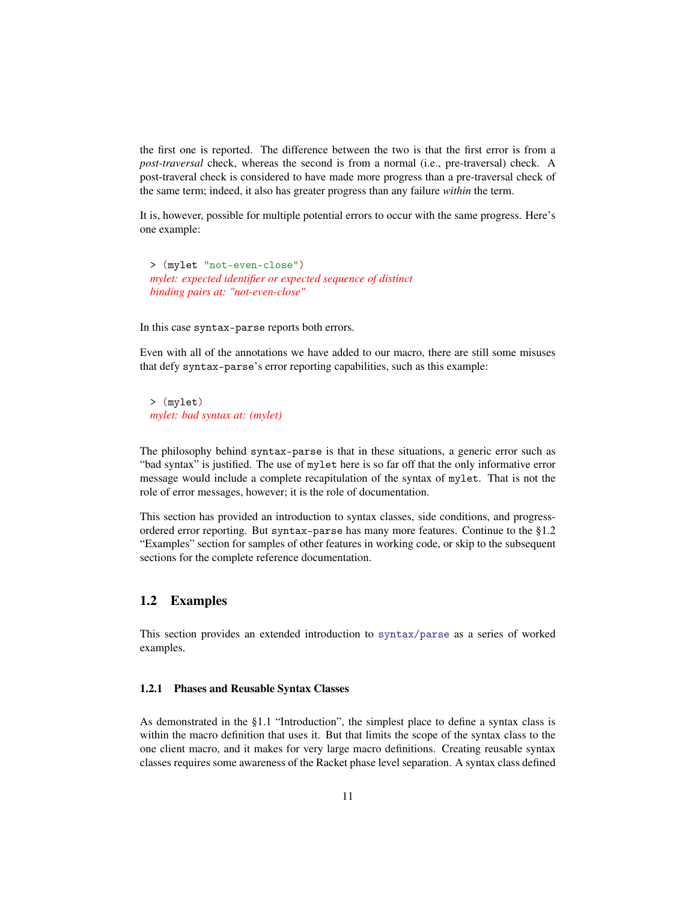the first one is reported. The difference between the two is that the first error is from a *post-traversal* check, whereas the second is from a normal (i.e., pre-traversal) check. A post-traveral check is considered to have made more progress than a pre-traversal check of the same term; indeed, it also has greater progress than any failure *within* the term.

It is, however, possible for multiple potential errors to occur with the same progress. Here's one example:

```
> (mylet "not-even-close")
mylet: expected identifier or expected sequence of distinct
binding pairs at: "not-even-close"
```

In this case `syntax-parse` reports both errors.

Even with all of the annotations we have added to our macro, there are still some misuses that defy `syntax-parse`'s error reporting capabilities, such as this example:

```
> (mylet)
mylet: bad syntax at: (mylet)
```

The philosophy behind `syntax-parse` is that in these situations, a generic error such as "bad syntax" is justified. The use of `mylet` here is so far off that the only informative error message would include a complete recapitulation of the syntax of `mylet`. That is not the role of error messages, however; it is the role of documentation.

This section has provided an introduction to syntax classes, side conditions, and progress-ordered error reporting. But `syntax-parse` has many more features. Continue to the §1.2 "Examples" section for samples of other features in working code, or skip to the subsequent sections for the complete reference documentation.

## 1.2 Examples

This section provides an extended introduction to `syntax/parse` as a series of worked examples.

### 1.2.1 Phases and Reusable Syntax Classes

As demonstrated in the §1.1 "Introduction", the simplest place to define a syntax class is within the macro definition that uses it. But that limits the scope of the syntax class to the one client macro, and it makes for very large macro definitions. Creating reusable syntax classes requires some awareness of the Racket phase level separation. A syntax class defined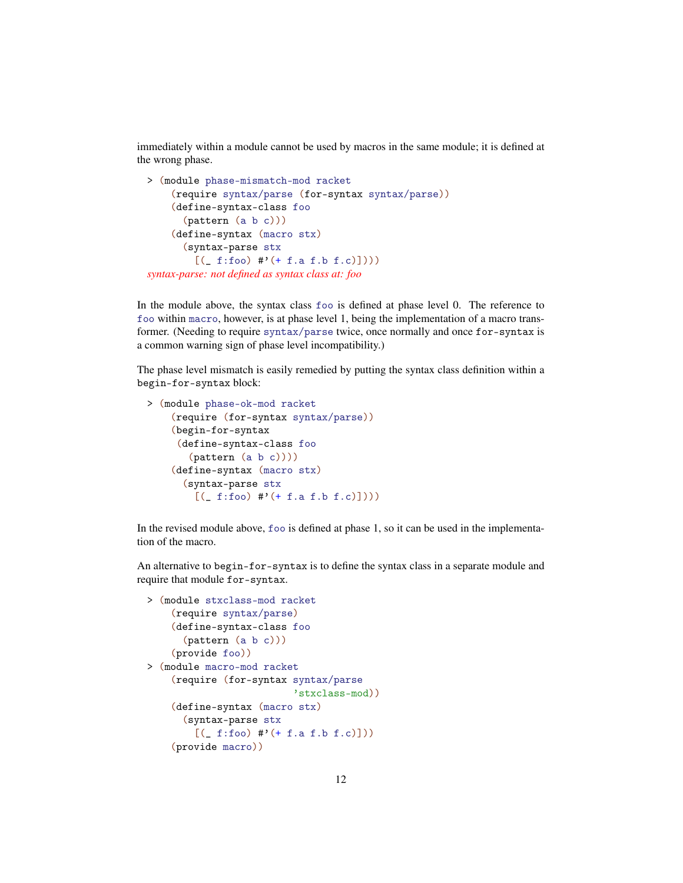immediately within a module cannot be used by macros in the same module; it is defined at the wrong phase.

```
> (module phase-mismatch-mod racket
    (require syntax/parse (for-syntax syntax/parse))
    (define-syntax-class foo
      (pattern (a b c)))
    (define-syntax (macro stx)
      (syntax-parse stx
        [(_ f:foo) #'(+ f.a f.b f.c)])))
syntax-parse: not defined as syntax class at: foo
```

In the module above, the syntax class `foo` is defined at phase level 0. The reference to `foo` within `macro`, however, is at phase level 1, being the implementation of a macro transformer. (Needing to require `syntax/parse` twice, once normally and once `for-syntax` is a common warning sign of phase level incompatibility.)

The phase level mismatch is easily remedied by putting the syntax class definition within a `begin-for-syntax` block:

```
> (module phase-ok-mod racket
    (require (for-syntax syntax/parse))
    (begin-for-syntax
     (define-syntax-class foo
       (pattern (a b c))))
    (define-syntax (macro stx)
      (syntax-parse stx
        [(_ f:foo) #'(+ f.a f.b f.c)])))
```

In the revised module above, `foo` is defined at phase 1, so it can be used in the implementation of the macro.

An alternative to `begin-for-syntax` is to define the syntax class in a separate module and require that module `for-syntax`.

```
> (module stxclass-mod racket
    (require syntax/parse)
    (define-syntax-class foo
      (pattern (a b c)))
    (provide foo))
> (module macro-mod racket
    (require (for-syntax syntax/parse
                         'stxclass-mod))
    (define-syntax (macro stx)
      (syntax-parse stx
        [(_ f:foo) #'(+ f.a f.b f.c)]))
    (provide macro))
```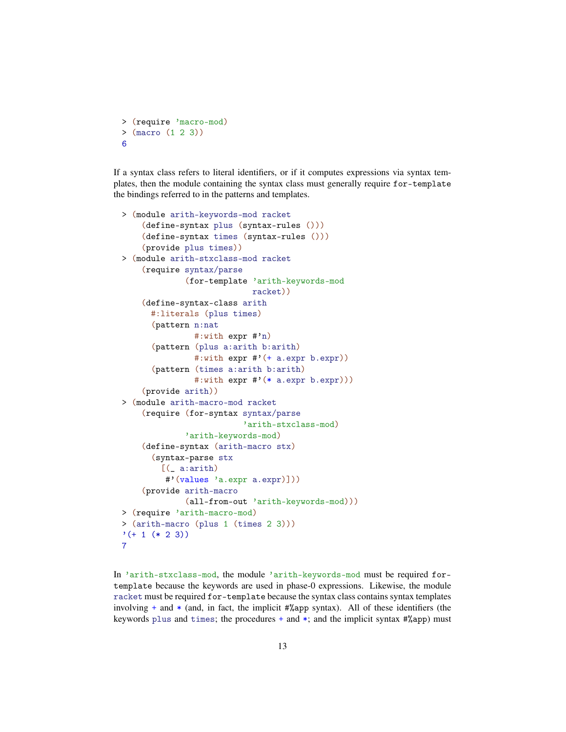```
> (require 'macro-mod)
> (macro (1 2 3))
6
```

If a syntax class refers to literal identifiers, or if it computes expressions via syntax templates, then the module containing the syntax class must generally require `for-template` the bindings referred to in the patterns and templates.

```
> (module arith-keywords-mod racket
    (define-syntax plus (syntax-rules ()))
    (define-syntax times (syntax-rules ()))
    (provide plus times))
> (module arith-stxclass-mod racket
    (require syntax/parse
             (for-template 'arith-keywords-mod
                           racket))
    (define-syntax-class arith
      #:literals (plus times)
      (pattern n:nat
               #:with expr #'n)
      (pattern (plus a:arith b:arith)
               #:with expr #'(+ a.expr b.expr))
      (pattern (times a:arith b:arith)
               #:with expr #'(* a.expr b.expr)))
    (provide arith))
> (module arith-macro-mod racket
    (require (for-syntax syntax/parse
                         'arith-stxclass-mod)
             'arith-keywords-mod)
    (define-syntax (arith-macro stx)
      (syntax-parse stx
        [(_ a:arith)
         #'(values 'a.expr a.expr)]))
    (provide arith-macro
             (all-from-out 'arith-keywords-mod)))
> (require 'arith-macro-mod)
> (arith-macro (plus 1 (times 2 3)))
'(+ 1 (* 2 3))
7
```

In `'arith-stxclass-mod`, the module `'arith-keywords-mod` must be required `for-template` because the keywords are used in phase-0 expressions. Likewise, the module `racket` must be required `for-template` because the syntax class contains syntax templates involving `+` and `*` (and, in fact, the implicit `#%app` syntax). All of these identifiers (the keywords `plus` and `times`; the procedures `+` and `*`; and the implicit syntax `#%app`) must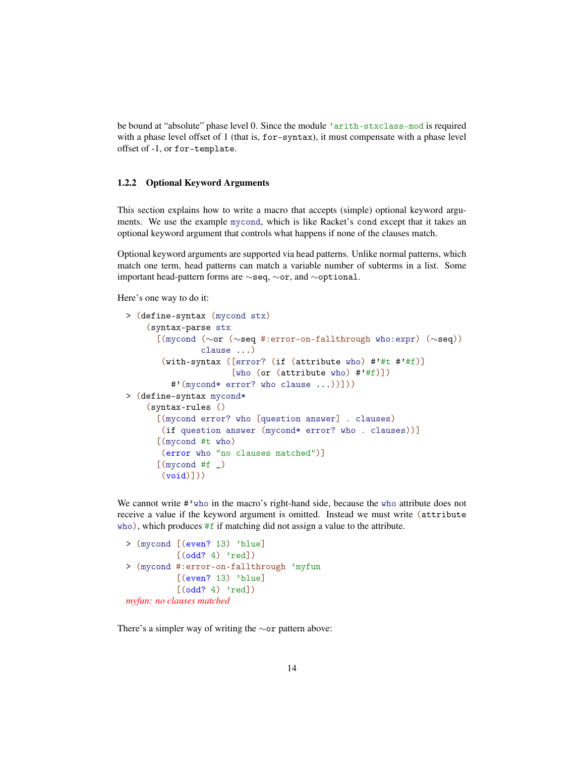be bound at "absolute" phase level 0. Since the module `'arith-stxclass-mod` is required with a phase level offset of 1 (that is, `for-syntax`), it must compensate with a phase level offset of -1, or `for-template`.

### 1.2.2 Optional Keyword Arguments

This section explains how to write a macro that accepts (simple) optional keyword arguments. We use the example `mycond`, which is like Racket's `cond` except that it takes an optional keyword argument that controls what happens if none of the clauses match.

Optional keyword arguments are supported via head patterns. Unlike normal patterns, which match one term, head patterns can match a variable number of subterms in a list. Some important head-pattern forms are `~seq`, `~or`, and `~optional`.

Here's one way to do it:

```
> (define-syntax (mycond stx)
    (syntax-parse stx
      [(mycond (~or (~seq #:error-on-fallthrough who:expr) (~seq))
               clause ...)
       (with-syntax ([error? (if (attribute who) #'#t #'#f)]
                     [who (or (attribute who) #'#f)])
         #'(mycond* error? who clause ...))]))
> (define-syntax mycond*
    (syntax-rules ()
      [(mycond error? who [question answer] . clauses)
       (if question answer (mycond* error? who . clauses))]
      [(mycond #t who)
       (error who "no clauses matched")]
      [(mycond #f _)
       (void)]))
```

We cannot write `#'who` in the macro's right-hand side, because the `who` attribute does not receive a value if the keyword argument is omitted. Instead we must write `(attribute who)`, which produces `#f` if matching did not assign a value to the attribute.

```
> (mycond [(even? 13) 'blue]
          [(odd? 4) 'red])
> (mycond #:error-on-fallthrough 'myfun
          [(even? 13) 'blue]
          [(odd? 4) 'red])
myfun: no clauses matched
```

There's a simpler way of writing the `~or` pattern above: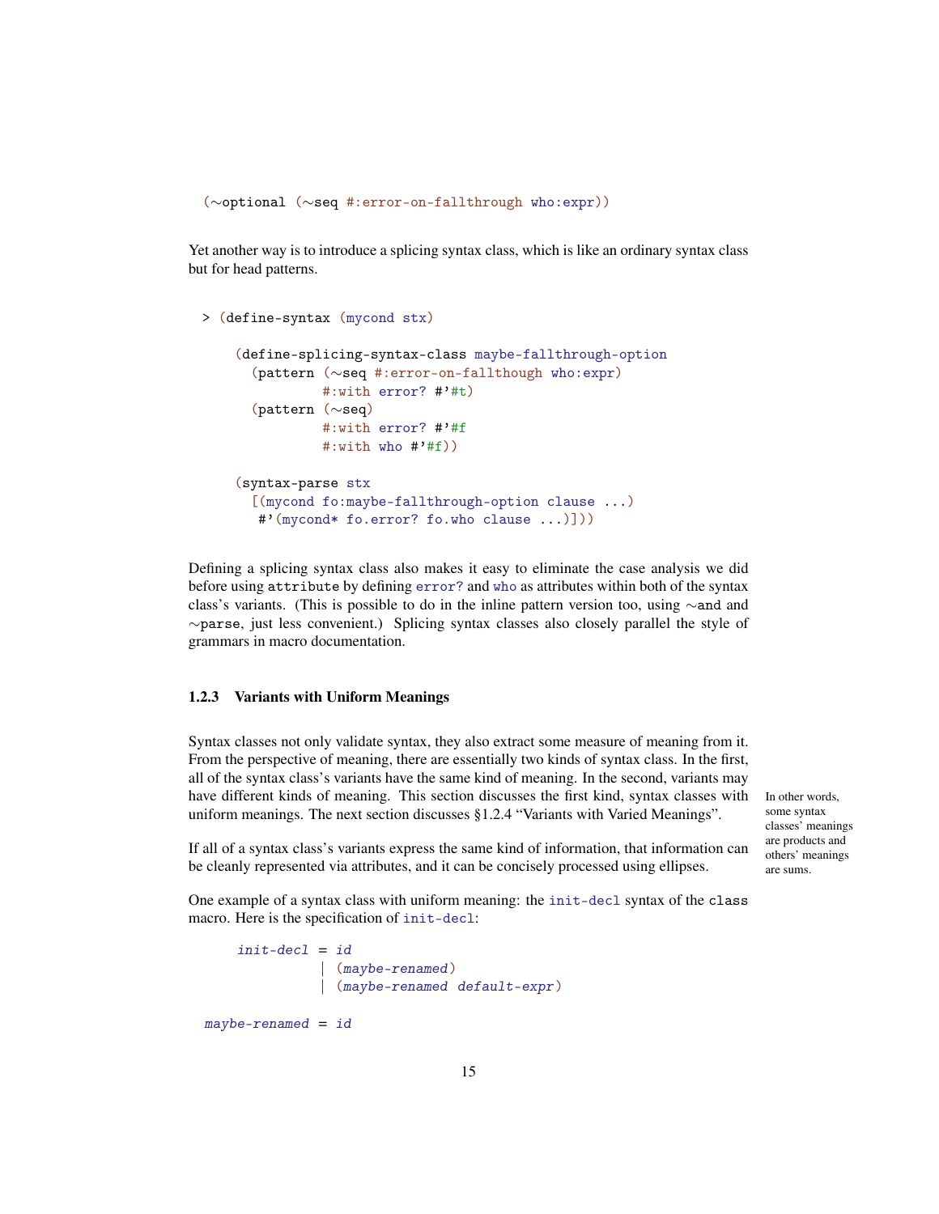```
(~optional (~seq #:error-on-fallthrough who:expr))
```

Yet another way is to introduce a splicing syntax class, which is like an ordinary syntax class but for head patterns.

```
> (define-syntax (mycond stx)

    (define-splicing-syntax-class maybe-fallthrough-option
      (pattern (~seq #:error-on-fallthough who:expr)
               #:with error? #'#t)
      (pattern (~seq)
               #:with error? #'#f
               #:with who #'#f))

    (syntax-parse stx
      [(mycond fo:maybe-fallthrough-option clause ...)
       #'(mycond* fo.error? fo.who clause ...)]))
```

Defining a splicing syntax class also makes it easy to eliminate the case analysis we did before using `attribute` by defining `error?` and `who` as attributes within both of the syntax class's variants. (This is possible to do in the inline pattern version too, using `~and` and `~parse`, just less convenient.) Splicing syntax classes also closely parallel the style of grammars in macro documentation.

### 1.2.3 Variants with Uniform Meanings

Syntax classes not only validate syntax, they also extract some measure of meaning from it. From the perspective of meaning, there are essentially two kinds of syntax class. In the first, all of the syntax class's variants have the same kind of meaning. In the second, variants may have different kinds of meaning. This section discusses the first kind, syntax classes with uniform meanings. The next section discusses §1.2.4 "Variants with Varied Meanings".

In other words, some syntax classes' meanings are products and others' meanings are sums.

If all of a syntax class's variants express the same kind of information, that information can be cleanly represented via attributes, and it can be concisely processed using ellipses.

One example of a syntax class with uniform meaning: the `init-decl` syntax of the `class` macro. Here is the specification of `init-decl`:

```
init-decl = id
          | (maybe-renamed)
          | (maybe-renamed default-expr)

maybe-renamed = id
```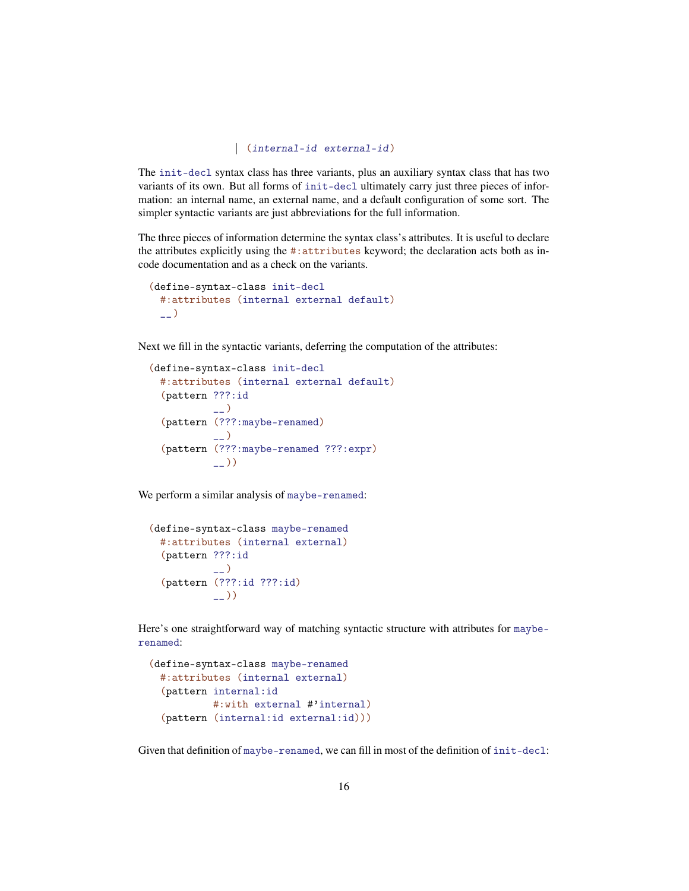```
                | (internal-id external-id)
```

The `init-decl` syntax class has three variants, plus an auxiliary syntax class that has two variants of its own. But all forms of `init-decl` ultimately carry just three pieces of information: an internal name, an external name, and a default configuration of some sort. The simpler syntactic variants are just abbreviations for the full information.

The three pieces of information determine the syntax class's attributes. It is useful to declare the attributes explicitly using the `#:attributes` keyword; the declaration acts both as in-code documentation and as a check on the variants.

```
(define-syntax-class init-decl
  #:attributes (internal external default)
  __)
```

Next we fill in the syntactic variants, deferring the computation of the attributes:

```
(define-syntax-class init-decl
  #:attributes (internal external default)
  (pattern ???:id
           __)
  (pattern (???:maybe-renamed)
           __)
  (pattern (???:maybe-renamed ???:expr)
           __))
```

We perform a similar analysis of `maybe-renamed`:

```
(define-syntax-class maybe-renamed
  #:attributes (internal external)
  (pattern ???:id
           __)
  (pattern (???:id ???:id)
           __))
```

Here's one straightforward way of matching syntactic structure with attributes for `maybe-renamed`:

```
(define-syntax-class maybe-renamed
  #:attributes (internal external)
  (pattern internal:id
           #:with external #'internal)
  (pattern (internal:id external:id)))
```

Given that definition of `maybe-renamed`, we can fill in most of the definition of `init-decl`: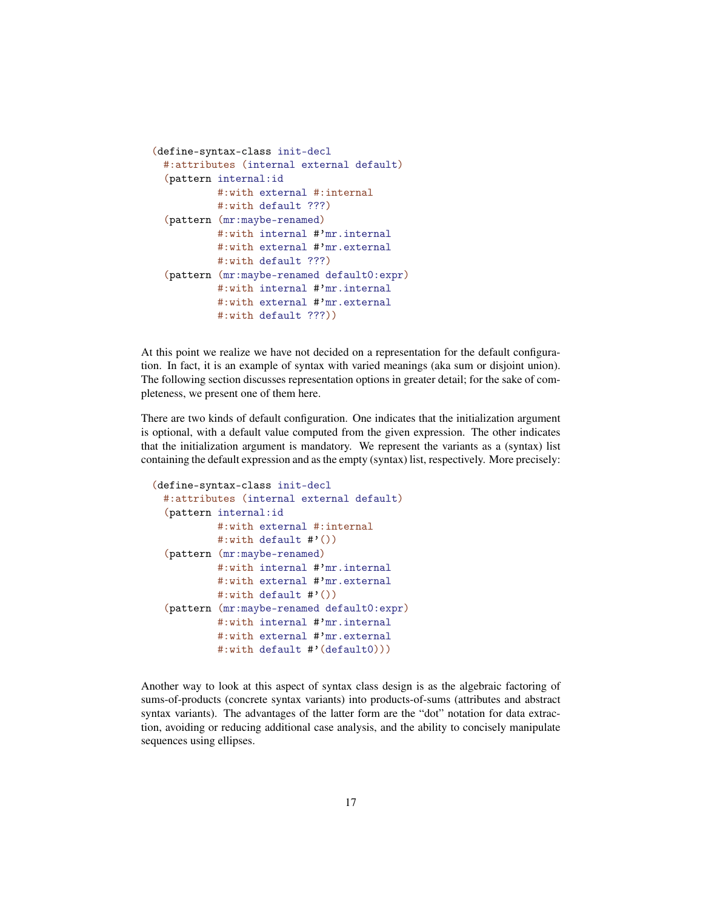```
(define-syntax-class init-decl
  #:attributes (internal external default)
  (pattern internal:id
           #:with external #:internal
           #:with default ???)
  (pattern (mr:maybe-renamed)
           #:with internal #'mr.internal
           #:with external #'mr.external
           #:with default ???)
  (pattern (mr:maybe-renamed default0:expr)
           #:with internal #'mr.internal
           #:with external #'mr.external
           #:with default ???))
```

At this point we realize we have not decided on a representation for the default configuration. In fact, it is an example of syntax with varied meanings (aka sum or disjoint union). The following section discusses representation options in greater detail; for the sake of completeness, we present one of them here.

There are two kinds of default configuration. One indicates that the initialization argument is optional, with a default value computed from the given expression. The other indicates that the initialization argument is mandatory. We represent the variants as a (syntax) list containing the default expression and as the empty (syntax) list, respectively. More precisely:

```
(define-syntax-class init-decl
  #:attributes (internal external default)
  (pattern internal:id
           #:with external #:internal
           #:with default #'())
  (pattern (mr:maybe-renamed)
           #:with internal #'mr.internal
           #:with external #'mr.external
           #:with default #'())
  (pattern (mr:maybe-renamed default0:expr)
           #:with internal #'mr.internal
           #:with external #'mr.external
           #:with default #'(default0)))
```

Another way to look at this aspect of syntax class design is as the algebraic factoring of sums-of-products (concrete syntax variants) into products-of-sums (attributes and abstract syntax variants). The advantages of the latter form are the "dot" notation for data extraction, avoiding or reducing additional case analysis, and the ability to concisely manipulate sequences using ellipses.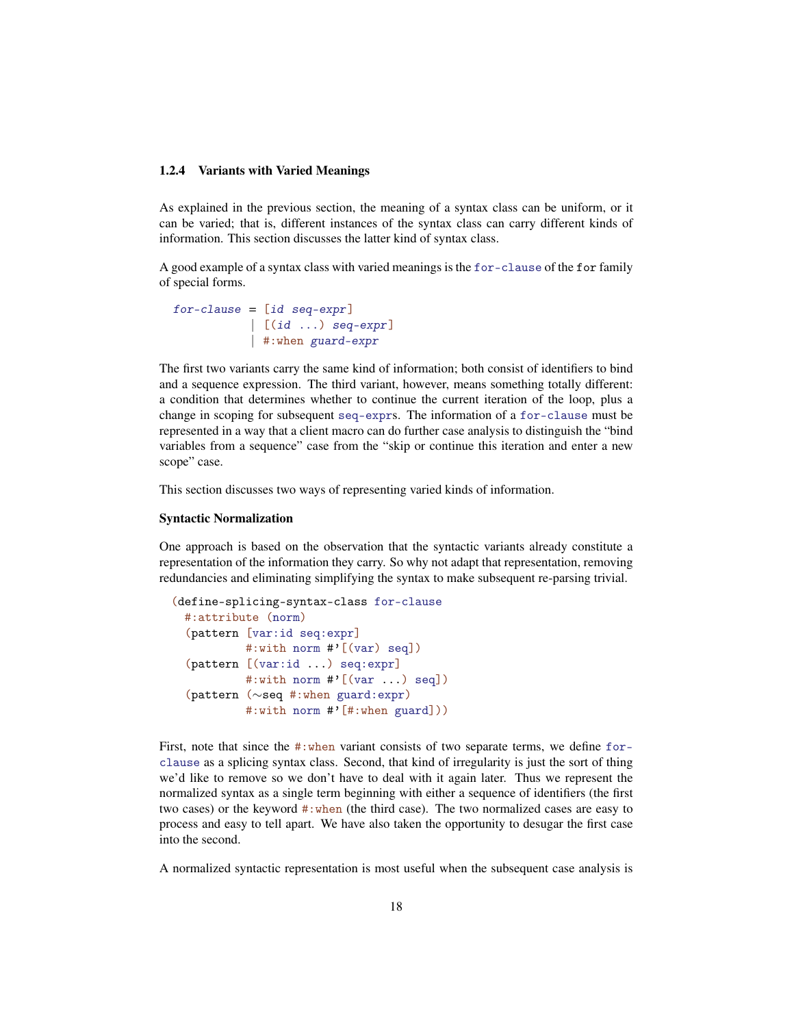### 1.2.4 Variants with Varied Meanings

As explained in the previous section, the meaning of a syntax class can be uniform, or it can be varied; that is, different instances of the syntax class can carry different kinds of information. This section discusses the latter kind of syntax class.

A good example of a syntax class with varied meanings is the `for-clause` of the `for` family of special forms.

```
for-clause = [id seq-expr]
           | [(id ...) seq-expr]
           | #:when guard-expr
```

The first two variants carry the same kind of information; both consist of identifiers to bind and a sequence expression. The third variant, however, means something totally different: a condition that determines whether to continue the current iteration of the loop, plus a change in scoping for subsequent `seq-expr`s. The information of a `for-clause` must be represented in a way that a client macro can do further case analysis to distinguish the "bind variables from a sequence" case from the "skip or continue this iteration and enter a new scope" case.

This section discusses two ways of representing varied kinds of information.

#### Syntactic Normalization

One approach is based on the observation that the syntactic variants already constitute a representation of the information they carry. So why not adapt that representation, removing redundancies and eliminating simplifying the syntax to make subsequent re-parsing trivial.

```
(define-splicing-syntax-class for-clause
  #:attribute (norm)
  (pattern [var:id seq:expr]
           #:with norm #'[(var) seq])
  (pattern [(var:id ...) seq:expr]
           #:with norm #'[(var ...) seq])
  (pattern (~seq #:when guard:expr)
           #:with norm #'[#:when guard]))
```

First, note that since the `#:when` variant consists of two separate terms, we define `for-clause` as a splicing syntax class. Second, that kind of irregularity is just the sort of thing we'd like to remove so we don't have to deal with it again later. Thus we represent the normalized syntax as a single term beginning with either a sequence of identifiers (the first two cases) or the keyword `#:when` (the third case). The two normalized cases are easy to process and easy to tell apart. We have also taken the opportunity to desugar the first case into the second.

A normalized syntactic representation is most useful when the subsequent case analysis is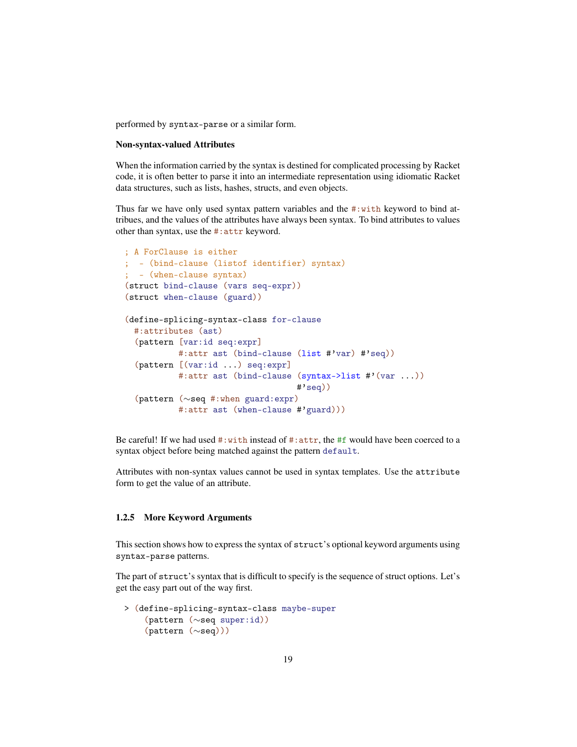performed by `syntax-parse` or a similar form.

### Non-syntax-valued Attributes

When the information carried by the syntax is destined for complicated processing by Racket code, it is often better to parse it into an intermediate representation using idiomatic Racket data structures, such as lists, hashes, structs, and even objects.

Thus far we have only used syntax pattern variables and the `#:with` keyword to bind attribues, and the values of the attributes have always been syntax. To bind attributes to values other than syntax, use the `#:attr` keyword.

```
; A ForClause is either
;  - (bind-clause (listof identifier) syntax)
;  - (when-clause syntax)
(struct bind-clause (vars seq-expr))
(struct when-clause (guard))

(define-splicing-syntax-class for-clause
  #:attributes (ast)
  (pattern [var:id seq:expr]
           #:attr ast (bind-clause (list #'var) #'seq))
  (pattern [(var:id ...) seq:expr]
           #:attr ast (bind-clause (syntax->list #'(var ...))
                                   #'seq))
  (pattern (~seq #:when guard:expr)
           #:attr ast (when-clause #'guard)))
```

Be careful! If we had used `#:with` instead of `#:attr`, the `#f` would have been coerced to a syntax object before being matched against the pattern `default`.

Attributes with non-syntax values cannot be used in syntax templates. Use the `attribute` form to get the value of an attribute.

### 1.2.5 More Keyword Arguments

This section shows how to express the syntax of `struct`'s optional keyword arguments using `syntax-parse` patterns.

The part of `struct`'s syntax that is difficult to specify is the sequence of struct options. Let's get the easy part out of the way first.

```
> (define-splicing-syntax-class maybe-super
    (pattern (~seq super:id))
    (pattern (~seq)))
```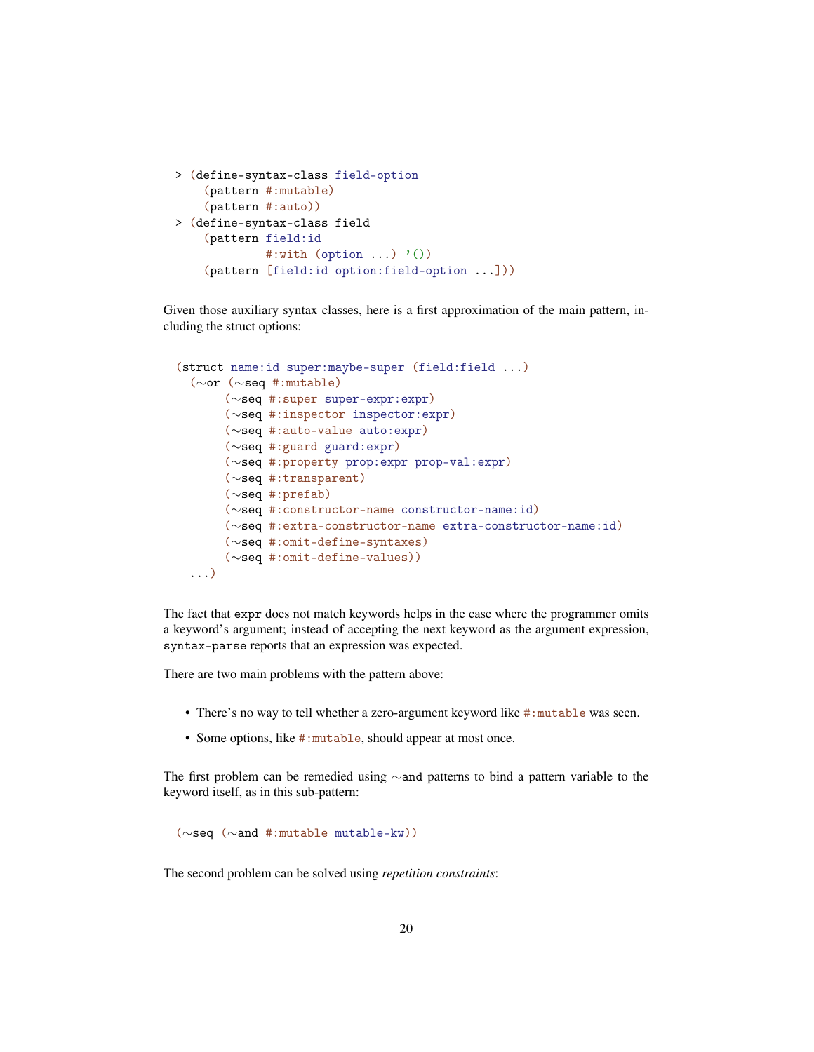```
> (define-syntax-class field-option
    (pattern #:mutable)
    (pattern #:auto))
> (define-syntax-class field
    (pattern field:id
             #:with (option ...) '())
    (pattern [field:id option:field-option ...]))
```

Given those auxiliary syntax classes, here is a first approximation of the main pattern, including the struct options:

```
(struct name:id super:maybe-super (field:field ...)
  (~or (~seq #:mutable)
       (~seq #:super super-expr:expr)
       (~seq #:inspector inspector:expr)
       (~seq #:auto-value auto:expr)
       (~seq #:guard guard:expr)
       (~seq #:property prop:expr prop-val:expr)
       (~seq #:transparent)
       (~seq #:prefab)
       (~seq #:constructor-name constructor-name:id)
       (~seq #:extra-constructor-name extra-constructor-name:id)
       (~seq #:omit-define-syntaxes)
       (~seq #:omit-define-values))
  ...)
```

The fact that `expr` does not match keywords helps in the case where the programmer omits a keyword's argument; instead of accepting the next keyword as the argument expression, `syntax-parse` reports that an expression was expected.

There are two main problems with the pattern above:

- There's no way to tell whether a zero-argument keyword like `#:mutable` was seen.
- Some options, like `#:mutable`, should appear at most once.

The first problem can be remedied using `~and` patterns to bind a pattern variable to the keyword itself, as in this sub-pattern:

```
(~seq (~and #:mutable mutable-kw))
```

The second problem can be solved using *repetition constraints*: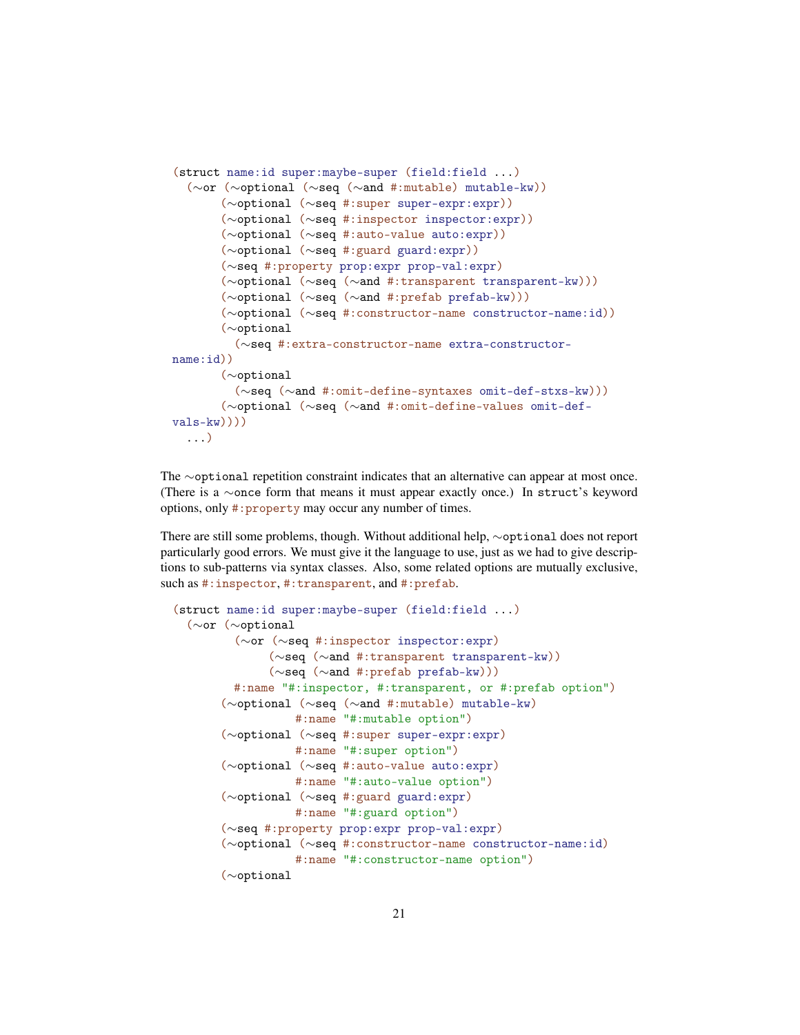```
(struct name:id super:maybe-super (field:field ...)
  (~or (~optional (~seq (~and #:mutable) mutable-kw))
       (~optional (~seq #:super super-expr:expr))
       (~optional (~seq #:inspector inspector:expr))
       (~optional (~seq #:auto-value auto:expr))
       (~optional (~seq #:guard guard:expr))
       (~seq #:property prop:expr prop-val:expr)
       (~optional (~seq (~and #:transparent transparent-kw)))
       (~optional (~seq (~and #:prefab prefab-kw)))
       (~optional (~seq #:constructor-name constructor-name:id))
       (~optional
         (~seq #:extra-constructor-name extra-constructor-
name:id))
       (~optional
         (~seq (~and #:omit-define-syntaxes omit-def-stxs-kw)))
       (~optional (~seq (~and #:omit-define-values omit-def-
vals-kw))))
  ...)
```

The ~optional repetition constraint indicates that an alternative can appear at most once. (There is a ~once form that means it must appear exactly once.) In struct's keyword options, only #:property may occur any number of times.

There are still some problems, though. Without additional help, ~optional does not report particularly good errors. We must give it the language to use, just as we had to give descriptions to sub-patterns via syntax classes. Also, some related options are mutually exclusive, such as #:inspector, #:transparent, and #:prefab.

```
(struct name:id super:maybe-super (field:field ...)
  (~or (~optional
         (~or (~seq #:inspector inspector:expr)
              (~seq (~and #:transparent transparent-kw))
              (~seq (~and #:prefab prefab-kw)))
         #:name "#:inspector, #:transparent, or #:prefab option")
       (~optional (~seq (~and #:mutable) mutable-kw)
                  #:name "#:mutable option")
       (~optional (~seq #:super super-expr:expr)
                  #:name "#:super option")
       (~optional (~seq #:auto-value auto:expr)
                  #:name "#:auto-value option")
       (~optional (~seq #:guard guard:expr)
                  #:name "#:guard option")
       (~seq #:property prop:expr prop-val:expr)
       (~optional (~seq #:constructor-name constructor-name:id)
                  #:name "#:constructor-name option")
       (~optional
```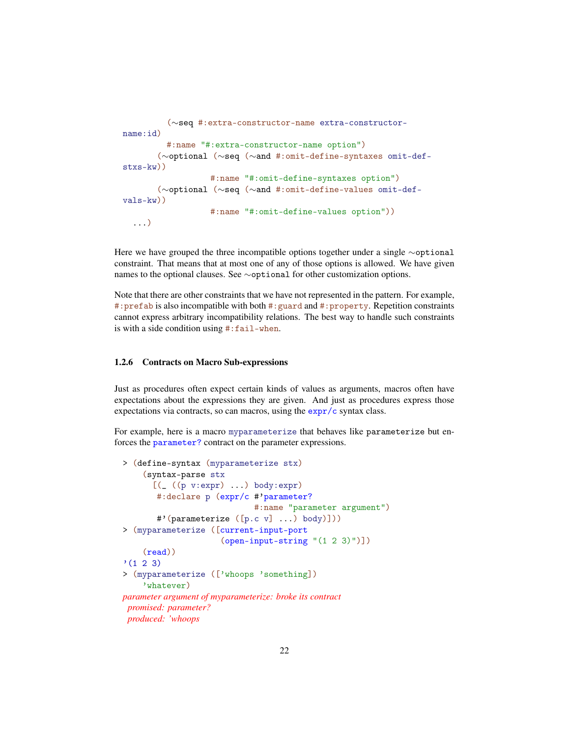```
          (~seq #:extra-constructor-name extra-constructor-
name:id)
          #:name "#:extra-constructor-name option")
        (~optional (~seq (~and #:omit-define-syntaxes omit-def-
stxs-kw))
                   #:name "#:omit-define-syntaxes option")
        (~optional (~seq (~and #:omit-define-values omit-def-
vals-kw))
                   #:name "#:omit-define-values option"))
   ...)
```

Here we have grouped the three incompatible options together under a single `~optional` constraint. That means that at most one of any of those options is allowed. We have given names to the optional clauses. See `~optional` for other customization options.

Note that there are other constraints that we have not represented in the pattern. For example, `#:prefab` is also incompatible with both `#:guard` and `#:property`. Repetition constraints cannot express arbitrary incompatibility relations. The best way to handle such constraints is with a side condition using `#:fail-when`.

### 1.2.6 Contracts on Macro Sub-expressions

Just as procedures often expect certain kinds of values as arguments, macros often have expectations about the expressions they are given. And just as procedures express those expectations via contracts, so can macros, using the `expr/c` syntax class.

For example, here is a macro `myparameterize` that behaves like `parameterize` but enforces the `parameter?` contract on the parameter expressions.

```
> (define-syntax (myparameterize stx)
    (syntax-parse stx
      [(_ ((p v:expr) ...) body:expr)
       #:declare p (expr/c #'parameter?
                           #:name "parameter argument")
       #'(parameterize ([p.c v] ...) body)]))
> (myparameterize ([current-input-port
                    (open-input-string "(1 2 3)")])
    (read))
'(1 2 3)
> (myparameterize (['whoops 'something])
    'whatever)
parameter argument of myparameterize: broke its contract
  promised: parameter?
  produced: 'whoops
```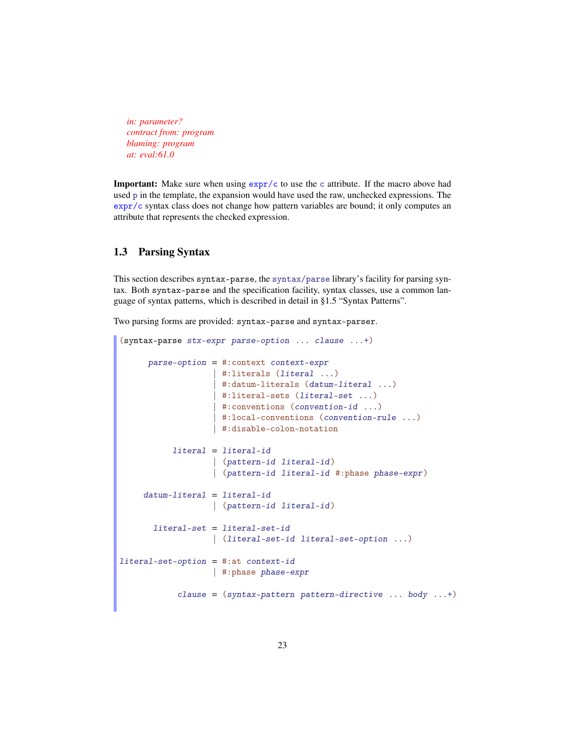*in: parameter?*
*contract from: program*
*blaming: program*
*at: eval:61.0*

**Important:** Make sure when using `expr/c` to use the `c` attribute. If the macro above had used `p` in the template, the expansion would have used the raw, unchecked expressions. The `expr/c` syntax class does not change how pattern variables are bound; it only computes an attribute that represents the checked expression.

## 1.3 Parsing Syntax

This section describes `syntax-parse`, the `syntax/parse` library's facility for parsing syntax. Both `syntax-parse` and the specification facility, syntax classes, use a common language of syntax patterns, which is described in detail in §1.5 "Syntax Patterns".

Two parsing forms are provided: `syntax-parse` and `syntax-parser`.

```
(syntax-parse stx-expr parse-option ... clause ...+)

      parse-option = #:context context-expr
                   | #:literals (literal ...)
                   | #:datum-literals (datum-literal ...)
                   | #:literal-sets (literal-set ...)
                   | #:conventions (convention-id ...)
                   | #:local-conventions (convention-rule ...)
                   | #:disable-colon-notation

           literal = literal-id
                   | (pattern-id literal-id)
                   | (pattern-id literal-id #:phase phase-expr)

     datum-literal = literal-id
                   | (pattern-id literal-id)

       literal-set = literal-set-id
                   | (literal-set-id literal-set-option ...)

literal-set-option = #:at context-id
                   | #:phase phase-expr

            clause = (syntax-pattern pattern-directive ... body ...+)
```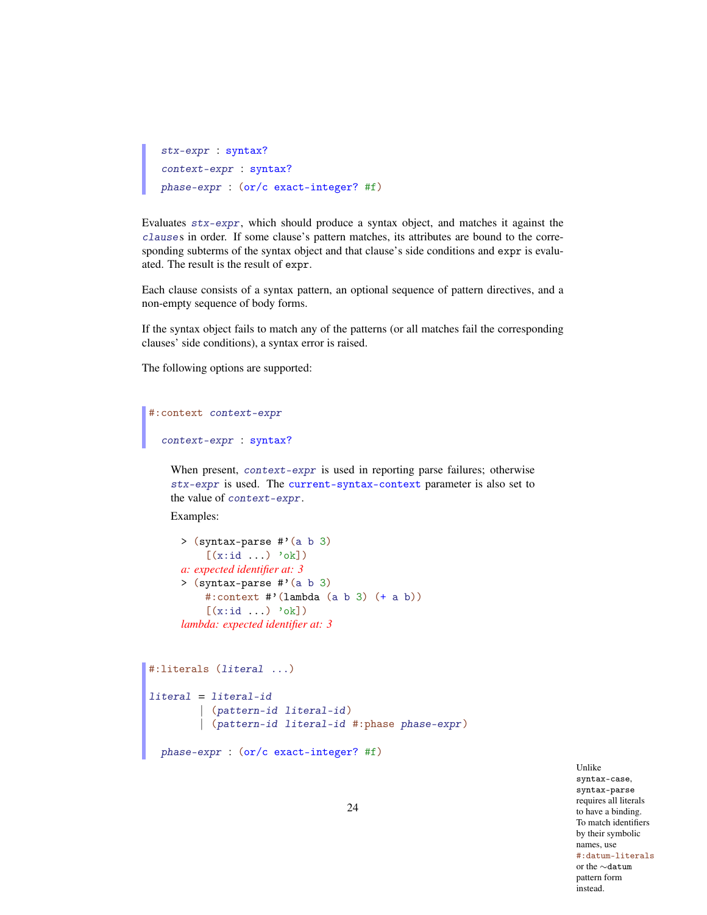```
stx-expr : syntax?
context-expr : syntax?
phase-expr : (or/c exact-integer? #f)
```

Evaluates *stx-expr*, which should produce a syntax object, and matches it against the *clause*s in order. If some clause's pattern matches, its attributes are bound to the corresponding subterms of the syntax object and that clause's side conditions and `expr` is evaluated. The result is the result of `expr`.

Each clause consists of a syntax pattern, an optional sequence of pattern directives, and a non-empty sequence of body forms.

If the syntax object fails to match any of the patterns (or all matches fail the corresponding clauses' side conditions), a syntax error is raised.

The following options are supported:

```
#:context context-expr

  context-expr : syntax?
```

When present, *context-expr* is used in reporting parse failures; otherwise *stx-expr* is used. The `current-syntax-context` parameter is also set to the value of *context-expr*.

Examples:

```
> (syntax-parse #'(a b 3)
    [(x:id ...) 'ok])
a: expected identifier at: 3
> (syntax-parse #'(a b 3)
    #:context #'(lambda (a b 3) (+ a b))
    [(x:id ...) 'ok])
lambda: expected identifier at: 3
```

```
#:literals (literal ...)

literal = literal-id
        | (pattern-id literal-id)
        | (pattern-id literal-id #:phase phase-expr)

  phase-expr : (or/c exact-integer? #f)
```

Unlike `syntax-case`, `syntax-parse` requires all literals to have a binding. To match identifiers by their symbolic names, use `#:datum-literals` or the `~datum` pattern form instead.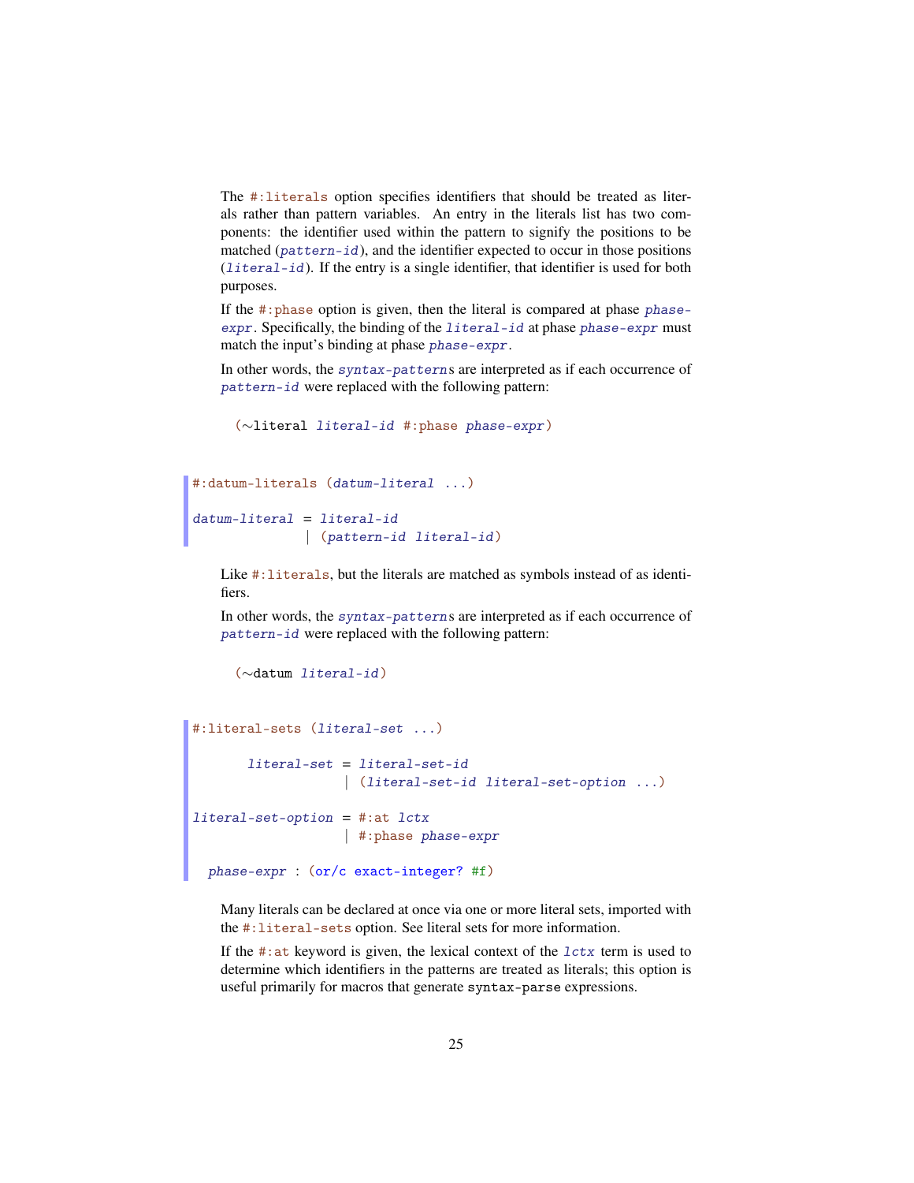The `#:literals` option specifies identifiers that should be treated as literals rather than pattern variables. An entry in the literals list has two components: the identifier used within the pattern to signify the positions to be matched (*pattern-id*), and the identifier expected to occur in those positions (*literal-id*). If the entry is a single identifier, that identifier is used for both purposes.

If the `#:phase` option is given, then the literal is compared at phase *phase-expr*. Specifically, the binding of the *literal-id* at phase *phase-expr* must match the input's binding at phase *phase-expr*.

In other words, the *syntax-pattern*s are interpreted as if each occurrence of *pattern-id* were replaced with the following pattern:

```
(~literal literal-id #:phase phase-expr)
```

```
#:datum-literals (datum-literal ...)

datum-literal = literal-id
              | (pattern-id literal-id)
```

Like `#:literals`, but the literals are matched as symbols instead of as identifiers.

In other words, the *syntax-pattern*s are interpreted as if each occurrence of *pattern-id* were replaced with the following pattern:

```
(~datum literal-id)
```

```
#:literal-sets (literal-set ...)

       literal-set = literal-set-id
                   | (literal-set-id literal-set-option ...)

literal-set-option = #:at lctx
                   | #:phase phase-expr

  phase-expr : (or/c exact-integer? #f)
```

Many literals can be declared at once via one or more literal sets, imported with the `#:literal-sets` option. See literal sets for more information.

If the `#:at` keyword is given, the lexical context of the *lctx* term is used to determine which identifiers in the patterns are treated as literals; this option is useful primarily for macros that generate `syntax-parse` expressions.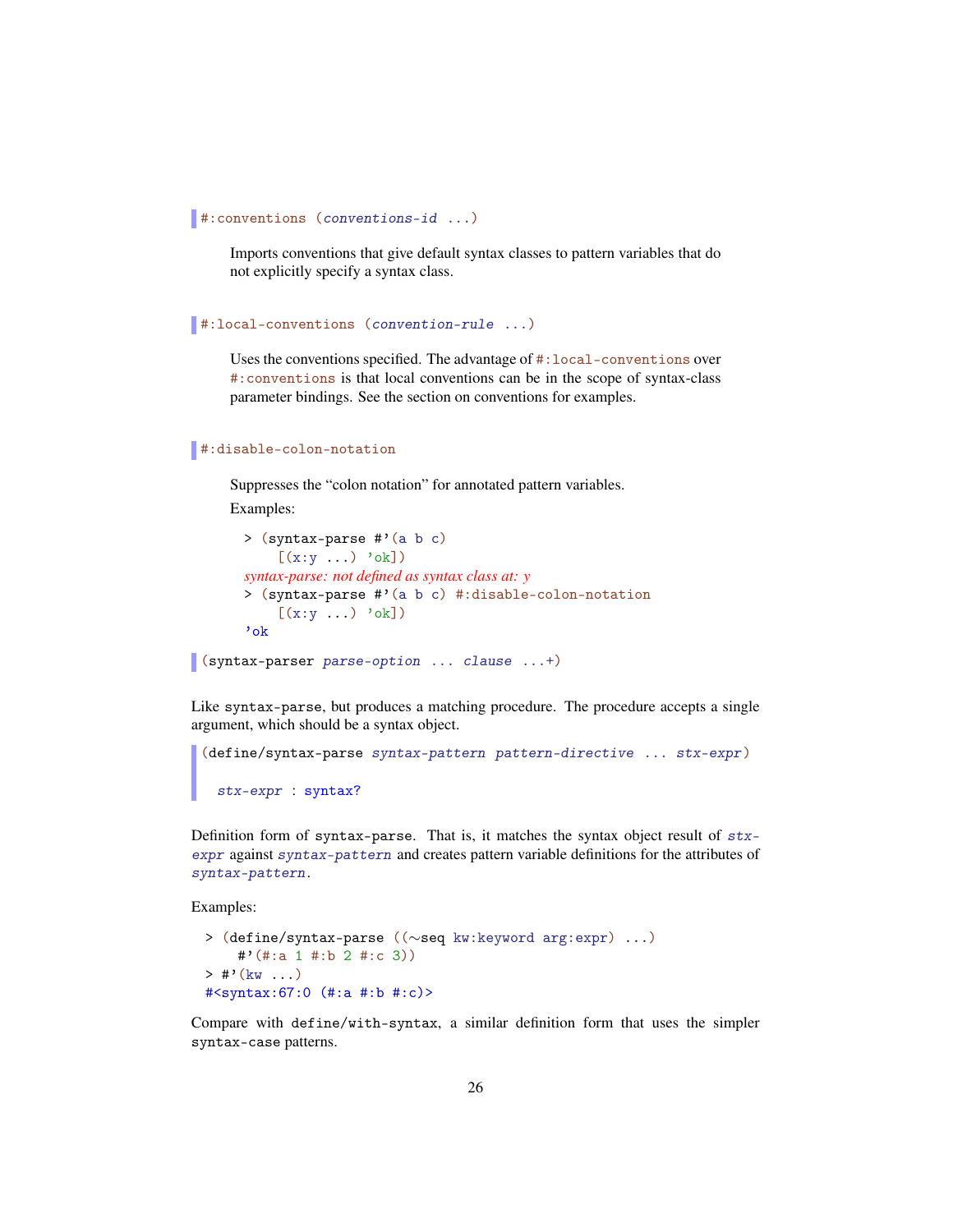```
#:conventions (conventions-id ...)
```

Imports conventions that give default syntax classes to pattern variables that do not explicitly specify a syntax class.

```
#:local-conventions (convention-rule ...)
```

Uses the conventions specified. The advantage of `#:local-conventions` over `#:conventions` is that local conventions can be in the scope of syntax-class parameter bindings. See the section on conventions for examples.

```
#:disable-colon-notation
```

Suppresses the "colon notation" for annotated pattern variables.

Examples:

```
> (syntax-parse #'(a b c)
    [(x:y ...) 'ok])
syntax-parse: not defined as syntax class at: y
> (syntax-parse #'(a b c) #:disable-colon-notation
    [(x:y ...) 'ok])
'ok
```

```
(syntax-parser parse-option ... clause ...+)
```

Like `syntax-parse`, but produces a matching procedure. The procedure accepts a single argument, which should be a syntax object.

```
(define/syntax-parse syntax-pattern pattern-directive ... stx-expr)

  stx-expr : syntax?
```

Definition form of `syntax-parse`. That is, it matches the syntax object result of *stx-expr* against *syntax-pattern* and creates pattern variable definitions for the attributes of *syntax-pattern*.

Examples:

```
> (define/syntax-parse ((~seq kw:keyword arg:expr) ...)
    #'(#:a 1 #:b 2 #:c 3))
> #'(kw ...)
#<syntax:67:0 (#:a #:b #:c)>
```

Compare with `define/with-syntax`, a similar definition form that uses the simpler `syntax-case` patterns.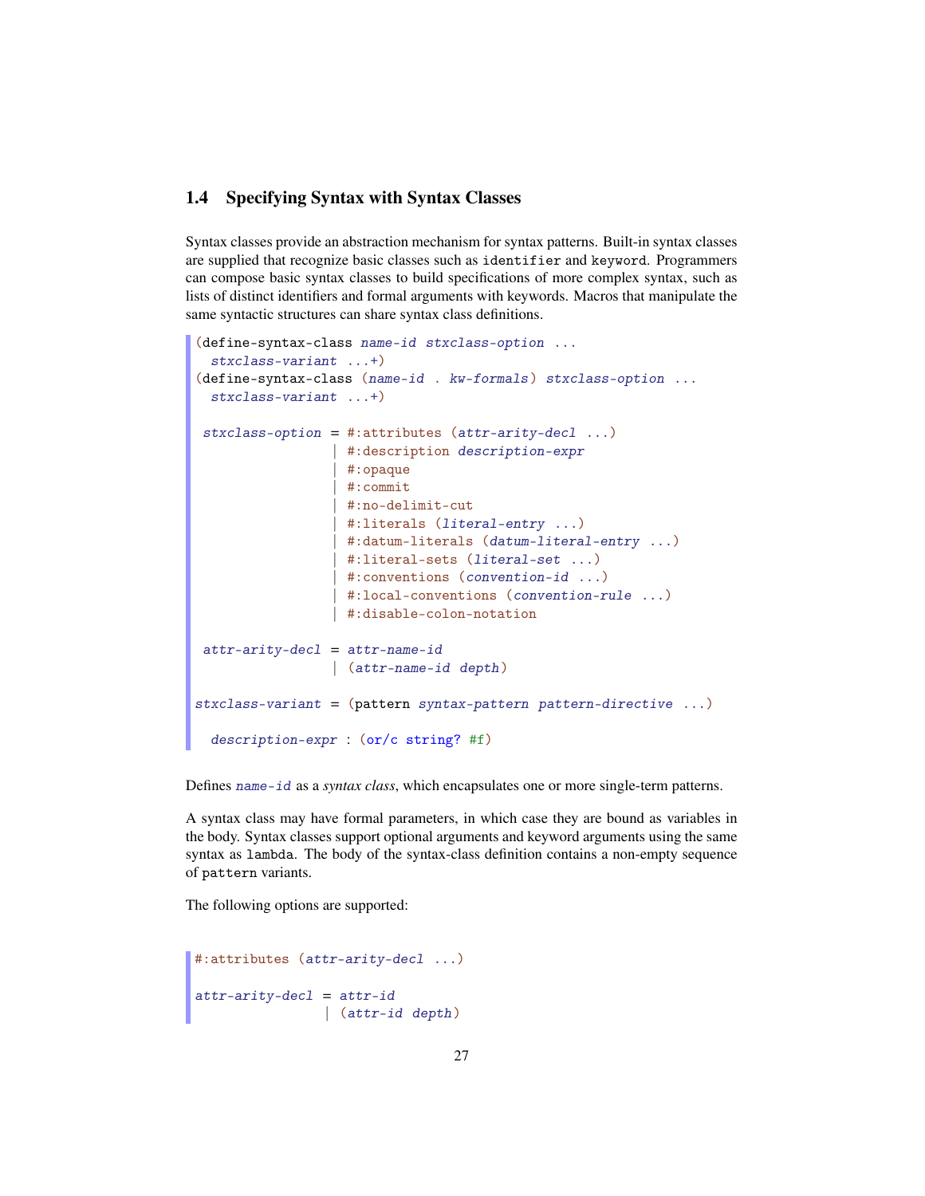### 1.4 Specifying Syntax with Syntax Classes

Syntax classes provide an abstraction mechanism for syntax patterns. Built-in syntax classes are supplied that recognize basic classes such as `identifier` and `keyword`. Programmers can compose basic syntax classes to build specifications of more complex syntax, such as lists of distinct identifiers and formal arguments with keywords. Macros that manipulate the same syntactic structures can share syntax class definitions.

```
(define-syntax-class name-id stxclass-option ...
  stxclass-variant ...+)
(define-syntax-class (name-id . kw-formals) stxclass-option ...
  stxclass-variant ...+)

 stxclass-option = #:attributes (attr-arity-decl ...)
                 | #:description description-expr
                 | #:opaque
                 | #:commit
                 | #:no-delimit-cut
                 | #:literals (literal-entry ...)
                 | #:datum-literals (datum-literal-entry ...)
                 | #:literal-sets (literal-set ...)
                 | #:conventions (convention-id ...)
                 | #:local-conventions (convention-rule ...)
                 | #:disable-colon-notation

 attr-arity-decl = attr-name-id
                 | (attr-name-id depth)

stxclass-variant = (pattern syntax-pattern pattern-directive ...)

  description-expr : (or/c string? #f)
```

Defines `name-id` as a *syntax class*, which encapsulates one or more single-term patterns.

A syntax class may have formal parameters, in which case they are bound as variables in the body. Syntax classes support optional arguments and keyword arguments using the same syntax as `lambda`. The body of the syntax-class definition contains a non-empty sequence of `pattern` variants.

The following options are supported:

```
#:attributes (attr-arity-decl ...)

attr-arity-decl = attr-id
                | (attr-id depth)
```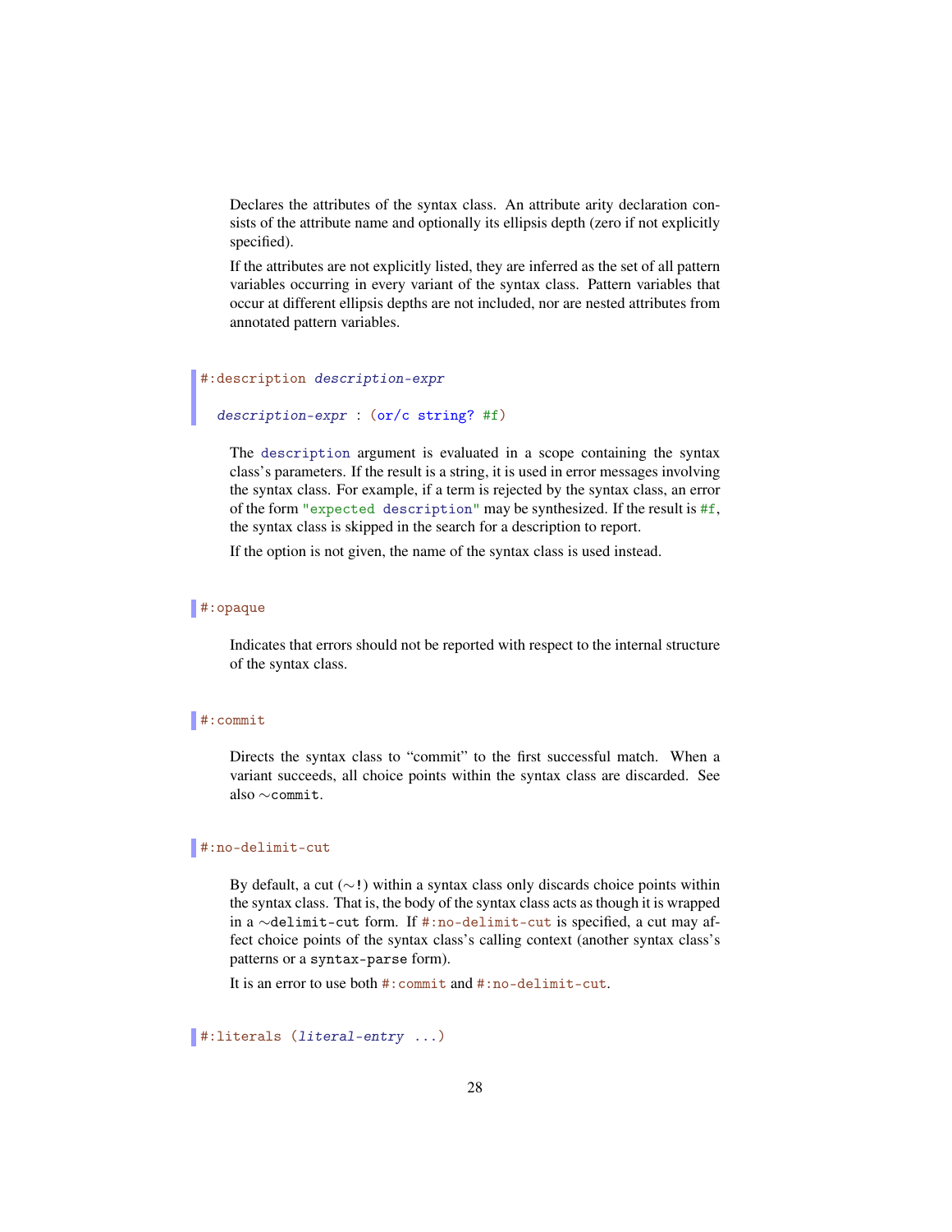Declares the attributes of the syntax class. An attribute arity declaration consists of the attribute name and optionally its ellipsis depth (zero if not explicitly specified).

If the attributes are not explicitly listed, they are inferred as the set of all pattern variables occurring in every variant of the syntax class. Pattern variables that occur at different ellipsis depths are not included, nor are nested attributes from annotated pattern variables.

```
#:description description-expr

  description-expr : (or/c string? #f)
```

The `description` argument is evaluated in a scope containing the syntax class's parameters. If the result is a string, it is used in error messages involving the syntax class. For example, if a term is rejected by the syntax class, an error of the form `"expected description"` may be synthesized. If the result is `#f`, the syntax class is skipped in the search for a description to report.

If the option is not given, the name of the syntax class is used instead.

```
#:opaque
```

Indicates that errors should not be reported with respect to the internal structure of the syntax class.

```
#:commit
```

Directs the syntax class to "commit" to the first successful match. When a variant succeeds, all choice points within the syntax class are discarded. See also `~commit`.

```
#:no-delimit-cut
```

By default, a cut (`~!`) within a syntax class only discards choice points within the syntax class. That is, the body of the syntax class acts as though it is wrapped in a `~delimit-cut` form. If `#:no-delimit-cut` is specified, a cut may affect choice points of the syntax class's calling context (another syntax class's patterns or a `syntax-parse` form).

It is an error to use both `#:commit` and `#:no-delimit-cut`.

```
#:literals (literal-entry ...)
```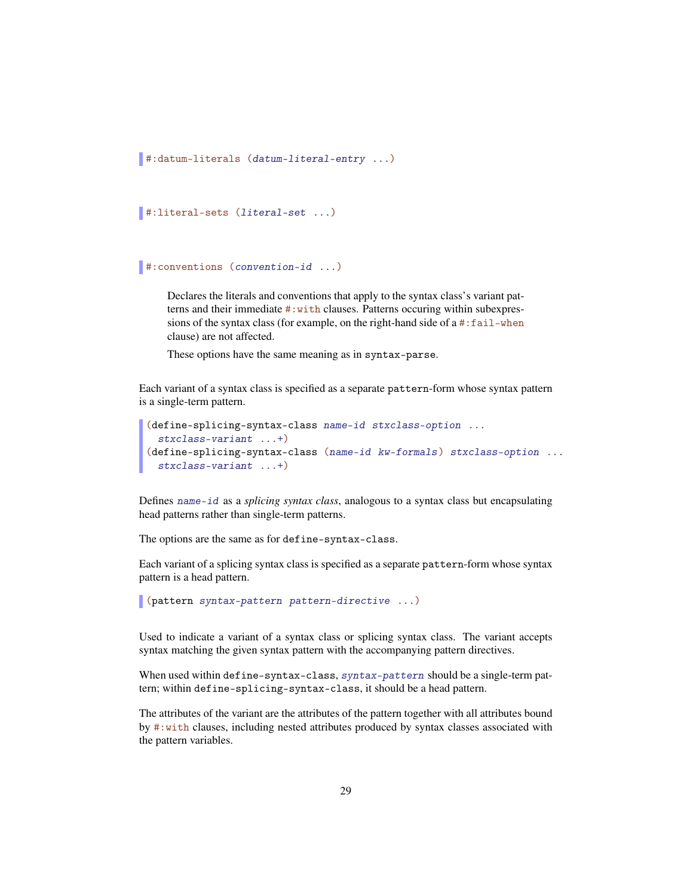```
#:datum-literals (datum-literal-entry ...)
```

```
#:literal-sets (literal-set ...)
```

```
#:conventions (convention-id ...)
```

Declares the literals and conventions that apply to the syntax class's variant patterns and their immediate `#:with` clauses. Patterns occuring within subexpressions of the syntax class (for example, on the right-hand side of a `#:fail-when` clause) are not affected.

These options have the same meaning as in `syntax-parse`.

Each variant of a syntax class is specified as a separate `pattern`-form whose syntax pattern is a single-term pattern.

```
(define-splicing-syntax-class name-id stxclass-option ...
  stxclass-variant ...+)
(define-splicing-syntax-class (name-id kw-formals) stxclass-option ...
  stxclass-variant ...+)
```

Defines `name-id` as a *splicing syntax class*, analogous to a syntax class but encapsulating head patterns rather than single-term patterns.

The options are the same as for `define-syntax-class`.

Each variant of a splicing syntax class is specified as a separate `pattern`-form whose syntax pattern is a head pattern.

```
(pattern syntax-pattern pattern-directive ...)
```

Used to indicate a variant of a syntax class or splicing syntax class. The variant accepts syntax matching the given syntax pattern with the accompanying pattern directives.

When used within `define-syntax-class`, `syntax-pattern` should be a single-term pattern; within `define-splicing-syntax-class`, it should be a head pattern.

The attributes of the variant are the attributes of the pattern together with all attributes bound by `#:with` clauses, including nested attributes produced by syntax classes associated with the pattern variables.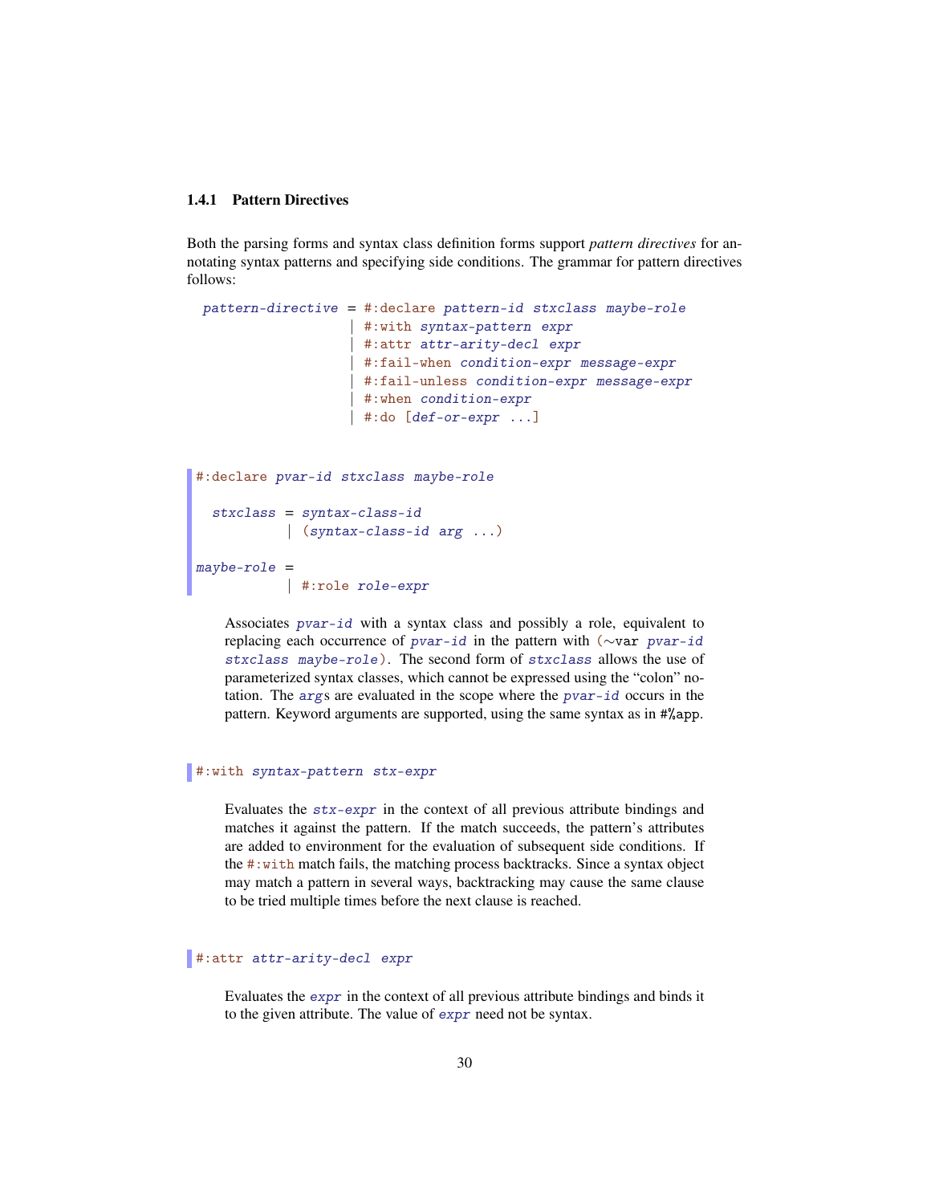### 1.4.1 Pattern Directives

Both the parsing forms and syntax class definition forms support *pattern directives* for annotating syntax patterns and specifying side conditions. The grammar for pattern directives follows:

```
pattern-directive = #:declare pattern-id stxclass maybe-role
                  | #:with syntax-pattern expr
                  | #:attr attr-arity-decl expr
                  | #:fail-when condition-expr message-expr
                  | #:fail-unless condition-expr message-expr
                  | #:when condition-expr
                  | #:do [def-or-expr ...]
```

```
#:declare pvar-id stxclass maybe-role

  stxclass = syntax-class-id
           | (syntax-class-id arg ...)

maybe-role =
           | #:role role-expr
```

Associates `pvar-id` with a syntax class and possibly a role, equivalent to replacing each occurrence of `pvar-id` in the pattern with `(~var pvar-id stxclass maybe-role)`. The second form of `stxclass` allows the use of parameterized syntax classes, which cannot be expressed using the "colon" notation. The `arg`s are evaluated in the scope where the `pvar-id` occurs in the pattern. Keyword arguments are supported, using the same syntax as in `#%app`.

```
#:with syntax-pattern stx-expr
```

Evaluates the `stx-expr` in the context of all previous attribute bindings and matches it against the pattern. If the match succeeds, the pattern's attributes are added to environment for the evaluation of subsequent side conditions. If the `#:with` match fails, the matching process backtracks. Since a syntax object may match a pattern in several ways, backtracking may cause the same clause to be tried multiple times before the next clause is reached.

```
#:attr attr-arity-decl expr
```

Evaluates the `expr` in the context of all previous attribute bindings and binds it to the given attribute. The value of `expr` need not be syntax.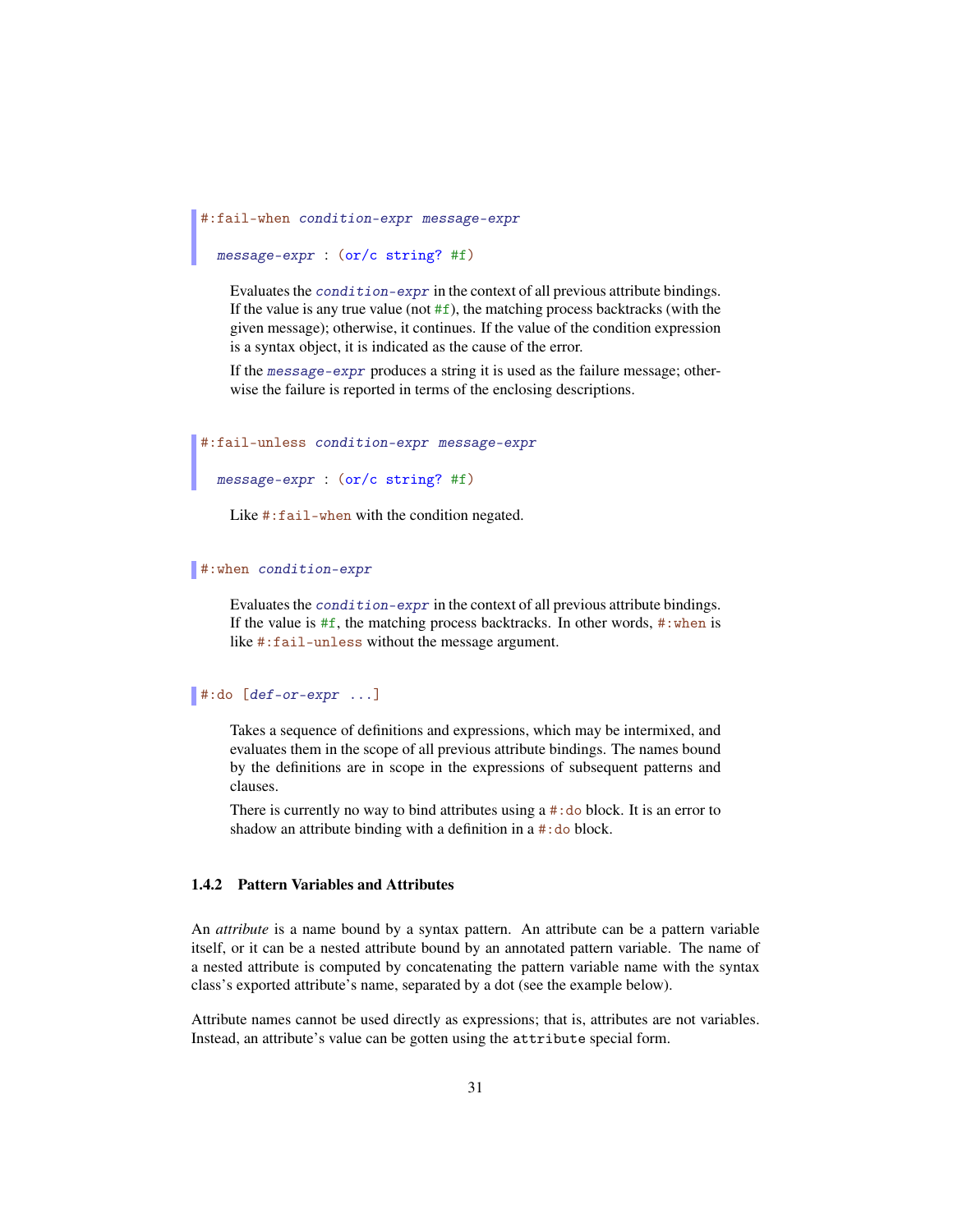```
#:fail-when condition-expr message-expr

  message-expr : (or/c string? #f)
```

Evaluates the `condition-expr` in the context of all previous attribute bindings. If the value is any true value (not `#f`), the matching process backtracks (with the given message); otherwise, it continues. If the value of the condition expression is a syntax object, it is indicated as the cause of the error.

If the `message-expr` produces a string it is used as the failure message; otherwise the failure is reported in terms of the enclosing descriptions.

```
#:fail-unless condition-expr message-expr

  message-expr : (or/c string? #f)
```

Like `#:fail-when` with the condition negated.

```
#:when condition-expr
```

Evaluates the `condition-expr` in the context of all previous attribute bindings. If the value is `#f`, the matching process backtracks. In other words, `#:when` is like `#:fail-unless` without the message argument.

```
#:do [def-or-expr ...]
```

Takes a sequence of definitions and expressions, which may be intermixed, and evaluates them in the scope of all previous attribute bindings. The names bound by the definitions are in scope in the expressions of subsequent patterns and clauses.

There is currently no way to bind attributes using a `#:do` block. It is an error to shadow an attribute binding with a definition in a `#:do` block.

### 1.4.2 Pattern Variables and Attributes

An *attribute* is a name bound by a syntax pattern. An attribute can be a pattern variable itself, or it can be a nested attribute bound by an annotated pattern variable. The name of a nested attribute is computed by concatenating the pattern variable name with the syntax class's exported attribute's name, separated by a dot (see the example below).

Attribute names cannot be used directly as expressions; that is, attributes are not variables. Instead, an attribute's value can be gotten using the `attribute` special form.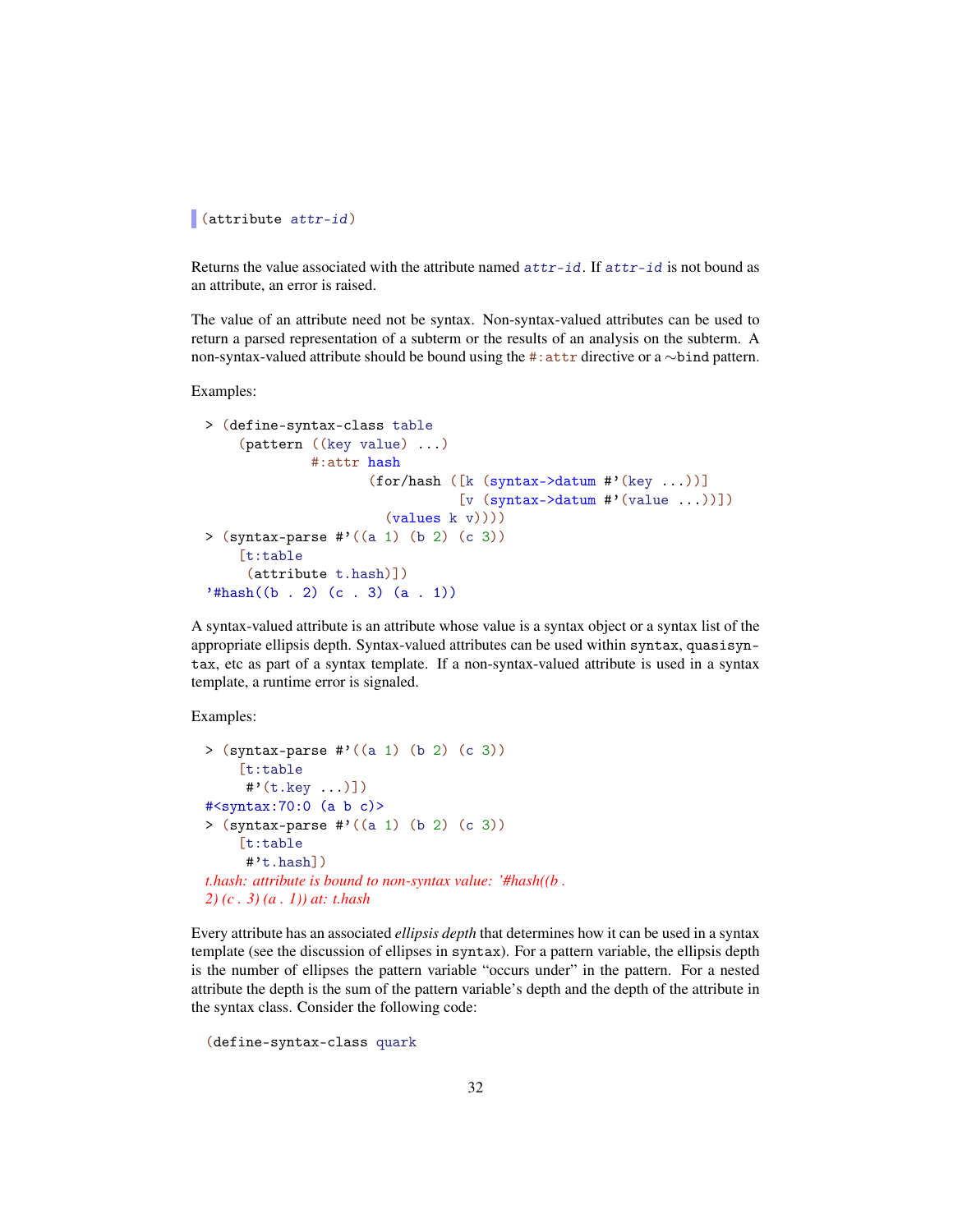```
(attribute attr-id)
```

Returns the value associated with the attribute named `attr-id`. If `attr-id` is not bound as an attribute, an error is raised.

The value of an attribute need not be syntax. Non-syntax-valued attributes can be used to return a parsed representation of a subterm or the results of an analysis on the subterm. A non-syntax-valued attribute should be bound using the `#:attr` directive or a `~bind` pattern.

Examples:

```
> (define-syntax-class table
    (pattern ((key value) ...)
             #:attr hash
                    (for/hash ([k (syntax->datum #'(key ...))]
                               [v (syntax->datum #'(value ...))])
                      (values k v))))
> (syntax-parse #'((a 1) (b 2) (c 3))
    [t:table
     (attribute t.hash)])
'#hash((b . 2) (c . 3) (a . 1))
```

A syntax-valued attribute is an attribute whose value is a syntax object or a syntax list of the appropriate ellipsis depth. Syntax-valued attributes can be used within `syntax`, `quasisyntax`, etc as part of a syntax template. If a non-syntax-valued attribute is used in a syntax template, a runtime error is signaled.

Examples:

```
> (syntax-parse #'((a 1) (b 2) (c 3))
    [t:table
     #'(t.key ...)])
#<syntax:70:0 (a b c)>
> (syntax-parse #'((a 1) (b 2) (c 3))
    [t:table
     #'t.hash])
t.hash: attribute is bound to non-syntax value: '#hash((b .
2) (c . 3) (a . 1)) at: t.hash
```

Every attribute has an associated *ellipsis depth* that determines how it can be used in a syntax template (see the discussion of ellipses in `syntax`). For a pattern variable, the ellipsis depth is the number of ellipses the pattern variable "occurs under" in the pattern. For a nested attribute the depth is the sum of the pattern variable's depth and the depth of the attribute in the syntax class. Consider the following code:

```
(define-syntax-class quark
```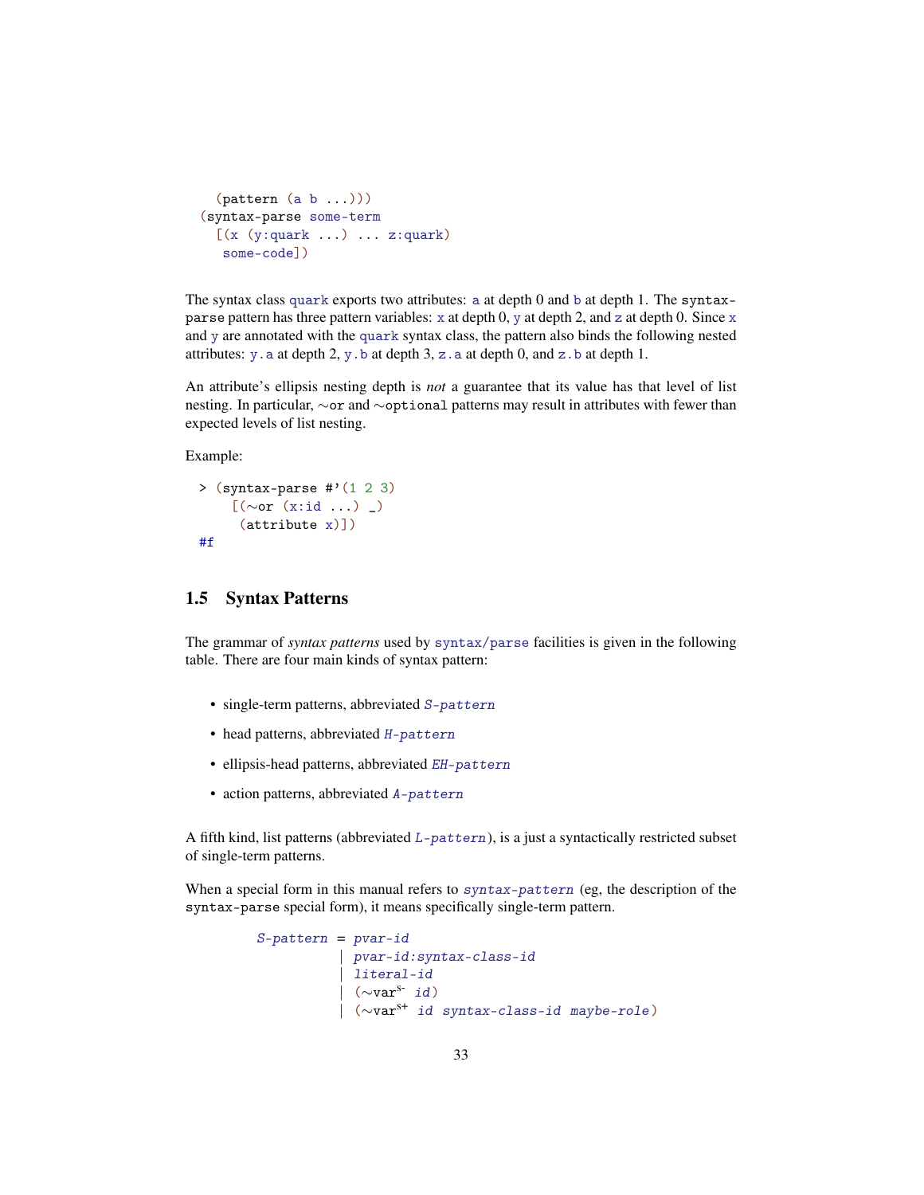```
  (pattern (a b ...)))
(syntax-parse some-term
  [(x (y:quark ...) ... z:quark)
   some-code])
```

The syntax class `quark` exports two attributes: `a` at depth 0 and `b` at depth 1. The `syntax-parse` pattern has three pattern variables: `x` at depth 0, `y` at depth 2, and `z` at depth 0. Since `x` and `y` are annotated with the `quark` syntax class, the pattern also binds the following nested attributes: `y.a` at depth 2, `y.b` at depth 3, `z.a` at depth 0, and `z.b` at depth 1.

An attribute's ellipsis nesting depth is *not* a guarantee that its value has that level of list nesting. In particular, `~or` and `~optional` patterns may result in attributes with fewer than expected levels of list nesting.

Example:

```
> (syntax-parse #'(1 2 3)
    [(~or (x:id ...) _)
     (attribute x)])
#f
```

## 1.5 Syntax Patterns

The grammar of *syntax patterns* used by `syntax/parse` facilities is given in the following table. There are four main kinds of syntax pattern:

- single-term patterns, abbreviated *S-pattern*
- head patterns, abbreviated *H-pattern*
- ellipsis-head patterns, abbreviated *EH-pattern*
- action patterns, abbreviated *A-pattern*

A fifth kind, list patterns (abbreviated *L-pattern*), is a just a syntactically restricted subset of single-term patterns.

When a special form in this manual refers to *syntax-pattern* (eg, the description of the `syntax-parse` special form), it means specifically single-term pattern.

```
S-pattern = pvar-id
          | pvar-id:syntax-class-id
          | literal-id
          | (~var^s- id)
          | (~var^s+ id syntax-class-id maybe-role)
```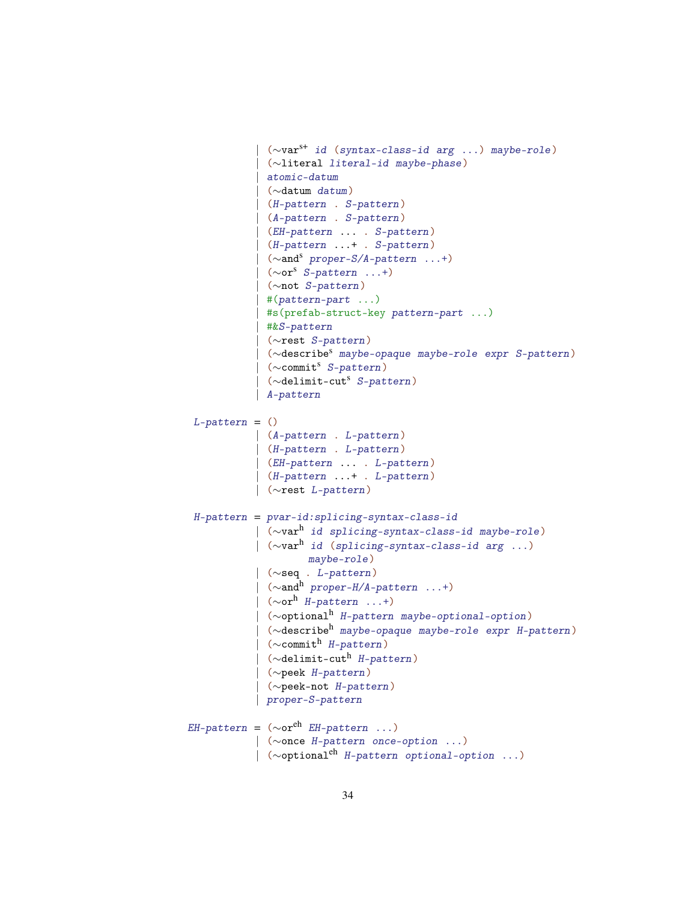```
             | (~var^s+ id (syntax-class-id arg ...) maybe-role)
             | (~literal literal-id maybe-phase)
             | atomic-datum
             | (~datum datum)
             | (H-pattern . S-pattern)
             | (A-pattern . S-pattern)
             | (EH-pattern ... . S-pattern)
             | (H-pattern ...+ . S-pattern)
             | (~and^s proper-S/A-pattern ...+)
             | (~or^s S-pattern ...+)
             | (~not S-pattern)
             | #(pattern-part ...)
             | #s(prefab-struct-key pattern-part ...)
             | #&S-pattern
             | (~rest S-pattern)
             | (~describe^s maybe-opaque maybe-role expr S-pattern)
             | (~commit^s S-pattern)
             | (~delimit-cut^s S-pattern)
             | A-pattern

 L-pattern = ()
             | (A-pattern . L-pattern)
             | (H-pattern . L-pattern)
             | (EH-pattern ... . L-pattern)
             | (H-pattern ...+ . L-pattern)
             | (~rest L-pattern)

 H-pattern = pvar-id:splicing-syntax-class-id
             | (~var^h id splicing-syntax-class-id maybe-role)
             | (~var^h id (splicing-syntax-class-id arg ...)
                    maybe-role)
             | (~seq . L-pattern)
             | (~and^h proper-H/A-pattern ...+)
             | (~or^h H-pattern ...+)
             | (~optional^h H-pattern maybe-optional-option)
             | (~describe^h maybe-opaque maybe-role expr H-pattern)
             | (~commit^h H-pattern)
             | (~delimit-cut^h H-pattern)
             | (~peek H-pattern)
             | (~peek-not H-pattern)
             | proper-S-pattern

EH-pattern = (~or^eh EH-pattern ...)
             | (~once H-pattern once-option ...)
             | (~optional^eh H-pattern optional-option ...)
```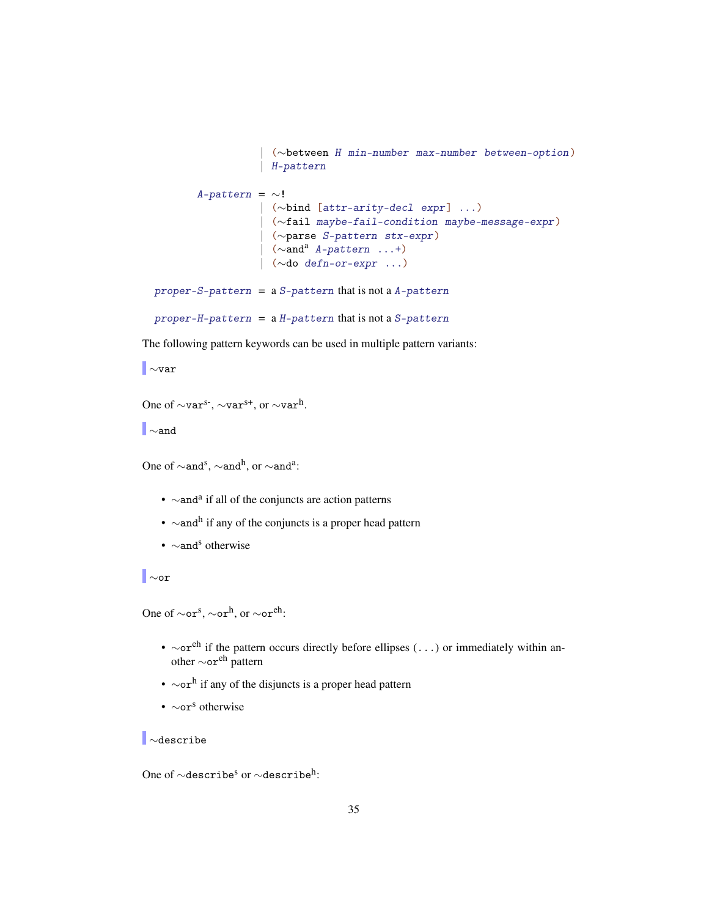```
                | (~between H min-number max-number between-option)
                | H-pattern

      A-pattern = ~!
                | (~bind [attr-arity-decl expr] ...)
                | (~fail maybe-fail-condition maybe-message-expr)
                | (~parse S-pattern stx-expr)
                | (~and^a A-pattern ...+)
                | (~do defn-or-expr ...)

proper-S-pattern = a S-pattern that is not a A-pattern

proper-H-pattern = a H-pattern that is not a S-pattern
```

The following pattern keywords can be used in multiple pattern variants:

`~var`

One of `~var`$^{s-}$, `~var`$^{s+}$, or `~var`$^{h}$.

`~and`

One of `~and`$^{s}$, `~and`$^{h}$, or `~and`$^{a}$:

- `~and`$^{a}$ if all of the conjuncts are action patterns
- `~and`$^{h}$ if any of the conjuncts is a proper head pattern
- `~and`$^{s}$ otherwise

`~or`

One of `~or`$^{s}$, `~or`$^{h}$, or `~or`$^{eh}$:

- `~or`$^{eh}$ if the pattern occurs directly before ellipses (`...`) or immediately within another `~or`$^{eh}$ pattern
- `~or`$^{h}$ if any of the disjuncts is a proper head pattern
- `~or`$^{s}$ otherwise

`~describe`

One of `~describe`$^{s}$ or `~describe`$^{h}$: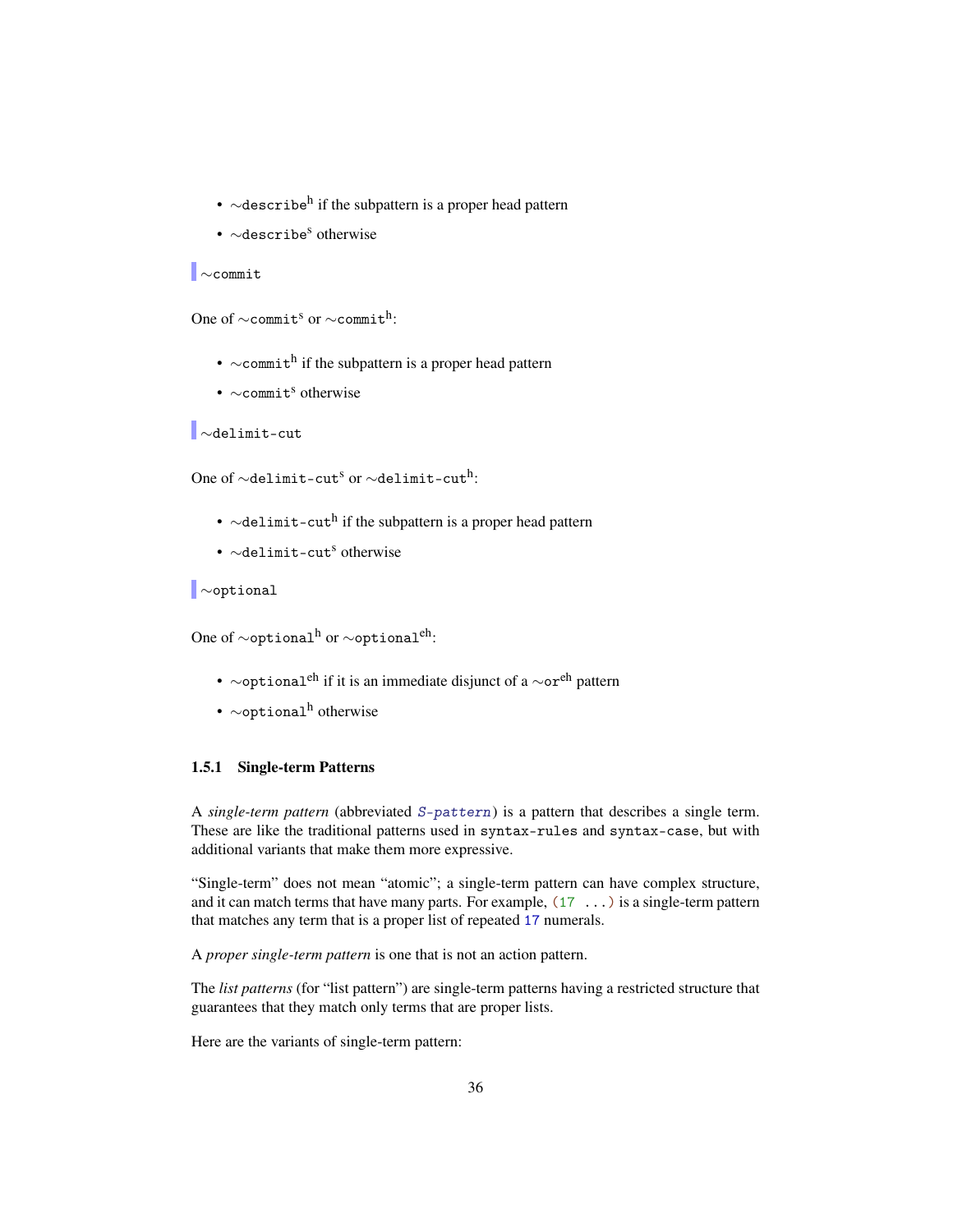- `~describe`$^{h}$ if the subpattern is a proper head pattern
- `~describe`$^{s}$ otherwise

`~commit`

One of `~commit`$^{s}$ or `~commit`$^{h}$:

- `~commit`$^{h}$ if the subpattern is a proper head pattern
- `~commit`$^{s}$ otherwise

`~delimit-cut`

One of `~delimit-cut`$^{s}$ or `~delimit-cut`$^{h}$:

- `~delimit-cut`$^{h}$ if the subpattern is a proper head pattern
- `~delimit-cut`$^{s}$ otherwise

`~optional`

One of `~optional`$^{h}$ or `~optional`$^{eh}$:

- `~optional`$^{eh}$ if it is an immediate disjunct of a `~or`$^{eh}$ pattern
- `~optional`$^{h}$ otherwise

### 1.5.1 Single-term Patterns

A *single-term pattern* (abbreviated *S-pattern*) is a pattern that describes a single term. These are like the traditional patterns used in `syntax-rules` and `syntax-case`, but with additional variants that make them more expressive.

“Single-term” does not mean “atomic”; a single-term pattern can have complex structure, and it can match terms that have many parts. For example, `(17 ...)` is a single-term pattern that matches any term that is a proper list of repeated `17` numerals.

A *proper single-term pattern* is one that is not an action pattern.

The *list patterns* (for “list pattern”) are single-term patterns having a restricted structure that guarantees that they match only terms that are proper lists.

Here are the variants of single-term pattern: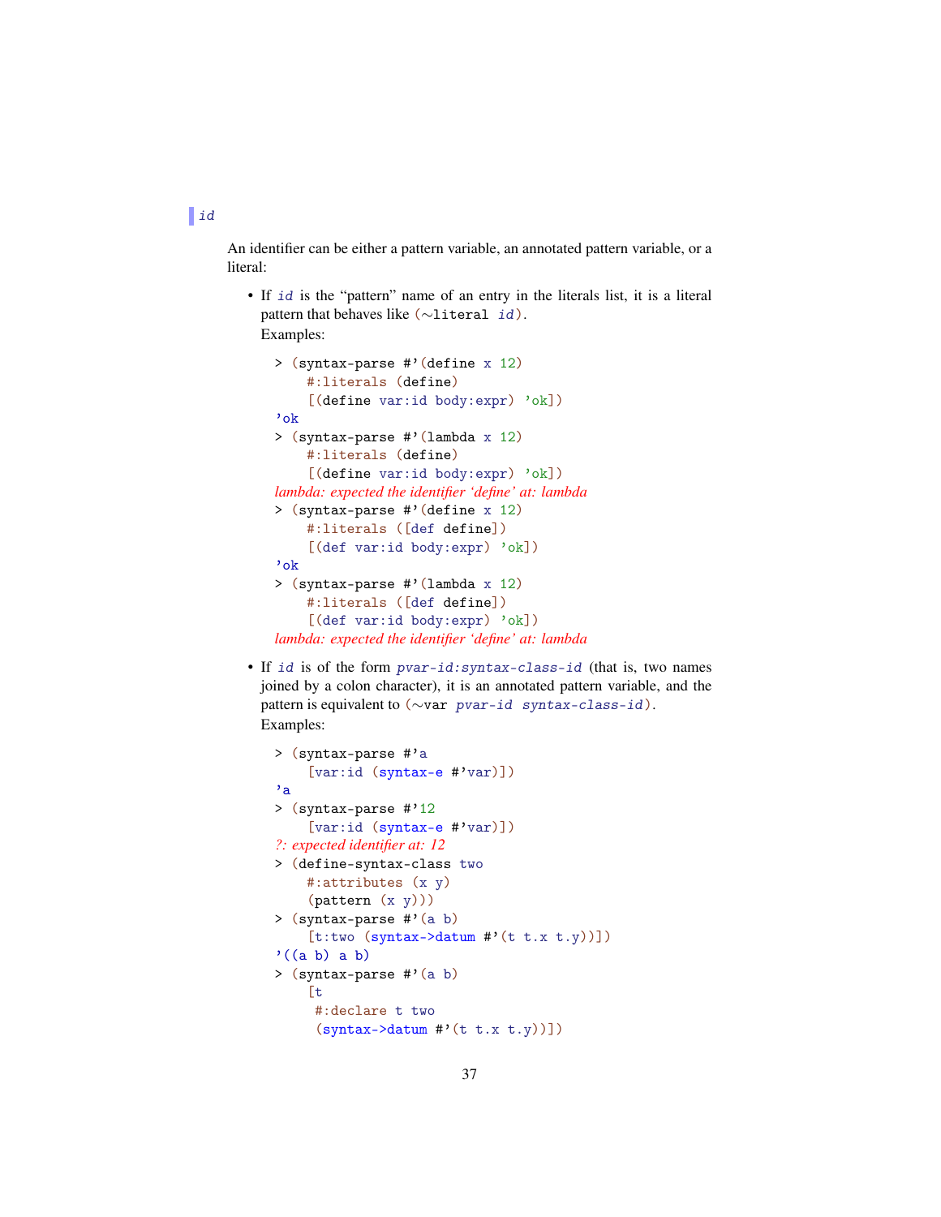*id*

An identifier can be either a pattern variable, an annotated pattern variable, or a literal:

- If *id* is the "pattern" name of an entry in the literals list, it is a literal pattern that behaves like `(~literal id)`.

  Examples:

  ```
  > (syntax-parse #'(define x 12)
      #:literals (define)
      [(define var:id body:expr) 'ok])
  'ok
  > (syntax-parse #'(lambda x 12)
      #:literals (define)
      [(define var:id body:expr) 'ok])
  lambda: expected the identifier 'define' at: lambda
  > (syntax-parse #'(define x 12)
      #:literals ([def define])
      [(def var:id body:expr) 'ok])
  'ok
  > (syntax-parse #'(lambda x 12)
      #:literals ([def define])
      [(def var:id body:expr) 'ok])
  lambda: expected the identifier 'define' at: lambda
  ```

- If *id* is of the form *pvar-id:syntax-class-id* (that is, two names joined by a colon character), it is an annotated pattern variable, and the pattern is equivalent to `(~var pvar-id syntax-class-id)`.

  Examples:

  ```
  > (syntax-parse #'a
      [var:id (syntax-e #'var)])
  'a
  > (syntax-parse #'12
      [var:id (syntax-e #'var)])
  ?: expected identifier at: 12
  > (define-syntax-class two
      #:attributes (x y)
      (pattern (x y)))
  > (syntax-parse #'(a b)
      [t:two (syntax->datum #'(t t.x t.y))])
  '((a b) a b)
  > (syntax-parse #'(a b)
      [t
       #:declare t two
       (syntax->datum #'(t t.x t.y))])
  ```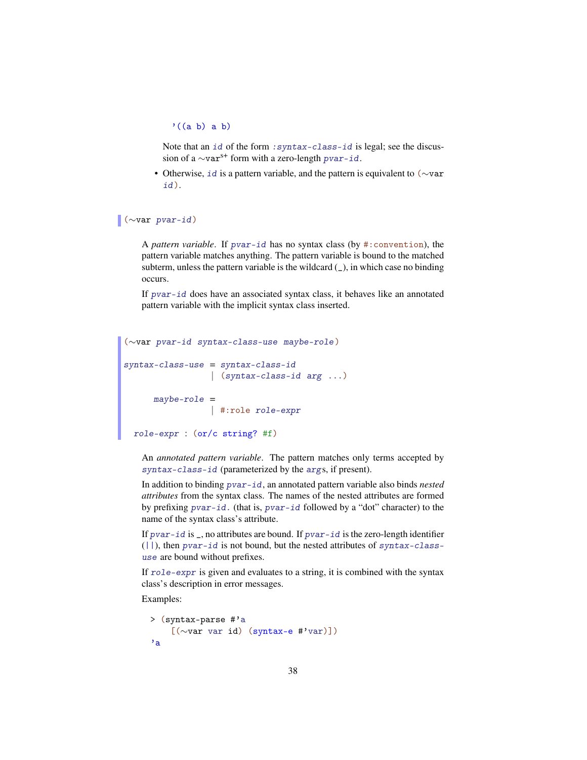```
'((a b) a b)
```

Note that an `id` of the form `:syntax-class-id` is legal; see the discussion of a `~var`[s+] form with a zero-length `pvar-id`.

- Otherwise, `id` is a pattern variable, and the pattern is equivalent to `(~var id)`.

```
(~var pvar-id)
```

A *pattern variable*. If `pvar-id` has no syntax class (by `#:convention`), the pattern variable matches anything. The pattern variable is bound to the matched subterm, unless the pattern variable is the wildcard (`_`), in which case no binding occurs.

If `pvar-id` does have an associated syntax class, it behaves like an annotated pattern variable with the implicit syntax class inserted.

```
(~var pvar-id syntax-class-use maybe-role)

syntax-class-use = syntax-class-id
                 | (syntax-class-id arg ...)

      maybe-role =
                 | #:role role-expr

  role-expr : (or/c string? #f)
```

An *annotated pattern variable*. The pattern matches only terms accepted by `syntax-class-id` (parameterized by the `arg`s, if present).

In addition to binding `pvar-id`, an annotated pattern variable also binds *nested attributes* from the syntax class. The names of the nested attributes are formed by prefixing `pvar-id.` (that is, `pvar-id` followed by a "dot" character) to the name of the syntax class's attribute.

If `pvar-id` is `_`, no attributes are bound. If `pvar-id` is the zero-length identifier (`||`), then `pvar-id` is not bound, but the nested attributes of `syntax-class-use` are bound without prefixes.

If `role-expr` is given and evaluates to a string, it is combined with the syntax class's description in error messages.

Examples:

```
> (syntax-parse #'a
    [(~var var id) (syntax-e #'var)])
'a
```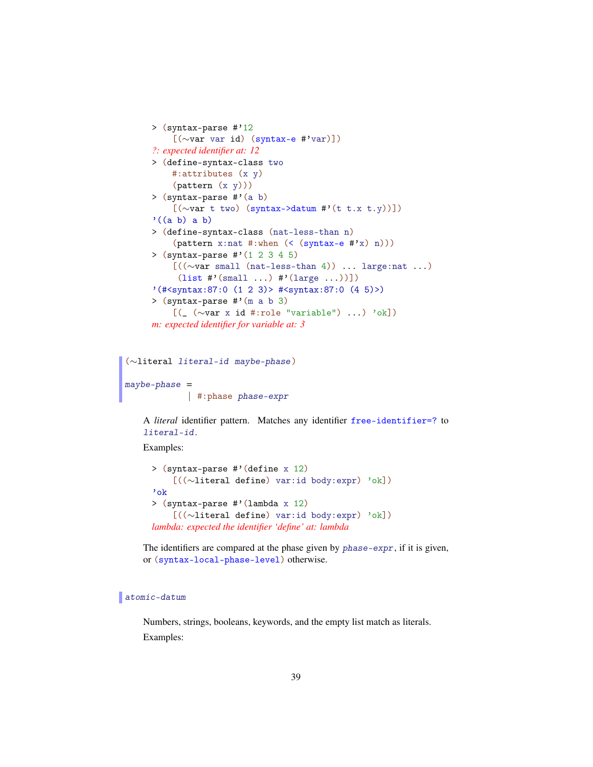```
> (syntax-parse #'12
    [(~var var id) (syntax-e #'var)])
?: expected identifier at: 12
> (define-syntax-class two
    #:attributes (x y)
    (pattern (x y)))
> (syntax-parse #'(a b)
    [(~var t two) (syntax->datum #'(t t.x t.y))])
'((a b) a b)
> (define-syntax-class (nat-less-than n)
    (pattern x:nat #:when (< (syntax-e #'x) n)))
> (syntax-parse #'(1 2 3 4 5)
    [((~var small (nat-less-than 4)) ... large:nat ...)
     (list #'(small ...) #'(large ...))])
'(#<syntax:87:0 (1 2 3)> #<syntax:87:0 (4 5)>)
> (syntax-parse #'(m a b 3)
    [(_ (~var x id #:role "variable") ...) 'ok])
m: expected identifier for variable at: 3
```

```
(~literal literal-id maybe-phase)

maybe-phase =
            | #:phase phase-expr
```

A *literal* identifier pattern. Matches any identifier `free-identifier=?` to *literal-id*.

Examples:

```
> (syntax-parse #'(define x 12)
    [((~literal define) var:id body:expr) 'ok])
'ok
> (syntax-parse #'(lambda x 12)
    [((~literal define) var:id body:expr) 'ok])
lambda: expected the identifier 'define' at: lambda
```

The identifiers are compared at the phase given by *phase-expr*, if it is given, or `(syntax-local-phase-level)` otherwise.

```
atomic-datum
```

Numbers, strings, booleans, keywords, and the empty list match as literals.

Examples: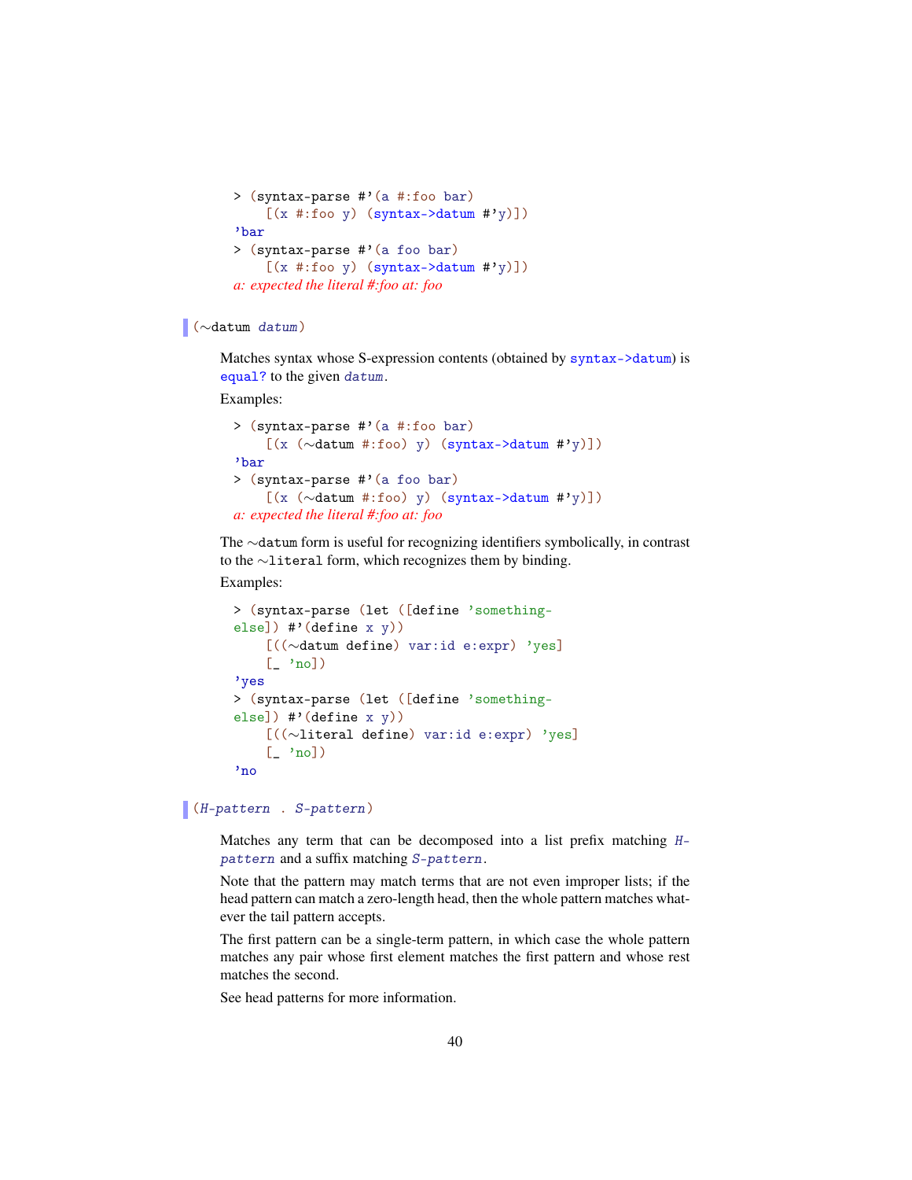```
> (syntax-parse #'(a #:foo bar)
    [(x #:foo y) (syntax->datum #'y)])
'bar
> (syntax-parse #'(a foo bar)
    [(x #:foo y) (syntax->datum #'y)])
a: expected the literal #:foo at: foo
```

```
(~datum datum)
```

Matches syntax whose S-expression contents (obtained by `syntax->datum`) is `equal?` to the given *datum*.

Examples:

```
> (syntax-parse #'(a #:foo bar)
    [(x (~datum #:foo) y) (syntax->datum #'y)])
'bar
> (syntax-parse #'(a foo bar)
    [(x (~datum #:foo) y) (syntax->datum #'y)])
a: expected the literal #:foo at: foo
```

The `~datum` form is useful for recognizing identifiers symbolically, in contrast to the `~literal` form, which recognizes them by binding.

Examples:

```
> (syntax-parse (let ([define 'something-
else]) #'(define x y))
    [((~datum define) var:id e:expr) 'yes]
    [_ 'no])
'yes
> (syntax-parse (let ([define 'something-
else]) #'(define x y))
    [((~literal define) var:id e:expr) 'yes]
    [_ 'no])
'no
```

```
(H-pattern . S-pattern)
```

Matches any term that can be decomposed into a list prefix matching *H-pattern* and a suffix matching *S-pattern*.

Note that the pattern may match terms that are not even improper lists; if the head pattern can match a zero-length head, then the whole pattern matches whatever the tail pattern accepts.

The first pattern can be a single-term pattern, in which case the whole pattern matches any pair whose first element matches the first pattern and whose rest matches the second.

See head patterns for more information.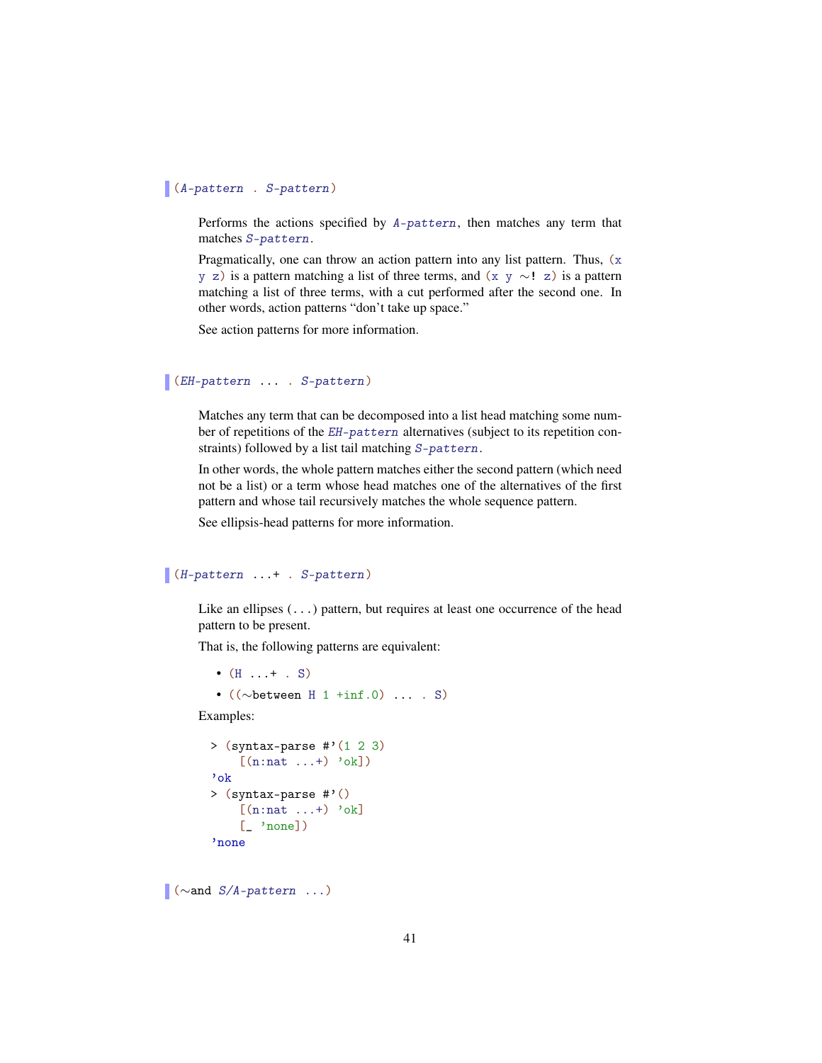```
(A-pattern . S-pattern)
```

Performs the actions specified by *A-pattern*, then matches any term that matches *S-pattern*.

Pragmatically, one can throw an action pattern into any list pattern. Thus, `(x y z)` is a pattern matching a list of three terms, and `(x y ~! z)` is a pattern matching a list of three terms, with a cut performed after the second one. In other words, action patterns "don't take up space."

See action patterns for more information.

```
(EH-pattern ... . S-pattern)
```

Matches any term that can be decomposed into a list head matching some number of repetitions of the *EH-pattern* alternatives (subject to its repetition constraints) followed by a list tail matching *S-pattern*.

In other words, the whole pattern matches either the second pattern (which need not be a list) or a term whose head matches one of the alternatives of the first pattern and whose tail recursively matches the whole sequence pattern.

See ellipsis-head patterns for more information.

```
(H-pattern ...+ . S-pattern)
```

Like an ellipses (`...`) pattern, but requires at least one occurrence of the head pattern to be present.

That is, the following patterns are equivalent:

- `(H ...+ . S)`
- `((~between H 1 +inf.0) ... . S)`

Examples:

```
> (syntax-parse #'(1 2 3)
    [(n:nat ...+) 'ok])
'ok
> (syntax-parse #'()
    [(n:nat ...+) 'ok]
    [_ 'none])
'none
```

```
(~and S/A-pattern ...)
```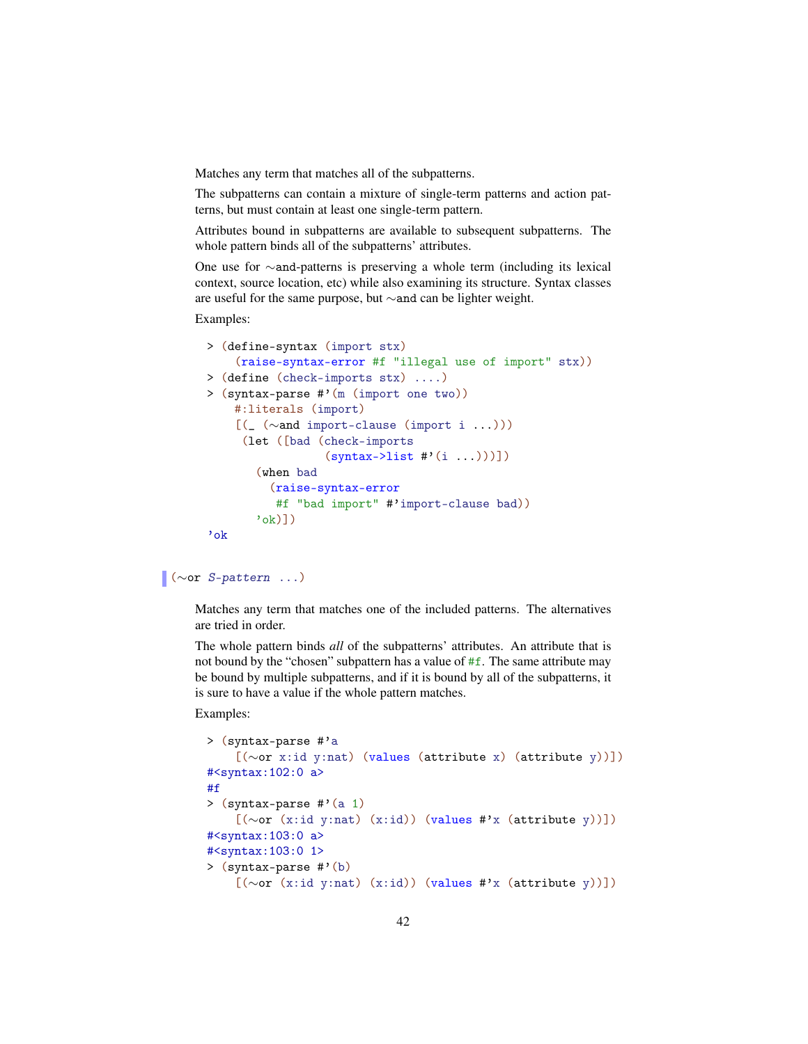Matches any term that matches all of the subpatterns.

The subpatterns can contain a mixture of single-term patterns and action patterns, but must contain at least one single-term pattern.

Attributes bound in subpatterns are available to subsequent subpatterns. The whole pattern binds all of the subpatterns' attributes.

One use for ~and-patterns is preserving a whole term (including its lexical context, source location, etc) while also examining its structure. Syntax classes are useful for the same purpose, but ~and can be lighter weight.

Examples:

```
> (define-syntax (import stx)
    (raise-syntax-error #f "illegal use of import" stx))
> (define (check-imports stx) ....)
> (syntax-parse #'(m (import one two))
    #:literals (import)
    [(_ (~and import-clause (import i ...)))
     (let ([bad (check-imports
                 (syntax->list #'(i ...)))])
       (when bad
         (raise-syntax-error
          #f "bad import" #'import-clause bad))
       'ok)])
'ok
```

```
(~or S-pattern ...)
```

Matches any term that matches one of the included patterns. The alternatives are tried in order.

The whole pattern binds *all* of the subpatterns' attributes. An attribute that is not bound by the "chosen" subpattern has a value of #f. The same attribute may be bound by multiple subpatterns, and if it is bound by all of the subpatterns, it is sure to have a value if the whole pattern matches.

Examples:

```
> (syntax-parse #'a
    [(~or x:id y:nat) (values (attribute x) (attribute y))])
#<syntax:102:0 a>
#f
> (syntax-parse #'(a 1)
    [(~or (x:id y:nat) (x:id)) (values #'x (attribute y))])
#<syntax:103:0 a>
#<syntax:103:0 1>
> (syntax-parse #'(b)
    [(~or (x:id y:nat) (x:id)) (values #'x (attribute y))])
```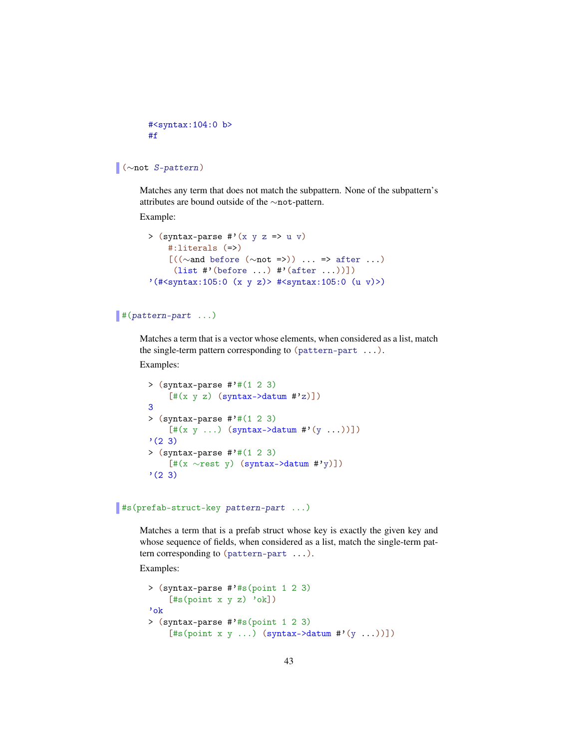```
#<syntax:104:0 b>
#f
```

```
(~not S-pattern)
```

Matches any term that does not match the subpattern. None of the subpattern's attributes are bound outside of the ~not-pattern.

Example:

```
> (syntax-parse #'(x y z => u v)
    #:literals (=>)
    [((~and before (~not =>)) ... => after ...)
     (list #'(before ...) #'(after ...))])
'(#<syntax:105:0 (x y z)> #<syntax:105:0 (u v)>)
```

```
#(pattern-part ...)
```

Matches a term that is a vector whose elements, when considered as a list, match the single-term pattern corresponding to `(pattern-part ...)`.

Examples:

```
> (syntax-parse #'#(1 2 3)
    [#(x y z) (syntax->datum #'z)])
3
> (syntax-parse #'#(1 2 3)
    [#(x y ...) (syntax->datum #'(y ...))])
'(2 3)
> (syntax-parse #'#(1 2 3)
    [#(x ~rest y) (syntax->datum #'y)])
'(2 3)
```

```
#s(prefab-struct-key pattern-part ...)
```

Matches a term that is a prefab struct whose key is exactly the given key and whose sequence of fields, when considered as a list, match the single-term pattern corresponding to `(pattern-part ...)`.

Examples:

```
> (syntax-parse #'#s(point 1 2 3)
    [#s(point x y z) 'ok])
'ok
> (syntax-parse #'#s(point 1 2 3)
    [#s(point x y ...) (syntax->datum #'(y ...))])
```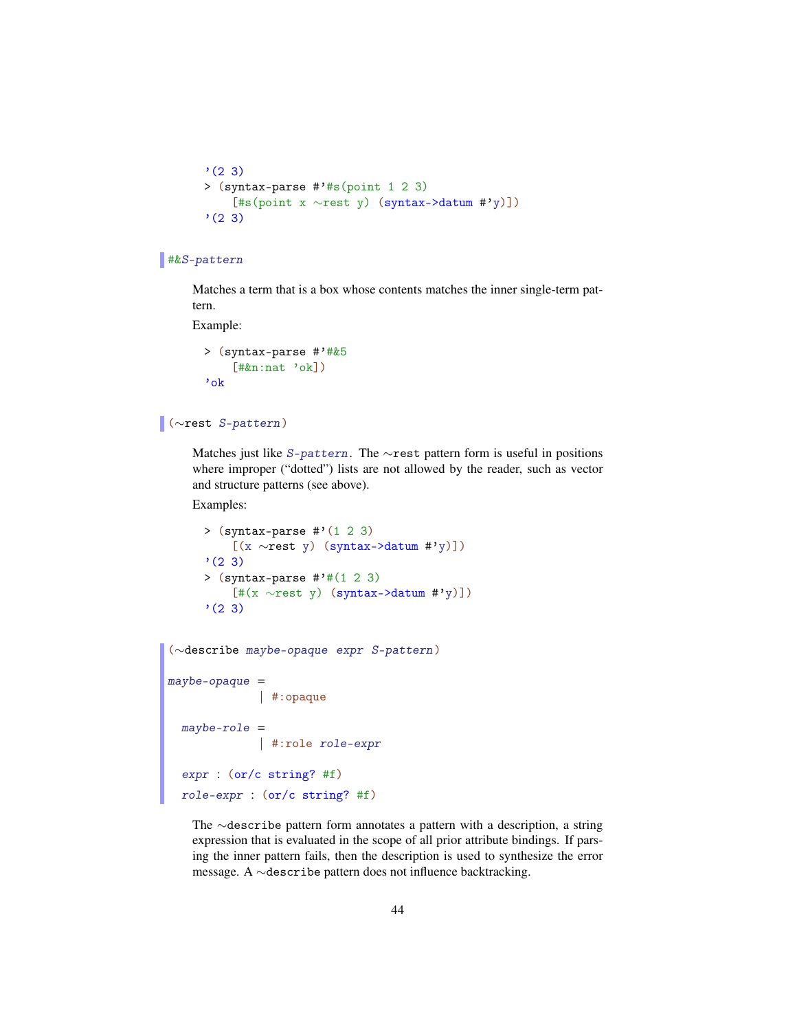```
'(2 3)
> (syntax-parse #'#s(point 1 2 3)
    [#s(point x ~rest y) (syntax->datum #'y)])
'(2 3)
```

```
#&S-pattern
```

Matches a term that is a box whose contents matches the inner single-term pattern.

Example:

```
> (syntax-parse #'#&5
    [#&n:nat 'ok])
'ok
```

```
(~rest S-pattern)
```

Matches just like *S-pattern*. The `~rest` pattern form is useful in positions where improper ("dotted") lists are not allowed by the reader, such as vector and structure patterns (see above).

Examples:

```
> (syntax-parse #'(1 2 3)
    [(x ~rest y) (syntax->datum #'y)])
'(2 3)
> (syntax-parse #'#(1 2 3)
    [#(x ~rest y) (syntax->datum #'y)])
'(2 3)
```

```
(~describe maybe-opaque expr S-pattern)

maybe-opaque =
             | #:opaque

  maybe-role =
             | #:role role-expr

  expr : (or/c string? #f)
  role-expr : (or/c string? #f)
```

The `~describe` pattern form annotates a pattern with a description, a string expression that is evaluated in the scope of all prior attribute bindings. If parsing the inner pattern fails, then the description is used to synthesize the error message. A `~describe` pattern does not influence backtracking.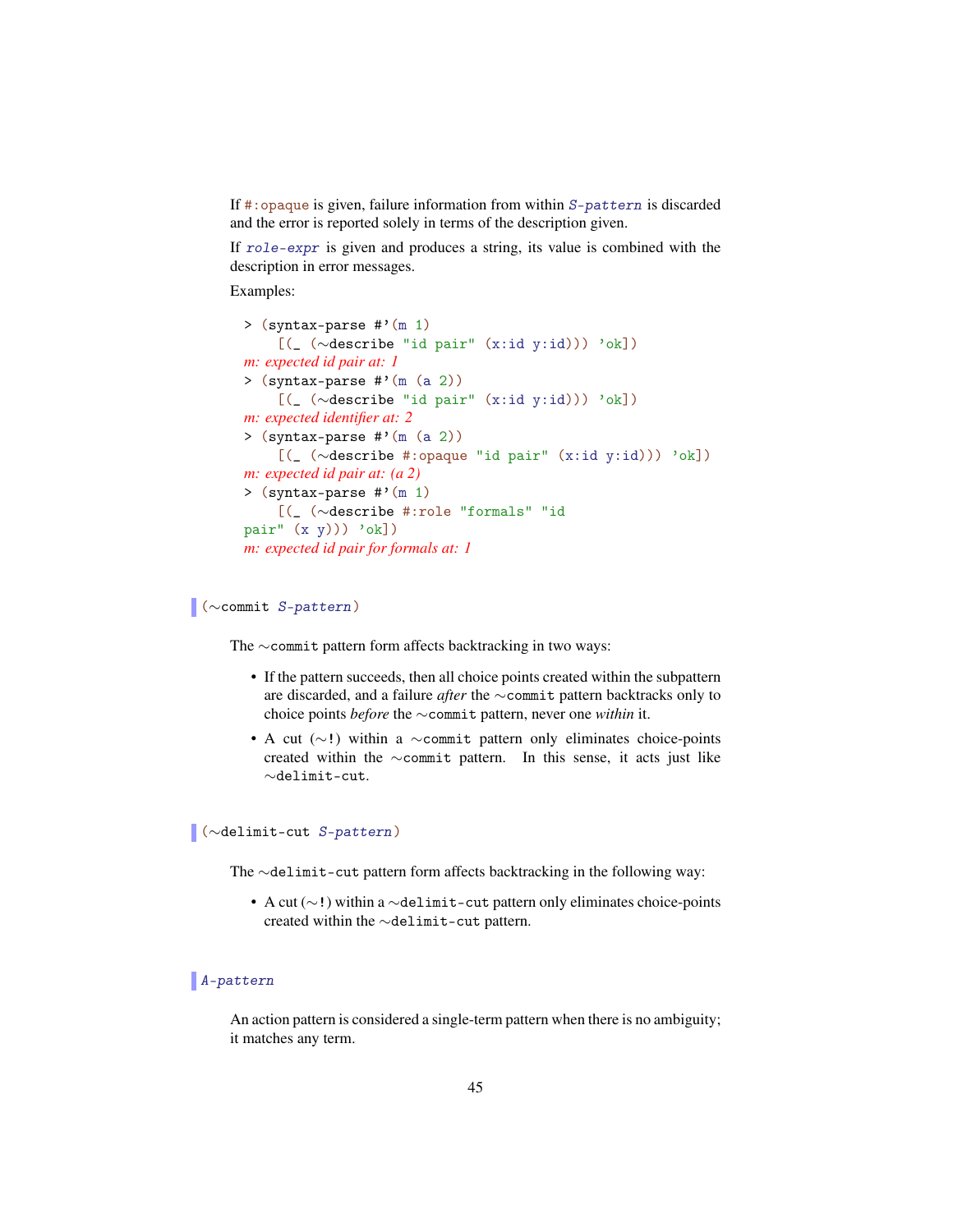If `#:opaque` is given, failure information from within *S-pattern* is discarded and the error is reported solely in terms of the description given.

If *role-expr* is given and produces a string, its value is combined with the description in error messages.

Examples:

```
> (syntax-parse #'(m 1)
    [(_ (~describe "id pair" (x:id y:id))) 'ok])
m: expected id pair at: 1
> (syntax-parse #'(m (a 2))
    [(_ (~describe "id pair" (x:id y:id))) 'ok])
m: expected identifier at: 2
> (syntax-parse #'(m (a 2))
    [(_ (~describe #:opaque "id pair" (x:id y:id))) 'ok])
m: expected id pair at: (a 2)
> (syntax-parse #'(m 1)
    [(_ (~describe #:role "formals" "id
pair" (x y))) 'ok])
m: expected id pair for formals at: 1
```

```
(~commit S-pattern)
```

The `~commit` pattern form affects backtracking in two ways:

- If the pattern succeeds, then all choice points created within the subpattern are discarded, and a failure *after* the `~commit` pattern backtracks only to choice points *before* the `~commit` pattern, never one *within* it.
- A cut (`~!`) within a `~commit` pattern only eliminates choice-points created within the `~commit` pattern. In this sense, it acts just like `~delimit-cut`.

```
(~delimit-cut S-pattern)
```

The `~delimit-cut` pattern form affects backtracking in the following way:

- A cut (`~!`) within a `~delimit-cut` pattern only eliminates choice-points created within the `~delimit-cut` pattern.

```
A-pattern
```

An action pattern is considered a single-term pattern when there is no ambiguity; it matches any term.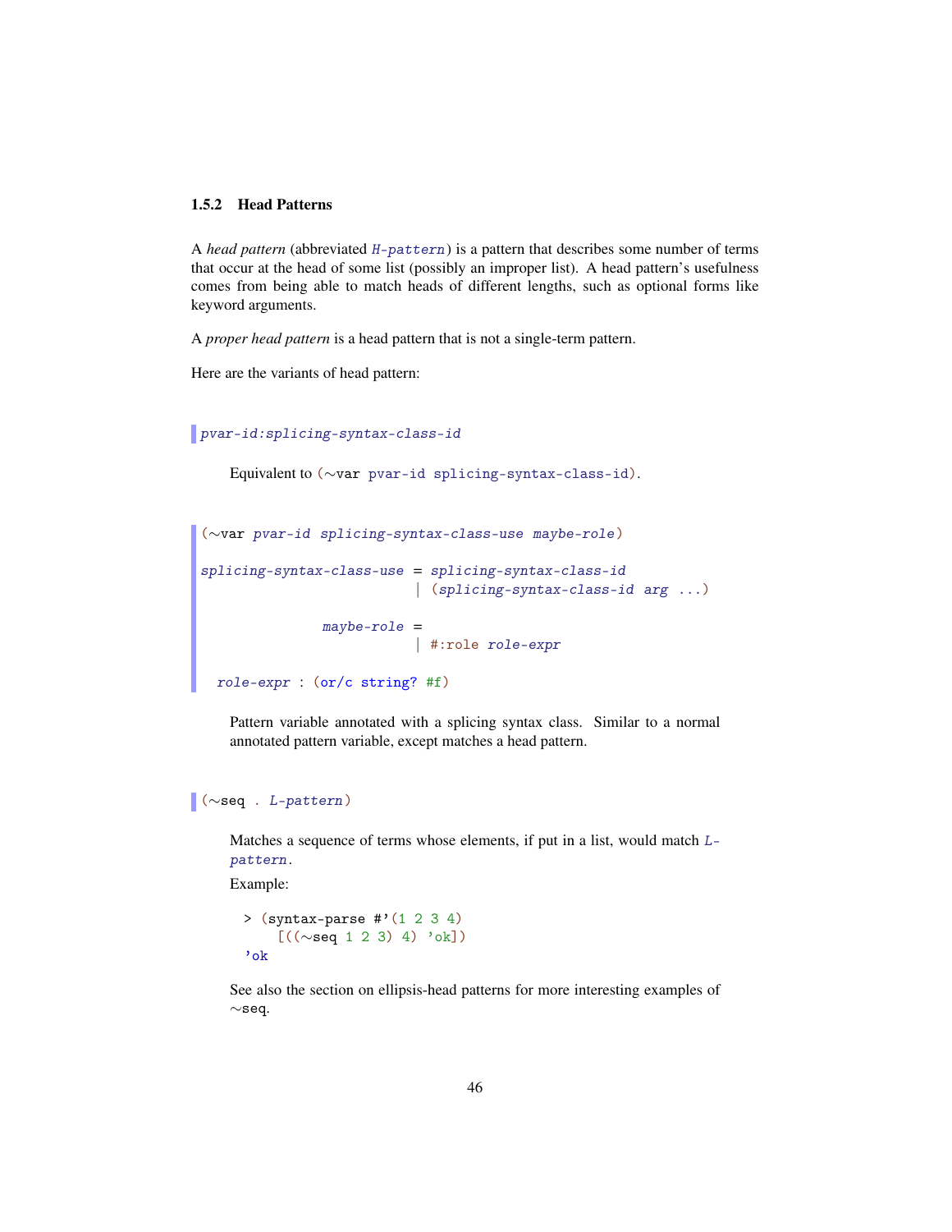### 1.5.2 Head Patterns

A *head pattern* (abbreviated *H-pattern*) is a pattern that describes some number of terms that occur at the head of some list (possibly an improper list). A head pattern's usefulness comes from being able to match heads of different lengths, such as optional forms like keyword arguments.

A *proper head pattern* is a head pattern that is not a single-term pattern.

Here are the variants of head pattern:

```
pvar-id:splicing-syntax-class-id
```

Equivalent to `(~var pvar-id splicing-syntax-class-id)`.

```
(~var pvar-id splicing-syntax-class-use maybe-role)

splicing-syntax-class-use = splicing-syntax-class-id
                          | (splicing-syntax-class-id arg ...)

               maybe-role =
                          | #:role role-expr

  role-expr : (or/c string? #f)
```

Pattern variable annotated with a splicing syntax class. Similar to a normal annotated pattern variable, except matches a head pattern.

```
(~seq . L-pattern)
```

Matches a sequence of terms whose elements, if put in a list, would match *L-pattern*.

Example:

```
> (syntax-parse #'(1 2 3 4)
    [((~seq 1 2 3) 4) 'ok])
'ok
```

See also the section on ellipsis-head patterns for more interesting examples of `~seq`.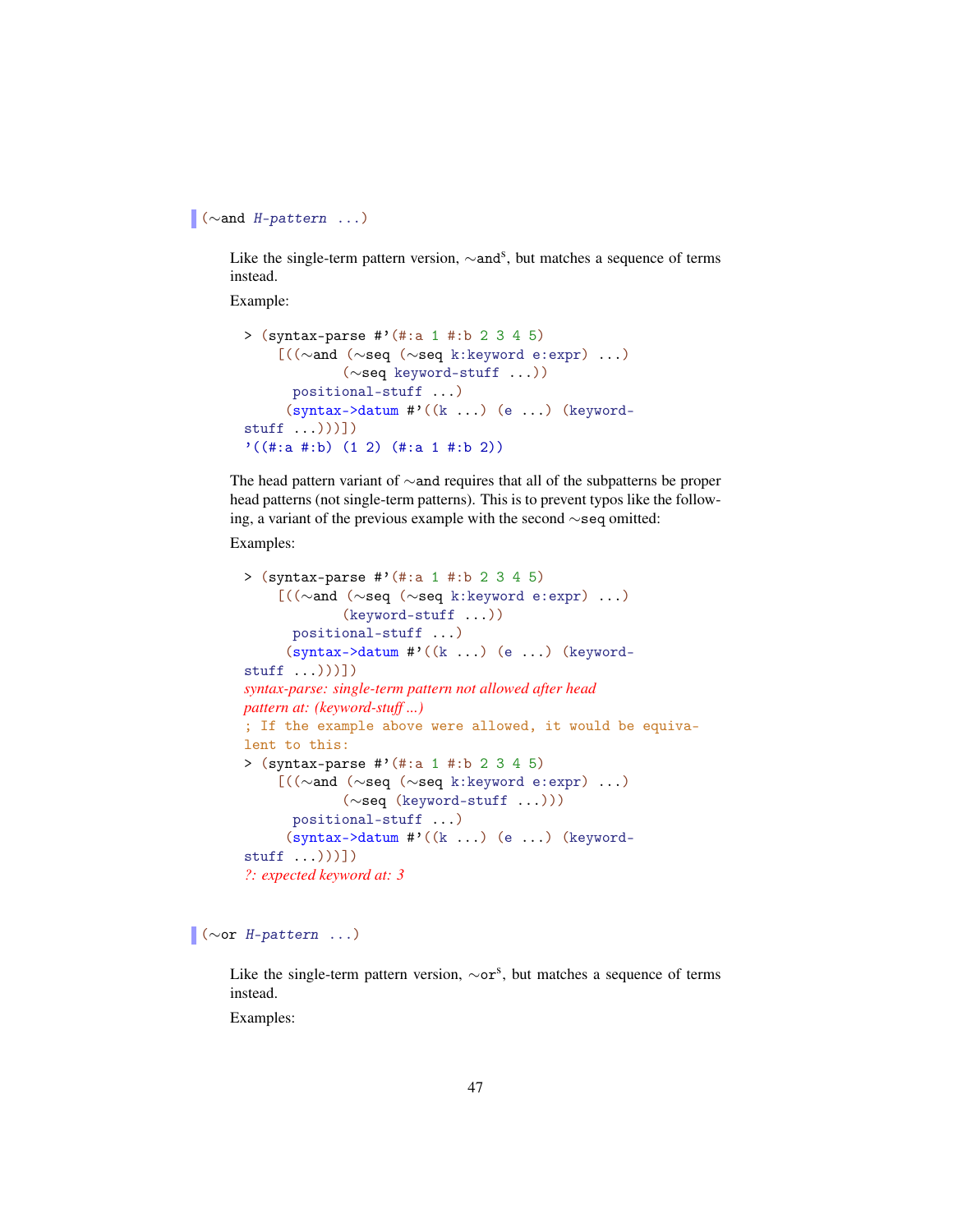```
(~and H-pattern ...)
```

Like the single-term pattern version, ~and$^{s}$, but matches a sequence of terms instead.

Example:

```
> (syntax-parse #'(#:a 1 #:b 2 3 4 5)
    [((~and (~seq (~seq k:keyword e:expr) ...)
            (~seq keyword-stuff ...))
      positional-stuff ...)
     (syntax->datum #'((k ...) (e ...) (keyword-stuff ...)))])
'((#:a #:b) (1 2) (#:a 1 #:b 2))
```

The head pattern variant of ~and requires that all of the subpatterns be proper head patterns (not single-term patterns). This is to prevent typos like the following, a variant of the previous example with the second ~seq omitted:

Examples:

```
> (syntax-parse #'(#:a 1 #:b 2 3 4 5)
    [((~and (~seq (~seq k:keyword e:expr) ...)
            (keyword-stuff ...))
      positional-stuff ...)
     (syntax->datum #'((k ...) (e ...) (keyword-stuff ...)))])
syntax-parse: single-term pattern not allowed after head
pattern at: (keyword-stuff ...)
; If the example above were allowed, it would be equivalent to this:
> (syntax-parse #'(#:a 1 #:b 2 3 4 5)
    [((~and (~seq (~seq k:keyword e:expr) ...)
            (~seq (keyword-stuff ...)))
      positional-stuff ...)
     (syntax->datum #'((k ...) (e ...) (keyword-stuff ...)))])
?: expected keyword at: 3
```

```
(~or H-pattern ...)
```

Like the single-term pattern version, ~or$^{s}$, but matches a sequence of terms instead.

Examples: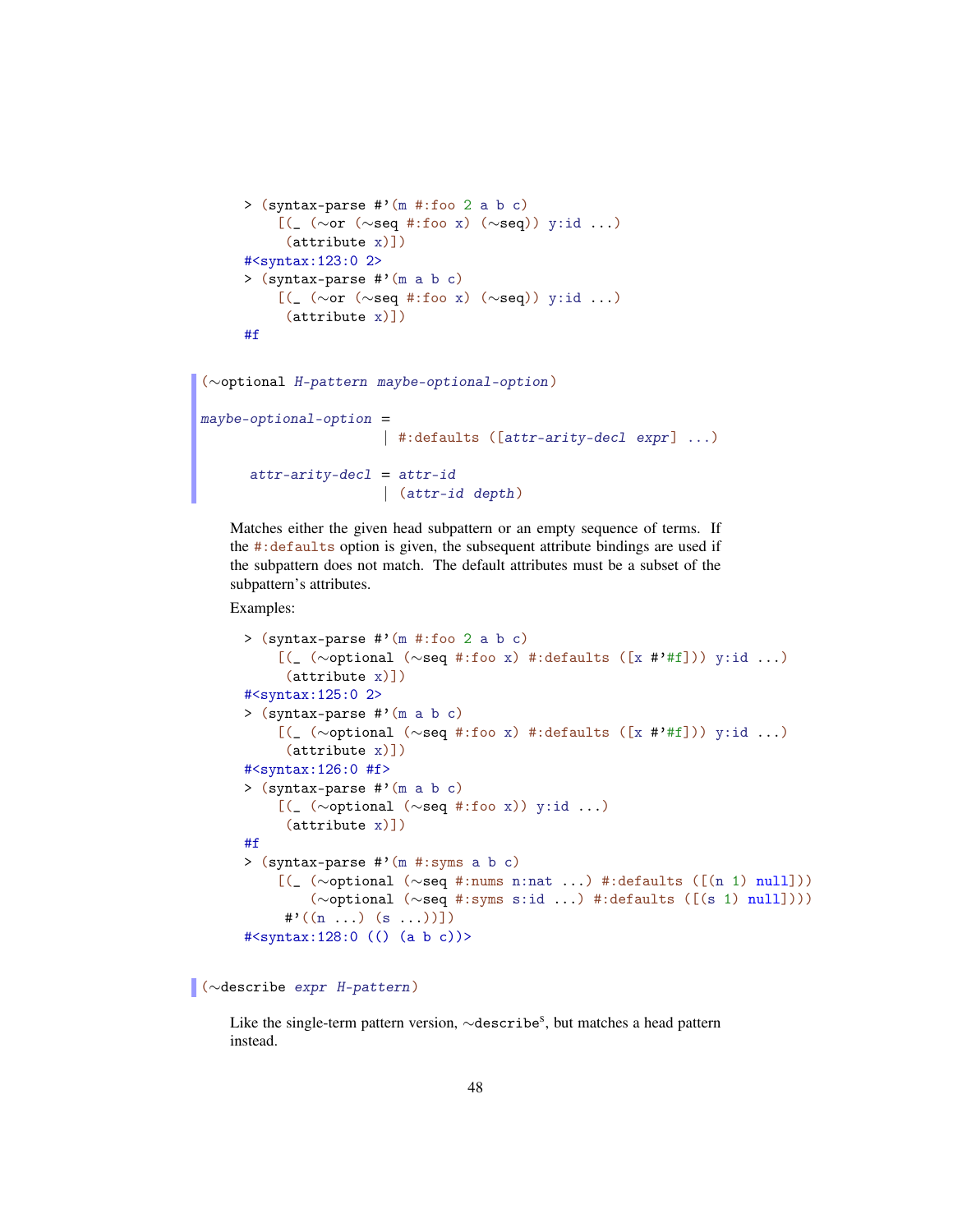```
> (syntax-parse #'(m #:foo 2 a b c)
    [(_ (~or (~seq #:foo x) (~seq)) y:id ...)
     (attribute x)])
#<syntax:123:0 2>
> (syntax-parse #'(m a b c)
    [(_ (~or (~seq #:foo x) (~seq)) y:id ...)
     (attribute x)])
#f
```

```
(~optional H-pattern maybe-optional-option)

maybe-optional-option =
                      | #:defaults ([attr-arity-decl expr] ...)

      attr-arity-decl = attr-id
                      | (attr-id depth)
```

Matches either the given head subpattern or an empty sequence of terms. If the `#:defaults` option is given, the subsequent attribute bindings are used if the subpattern does not match. The default attributes must be a subset of the subpattern's attributes.

Examples:

```
> (syntax-parse #'(m #:foo 2 a b c)
    [(_ (~optional (~seq #:foo x) #:defaults ([x #'#f])) y:id ...)
     (attribute x)])
#<syntax:125:0 2>
> (syntax-parse #'(m a b c)
    [(_ (~optional (~seq #:foo x) #:defaults ([x #'#f])) y:id ...)
     (attribute x)])
#<syntax:126:0 #f>
> (syntax-parse #'(m a b c)
    [(_ (~optional (~seq #:foo x)) y:id ...)
     (attribute x)])
#f
> (syntax-parse #'(m #:syms a b c)
    [(_ (~optional (~seq #:nums n:nat ...) #:defaults ([(n 1) null]))
        (~optional (~seq #:syms s:id ...) #:defaults ([(s 1) null])))
     #'((n ...) (s ...))])
#<syntax:128:0 (() (a b c))>
```

```
(~describe expr H-pattern)
```

Like the single-term pattern version, `~describe`[s], but matches a head pattern instead.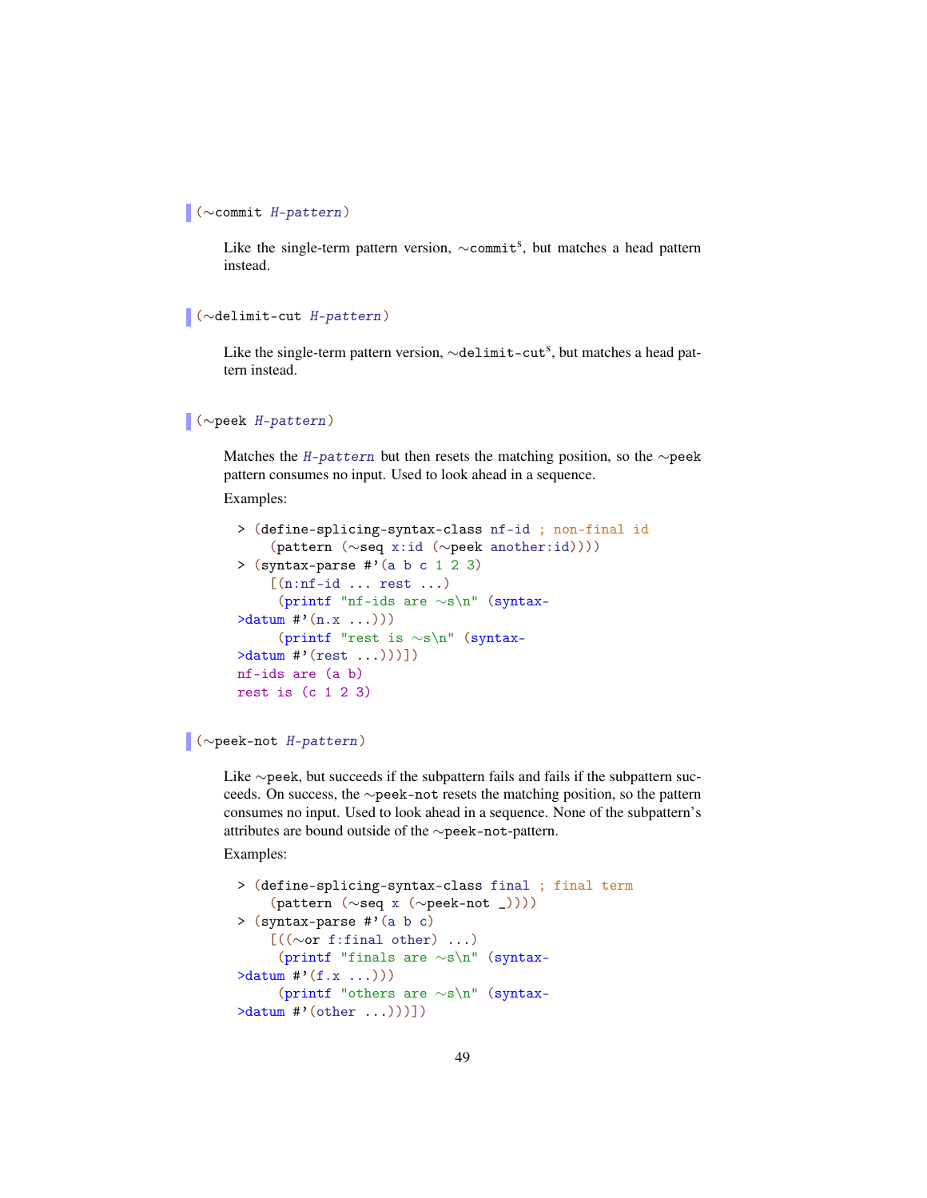```
(~commit H-pattern)
```

Like the single-term pattern version, `~commit`ˢ, but matches a head pattern instead.

```
(~delimit-cut H-pattern)
```

Like the single-term pattern version, `~delimit-cut`ˢ, but matches a head pattern instead.

```
(~peek H-pattern)
```

Matches the *H-pattern* but then resets the matching position, so the `~peek` pattern consumes no input. Used to look ahead in a sequence.

Examples:

```
> (define-splicing-syntax-class nf-id ; non-final id
    (pattern (~seq x:id (~peek another:id))))
> (syntax-parse #'(a b c 1 2 3)
    [(n:nf-id ... rest ...)
     (printf "nf-ids are ~s\n" (syntax->datum #'(n.x ...)))
     (printf "rest is ~s\n" (syntax->datum #'(rest ...)))])
nf-ids are (a b)
rest is (c 1 2 3)
```

```
(~peek-not H-pattern)
```

Like `~peek`, but succeeds if the subpattern fails and fails if the subpattern succeeds. On success, the `~peek-not` resets the matching position, so the pattern consumes no input. Used to look ahead in a sequence. None of the subpattern's attributes are bound outside of the `~peek-not`-pattern.

Examples:

```
> (define-splicing-syntax-class final ; final term
    (pattern (~seq x (~peek-not _))))
> (syntax-parse #'(a b c)
    [((~or f:final other) ...)
     (printf "finals are ~s\n" (syntax->datum #'(f.x ...)))
     (printf "others are ~s\n" (syntax->datum #'(other ...)))])
```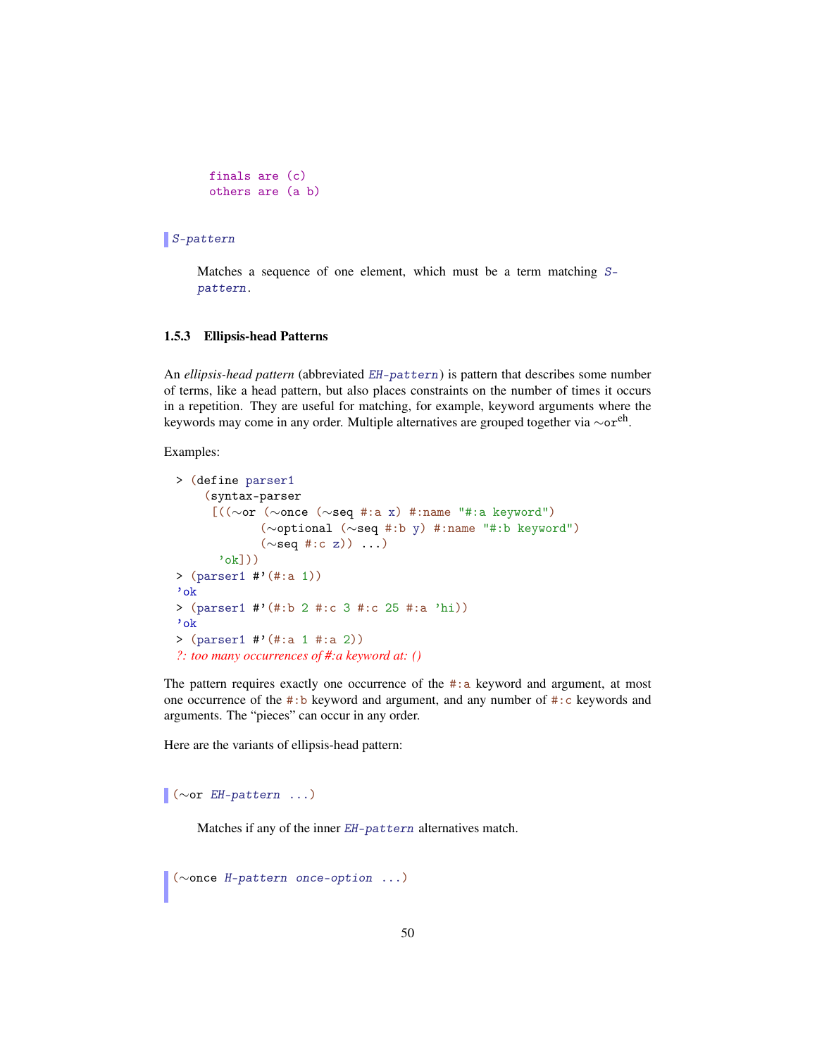```
finals are (c)
others are (a b)
```

```
S-pattern
```

Matches a sequence of one element, which must be a term matching *S-pattern*.

### 1.5.3 Ellipsis-head Patterns

An *ellipsis-head pattern* (abbreviated *EH-pattern*) is pattern that describes some number of terms, like a head pattern, but also places constraints on the number of times it occurs in a repetition. They are useful for matching, for example, keyword arguments where the keywords may come in any order. Multiple alternatives are grouped together via ~or[eh].

Examples:

```
> (define parser1
    (syntax-parser
     [((~or (~once (~seq #:a x) #:name "#:a keyword")
            (~optional (~seq #:b y) #:name "#:b keyword")
            (~seq #:c z)) ...)
      'ok]))
> (parser1 #'(#:a 1))
'ok
> (parser1 #'(#:b 2 #:c 3 #:c 25 #:a 'hi))
'ok
> (parser1 #'(#:a 1 #:a 2))
?: too many occurrences of #:a keyword at: ()
```

The pattern requires exactly one occurrence of the `#:a` keyword and argument, at most one occurrence of the `#:b` keyword and argument, and any number of `#:c` keywords and arguments. The "pieces" can occur in any order.

Here are the variants of ellipsis-head pattern:

```
(~or EH-pattern ...)
```

Matches if any of the inner *EH-pattern* alternatives match.

```
(~once H-pattern once-option ...)
```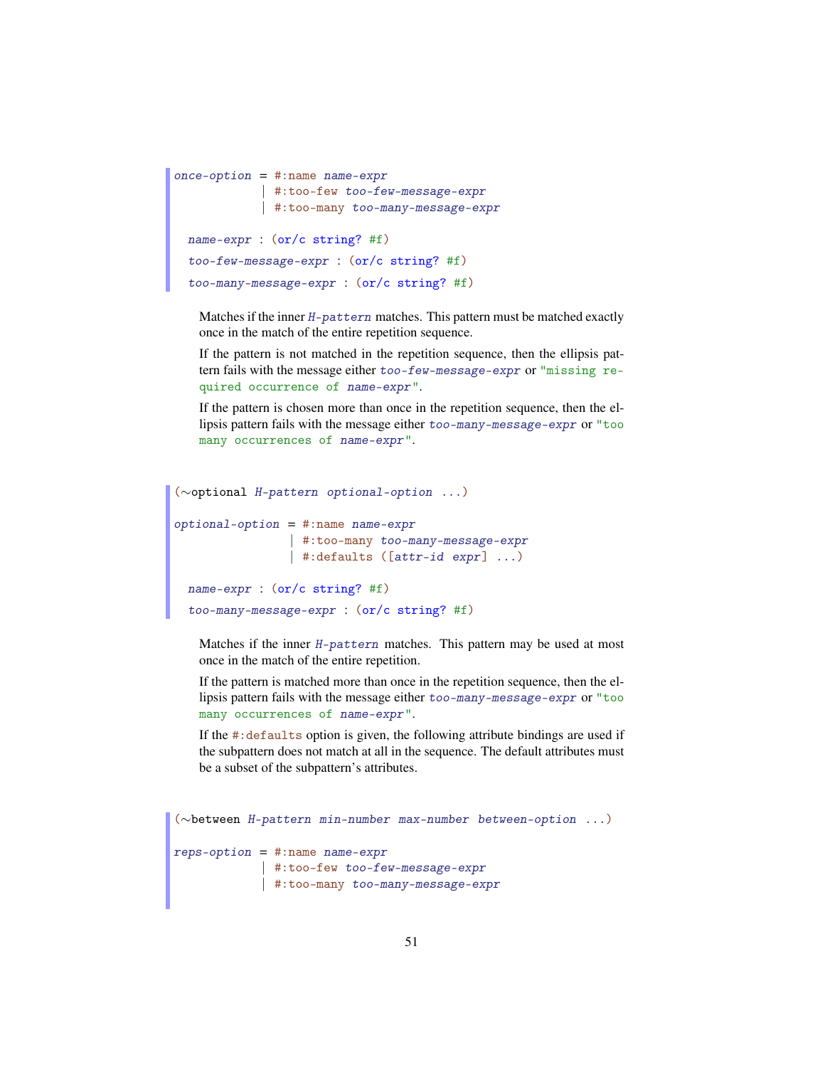```
once-option = #:name name-expr
            | #:too-few too-few-message-expr
            | #:too-many too-many-message-expr

  name-expr : (or/c string? #f)
  too-few-message-expr : (or/c string? #f)
  too-many-message-expr : (or/c string? #f)
```

Matches if the inner *H-pattern* matches. This pattern must be matched exactly once in the match of the entire repetition sequence.

If the pattern is not matched in the repetition sequence, then the ellipsis pattern fails with the message either *too-few-message-expr* or `"missing required occurrence of name-expr"`.

If the pattern is chosen more than once in the repetition sequence, then the ellipsis pattern fails with the message either *too-many-message-expr* or `"too many occurrences of name-expr"`.

```
(~optional H-pattern optional-option ...)

optional-option = #:name name-expr
                | #:too-many too-many-message-expr
                | #:defaults ([attr-id expr] ...)

  name-expr : (or/c string? #f)
  too-many-message-expr : (or/c string? #f)
```

Matches if the inner *H-pattern* matches. This pattern may be used at most once in the match of the entire repetition.

If the pattern is matched more than once in the repetition sequence, then the ellipsis pattern fails with the message either *too-many-message-expr* or `"too many occurrences of name-expr"`.

If the `#:defaults` option is given, the following attribute bindings are used if the subpattern does not match at all in the sequence. The default attributes must be a subset of the subpattern's attributes.

```
(~between H-pattern min-number max-number between-option ...)

reps-option = #:name name-expr
            | #:too-few too-few-message-expr
            | #:too-many too-many-message-expr
```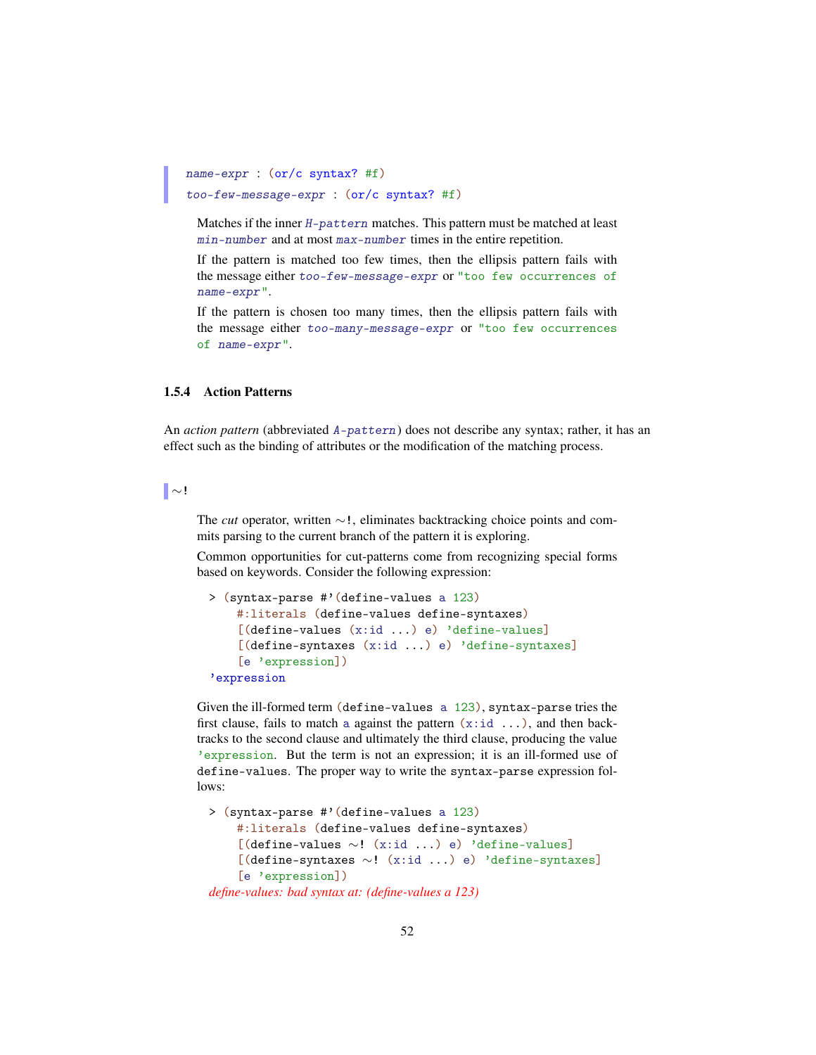```
name-expr : (or/c syntax? #f)
too-few-message-expr : (or/c syntax? #f)
```

Matches if the inner `H-pattern` matches. This pattern must be matched at least `min-number` and at most `max-number` times in the entire repetition.

If the pattern is matched too few times, then the ellipsis pattern fails with the message either `too-few-message-expr` or `"too few occurrences of name-expr"`.

If the pattern is chosen too many times, then the ellipsis pattern fails with the message either `too-many-message-expr` or `"too few occurrences of name-expr"`.

### 1.5.4 Action Patterns

An *action pattern* (abbreviated `A-pattern`) does not describe any syntax; rather, it has an effect such as the binding of attributes or the modification of the matching process.

```
~!
```

The *cut* operator, written `~!`, eliminates backtracking choice points and commits parsing to the current branch of the pattern it is exploring.

Common opportunities for cut-patterns come from recognizing special forms based on keywords. Consider the following expression:

```
> (syntax-parse #'(define-values a 123)
    #:literals (define-values define-syntaxes)
    [(define-values (x:id ...) e) 'define-values]
    [(define-syntaxes (x:id ...) e) 'define-syntaxes]
    [e 'expression])
'expression
```

Given the ill-formed term `(define-values a 123)`, `syntax-parse` tries the first clause, fails to match `a` against the pattern `(x:id ...)`, and then backtracks to the second clause and ultimately the third clause, producing the value `'expression`. But the term is not an expression; it is an ill-formed use of `define-values`. The proper way to write the `syntax-parse` expression follows:

```
> (syntax-parse #'(define-values a 123)
    #:literals (define-values define-syntaxes)
    [(define-values ~! (x:id ...) e) 'define-values]
    [(define-syntaxes ~! (x:id ...) e) 'define-syntaxes]
    [e 'expression])
define-values: bad syntax at: (define-values a 123)
```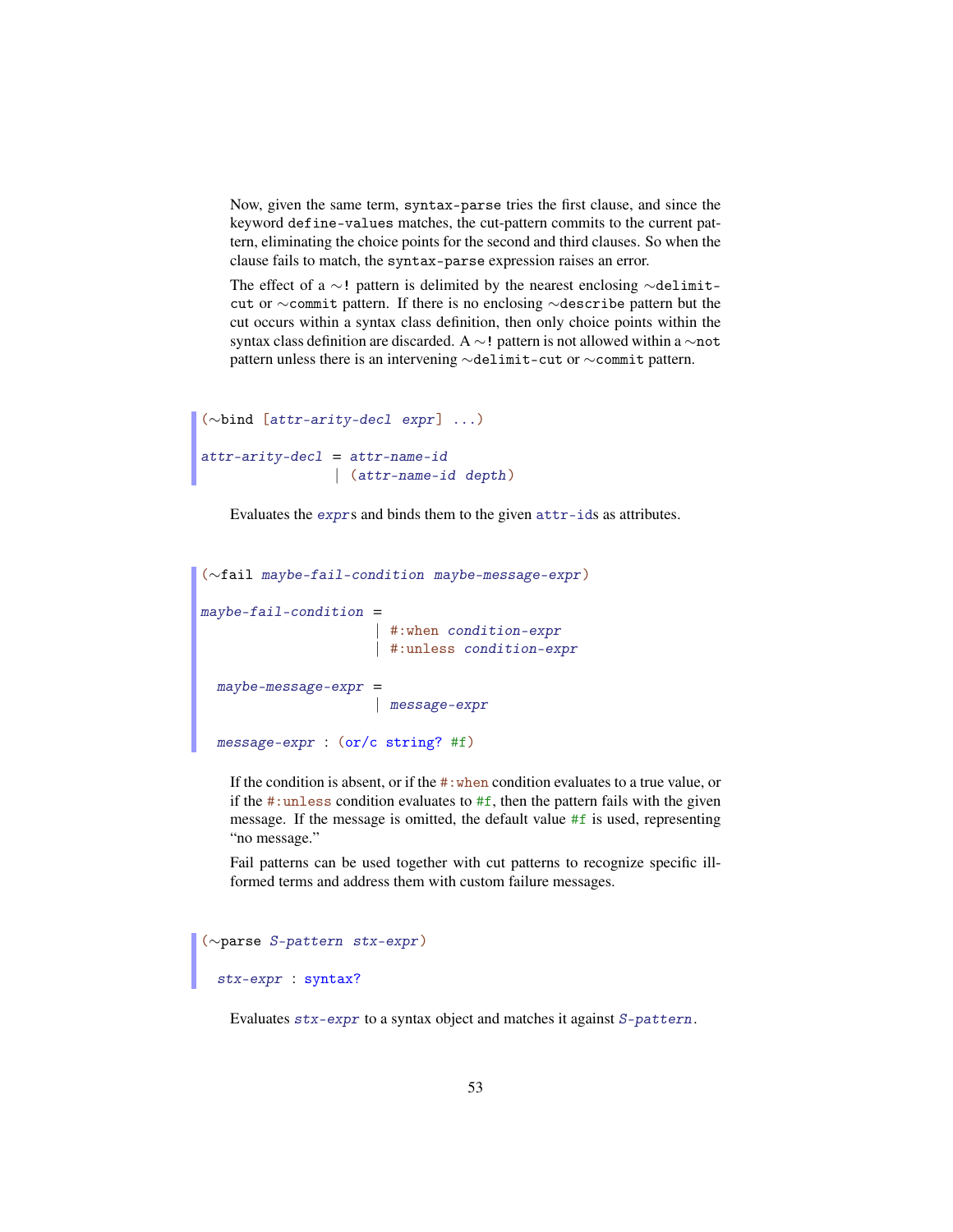Now, given the same term, `syntax-parse` tries the first clause, and since the keyword `define-values` matches, the cut-pattern commits to the current pattern, eliminating the choice points for the second and third clauses. So when the clause fails to match, the `syntax-parse` expression raises an error.

The effect of a `~!` pattern is delimited by the nearest enclosing `~delimit-cut` or `~commit` pattern. If there is no enclosing `~describe` pattern but the cut occurs within a syntax class definition, then only choice points within the syntax class definition are discarded. A `~!` pattern is not allowed within a `~not` pattern unless there is an intervening `~delimit-cut` or `~commit` pattern.

```
(~bind [attr-arity-decl expr] ...)

attr-arity-decl = attr-name-id
                | (attr-name-id depth)
```

Evaluates the *expr*s and binds them to the given `attr-id`s as attributes.

```
(~fail maybe-fail-condition maybe-message-expr)

maybe-fail-condition =
                     | #:when condition-expr
                     | #:unless condition-expr

  maybe-message-expr =
                     | message-expr

  message-expr : (or/c string? #f)
```

If the condition is absent, or if the `#:when` condition evaluates to a true value, or if the `#:unless` condition evaluates to `#f`, then the pattern fails with the given message. If the message is omitted, the default value `#f` is used, representing "no message."

Fail patterns can be used together with cut patterns to recognize specific ill-formed terms and address them with custom failure messages.

```
(~parse S-pattern stx-expr)

  stx-expr : syntax?
```

Evaluates *stx-expr* to a syntax object and matches it against *S-pattern*.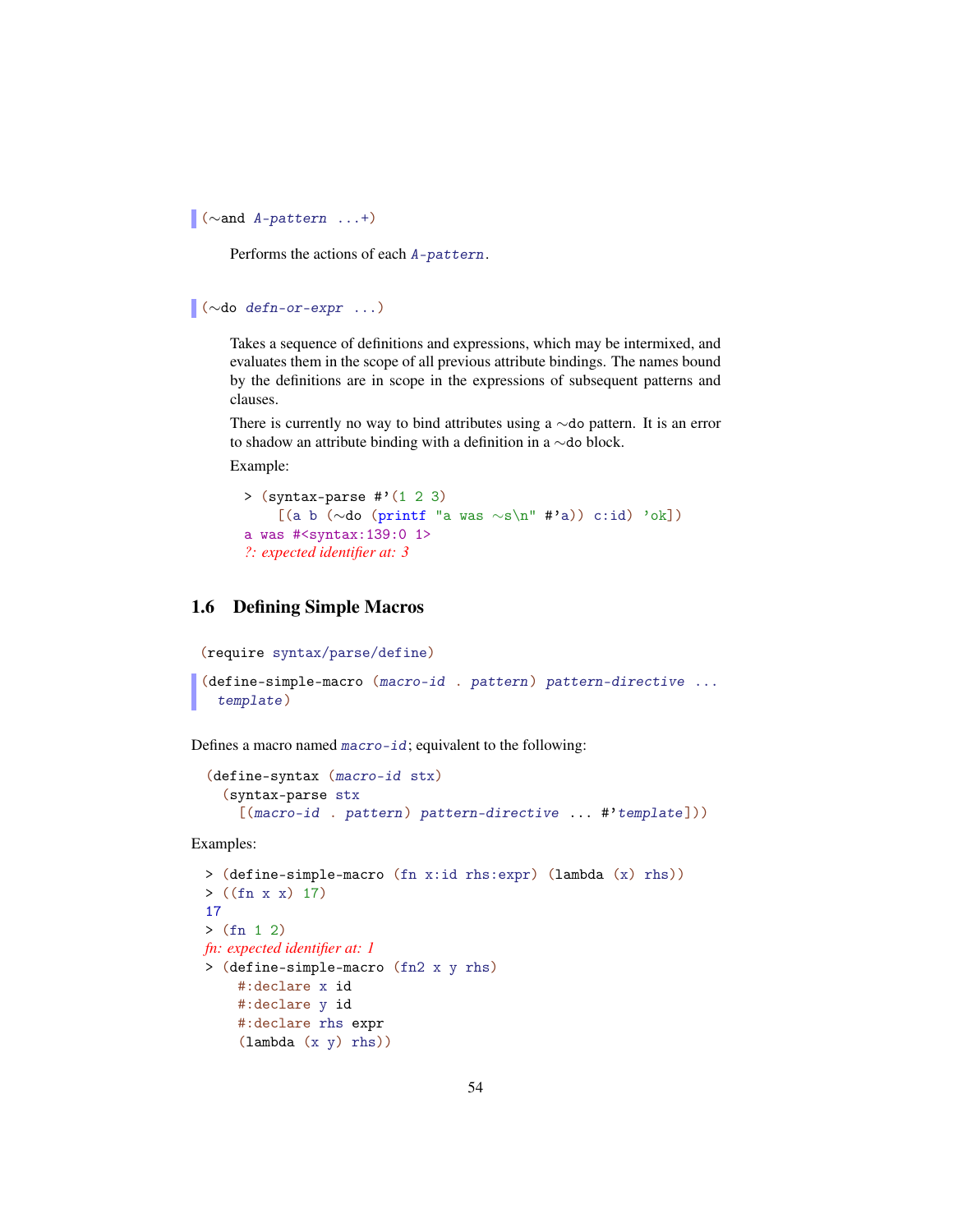```
(~and A-pattern ...+)
```

Performs the actions of each *A-pattern*.

```
(~do defn-or-expr ...)
```

Takes a sequence of definitions and expressions, which may be intermixed, and evaluates them in the scope of all previous attribute bindings. The names bound by the definitions are in scope in the expressions of subsequent patterns and clauses.

There is currently no way to bind attributes using a ~do pattern. It is an error to shadow an attribute binding with a definition in a ~do block.

Example:

```
> (syntax-parse #'(1 2 3)
    [(a b (~do (printf "a was ~s\n" #'a)) c:id) 'ok])
a was #<syntax:139:0 1>
?: expected identifier at: 3
```

## 1.6 Defining Simple Macros

```
(require syntax/parse/define)
```

```
(define-simple-macro (macro-id . pattern) pattern-directive ...
  template)
```

Defines a macro named *macro-id*; equivalent to the following:

```
(define-syntax (macro-id stx)
  (syntax-parse stx
    [(macro-id . pattern) pattern-directive ... #'template]))
```

Examples:

```
> (define-simple-macro (fn x:id rhs:expr) (lambda (x) rhs))
> ((fn x x) 17)
17
> (fn 1 2)
fn: expected identifier at: 1
> (define-simple-macro (fn2 x y rhs)
    #:declare x id
    #:declare y id
    #:declare rhs expr
    (lambda (x y) rhs))
```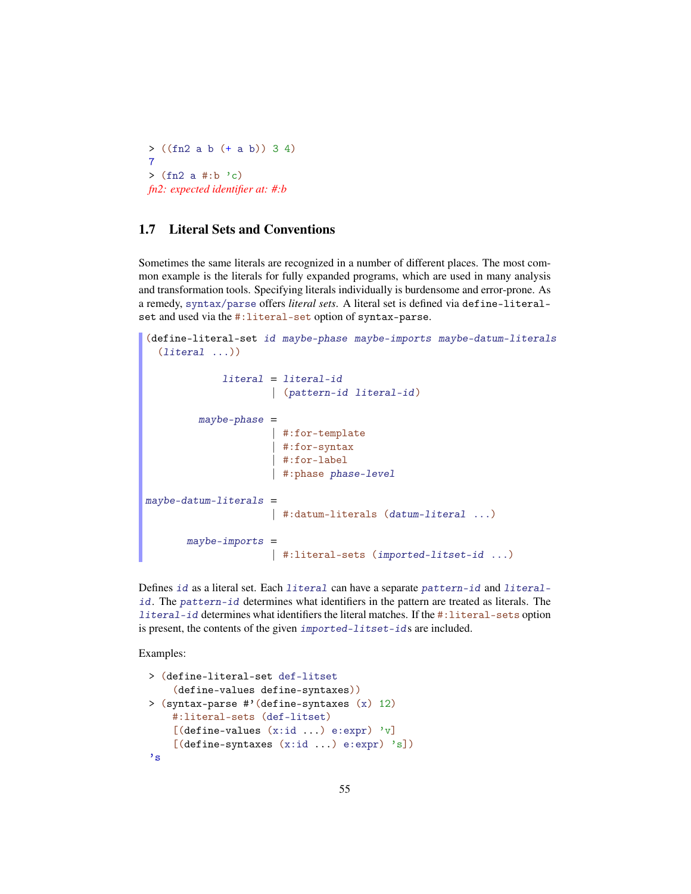```
> ((fn2 a b (+ a b)) 3 4)
7
> (fn2 a #:b 'c)
fn2: expected identifier at: #:b
```

### 1.7 Literal Sets and Conventions

Sometimes the same literals are recognized in a number of different places. The most common example is the literals for fully expanded programs, which are used in many analysis and transformation tools. Specifying literals individually is burdensome and error-prone. As a remedy, `syntax/parse` offers *literal sets*. A literal set is defined via `define-literal-set` and used via the `#:literal-set` option of `syntax-parse`.

```
(define-literal-set id maybe-phase maybe-imports maybe-datum-literals
  (literal ...))

             literal = literal-id
                     | (pattern-id literal-id)

         maybe-phase =
                     | #:for-template
                     | #:for-syntax
                     | #:for-label
                     | #:phase phase-level

maybe-datum-literals =
                     | #:datum-literals (datum-literal ...)

       maybe-imports =
                     | #:literal-sets (imported-litset-id ...)
```

Defines *id* as a literal set. Each *literal* can have a separate *pattern-id* and *literal-id*. The *pattern-id* determines what identifiers in the pattern are treated as literals. The *literal-id* determines what identifiers the literal matches. If the `#:literal-sets` option is present, the contents of the given *imported-litset-id*s are included.

Examples:

```
> (define-literal-set def-litset
    (define-values define-syntaxes))
> (syntax-parse #'(define-syntaxes (x) 12)
    #:literal-sets (def-litset)
    [(define-values (x:id ...) e:expr) 'v]
    [(define-syntaxes (x:id ...) e:expr) 's])
's
```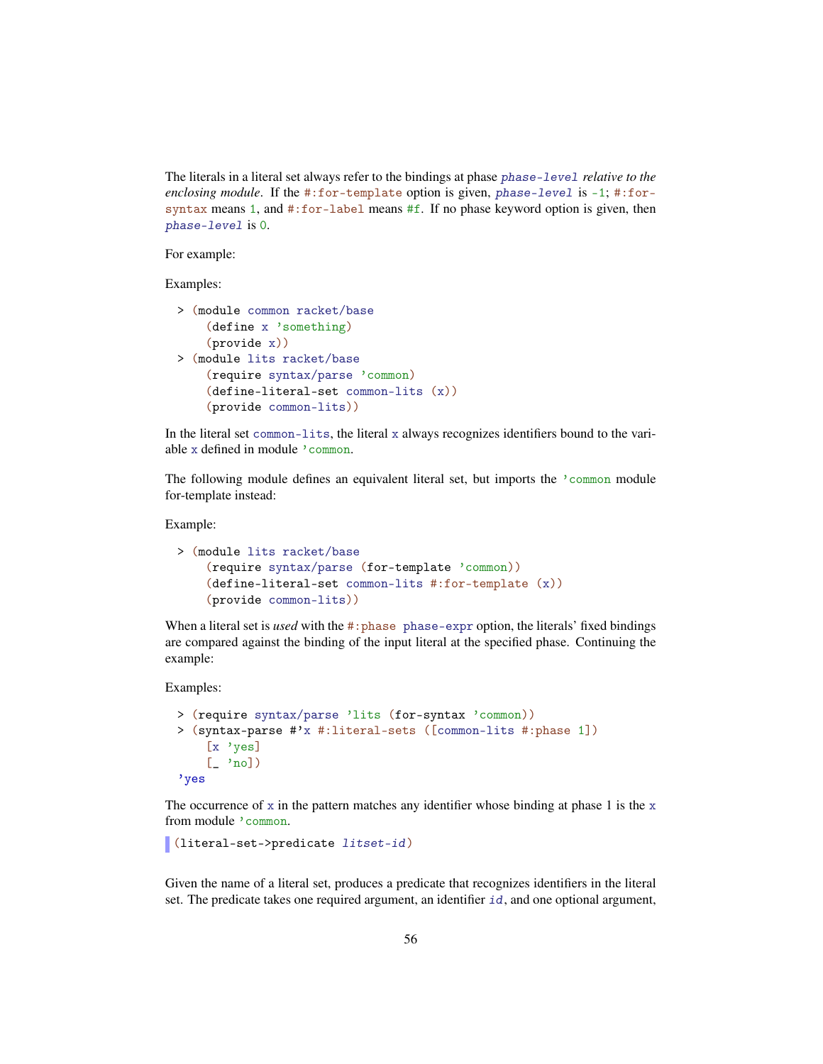The literals in a literal set always refer to the bindings at phase *phase-level* *relative to the enclosing module*. If the `#:for-template` option is given, *phase-level* is `-1`; `#:for-syntax` means `1`, and `#:for-label` means `#f`. If no phase keyword option is given, then *phase-level* is `0`.

For example:

Examples:

```
> (module common racket/base
    (define x 'something)
    (provide x))
> (module lits racket/base
    (require syntax/parse 'common)
    (define-literal-set common-lits (x))
    (provide common-lits))
```

In the literal set `common-lits`, the literal `x` always recognizes identifiers bound to the variable `x` defined in module `'common`.

The following module defines an equivalent literal set, but imports the `'common` module for-template instead:

Example:

```
> (module lits racket/base
    (require syntax/parse (for-template 'common))
    (define-literal-set common-lits #:for-template (x))
    (provide common-lits))
```

When a literal set is *used* with the `#:phase phase-expr` option, the literals' fixed bindings are compared against the binding of the input literal at the specified phase. Continuing the example:

Examples:

```
> (require syntax/parse 'lits (for-syntax 'common))
> (syntax-parse #'x #:literal-sets ([common-lits #:phase 1])
    [x 'yes]
    [_ 'no])
'yes
```

The occurrence of `x` in the pattern matches any identifier whose binding at phase 1 is the `x` from module `'common`.

```
(literal-set->predicate litset-id)
```

Given the name of a literal set, produces a predicate that recognizes identifiers in the literal set. The predicate takes one required argument, an identifier *id*, and one optional argument,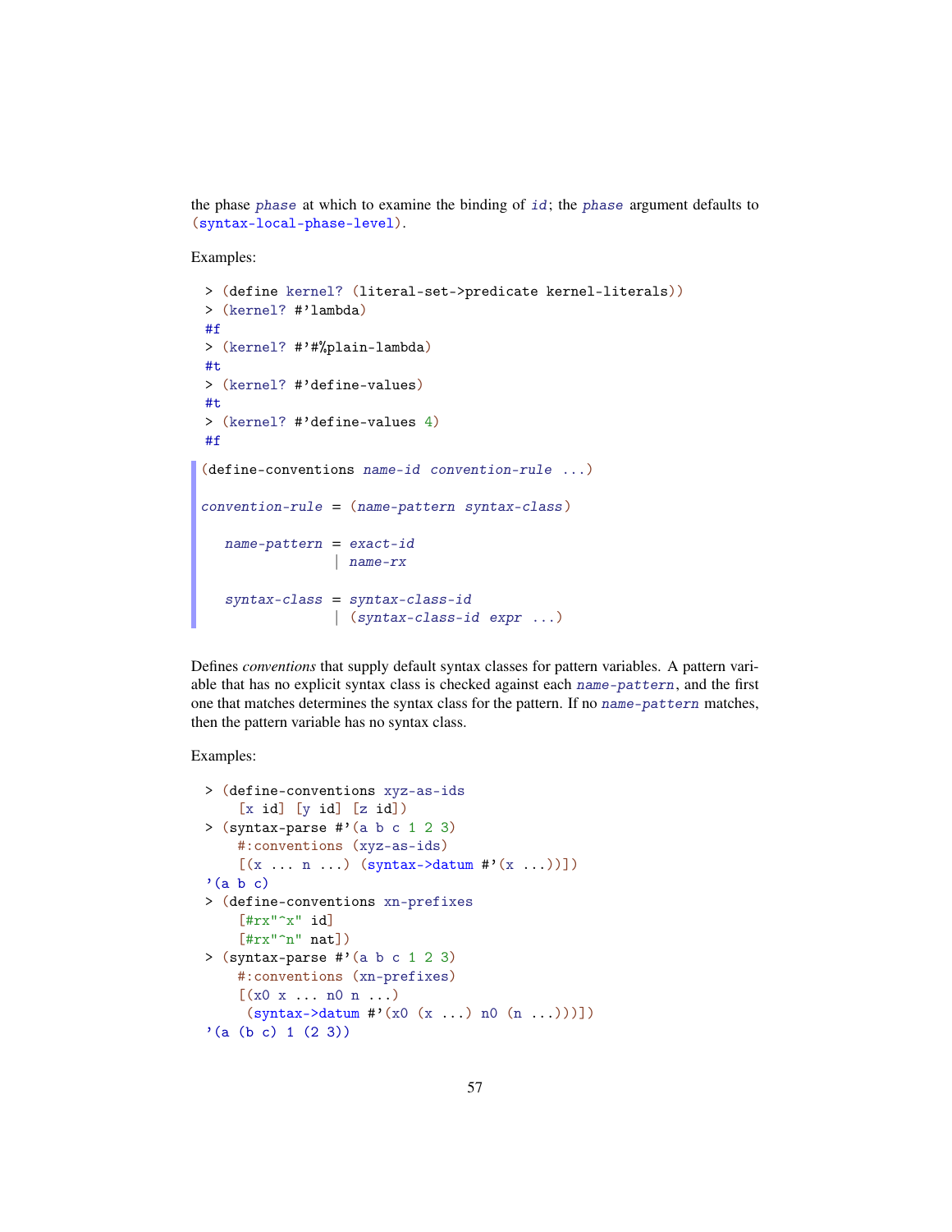the phase *phase* at which to examine the binding of *id*; the *phase* argument defaults to (syntax-local-phase-level).

Examples:

```
> (define kernel? (literal-set->predicate kernel-literals))
> (kernel? #'lambda)
#f
> (kernel? #'#%plain-lambda)
#t
> (kernel? #'define-values)
#t
> (kernel? #'define-values 4)
#f
```

```
(define-conventions name-id convention-rule ...)

convention-rule = (name-pattern syntax-class)

   name-pattern = exact-id
                | name-rx

   syntax-class = syntax-class-id
                | (syntax-class-id expr ...)
```

Defines *conventions* that supply default syntax classes for pattern variables. A pattern variable that has no explicit syntax class is checked against each *name-pattern*, and the first one that matches determines the syntax class for the pattern. If no *name-pattern* matches, then the pattern variable has no syntax class.

Examples:

```
> (define-conventions xyz-as-ids
    [x id] [y id] [z id])
> (syntax-parse #'(a b c 1 2 3)
    #:conventions (xyz-as-ids)
    [(x ... n ...) (syntax->datum #'(x ...))])
'(a b c)
> (define-conventions xn-prefixes
    [#rx"^x" id]
    [#rx"^n" nat])
> (syntax-parse #'(a b c 1 2 3)
    #:conventions (xn-prefixes)
    [(x0 x ... n0 n ...)
     (syntax->datum #'(x0 (x ...) n0 (n ...)))])
'(a (b c) 1 (2 3))
```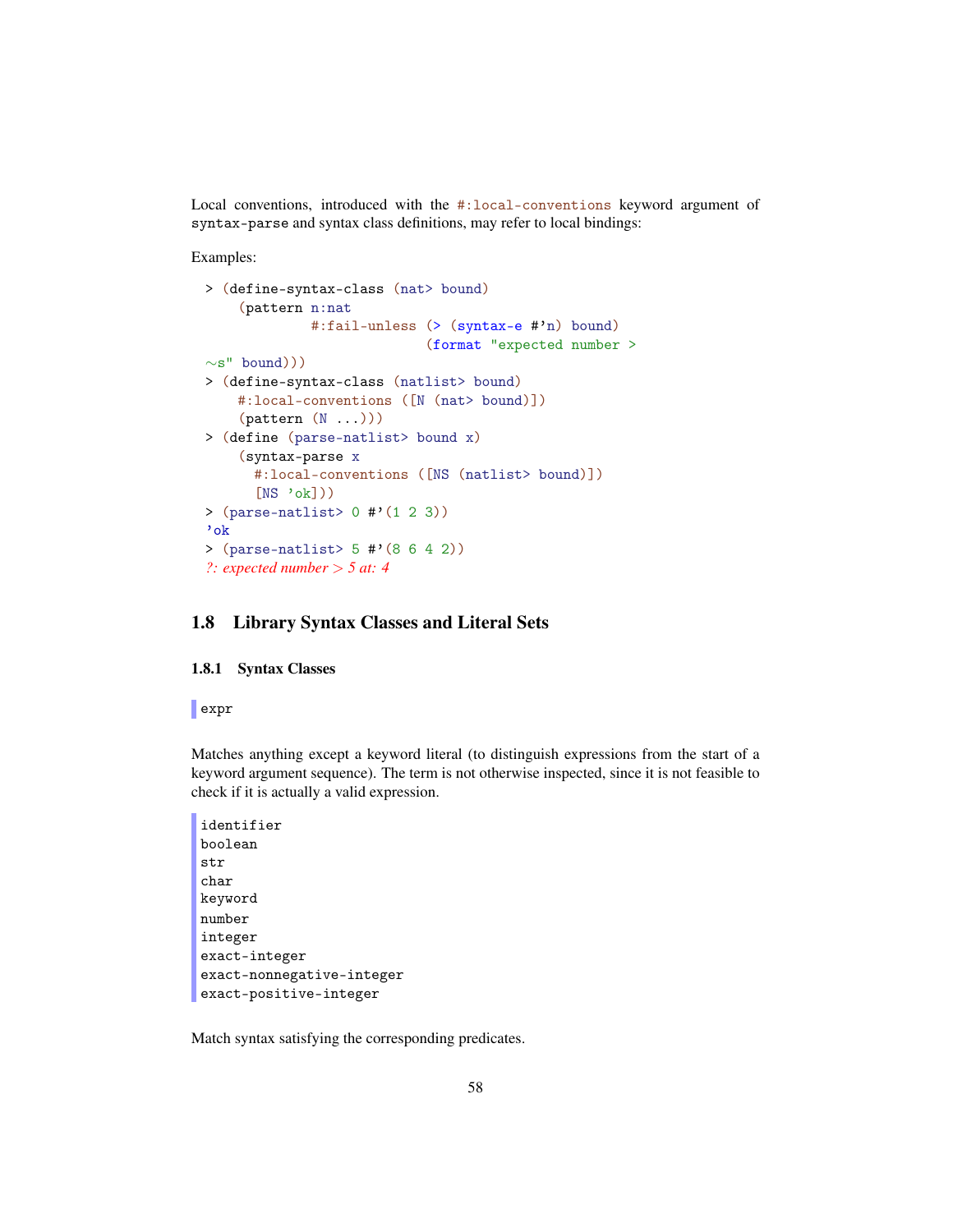Local conventions, introduced with the `#:local-conventions` keyword argument of `syntax-parse` and syntax class definitions, may refer to local bindings:

Examples:

```
> (define-syntax-class (nat> bound)
    (pattern n:nat
             #:fail-unless (> (syntax-e #'n) bound)
                           (format "expected number >
~s" bound)))
> (define-syntax-class (natlist> bound)
    #:local-conventions ([N (nat> bound)])
    (pattern (N ...)))
> (define (parse-natlist> bound x)
    (syntax-parse x
      #:local-conventions ([NS (natlist> bound)])
      [NS 'ok]))
> (parse-natlist> 0 #'(1 2 3))
'ok
> (parse-natlist> 5 #'(8 6 4 2))
?: expected number > 5 at: 4
```

## 1.8 Library Syntax Classes and Literal Sets

### 1.8.1 Syntax Classes

```
expr
```

Matches anything except a keyword literal (to distinguish expressions from the start of a keyword argument sequence). The term is not otherwise inspected, since it is not feasible to check if it is actually a valid expression.

```
identifier
boolean
str
char
keyword
number
integer
exact-integer
exact-nonnegative-integer
exact-positive-integer
```

Match syntax satisfying the corresponding predicates.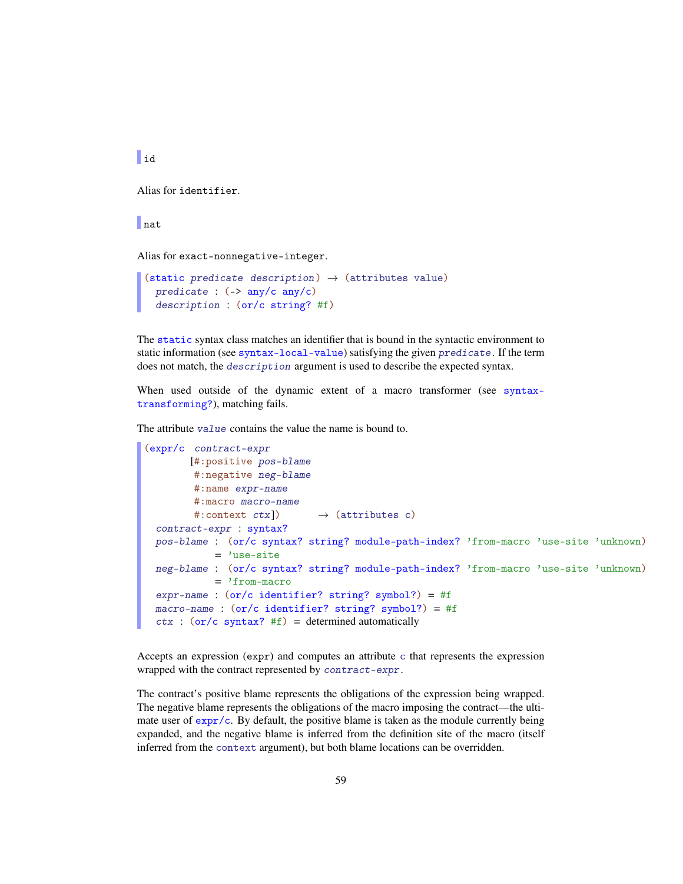```
id
```

Alias for `identifier`.

```
nat
```

Alias for `exact-nonnegative-integer`.

```
(static predicate description) → (attributes value)
  predicate : (-> any/c any/c)
  description : (or/c string? #f)
```

The `static` syntax class matches an identifier that is bound in the syntactic environment to static information (see `syntax-local-value`) satisfying the given *predicate*. If the term does not match, the *description* argument is used to describe the expected syntax.

When used outside of the dynamic extent of a macro transformer (see `syntax-transforming?`), matching fails.

The attribute *value* contains the value the name is bound to.

```
(expr/c  contract-expr
        [#:positive pos-blame
         #:negative neg-blame
         #:name expr-name
         #:macro macro-name
         #:context ctx])      → (attributes c)
  contract-expr : syntax?
  pos-blame : (or/c syntax? string? module-path-index? 'from-macro 'use-site 'unknown)
            = 'use-site
  neg-blame : (or/c syntax? string? module-path-index? 'from-macro 'use-site 'unknown)
            = 'from-macro
  expr-name : (or/c identifier? string? symbol?) = #f
  macro-name : (or/c identifier? string? symbol?) = #f
  ctx : (or/c syntax? #f) = determined automatically
```

Accepts an expression (`expr`) and computes an attribute `c` that represents the expression wrapped with the contract represented by *contract-expr*.

The contract's positive blame represents the obligations of the expression being wrapped. The negative blame represents the obligations of the macro imposing the contract—the ultimate user of `expr/c`. By default, the positive blame is taken as the module currently being expanded, and the negative blame is inferred from the definition site of the macro (itself inferred from the `context` argument), but both blame locations can be overridden.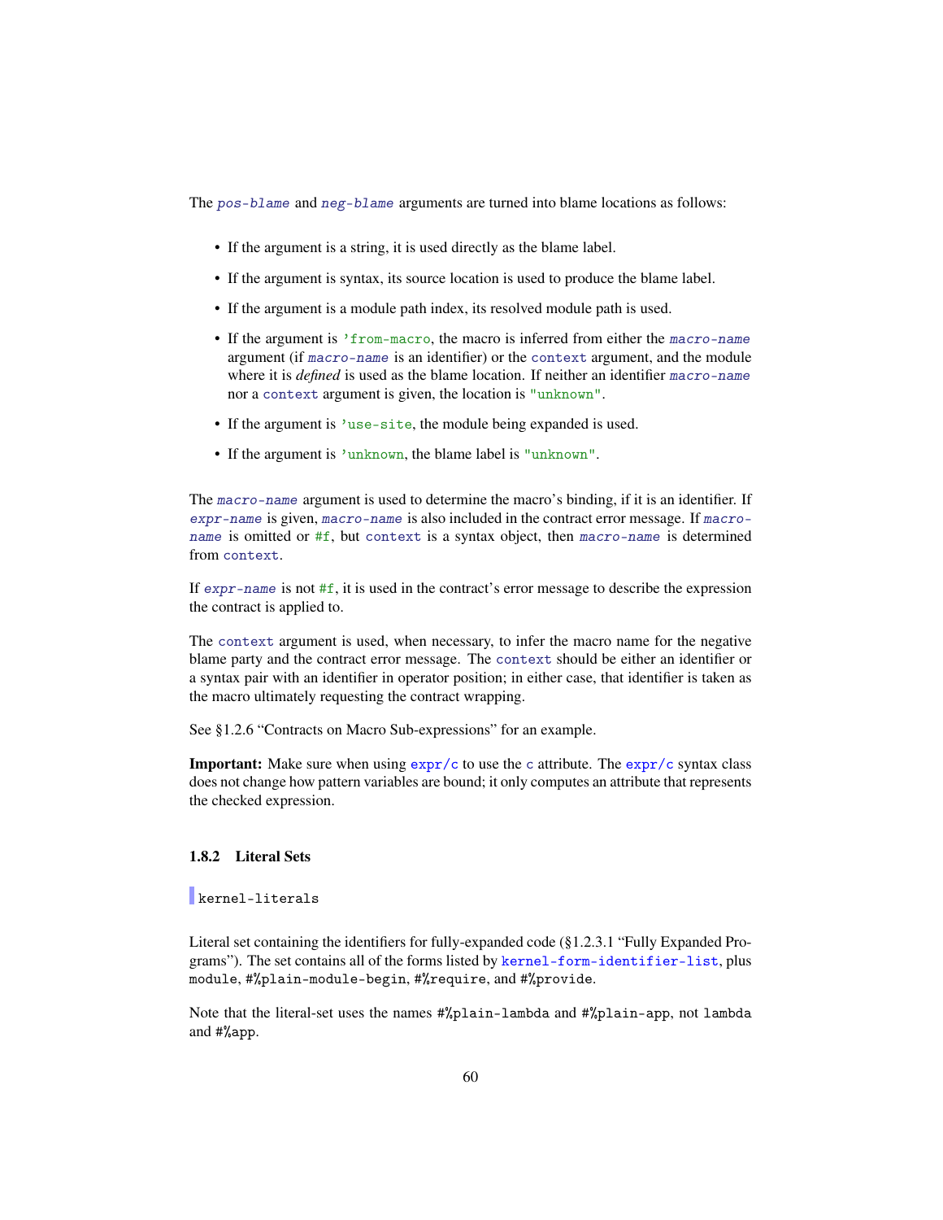The *pos-blame* and *neg-blame* arguments are turned into blame locations as follows:

- If the argument is a string, it is used directly as the blame label.
- If the argument is syntax, its source location is used to produce the blame label.
- If the argument is a module path index, its resolved module path is used.
- If the argument is `'from-macro`, the macro is inferred from either the *macro-name* argument (if *macro-name* is an identifier) or the `context` argument, and the module where it is *defined* is used as the blame location. If neither an identifier *macro-name* nor a `context` argument is given, the location is `"unknown"`.
- If the argument is `'use-site`, the module being expanded is used.
- If the argument is `'unknown`, the blame label is `"unknown"`.

The *macro-name* argument is used to determine the macro's binding, if it is an identifier. If *expr-name* is given, *macro-name* is also included in the contract error message. If *macro-name* is omitted or `#f`, but `context` is a syntax object, then *macro-name* is determined from `context`.

If *expr-name* is not `#f`, it is used in the contract's error message to describe the expression the contract is applied to.

The `context` argument is used, when necessary, to infer the macro name for the negative blame party and the contract error message. The `context` should be either an identifier or a syntax pair with an identifier in operator position; in either case, that identifier is taken as the macro ultimately requesting the contract wrapping.

See §1.2.6 "Contracts on Macro Sub-expressions" for an example.

**Important:** Make sure when using `expr/c` to use the `c` attribute. The `expr/c` syntax class does not change how pattern variables are bound; it only computes an attribute that represents the checked expression.

### 1.8.2 Literal Sets

```
kernel-literals
```

Literal set containing the identifiers for fully-expanded code (§1.2.3.1 "Fully Expanded Programs"). The set contains all of the forms listed by `kernel-form-identifier-list`, plus `module`, `#%plain-module-begin`, `#%require`, and `#%provide`.

Note that the literal-set uses the names `#%plain-lambda` and `#%plain-app`, not `lambda` and `#%app`.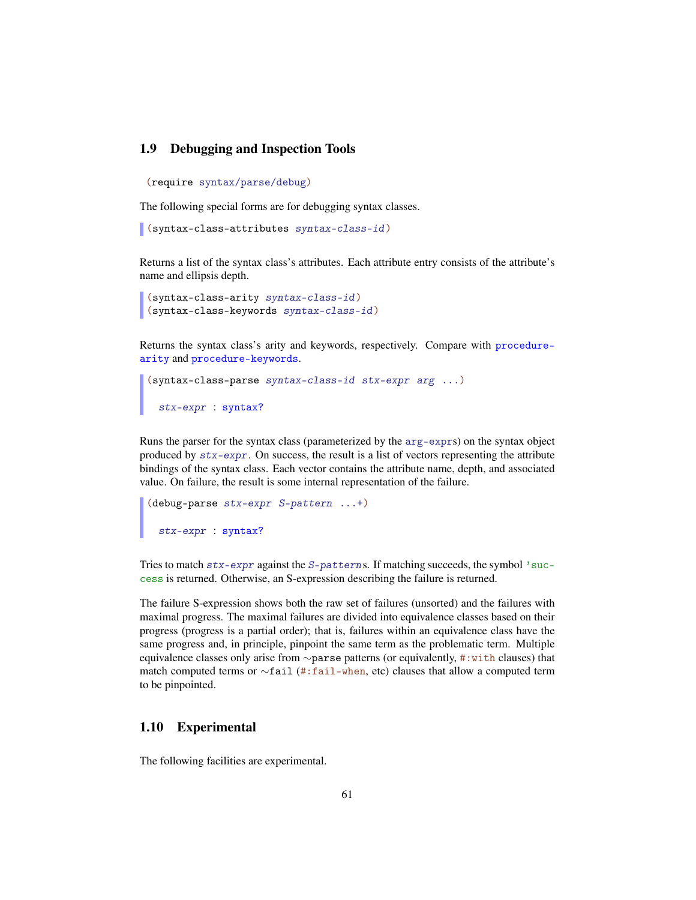## 1.9 Debugging and Inspection Tools

```
(require syntax/parse/debug)
```

The following special forms are for debugging syntax classes.

```
(syntax-class-attributes syntax-class-id)
```

Returns a list of the syntax class's attributes. Each attribute entry consists of the attribute's name and ellipsis depth.

```
(syntax-class-arity syntax-class-id)
(syntax-class-keywords syntax-class-id)
```

Returns the syntax class's arity and keywords, respectively. Compare with `procedure-arity` and `procedure-keywords`.

```
(syntax-class-parse syntax-class-id stx-expr arg ...)

  stx-expr : syntax?
```

Runs the parser for the syntax class (parameterized by the `arg-expr`s) on the syntax object produced by *stx-expr*. On success, the result is a list of vectors representing the attribute bindings of the syntax class. Each vector contains the attribute name, depth, and associated value. On failure, the result is some internal representation of the failure.

```
(debug-parse stx-expr S-pattern ...+)

  stx-expr : syntax?
```

Tries to match *stx-expr* against the *S-pattern*s. If matching succeeds, the symbol `'success` is returned. Otherwise, an S-expression describing the failure is returned.

The failure S-expression shows both the raw set of failures (unsorted) and the failures with maximal progress. The maximal failures are divided into equivalence classes based on their progress (progress is a partial order); that is, failures within an equivalence class have the same progress and, in principle, pinpoint the same term as the problematic term. Multiple equivalence classes only arise from `~parse` patterns (or equivalently, `#:with` clauses) that match computed terms or `~fail` (`#:fail-when`, etc) clauses that allow a computed term to be pinpointed.

## 1.10 Experimental

The following facilities are experimental.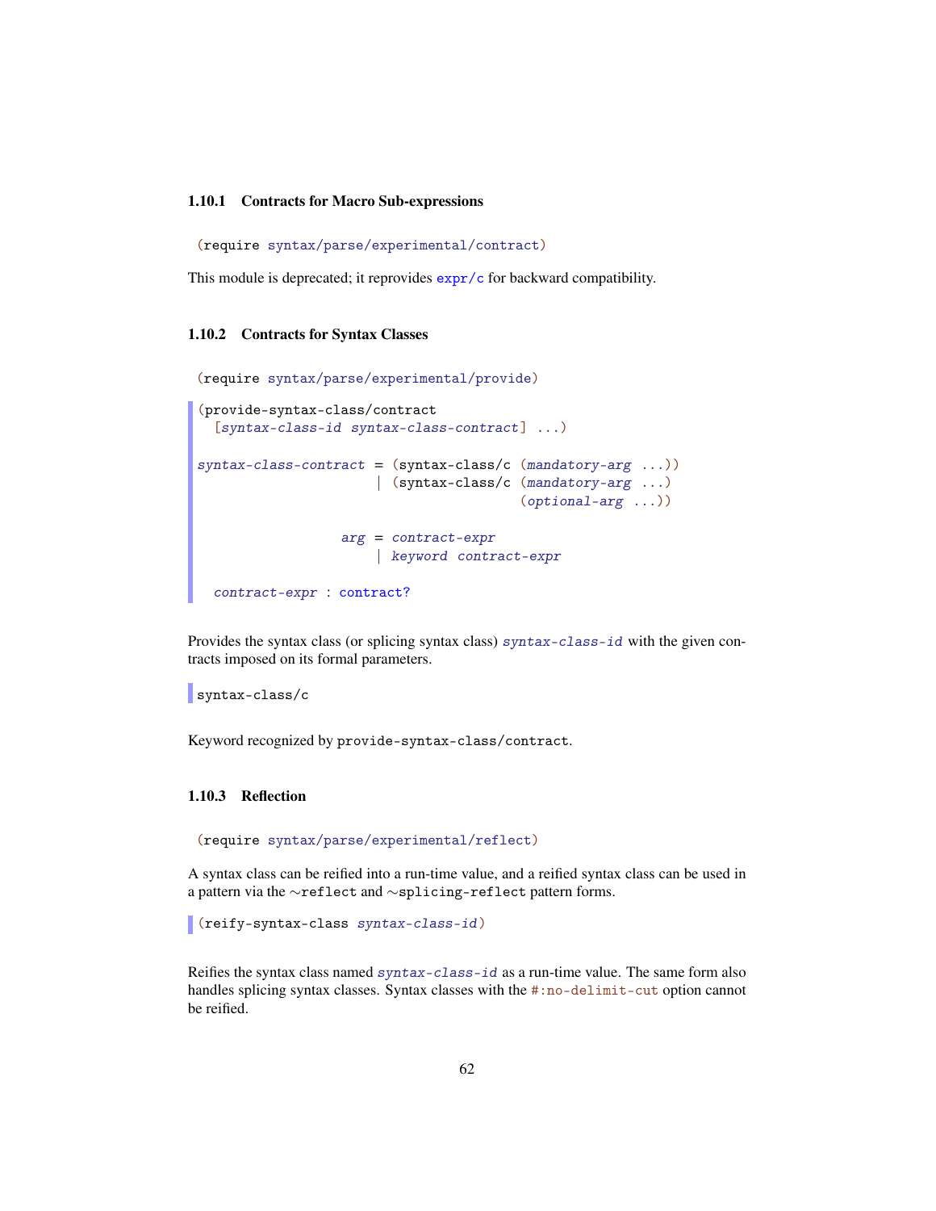### 1.10.1 Contracts for Macro Sub-expressions

```
(require syntax/parse/experimental/contract)
```

This module is deprecated; it reprovides `expr/c` for backward compatibility.

### 1.10.2 Contracts for Syntax Classes

```
(require syntax/parse/experimental/provide)
```

```
(provide-syntax-class/contract
  [syntax-class-id syntax-class-contract] ...)

syntax-class-contract = (syntax-class/c (mandatory-arg ...))
                      | (syntax-class/c (mandatory-arg ...)
                                        (optional-arg ...))

                  arg = contract-expr
                      | keyword contract-expr

  contract-expr : contract?
```

Provides the syntax class (or splicing syntax class) *syntax-class-id* with the given contracts imposed on its formal parameters.

```
syntax-class/c
```

Keyword recognized by `provide-syntax-class/contract`.

### 1.10.3 Reflection

```
(require syntax/parse/experimental/reflect)
```

A syntax class can be reified into a run-time value, and a reified syntax class can be used in a pattern via the `~reflect` and `~splicing-reflect` pattern forms.

```
(reify-syntax-class syntax-class-id)
```

Reifies the syntax class named *syntax-class-id* as a run-time value. The same form also handles splicing syntax classes. Syntax classes with the `#:no-delimit-cut` option cannot be reified.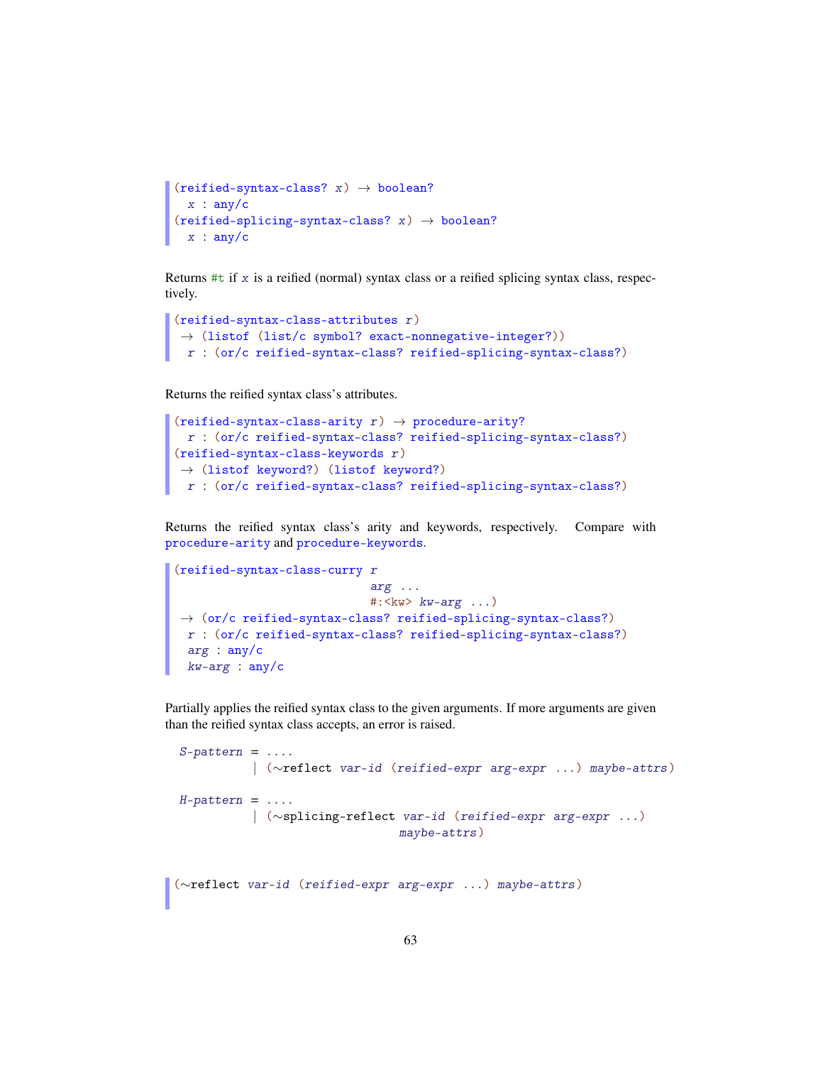```
(reified-syntax-class? x) → boolean?
  x : any/c
(reified-splicing-syntax-class? x) → boolean?
  x : any/c
```

Returns #t if *x* is a reified (normal) syntax class or a reified splicing syntax class, respectively.

```
(reified-syntax-class-attributes r)
 → (listof (list/c symbol? exact-nonnegative-integer?))
  r : (or/c reified-syntax-class? reified-splicing-syntax-class?)
```

Returns the reified syntax class's attributes.

```
(reified-syntax-class-arity r) → procedure-arity?
  r : (or/c reified-syntax-class? reified-splicing-syntax-class?)
(reified-syntax-class-keywords r)
 → (listof keyword?) (listof keyword?)
  r : (or/c reified-syntax-class? reified-splicing-syntax-class?)
```

Returns the reified syntax class's arity and keywords, respectively. Compare with procedure-arity and procedure-keywords.

```
(reified-syntax-class-curry r
                            arg ...
                            #:<kw> kw-arg ...)
 → (or/c reified-syntax-class? reified-splicing-syntax-class?)
  r : (or/c reified-syntax-class? reified-splicing-syntax-class?)
  arg : any/c
  kw-arg : any/c
```

Partially applies the reified syntax class to the given arguments. If more arguments are given than the reified syntax class accepts, an error is raised.

```
S-pattern = ....
          | (~reflect var-id (reified-expr arg-expr ...) maybe-attrs)

H-pattern = ....
          | (~splicing-reflect var-id (reified-expr arg-expr ...)
                               maybe-attrs)
```

```
(~reflect var-id (reified-expr arg-expr ...) maybe-attrs)
```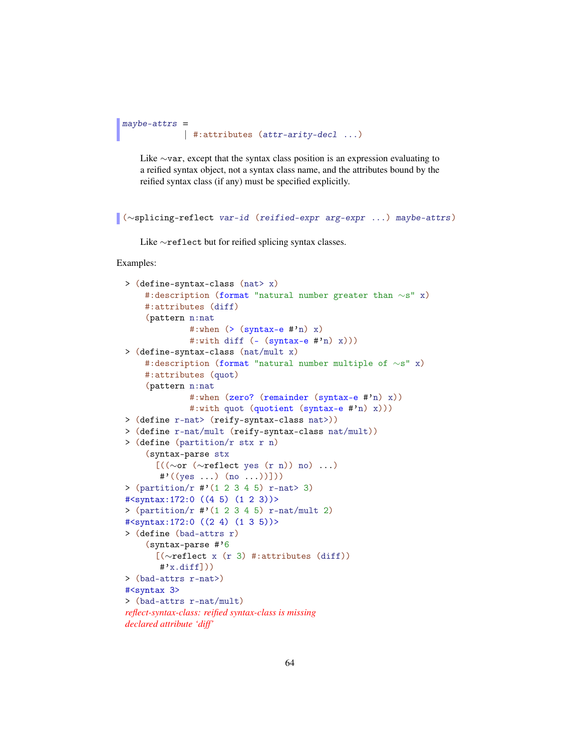```
maybe-attrs =
            | #:attributes (attr-arity-decl ...)
```

Like `~var`, except that the syntax class position is an expression evaluating to a reified syntax object, not a syntax class name, and the attributes bound by the reified syntax class (if any) must be specified explicitly.

```
(~splicing-reflect var-id (reified-expr arg-expr ...) maybe-attrs)
```

Like `~reflect` but for reified splicing syntax classes.

Examples:

```
> (define-syntax-class (nat> x)
    #:description (format "natural number greater than ~s" x)
    #:attributes (diff)
    (pattern n:nat
             #:when (> (syntax-e #'n) x)
             #:with diff (- (syntax-e #'n) x)))
> (define-syntax-class (nat/mult x)
    #:description (format "natural number multiple of ~s" x)
    #:attributes (quot)
    (pattern n:nat
             #:when (zero? (remainder (syntax-e #'n) x))
             #:with quot (quotient (syntax-e #'n) x)))
> (define r-nat> (reify-syntax-class nat>))
> (define r-nat/mult (reify-syntax-class nat/mult))
> (define (partition/r stx r n)
    (syntax-parse stx
      [((~or (~reflect yes (r n)) no) ...)
       #'((yes ...) (no ...))]))
> (partition/r #'(1 2 3 4 5) r-nat> 3)
#<syntax:172:0 ((4 5) (1 2 3))>
> (partition/r #'(1 2 3 4 5) r-nat/mult 2)
#<syntax:172:0 ((2 4) (1 3 5))>
> (define (bad-attrs r)
    (syntax-parse #'6
      [(~reflect x (r 3) #:attributes (diff))
       #'x.diff]))
> (bad-attrs r-nat>)
#<syntax 3>
> (bad-attrs r-nat/mult)
reflect-syntax-class: reified syntax-class is missing
declared attribute `diff'
```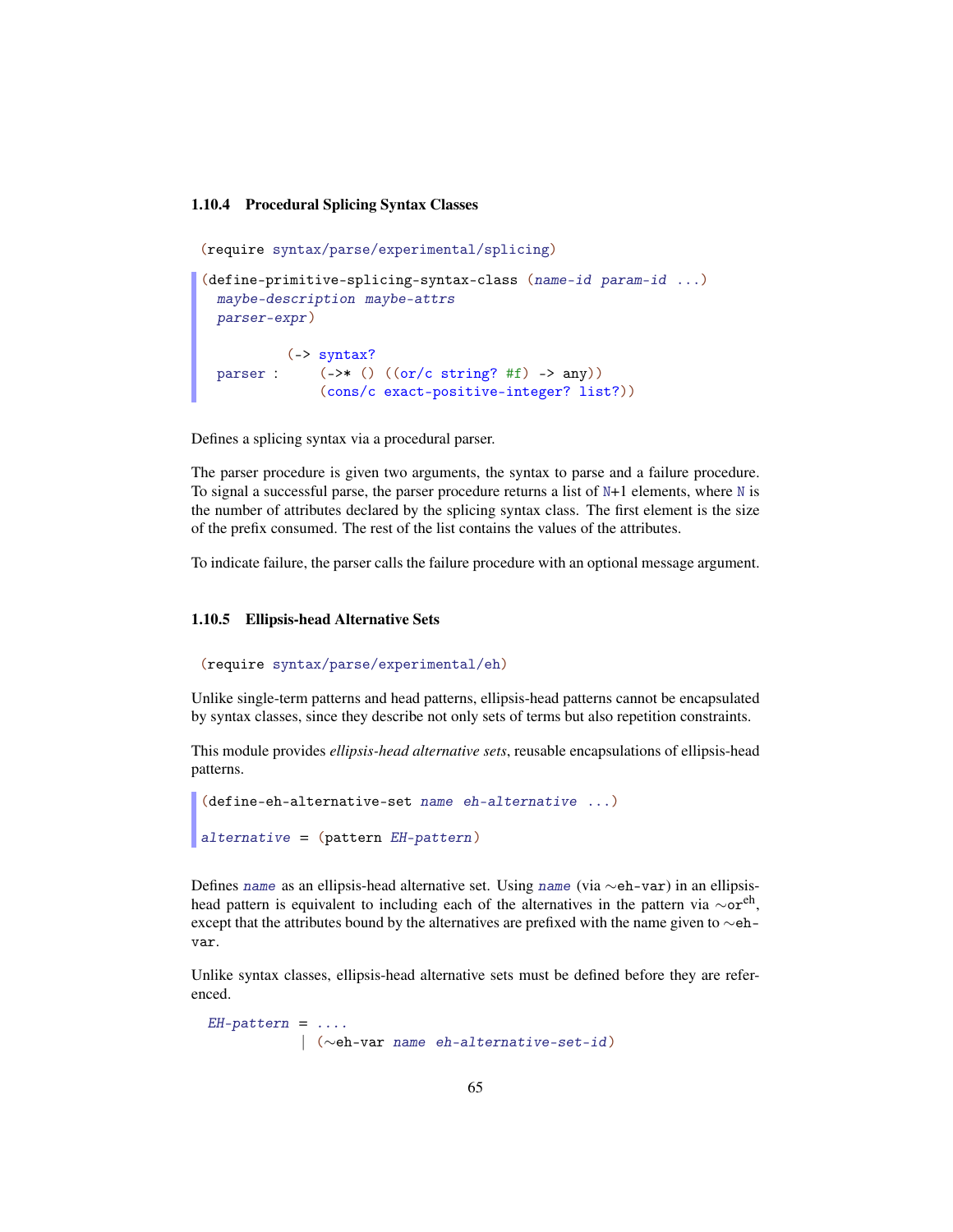### 1.10.4 Procedural Splicing Syntax Classes

```
(require syntax/parse/experimental/splicing)
```

```
(define-primitive-splicing-syntax-class (name-id param-id ...)
  maybe-description maybe-attrs
  parser-expr)

          (-> syntax?
  parser :     (->* () ((or/c string? #f) -> any))
               (cons/c exact-positive-integer? list?))
```

Defines a splicing syntax via a procedural parser.

The parser procedure is given two arguments, the syntax to parse and a failure procedure. To signal a successful parse, the parser procedure returns a list of `N`+1 elements, where `N` is the number of attributes declared by the splicing syntax class. The first element is the size of the prefix consumed. The rest of the list contains the values of the attributes.

To indicate failure, the parser calls the failure procedure with an optional message argument.

### 1.10.5 Ellipsis-head Alternative Sets

```
(require syntax/parse/experimental/eh)
```

Unlike single-term patterns and head patterns, ellipsis-head patterns cannot be encapsulated by syntax classes, since they describe not only sets of terms but also repetition constraints.

This module provides *ellipsis-head alternative sets*, reusable encapsulations of ellipsis-head patterns.

```
(define-eh-alternative-set name eh-alternative ...)

alternative = (pattern EH-pattern)
```

Defines *name* as an ellipsis-head alternative set. Using *name* (via `~eh-var`) in an ellipsis-head pattern is equivalent to including each of the alternatives in the pattern via `~or`[eh], except that the attributes bound by the alternatives are prefixed with the name given to `~eh-var`.

Unlike syntax classes, ellipsis-head alternative sets must be defined before they are referenced.

```
EH-pattern = ....
           | (~eh-var name eh-alternative-set-id)
```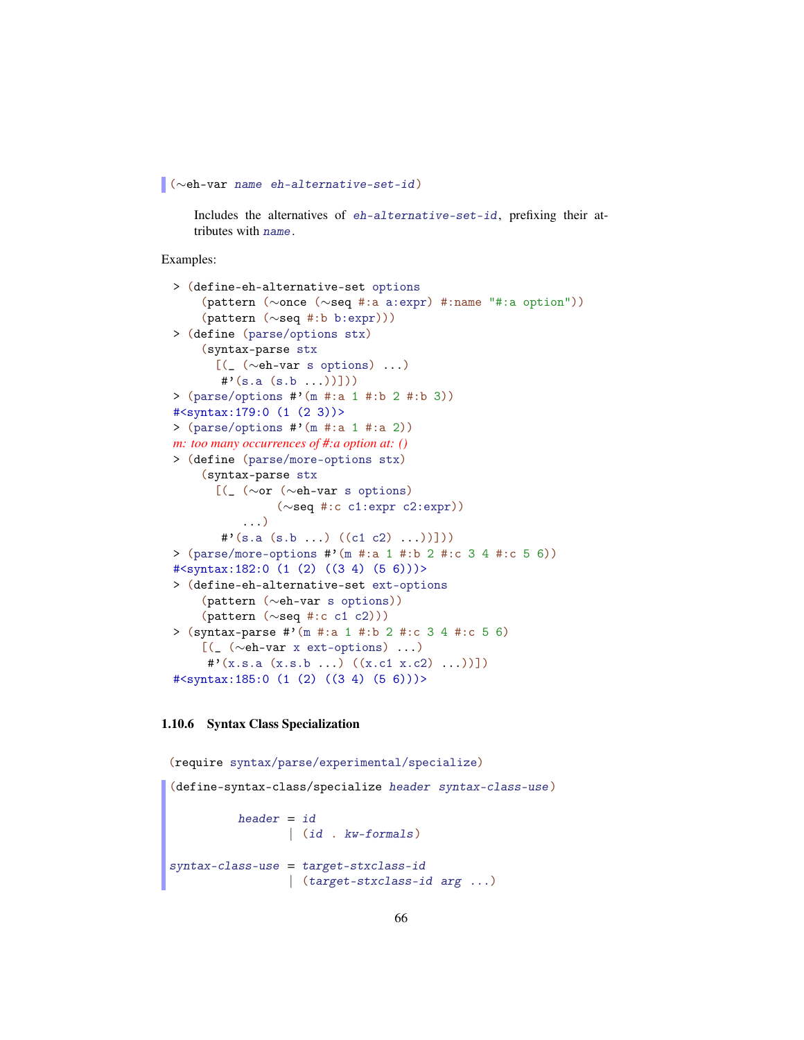```
(~eh-var name eh-alternative-set-id)
```

Includes the alternatives of *eh-alternative-set-id*, prefixing their attributes with *name*.

Examples:

```
> (define-eh-alternative-set options
    (pattern (~once (~seq #:a a:expr) #:name "#:a option"))
    (pattern (~seq #:b b:expr)))
> (define (parse/options stx)
    (syntax-parse stx
      [(_ (~eh-var s options) ...)
       #'(s.a (s.b ...))]))
> (parse/options #'(m #:a 1 #:b 2 #:b 3))
#<syntax:179:0 (1 (2 3))>
> (parse/options #'(m #:a 1 #:a 2))
m: too many occurrences of #:a option at: ()
> (define (parse/more-options stx)
    (syntax-parse stx
      [(_ (~or (~eh-var s options)
               (~seq #:c c1:expr c2:expr))
          ...)
       #'(s.a (s.b ...) ((c1 c2) ...))]))
> (parse/more-options #'(m #:a 1 #:b 2 #:c 3 4 #:c 5 6))
#<syntax:182:0 (1 (2) ((3 4) (5 6)))>
> (define-eh-alternative-set ext-options
    (pattern (~eh-var s options))
    (pattern (~seq #:c c1 c2)))
> (syntax-parse #'(m #:a 1 #:b 2 #:c 3 4 #:c 5 6)
    [(_ (~eh-var x ext-options) ...)
     #'(x.s.a (x.s.b ...) ((x.c1 x.c2) ...))])
#<syntax:185:0 (1 (2) ((3 4) (5 6)))>
```

### 1.10.6 Syntax Class Specialization

```
(require syntax/parse/experimental/specialize)
```

```
(define-syntax-class/specialize header syntax-class-use)

         header = id
                | (id . kw-formals)

syntax-class-use = target-stxclass-id
                 | (target-stxclass-id arg ...)
```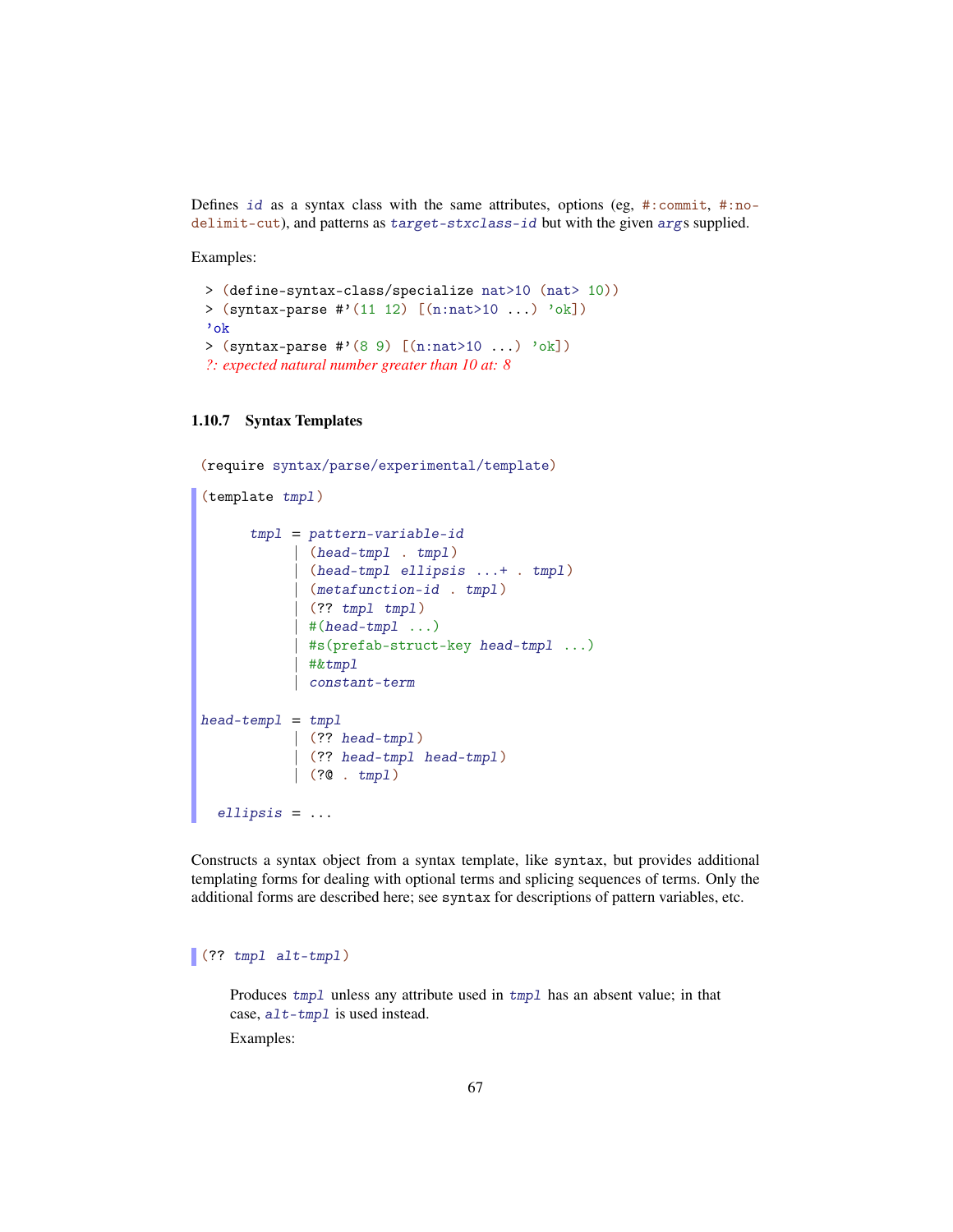Defines *id* as a syntax class with the same attributes, options (eg, `#:commit`, `#:no-delimit-cut`), and patterns as *target-stxclass-id* but with the given *arg*s supplied.

Examples:

```
> (define-syntax-class/specialize nat>10 (nat> 10))
> (syntax-parse #'(11 12) [(n:nat>10 ...) 'ok])
'ok
> (syntax-parse #'(8 9) [(n:nat>10 ...) 'ok])
?: expected natural number greater than 10 at: 8
```

### 1.10.7 Syntax Templates

```
(require syntax/parse/experimental/template)
```

```
(template tmpl)

      tmpl = pattern-variable-id
           | (head-tmpl . tmpl)
           | (head-tmpl ellipsis ...+ . tmpl)
           | (metafunction-id . tmpl)
           | (?? tmpl tmpl)
           | #(head-tmpl ...)
           | #s(prefab-struct-key head-tmpl ...)
           | #&tmpl
           | constant-term

head-templ = tmpl
           | (?? head-tmpl)
           | (?? head-tmpl head-tmpl)
           | (?@ . tmpl)

  ellipsis = ...
```

Constructs a syntax object from a syntax template, like `syntax`, but provides additional templating forms for dealing with optional terms and splicing sequences of terms. Only the additional forms are described here; see `syntax` for descriptions of pattern variables, etc.

```
(?? tmpl alt-tmpl)
```

Produces *tmpl* unless any attribute used in *tmpl* has an absent value; in that case, *alt-tmpl* is used instead.

Examples: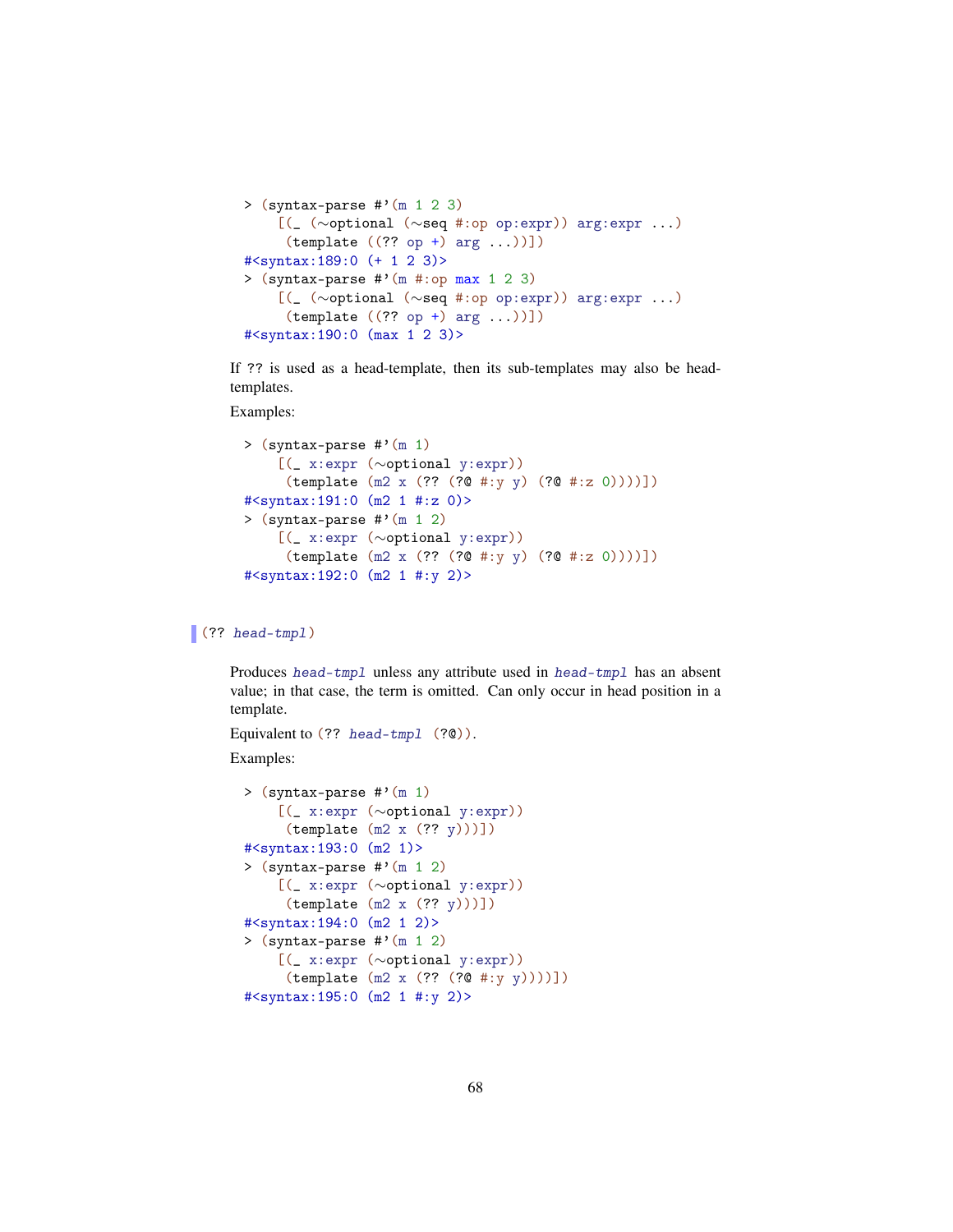```
> (syntax-parse #'(m 1 2 3)
    [(_ (~optional (~seq #:op op:expr)) arg:expr ...)
     (template ((?? op +) arg ...))])
#<syntax:189:0 (+ 1 2 3)>
> (syntax-parse #'(m #:op max 1 2 3)
    [(_ (~optional (~seq #:op op:expr)) arg:expr ...)
     (template ((?? op +) arg ...))])
#<syntax:190:0 (max 1 2 3)>
```

If `??` is used as a head-template, then its sub-templates may also be head-templates.

Examples:

```
> (syntax-parse #'(m 1)
    [(_ x:expr (~optional y:expr))
     (template (m2 x (?? (?@ #:y y) (?@ #:z 0))))])
#<syntax:191:0 (m2 1 #:z 0)>
> (syntax-parse #'(m 1 2)
    [(_ x:expr (~optional y:expr))
     (template (m2 x (?? (?@ #:y y) (?@ #:z 0))))])
#<syntax:192:0 (m2 1 #:y 2)>
```

```
(?? head-tmpl)
```

Produces *head-tmpl* unless any attribute used in *head-tmpl* has an absent value; in that case, the term is omitted. Can only occur in head position in a template.

Equivalent to `(?? head-tmpl (?@))`.

Examples:

```
> (syntax-parse #'(m 1)
    [(_ x:expr (~optional y:expr))
     (template (m2 x (?? y)))])
#<syntax:193:0 (m2 1)>
> (syntax-parse #'(m 1 2)
    [(_ x:expr (~optional y:expr))
     (template (m2 x (?? y)))])
#<syntax:194:0 (m2 1 2)>
> (syntax-parse #'(m 1 2)
    [(_ x:expr (~optional y:expr))
     (template (m2 x (?? (?@ #:y y))))])
#<syntax:195:0 (m2 1 #:y 2)>
```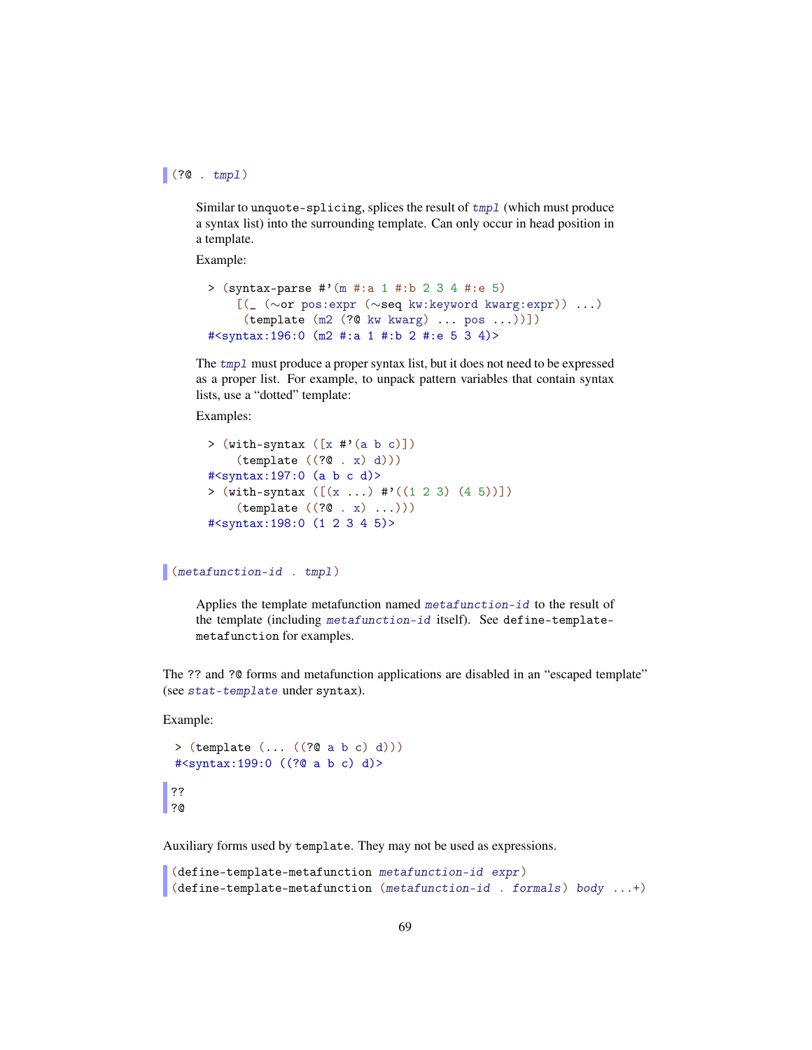```
(?@ . tmpl)
```

Similar to `unquote-splicing`, splices the result of *tmpl* (which must produce a syntax list) into the surrounding template. Can only occur in head position in a template.

Example:

```
> (syntax-parse #'(m #:a 1 #:b 2 3 4 #:e 5)
    [(_ (~or pos:expr (~seq kw:keyword kwarg:expr)) ...)
     (template (m2 (?@ kw kwarg) ... pos ...))])
#<syntax:196:0 (m2 #:a 1 #:b 2 #:e 5 3 4)>
```

The *tmpl* must produce a proper syntax list, but it does not need to be expressed as a proper list. For example, to unpack pattern variables that contain syntax lists, use a "dotted" template:

Examples:

```
> (with-syntax ([x #'(a b c)])
    (template ((?@ . x) d)))
#<syntax:197:0 (a b c d)>
> (with-syntax ([(x ...) #'((1 2 3) (4 5))])
    (template ((?@ . x) ...)))
#<syntax:198:0 (1 2 3 4 5)>
```

```
(metafunction-id . tmpl)
```

Applies the template metafunction named *metafunction-id* to the result of the template (including *metafunction-id* itself). See `define-template-metafunction` for examples.

The `??` and `?@` forms and metafunction applications are disabled in an "escaped template" (see *stat-template* under `syntax`).

Example:

```
> (template (... ((?@ a b c) d)))
#<syntax:199:0 ((?@ a b c) d)>
```

```
??
?@
```

Auxiliary forms used by `template`. They may not be used as expressions.

```
(define-template-metafunction metafunction-id expr)
(define-template-metafunction (metafunction-id . formals) body ...+)
```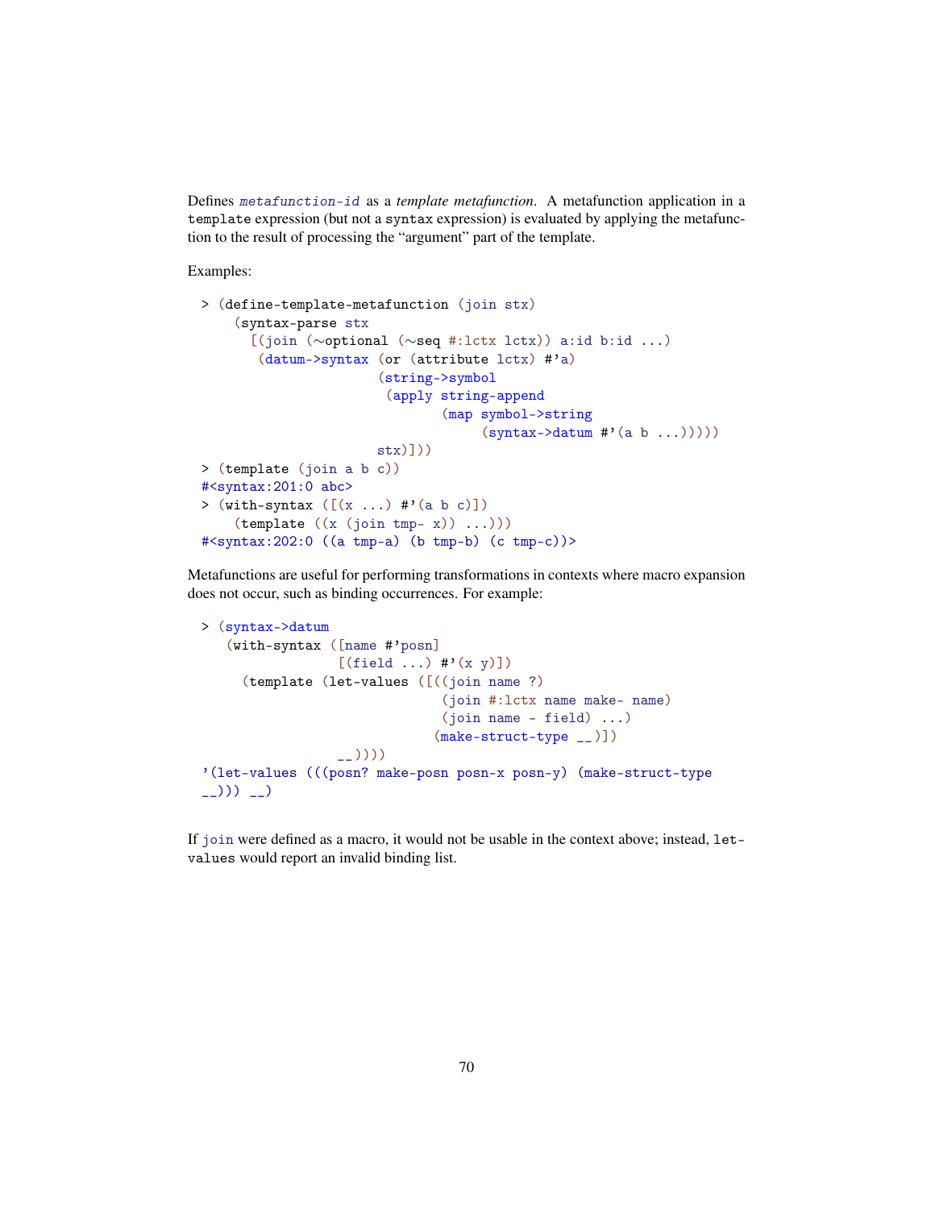Defines *metafunction-id* as a *template metafunction*. A metafunction application in a `template` expression (but not a `syntax` expression) is evaluated by applying the metafunction to the result of processing the “argument” part of the template.

Examples:

```
> (define-template-metafunction (join stx)
    (syntax-parse stx
      [(join (~optional (~seq #:lctx lctx)) a:id b:id ...)
       (datum->syntax (or (attribute lctx) #'a)
                      (string->symbol
                       (apply string-append
                              (map symbol->string
                                   (syntax->datum #'(a b ...)))))
                      stx)]))
> (template (join a b c))
#<syntax:201:0 abc>
> (with-syntax ([(x ...) #'(a b c)])
    (template ((x (join tmp- x)) ...)))
#<syntax:202:0 ((a tmp-a) (b tmp-b) (c tmp-c))>
```

Metafunctions are useful for performing transformations in contexts where macro expansion does not occur, such as binding occurrences. For example:

```
> (syntax->datum
   (with-syntax ([name #'posn]
                 [(field ...) #'(x y)])
     (template (let-values ([((join name ?)
                              (join #:lctx name make- name)
                              (join name - field) ...)
                             (make-struct-type __)])
                 __))))
'(let-values (((posn? make-posn posn-x posn-y) (make-struct-type
__))) __)
```

If `join` were defined as a macro, it would not be usable in the context above; instead, `let-values` would report an invalid binding list.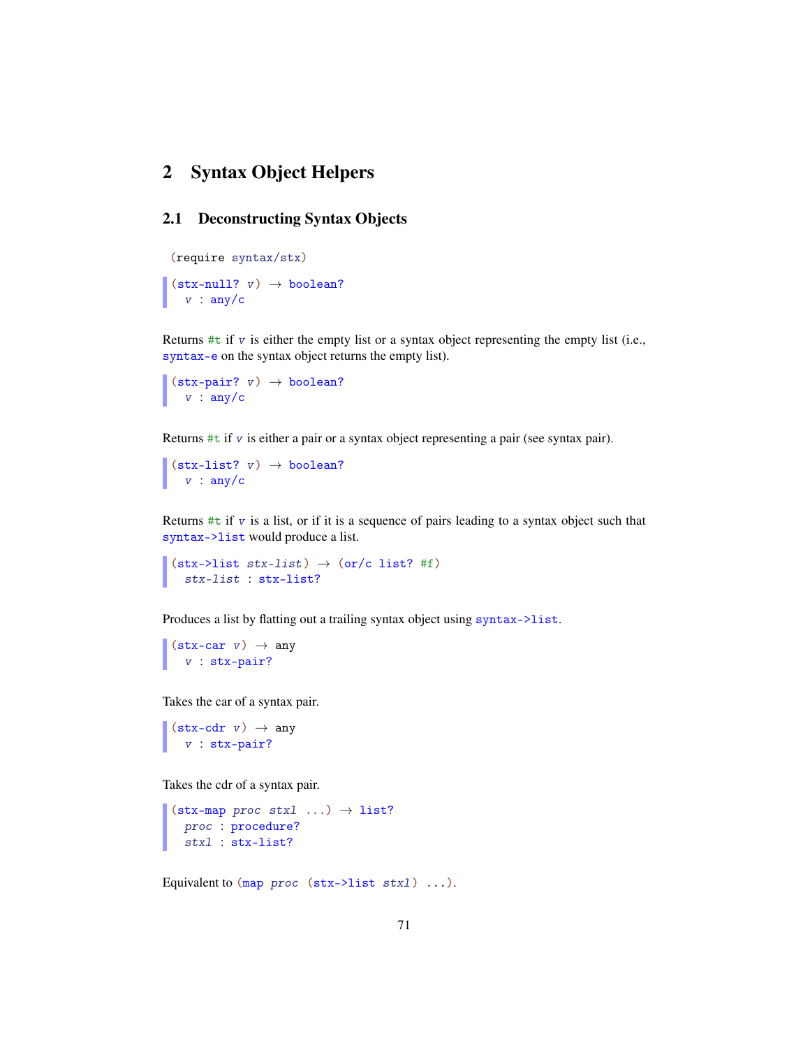# 2 Syntax Object Helpers

## 2.1 Deconstructing Syntax Objects

```
(require syntax/stx)
```

```
(stx-null? v) → boolean?
  v : any/c
```

Returns `#t` if *v* is either the empty list or a syntax object representing the empty list (i.e., `syntax-e` on the syntax object returns the empty list).

```
(stx-pair? v) → boolean?
  v : any/c
```

Returns `#t` if *v* is either a pair or a syntax object representing a pair (see syntax pair).

```
(stx-list? v) → boolean?
  v : any/c
```

Returns `#t` if *v* is a list, or if it is a sequence of pairs leading to a syntax object such that `syntax->list` would produce a list.

```
(stx->list stx-list) → (or/c list? #f)
  stx-list : stx-list?
```

Produces a list by flatting out a trailing syntax object using `syntax->list`.

```
(stx-car v) → any
  v : stx-pair?
```

Takes the car of a syntax pair.

```
(stx-cdr v) → any
  v : stx-pair?
```

Takes the cdr of a syntax pair.

```
(stx-map proc stxl ...) → list?
  proc : procedure?
  stxl : stx-list?
```

Equivalent to `(map proc (stx->list stxl) ...)`.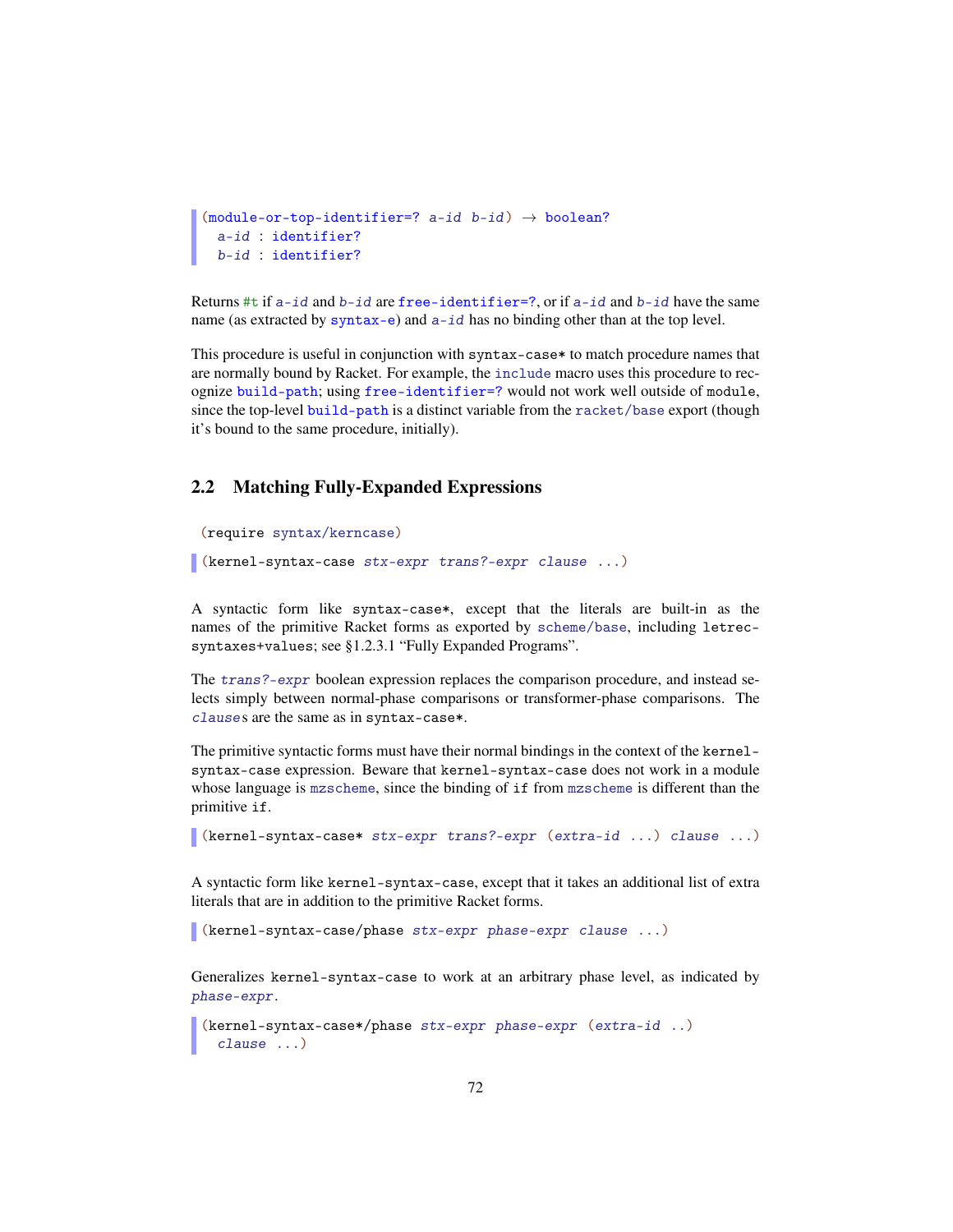```
(module-or-top-identifier=? a-id b-id) → boolean?
  a-id : identifier?
  b-id : identifier?
```

Returns `#t` if *a-id* and *b-id* are `free-identifier=?`, or if *a-id* and *b-id* have the same name (as extracted by `syntax-e`) and *a-id* has no binding other than at the top level.

This procedure is useful in conjunction with `syntax-case*` to match procedure names that are normally bound by Racket. For example, the `include` macro uses this procedure to recognize `build-path`; using `free-identifier=?` would not work well outside of `module`, since the top-level `build-path` is a distinct variable from the `racket/base` export (though it's bound to the same procedure, initially).

## 2.2 Matching Fully-Expanded Expressions

```
(require syntax/kerncase)
```

```
(kernel-syntax-case stx-expr trans?-expr clause ...)
```

A syntactic form like `syntax-case*`, except that the literals are built-in as the names of the primitive Racket forms as exported by `scheme/base`, including `letrec-syntaxes+values`; see §1.2.3.1 "Fully Expanded Programs".

The *trans?-expr* boolean expression replaces the comparison procedure, and instead selects simply between normal-phase comparisons or transformer-phase comparisons. The *clause*s are the same as in `syntax-case*`.

The primitive syntactic forms must have their normal bindings in the context of the `kernel-syntax-case` expression. Beware that `kernel-syntax-case` does not work in a module whose language is `mzscheme`, since the binding of `if` from `mzscheme` is different than the primitive `if`.

```
(kernel-syntax-case* stx-expr trans?-expr (extra-id ...) clause ...)
```

A syntactic form like `kernel-syntax-case`, except that it takes an additional list of extra literals that are in addition to the primitive Racket forms.

```
(kernel-syntax-case/phase stx-expr phase-expr clause ...)
```

Generalizes `kernel-syntax-case` to work at an arbitrary phase level, as indicated by *phase-expr*.

```
(kernel-syntax-case*/phase stx-expr phase-expr (extra-id ..)
  clause ...)
```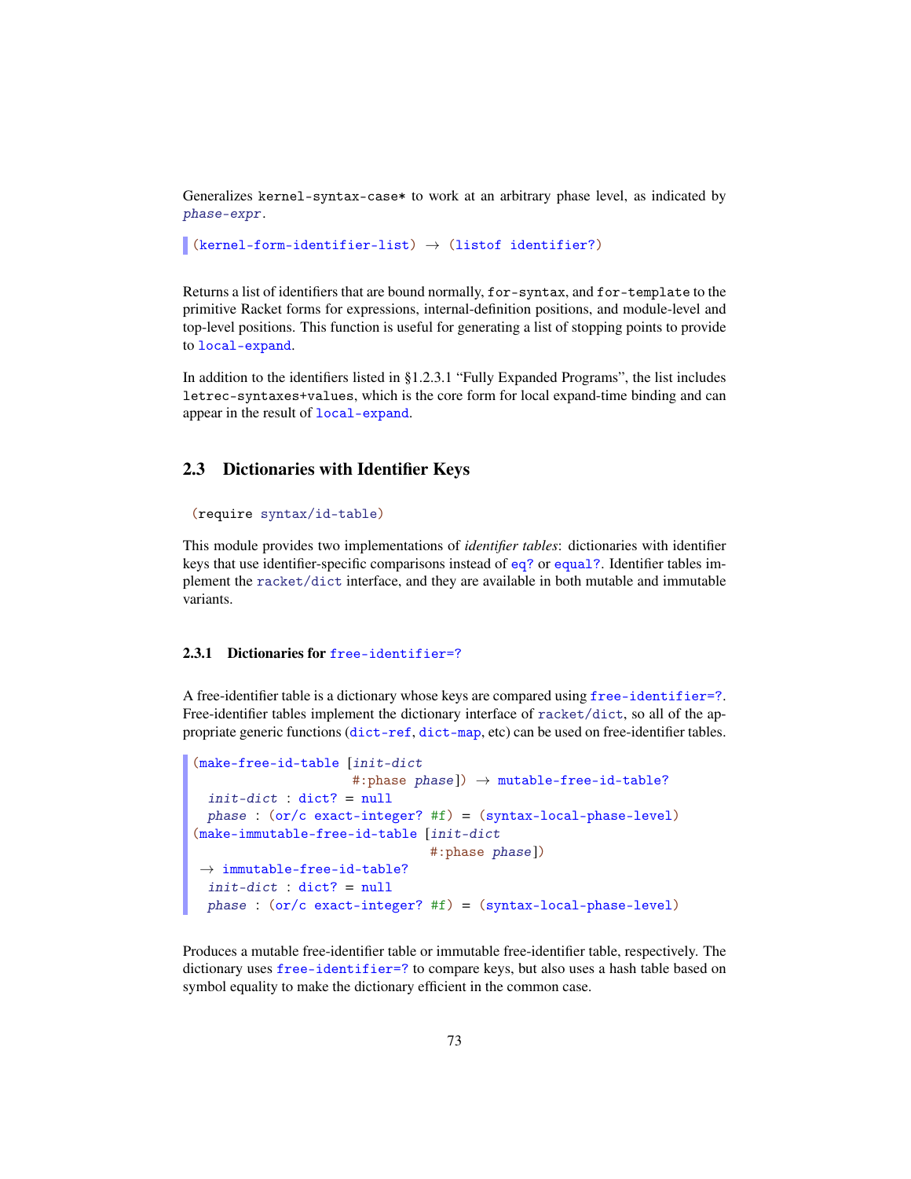Generalizes `kernel-syntax-case*` to work at an arbitrary phase level, as indicated by *phase-expr*.

```
(kernel-form-identifier-list) → (listof identifier?)
```

Returns a list of identifiers that are bound normally, `for-syntax`, and `for-template` to the primitive Racket forms for expressions, internal-definition positions, and module-level and top-level positions. This function is useful for generating a list of stopping points to provide to `local-expand`.

In addition to the identifiers listed in §1.2.3.1 "Fully Expanded Programs", the list includes `letrec-syntaxes+values`, which is the core form for local expand-time binding and can appear in the result of `local-expand`.

## 2.3 Dictionaries with Identifier Keys

```
(require syntax/id-table)
```

This module provides two implementations of *identifier tables*: dictionaries with identifier keys that use identifier-specific comparisons instead of `eq?` or `equal?`. Identifier tables implement the `racket/dict` interface, and they are available in both mutable and immutable variants.

### 2.3.1 Dictionaries for `free-identifier=?`

A free-identifier table is a dictionary whose keys are compared using `free-identifier=?`. Free-identifier tables implement the dictionary interface of `racket/dict`, so all of the appropriate generic functions (`dict-ref`, `dict-map`, etc) can be used on free-identifier tables.

```
(make-free-id-table [init-dict
                     #:phase phase]) → mutable-free-id-table?
  init-dict : dict? = null
  phase : (or/c exact-integer? #f) = (syntax-local-phase-level)
(make-immutable-free-id-table [init-dict
                               #:phase phase])
 → immutable-free-id-table?
  init-dict : dict? = null
  phase : (or/c exact-integer? #f) = (syntax-local-phase-level)
```

Produces a mutable free-identifier table or immutable free-identifier table, respectively. The dictionary uses `free-identifier=?` to compare keys, but also uses a hash table based on symbol equality to make the dictionary efficient in the common case.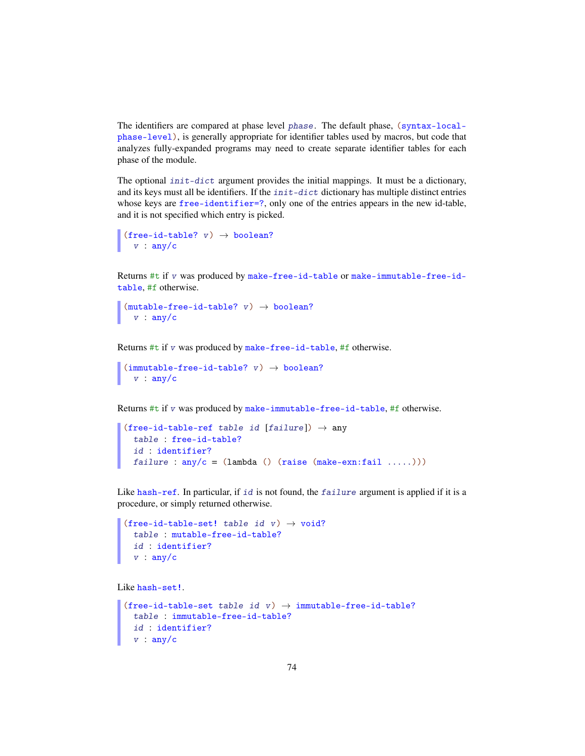The identifiers are compared at phase level *phase*. The default phase, `(syntax-local-phase-level)`, is generally appropriate for identifier tables used by macros, but code that analyzes fully-expanded programs may need to create separate identifier tables for each phase of the module.

The optional *init-dict* argument provides the initial mappings. It must be a dictionary, and its keys must all be identifiers. If the *init-dict* dictionary has multiple distinct entries whose keys are `free-identifier=?`, only one of the entries appears in the new id-table, and it is not specified which entry is picked.

```
(free-id-table? v) → boolean?
  v : any/c
```

Returns `#t` if *v* was produced by `make-free-id-table` or `make-immutable-free-id-table`, `#f` otherwise.

```
(mutable-free-id-table? v) → boolean?
  v : any/c
```

Returns `#t` if *v* was produced by `make-free-id-table`, `#f` otherwise.

```
(immutable-free-id-table? v) → boolean?
  v : any/c
```

Returns `#t` if *v* was produced by `make-immutable-free-id-table`, `#f` otherwise.

```
(free-id-table-ref table id [failure]) → any
  table : free-id-table?
  id : identifier?
  failure : any/c = (lambda () (raise (make-exn:fail .....)))
```

Like `hash-ref`. In particular, if *id* is not found, the *failure* argument is applied if it is a procedure, or simply returned otherwise.

```
(free-id-table-set! table id v) → void?
  table : mutable-free-id-table?
  id : identifier?
  v : any/c
```

Like `hash-set!`.

```
(free-id-table-set table id v) → immutable-free-id-table?
  table : immutable-free-id-table?
  id : identifier?
  v : any/c
```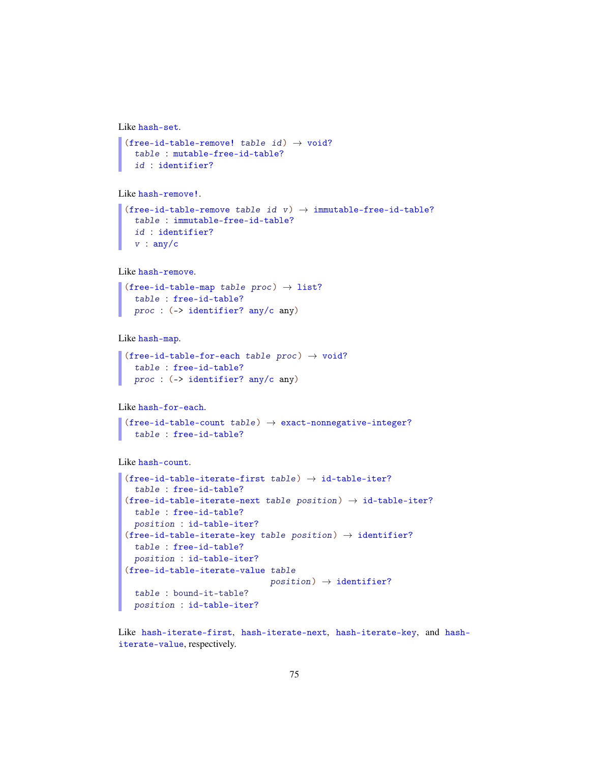Like `hash-set`.

```
(free-id-table-remove! table id) → void?
  table : mutable-free-id-table?
  id : identifier?
```

Like `hash-remove!`.

```
(free-id-table-remove table id v) → immutable-free-id-table?
  table : immutable-free-id-table?
  id : identifier?
  v : any/c
```

Like `hash-remove`.

```
(free-id-table-map table proc) → list?
  table : free-id-table?
  proc : (-> identifier? any/c any)
```

Like `hash-map`.

```
(free-id-table-for-each table proc) → void?
  table : free-id-table?
  proc : (-> identifier? any/c any)
```

Like `hash-for-each`.

```
(free-id-table-count table) → exact-nonnegative-integer?
  table : free-id-table?
```

Like `hash-count`.

```
(free-id-table-iterate-first table) → id-table-iter?
  table : free-id-table?
(free-id-table-iterate-next table position) → id-table-iter?
  table : free-id-table?
  position : id-table-iter?
(free-id-table-iterate-key table position) → identifier?
  table : free-id-table?
  position : id-table-iter?
(free-id-table-iterate-value table
                             position) → identifier?
  table : bound-it-table?
  position : id-table-iter?
```

Like `hash-iterate-first`, `hash-iterate-next`, `hash-iterate-key`, and `hash-iterate-value`, respectively.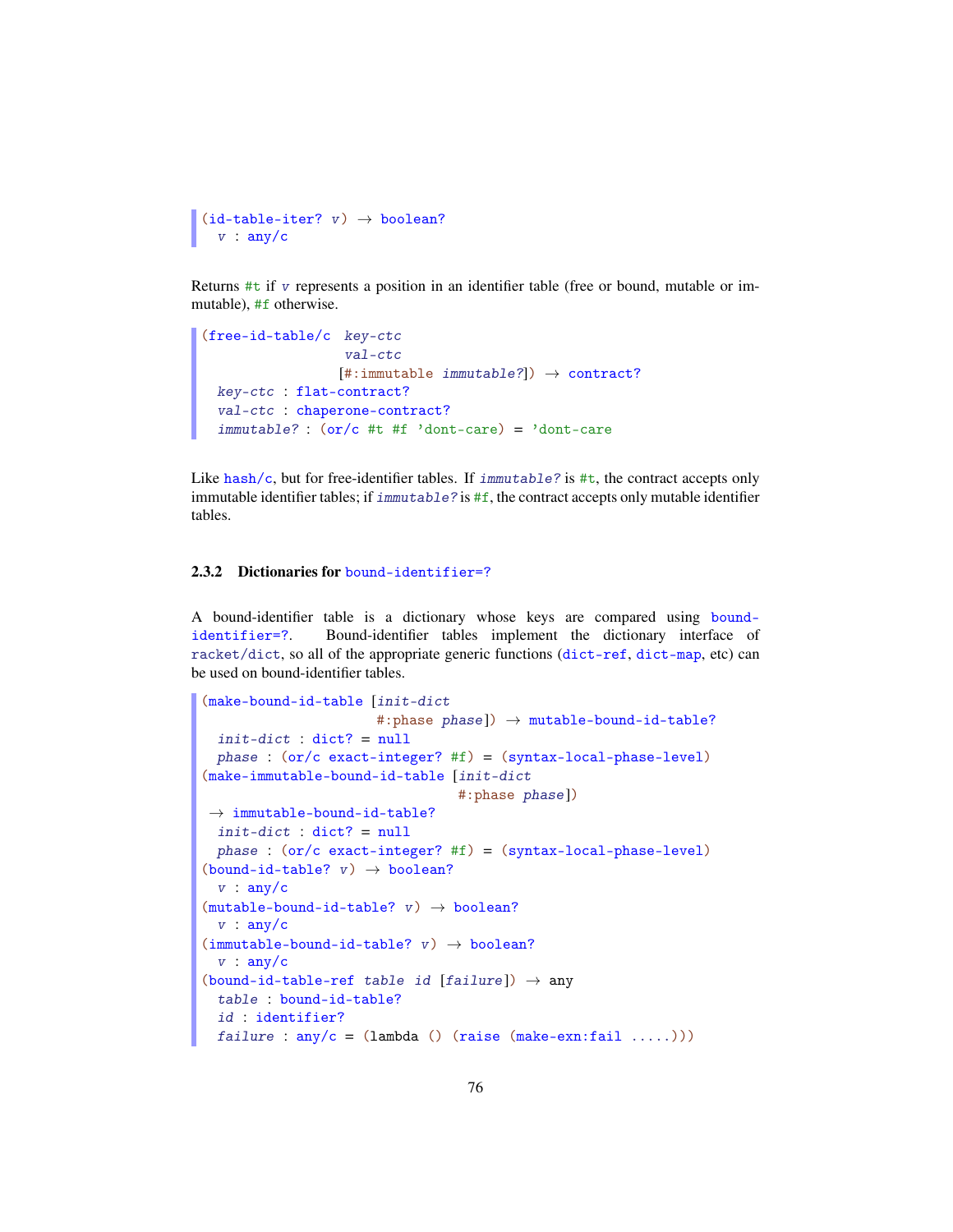```
(id-table-iter? v) → boolean?
  v : any/c
```

Returns `#t` if *v* represents a position in an identifier table (free or bound, mutable or immutable), `#f` otherwise.

```
(free-id-table/c  key-ctc
                  val-ctc
                 [#:immutable immutable?]) → contract?
  key-ctc : flat-contract?
  val-ctc : chaperone-contract?
  immutable? : (or/c #t #f 'dont-care) = 'dont-care
```

Like `hash/c`, but for free-identifier tables. If *immutable?* is `#t`, the contract accepts only immutable identifier tables; if *immutable?* is `#f`, the contract accepts only mutable identifier tables.

### 2.3.2 Dictionaries for `bound-identifier=?`

A bound-identifier table is a dictionary whose keys are compared using `bound-identifier=?`. Bound-identifier tables implement the dictionary interface of `racket/dict`, so all of the appropriate generic functions (`dict-ref`, `dict-map`, etc) can be used on bound-identifier tables.

```
(make-bound-id-table [init-dict
                      #:phase phase]) → mutable-bound-id-table?
  init-dict : dict? = null
  phase : (or/c exact-integer? #f) = (syntax-local-phase-level)
(make-immutable-bound-id-table [init-dict
                                #:phase phase])
 → immutable-bound-id-table?
  init-dict : dict? = null
  phase : (or/c exact-integer? #f) = (syntax-local-phase-level)
(bound-id-table? v) → boolean?
  v : any/c
(mutable-bound-id-table? v) → boolean?
  v : any/c
(immutable-bound-id-table? v) → boolean?
  v : any/c
(bound-id-table-ref table id [failure]) → any
  table : bound-id-table?
  id : identifier?
  failure : any/c = (lambda () (raise (make-exn:fail .....)))
```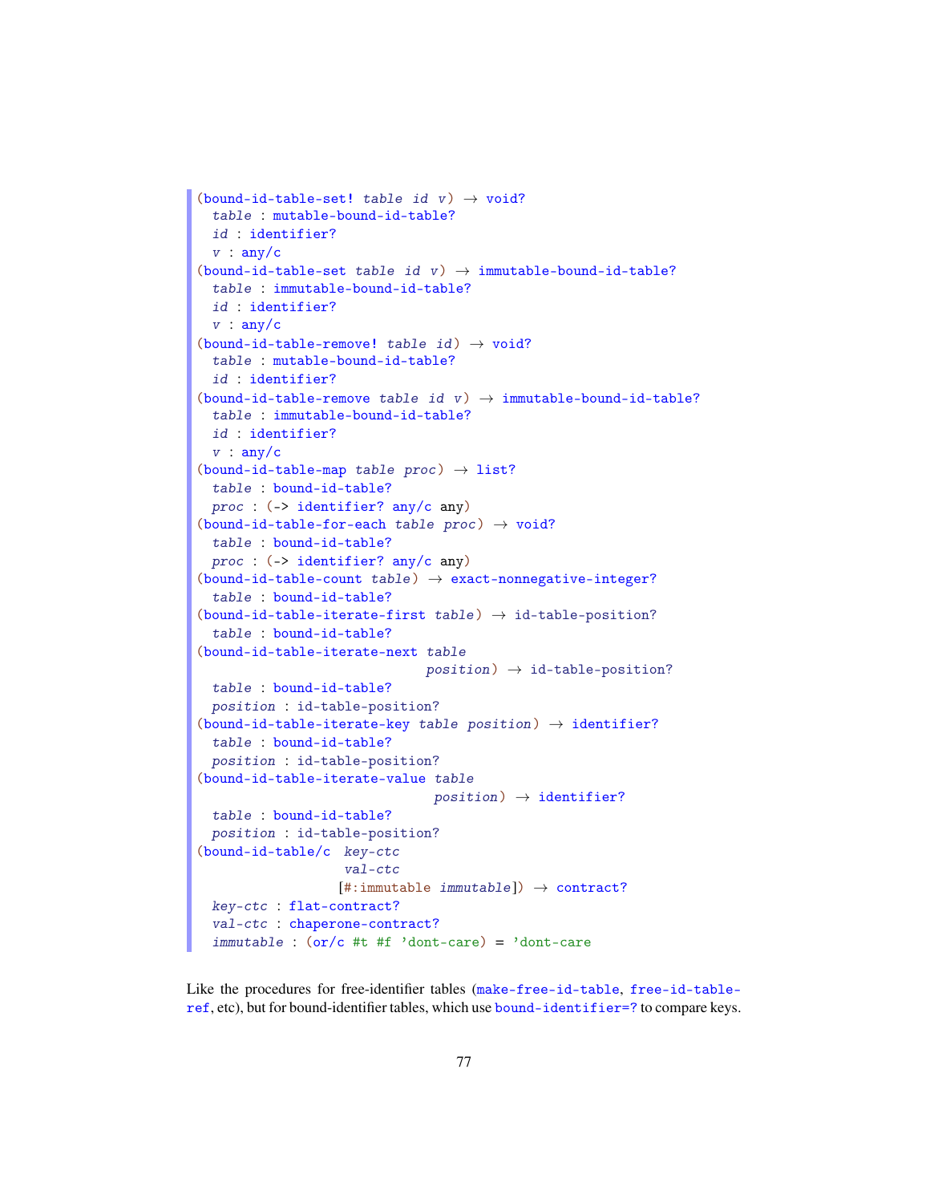```
(bound-id-table-set! table id v) → void?
  table : mutable-bound-id-table?
  id : identifier?
  v : any/c
(bound-id-table-set table id v) → immutable-bound-id-table?
  table : immutable-bound-id-table?
  id : identifier?
  v : any/c
(bound-id-table-remove! table id) → void?
  table : mutable-bound-id-table?
  id : identifier?
(bound-id-table-remove table id v) → immutable-bound-id-table?
  table : immutable-bound-id-table?
  id : identifier?
  v : any/c
(bound-id-table-map table proc) → list?
  table : bound-id-table?
  proc : (-> identifier? any/c any)
(bound-id-table-for-each table proc) → void?
  table : bound-id-table?
  proc : (-> identifier? any/c any)
(bound-id-table-count table) → exact-nonnegative-integer?
  table : bound-id-table?
(bound-id-table-iterate-first table) → id-table-position?
  table : bound-id-table?
(bound-id-table-iterate-next table
                             position) → id-table-position?
  table : bound-id-table?
  position : id-table-position?
(bound-id-table-iterate-key table position) → identifier?
  table : bound-id-table?
  position : id-table-position?
(bound-id-table-iterate-value table
                              position) → identifier?
  table : bound-id-table?
  position : id-table-position?
(bound-id-table/c key-ctc
                  val-ctc
                 [#:immutable immutable]) → contract?
  key-ctc : flat-contract?
  val-ctc : chaperone-contract?
  immutable : (or/c #t #f 'dont-care) = 'dont-care
```

Like the procedures for free-identifier tables (make-free-id-table, free-id-table-ref, etc), but for bound-identifier tables, which use bound-identifier=? to compare keys.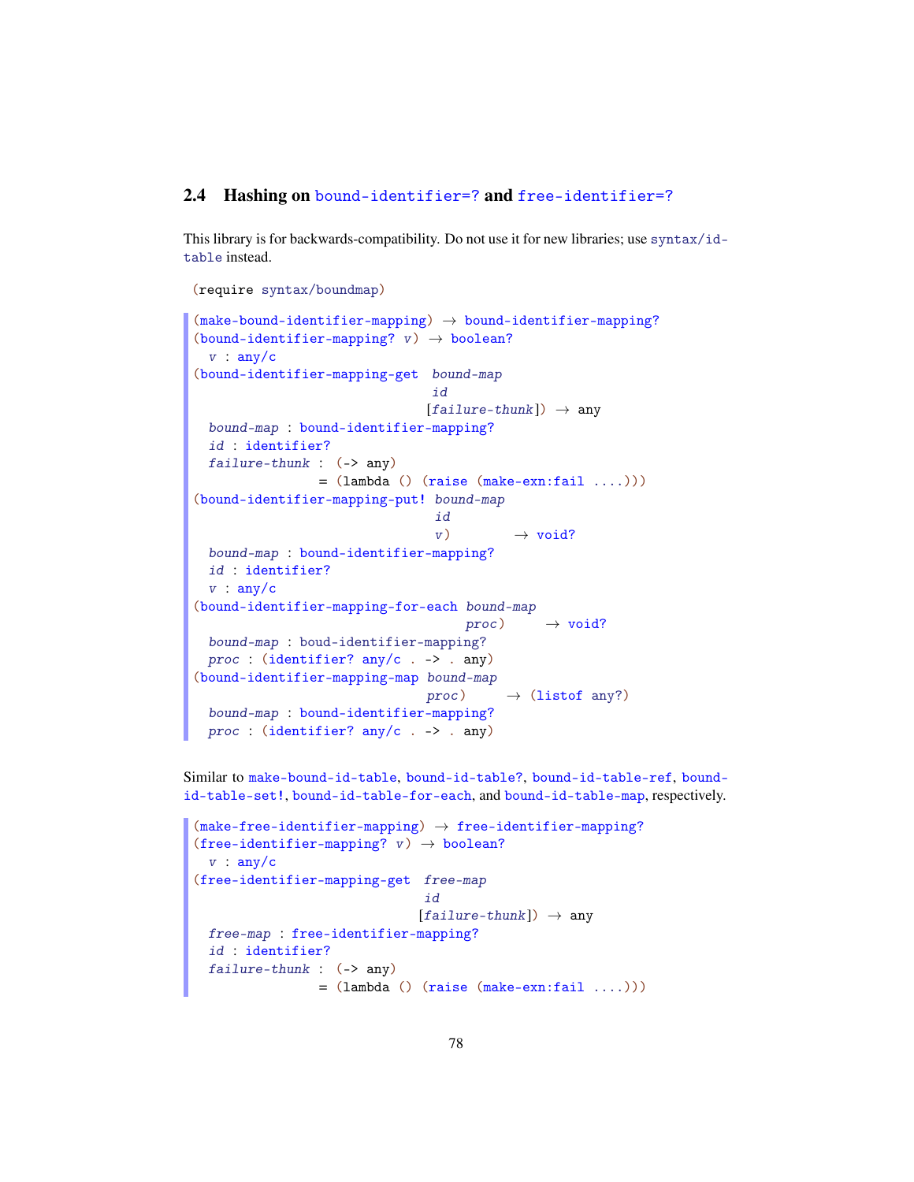### 2.4 Hashing on bound-identifier=? and free-identifier=?

This library is for backwards-compatibility. Do not use it for new libraries; use syntax/id-table instead.

```
(require syntax/boundmap)
```

```
(make-bound-identifier-mapping) → bound-identifier-mapping?
(bound-identifier-mapping? v) → boolean?
  v : any/c
(bound-identifier-mapping-get bound-map
                              id
                             [failure-thunk]) → any
  bound-map : bound-identifier-mapping?
  id : identifier?
  failure-thunk : (-> any)
                = (lambda () (raise (make-exn:fail ....)))
(bound-identifier-mapping-put! bound-map
                               id
                               v)         → void?
  bound-map : bound-identifier-mapping?
  id : identifier?
  v : any/c
(bound-identifier-mapping-for-each bound-map
                                   proc)     → void?
  bound-map : boud-identifier-mapping?
  proc : (identifier? any/c . -> . any)
(bound-identifier-mapping-map bound-map
                              proc)     → (listof any?)
  bound-map : bound-identifier-mapping?
  proc : (identifier? any/c . -> . any)
```

Similar to make-bound-id-table, bound-id-table?, bound-id-table-ref, bound-id-table-set!, bound-id-table-for-each, and bound-id-table-map, respectively.

```
(make-free-identifier-mapping) → free-identifier-mapping?
(free-identifier-mapping? v) → boolean?
  v : any/c
(free-identifier-mapping-get free-map
                             id
                            [failure-thunk]) → any
  free-map : free-identifier-mapping?
  id : identifier?
  failure-thunk : (-> any)
                = (lambda () (raise (make-exn:fail ....)))
```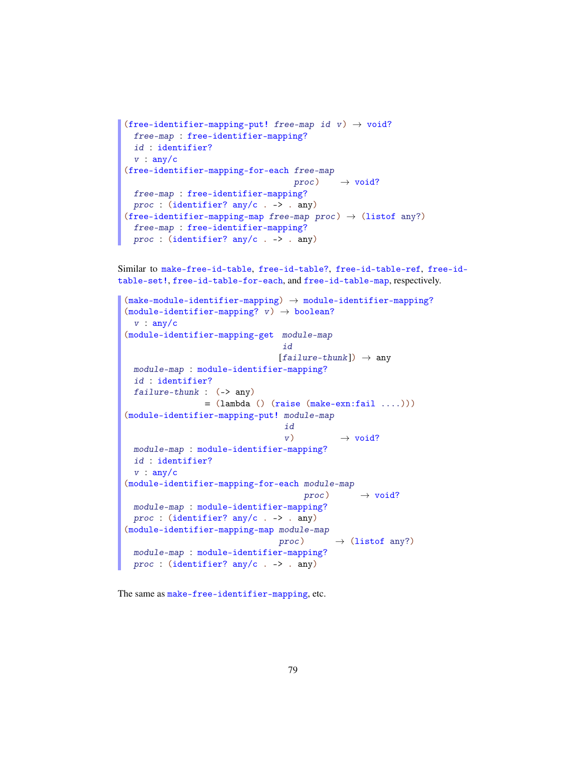```
(free-identifier-mapping-put! free-map id v) → void?
  free-map : free-identifier-mapping?
  id : identifier?
  v : any/c
(free-identifier-mapping-for-each free-map
                                  proc)     → void?
  free-map : free-identifier-mapping?
  proc : (identifier? any/c . -> . any)
(free-identifier-mapping-map free-map proc) → (listof any?)
  free-map : free-identifier-mapping?
  proc : (identifier? any/c . -> . any)
```

Similar to `make-free-id-table`, `free-id-table?`, `free-id-table-ref`, `free-id-table-set!`, `free-id-table-for-each`, and `free-id-table-map`, respectively.

```
(make-module-identifier-mapping) → module-identifier-mapping?
(module-identifier-mapping? v) → boolean?
  v : any/c
(module-identifier-mapping-get  module-map
                                id
                               [failure-thunk]) → any
  module-map : module-identifier-mapping?
  id : identifier?
  failure-thunk :  (-> any)
                = (lambda () (raise (make-exn:fail ....)))
(module-identifier-mapping-put! module-map
                                id
                                v)          → void?
  module-map : module-identifier-mapping?
  id : identifier?
  v : any/c
(module-identifier-mapping-for-each module-map
                                    proc)      → void?
  module-map : module-identifier-mapping?
  proc : (identifier? any/c . -> . any)
(module-identifier-mapping-map module-map
                               proc)       → (listof any?)
  module-map : module-identifier-mapping?
  proc : (identifier? any/c . -> . any)
```

The same as `make-free-identifier-mapping`, etc.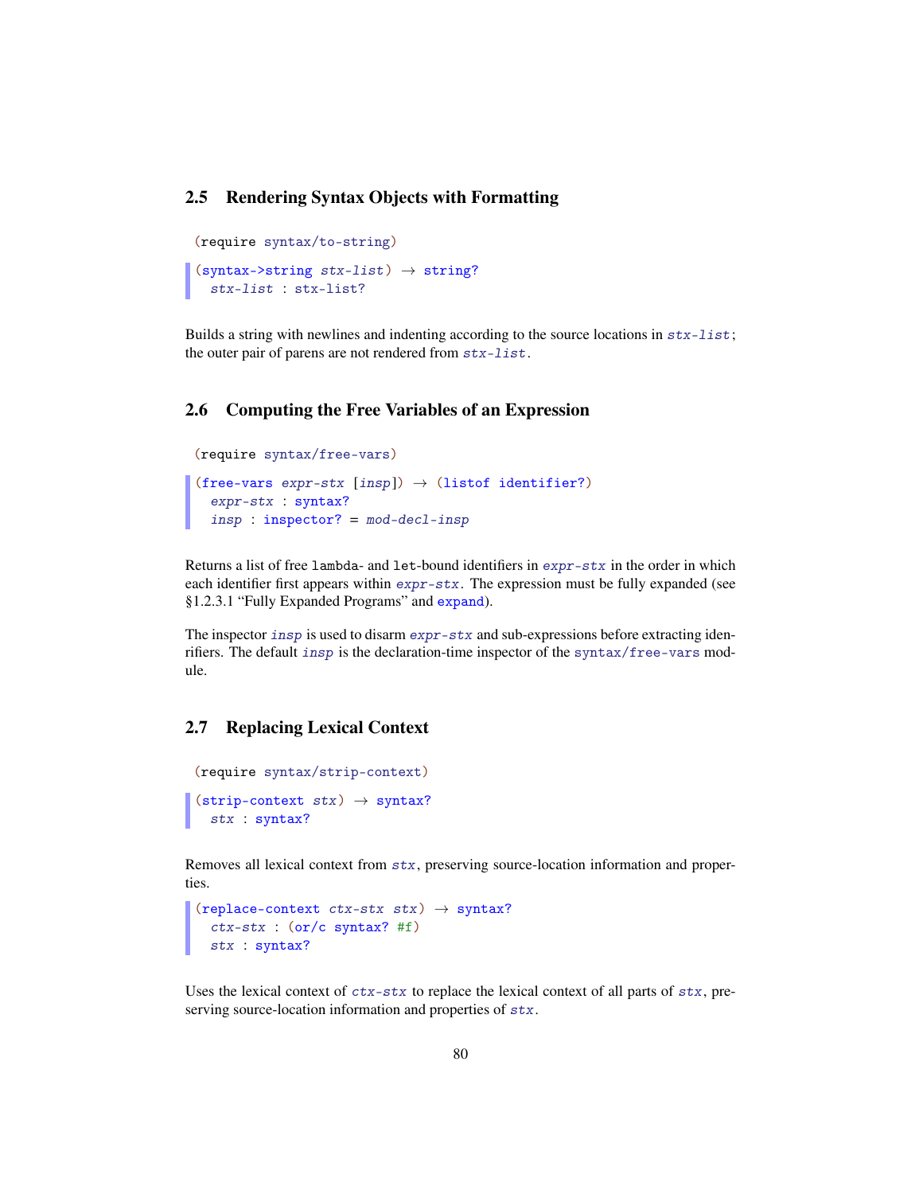## 2.5 Rendering Syntax Objects with Formatting

```
(require syntax/to-string)
```

```
(syntax->string stx-list) → string?
  stx-list : stx-list?
```

Builds a string with newlines and indenting according to the source locations in *stx-list*; the outer pair of parens are not rendered from *stx-list*.

## 2.6 Computing the Free Variables of an Expression

```
(require syntax/free-vars)
```

```
(free-vars expr-stx [insp]) → (listof identifier?)
  expr-stx : syntax?
  insp : inspector? = mod-decl-insp
```

Returns a list of free `lambda`- and `let`-bound identifiers in *expr-stx* in the order in which each identifier first appears within *expr-stx*. The expression must be fully expanded (see §1.2.3.1 "Fully Expanded Programs" and `expand`).

The inspector *insp* is used to disarm *expr-stx* and sub-expressions before extracting identifiers. The default *insp* is the declaration-time inspector of the `syntax/free-vars` module.

## 2.7 Replacing Lexical Context

```
(require syntax/strip-context)
```

```
(strip-context stx) → syntax?
  stx : syntax?
```

Removes all lexical context from *stx*, preserving source-location information and properties.

```
(replace-context ctx-stx stx) → syntax?
  ctx-stx : (or/c syntax? #f)
  stx : syntax?
```

Uses the lexical context of *ctx-stx* to replace the lexical context of all parts of *stx*, preserving source-location information and properties of *stx*.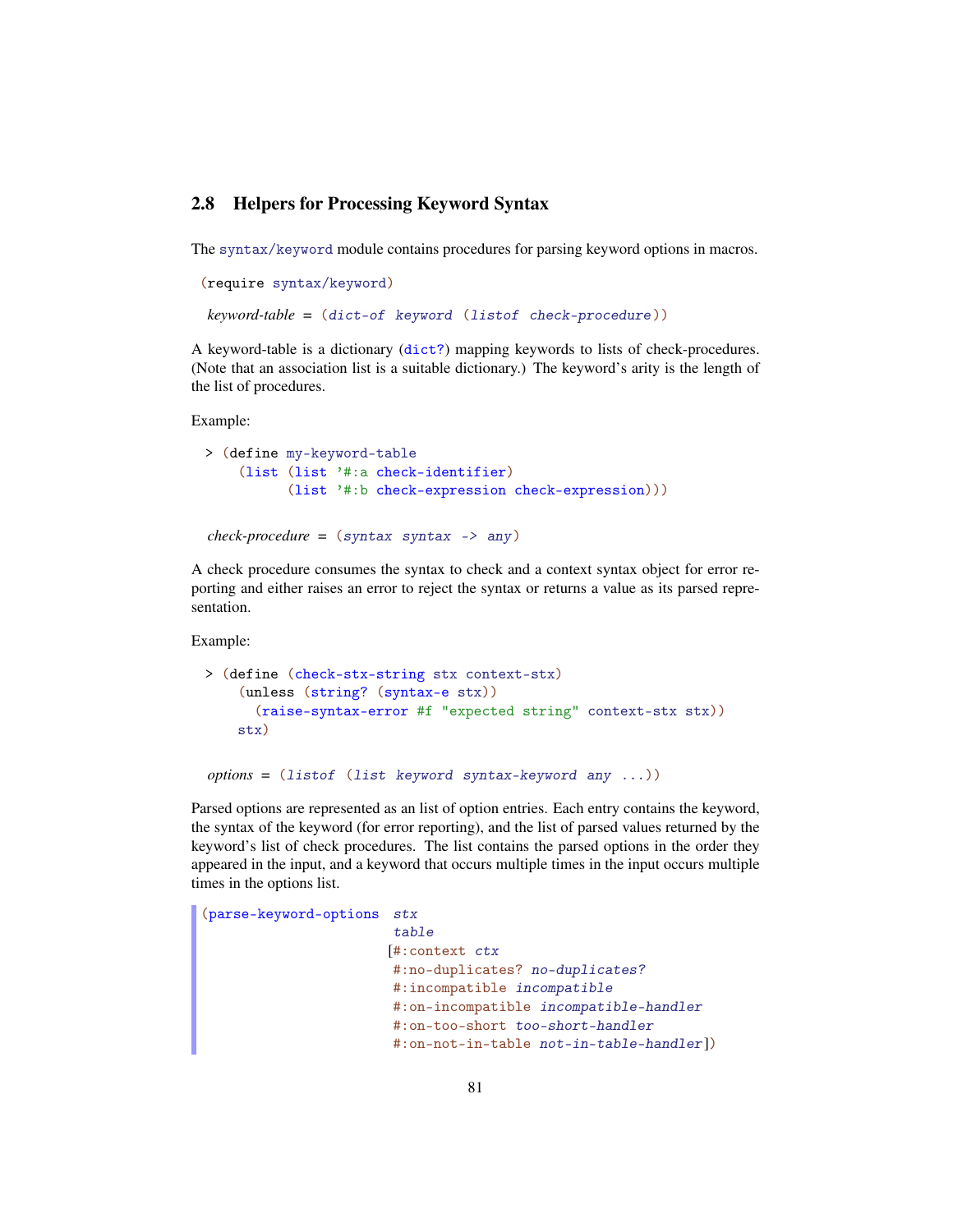## 2.8 Helpers for Processing Keyword Syntax

The `syntax/keyword` module contains procedures for parsing keyword options in macros.

```
(require syntax/keyword)
```

```
keyword-table = (dict-of keyword (listof check-procedure))
```

A keyword-table is a dictionary (`dict?`) mapping keywords to lists of check-procedures. (Note that an association list is a suitable dictionary.) The keyword's arity is the length of the list of procedures.

Example:

```
> (define my-keyword-table
    (list (list '#:a check-identifier)
          (list '#:b check-expression check-expression)))
```

```
check-procedure = (syntax syntax -> any)
```

A check procedure consumes the syntax to check and a context syntax object for error reporting and either raises an error to reject the syntax or returns a value as its parsed representation.

Example:

```
> (define (check-stx-string stx context-stx)
    (unless (string? (syntax-e stx))
      (raise-syntax-error #f "expected string" context-stx stx))
    stx)
```

```
options = (listof (list keyword syntax-keyword any ...))
```

Parsed options are represented as an list of option entries. Each entry contains the keyword, the syntax of the keyword (for error reporting), and the list of parsed values returned by the keyword's list of check procedures. The list contains the parsed options in the order they appeared in the input, and a keyword that occurs multiple times in the input occurs multiple times in the options list.

```
(parse-keyword-options  stx
                        table
                       [#:context ctx
                        #:no-duplicates? no-duplicates?
                        #:incompatible incompatible
                        #:on-incompatible incompatible-handler
                        #:on-too-short too-short-handler
                        #:on-not-in-table not-in-table-handler])
```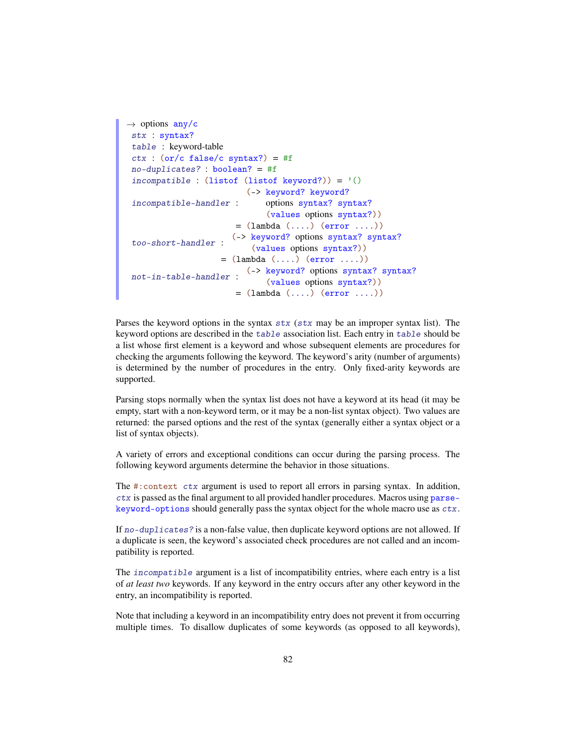```
→ options any/c
  stx : syntax?
  table : keyword-table
  ctx : (or/c false/c syntax?) = #f
  no-duplicates? : boolean? = #f
  incompatible : (listof (listof keyword?)) = '()
                          (-> keyword? keyword?
  incompatible-handler :      options syntax? syntax?
                              (values options syntax?))
                        = (lambda (....) (error ....))
                        (-> keyword? options syntax? syntax?
  too-short-handler :       (values options syntax?))
                     = (lambda (....) (error ....))
                          (-> keyword? options syntax? syntax?
  not-in-table-handler :      (values options syntax?))
                        = (lambda (....) (error ....))
```

Parses the keyword options in the syntax *stx* (*stx* may be an improper syntax list). The keyword options are described in the *table* association list. Each entry in *table* should be a list whose first element is a keyword and whose subsequent elements are procedures for checking the arguments following the keyword. The keyword's arity (number of arguments) is determined by the number of procedures in the entry. Only fixed-arity keywords are supported.

Parsing stops normally when the syntax list does not have a keyword at its head (it may be empty, start with a non-keyword term, or it may be a non-list syntax object). Two values are returned: the parsed options and the rest of the syntax (generally either a syntax object or a list of syntax objects).

A variety of errors and exceptional conditions can occur during the parsing process. The following keyword arguments determine the behavior in those situations.

The `#:context` *ctx* argument is used to report all errors in parsing syntax. In addition, *ctx* is passed as the final argument to all provided handler procedures. Macros using `parse-keyword-options` should generally pass the syntax object for the whole macro use as *ctx*.

If *no-duplicates?* is a non-false value, then duplicate keyword options are not allowed. If a duplicate is seen, the keyword's associated check procedures are not called and an incompatibility is reported.

The *incompatible* argument is a list of incompatibility entries, where each entry is a list of *at least two* keywords. If any keyword in the entry occurs after any other keyword in the entry, an incompatibility is reported.

Note that including a keyword in an incompatibility entry does not prevent it from occurring multiple times. To disallow duplicates of some keywords (as opposed to all keywords),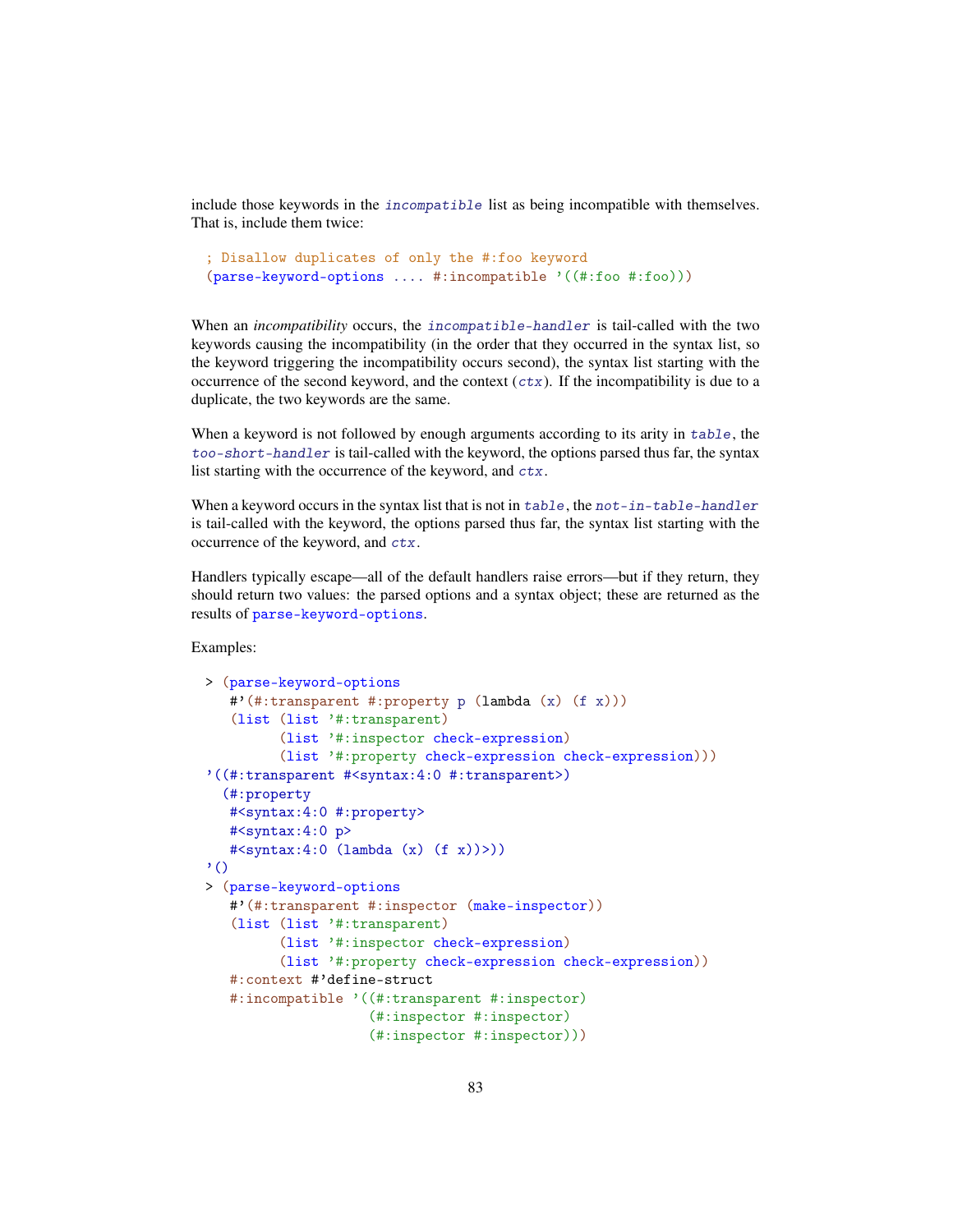include those keywords in the *incompatible* list as being incompatible with themselves. That is, include them twice:

```
; Disallow duplicates of only the #:foo keyword
(parse-keyword-options .... #:incompatible '((#:foo #:foo)))
```

When an *incompatibility* occurs, the *incompatible-handler* is tail-called with the two keywords causing the incompatibility (in the order that they occurred in the syntax list, so the keyword triggering the incompatibility occurs second), the syntax list starting with the occurrence of the second keyword, and the context (*ctx*). If the incompatibility is due to a duplicate, the two keywords are the same.

When a keyword is not followed by enough arguments according to its arity in *table*, the *too-short-handler* is tail-called with the keyword, the options parsed thus far, the syntax list starting with the occurrence of the keyword, and *ctx*.

When a keyword occurs in the syntax list that is not in *table*, the *not-in-table-handler* is tail-called with the keyword, the options parsed thus far, the syntax list starting with the occurrence of the keyword, and *ctx*.

Handlers typically escape—all of the default handlers raise errors—but if they return, they should return two values: the parsed options and a syntax object; these are returned as the results of parse-keyword-options.

Examples:

```
> (parse-keyword-options
   #'(#:transparent #:property p (lambda (x) (f x)))
   (list (list '#:transparent)
         (list '#:inspector check-expression)
         (list '#:property check-expression check-expression)))
'((#:transparent #<syntax:4:0 #:transparent>)
  (#:property
   #<syntax:4:0 #:property>
   #<syntax:4:0 p>
   #<syntax:4:0 (lambda (x) (f x))>))
'()
> (parse-keyword-options
   #'(#:transparent #:inspector (make-inspector))
   (list (list '#:transparent)
         (list '#:inspector check-expression)
         (list '#:property check-expression check-expression))
   #:context #'define-struct
   #:incompatible '((#:transparent #:inspector)
                    (#:inspector #:inspector)
                    (#:inspector #:inspector)))
```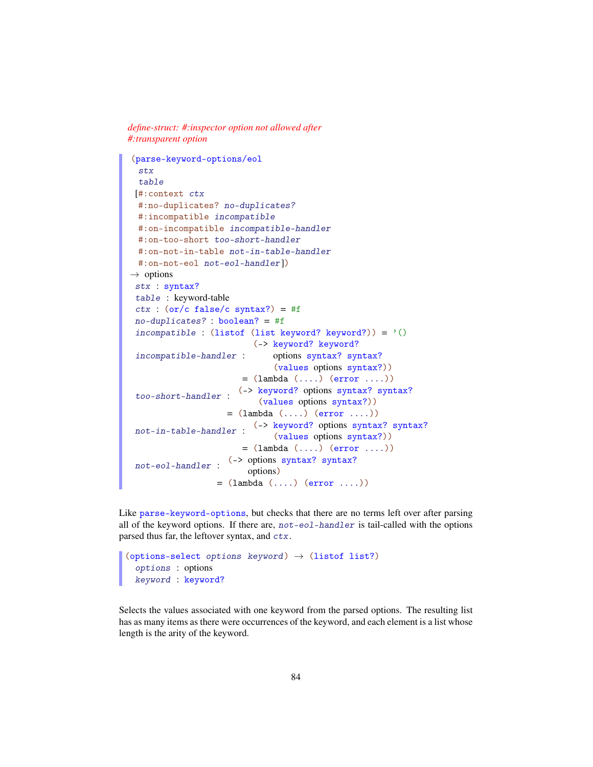*define-struct: #:inspector option not allowed after #:transparent option*

```
(parse-keyword-options/eol
  stx
  table
 [#:context ctx
  #:no-duplicates? no-duplicates?
  #:incompatible incompatible
  #:on-incompatible incompatible-handler
  #:on-too-short too-short-handler
  #:on-not-in-table not-in-table-handler
  #:on-not-eol not-eol-handler])
→ options
 stx : syntax?
 table : keyword-table
 ctx : (or/c false/c syntax?) = #f
 no-duplicates? : boolean? = #f
 incompatible : (listof (list keyword? keyword?)) = '()
                         (-> keyword? keyword?
 incompatible-handler :      options syntax? syntax?
                             (values options syntax?))
                        = (lambda (....) (error ....))
                        (-> keyword? options syntax? syntax?
 too-short-handler :        (values options syntax?))
                    = (lambda (....) (error ....))
 not-in-table-handler : (-> keyword? options syntax? syntax?
                            (values options syntax?))
                        = (lambda (....) (error ....))
 not-eol-handler : (-> options syntax? syntax?
                       options)
                   = (lambda (....) (error ....))
```

Like `parse-keyword-options`, but checks that there are no terms left over after parsing all of the keyword options. If there are, *not-eol-handler* is tail-called with the options parsed thus far, the leftover syntax, and *ctx*.

```
(options-select options keyword) → (listof list?)
  options : options
  keyword : keyword?
```

Selects the values associated with one keyword from the parsed options. The resulting list has as many items as there were occurrences of the keyword, and each element is a list whose length is the arity of the keyword.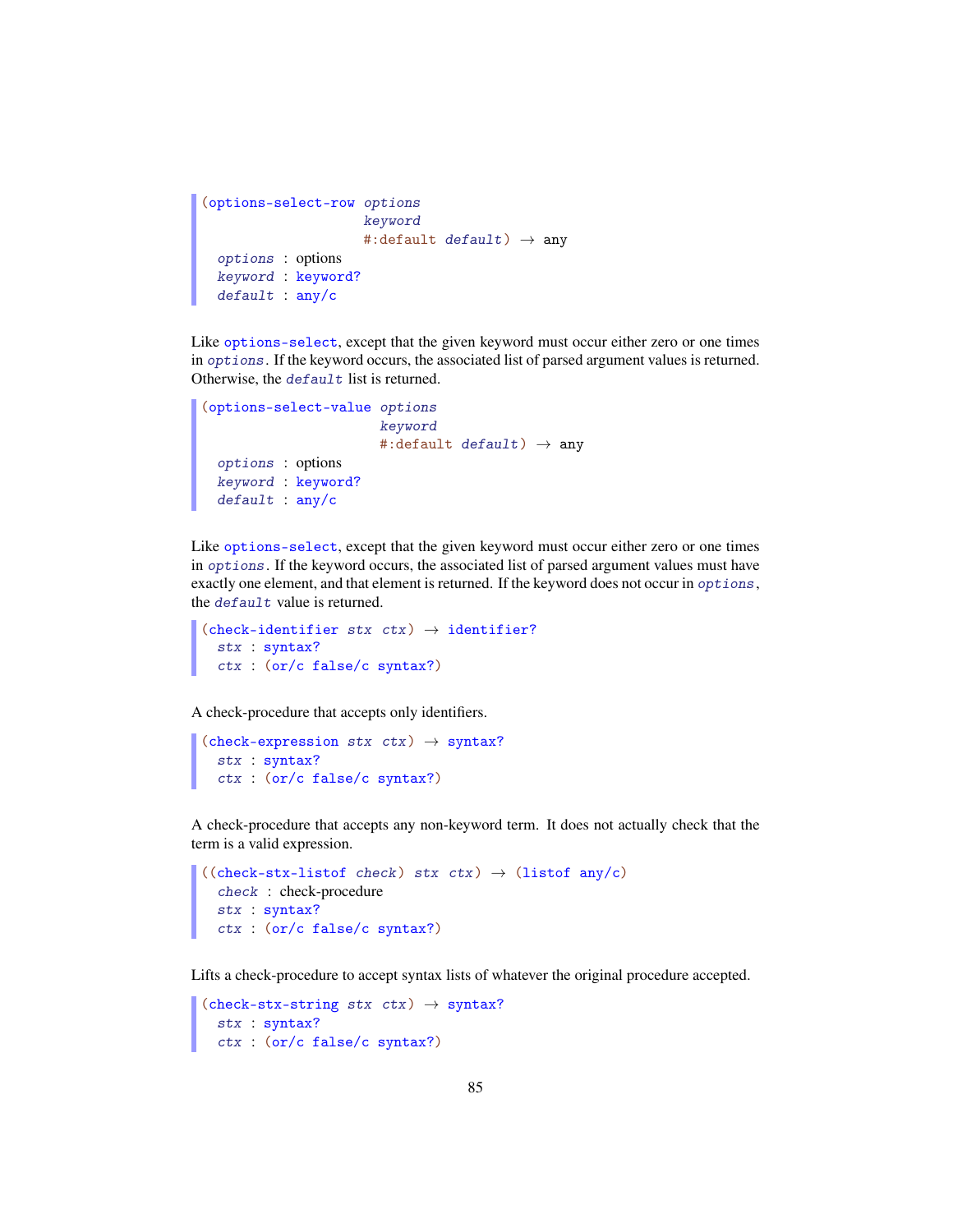```
(options-select-row options
                    keyword
                    #:default default) → any
  options : options
  keyword : keyword?
  default : any/c
```

Like `options-select`, except that the given keyword must occur either zero or one times in *options*. If the keyword occurs, the associated list of parsed argument values is returned. Otherwise, the *default* list is returned.

```
(options-select-value options
                      keyword
                      #:default default) → any
  options : options
  keyword : keyword?
  default : any/c
```

Like `options-select`, except that the given keyword must occur either zero or one times in *options*. If the keyword occurs, the associated list of parsed argument values must have exactly one element, and that element is returned. If the keyword does not occur in *options*, the *default* value is returned.

```
(check-identifier stx ctx) → identifier?
  stx : syntax?
  ctx : (or/c false/c syntax?)
```

A check-procedure that accepts only identifiers.

```
(check-expression stx ctx) → syntax?
  stx : syntax?
  ctx : (or/c false/c syntax?)
```

A check-procedure that accepts any non-keyword term. It does not actually check that the term is a valid expression.

```
((check-stx-listof check) stx ctx) → (listof any/c)
  check : check-procedure
  stx : syntax?
  ctx : (or/c false/c syntax?)
```

Lifts a check-procedure to accept syntax lists of whatever the original procedure accepted.

```
(check-stx-string stx ctx) → syntax?
  stx : syntax?
  ctx : (or/c false/c syntax?)
```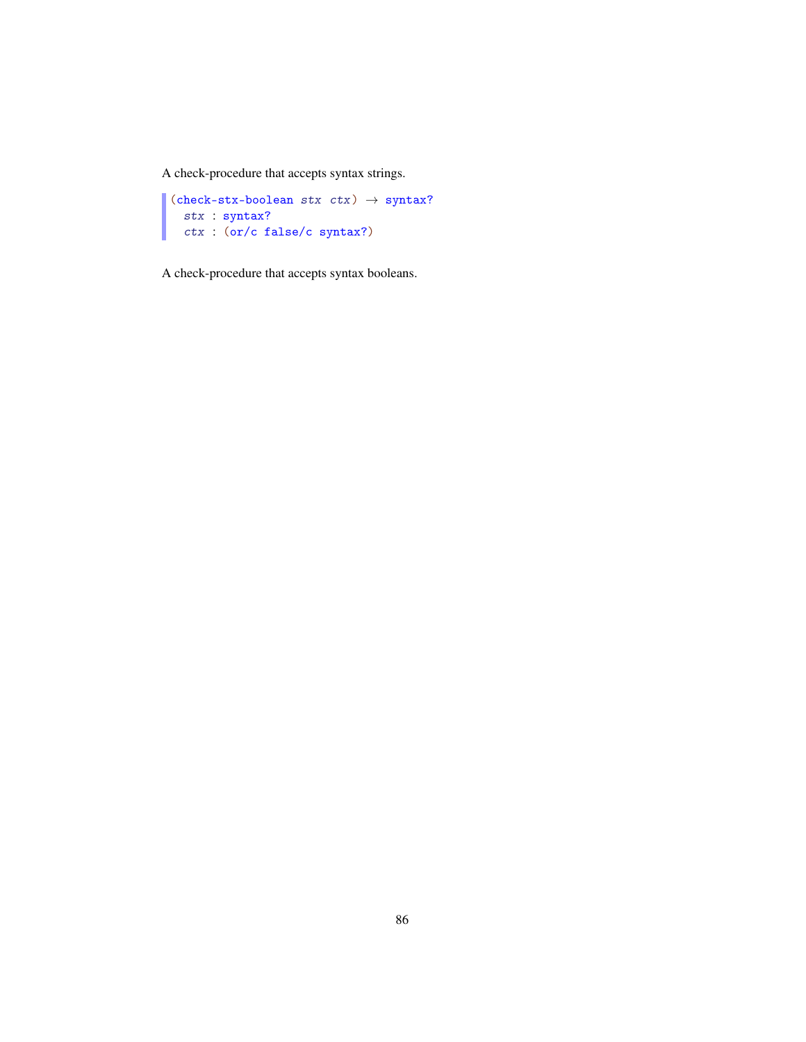A check-procedure that accepts syntax strings.

```
(check-stx-boolean stx ctx) → syntax?
  stx : syntax?
  ctx : (or/c false/c syntax?)
```

A check-procedure that accepts syntax booleans.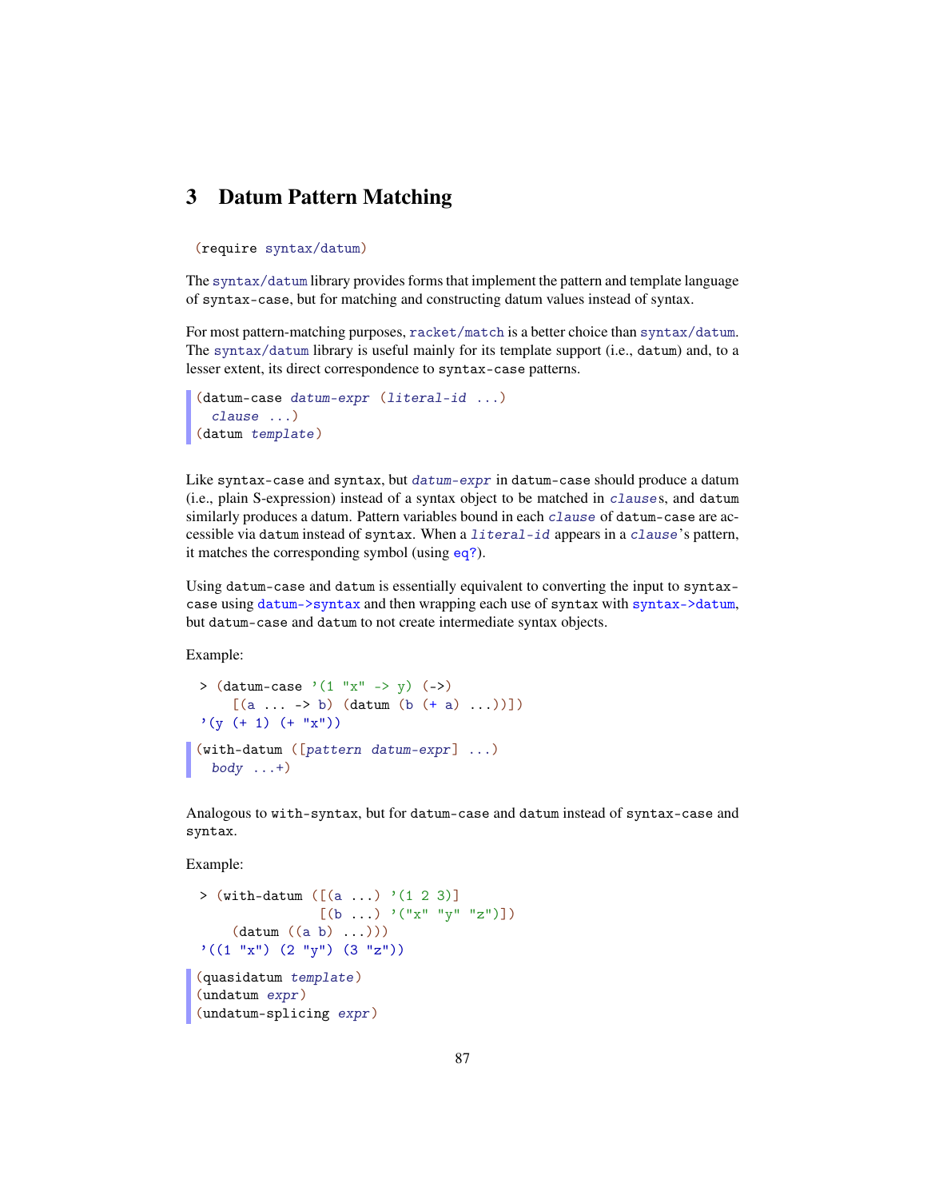# 3 Datum Pattern Matching

```
(require syntax/datum)
```

The syntax/datum library provides forms that implement the pattern and template language of syntax-case, but for matching and constructing datum values instead of syntax.

For most pattern-matching purposes, racket/match is a better choice than syntax/datum. The syntax/datum library is useful mainly for its template support (i.e., datum) and, to a lesser extent, its direct correspondence to syntax-case patterns.

```
(datum-case datum-expr (literal-id ...)
  clause ...)
(datum template)
```

Like syntax-case and syntax, but *datum-expr* in datum-case should produce a datum (i.e., plain S-expression) instead of a syntax object to be matched in *clause*s, and datum similarly produces a datum. Pattern variables bound in each *clause* of datum-case are accessible via datum instead of syntax. When a *literal-id* appears in a *clause*'s pattern, it matches the corresponding symbol (using eq?).

Using datum-case and datum is essentially equivalent to converting the input to syntax-case using datum->syntax and then wrapping each use of syntax with syntax->datum, but datum-case and datum to not create intermediate syntax objects.

Example:

```
> (datum-case '(1 "x" -> y) (->)
    [(a ... -> b) (datum (b (+ a) ...))])
'(y (+ 1) (+ "x"))
```

```
(with-datum ([pattern datum-expr] ...)
  body ...+)
```

Analogous to with-syntax, but for datum-case and datum instead of syntax-case and syntax.

Example:

```
> (with-datum ([(a ...) '(1 2 3)]
               [(b ...) '("x" "y" "z")])
    (datum ((a b) ...)))
'((1 "x") (2 "y") (3 "z"))
```

```
(quasidatum template)
(undatum expr)
(undatum-splicing expr)
```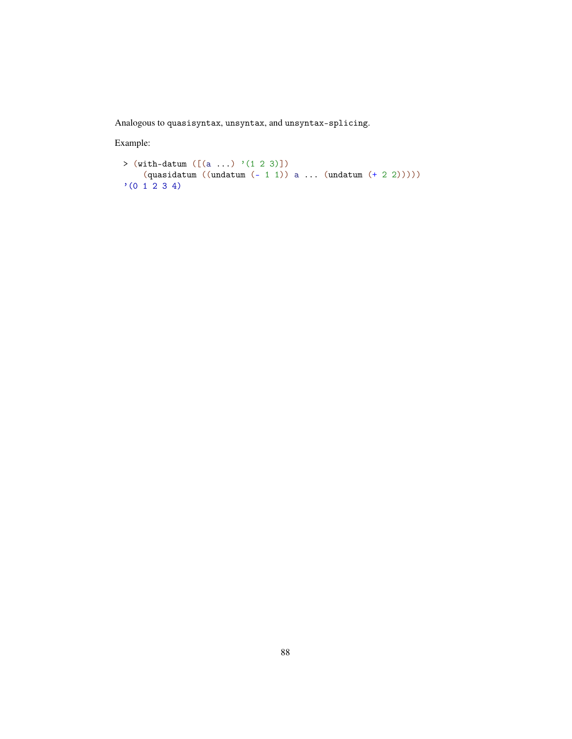Analogous to `quasisyntax`, `unsyntax`, and `unsyntax-splicing`.

Example:

```
> (with-datum ([(a ...) '(1 2 3)])
    (quasidatum ((undatum (- 1 1)) a ... (undatum (+ 2 2)))))
'(0 1 2 3 4)
```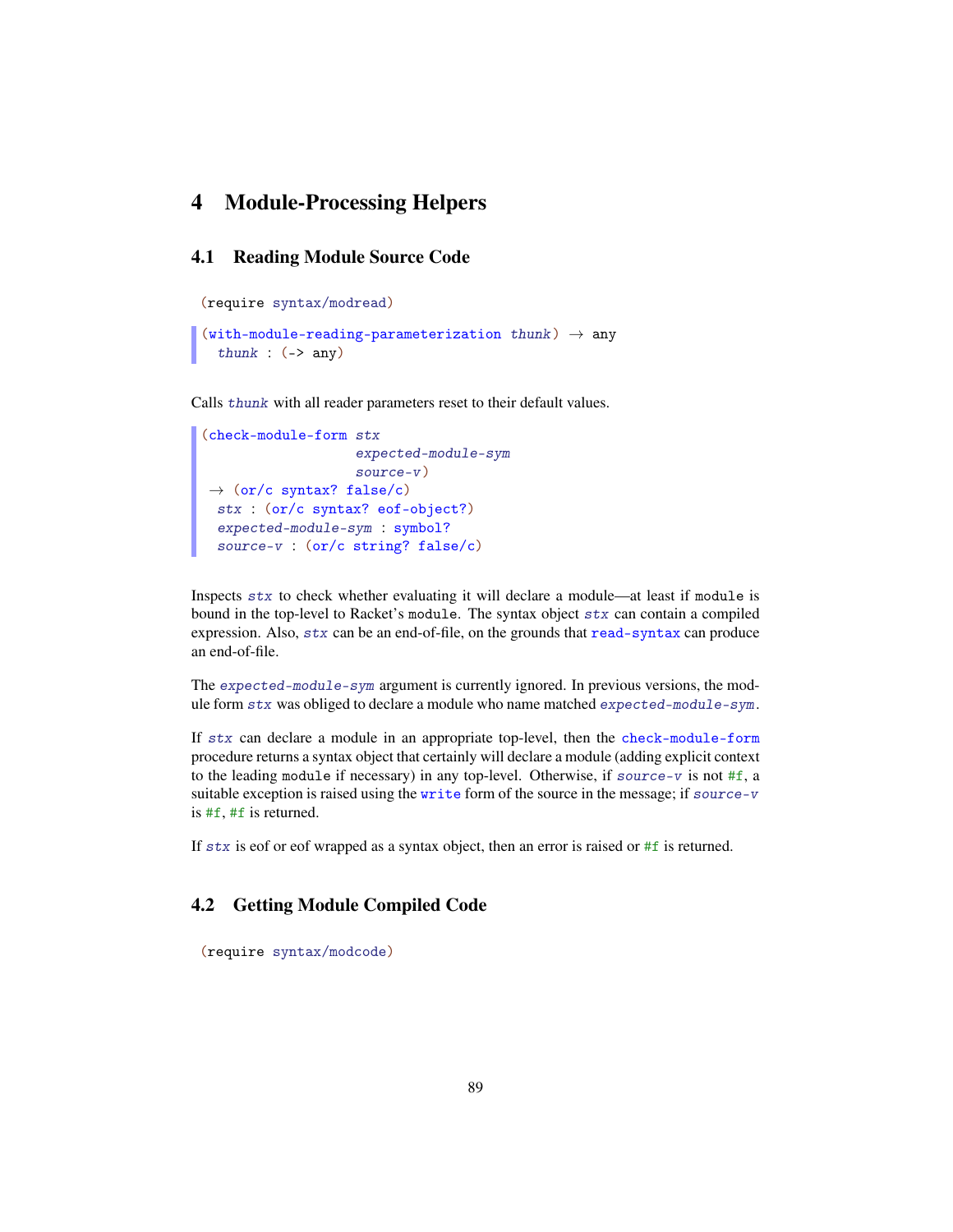# 4 Module-Processing Helpers

## 4.1 Reading Module Source Code

```
(require syntax/modread)
```

```
(with-module-reading-parameterization thunk) → any
  thunk : (-> any)
```

Calls *thunk* with all reader parameters reset to their default values.

```
(check-module-form stx
                   expected-module-sym
                   source-v)
 → (or/c syntax? false/c)
  stx : (or/c syntax? eof-object?)
  expected-module-sym : symbol?
  source-v : (or/c string? false/c)
```

Inspects *stx* to check whether evaluating it will declare a module—at least if `module` is bound in the top-level to Racket's `module`. The syntax object *stx* can contain a compiled expression. Also, *stx* can be an end-of-file, on the grounds that `read-syntax` can produce an end-of-file.

The *expected-module-sym* argument is currently ignored. In previous versions, the module form *stx* was obliged to declare a module who name matched *expected-module-sym*.

If *stx* can declare a module in an appropriate top-level, then the `check-module-form` procedure returns a syntax object that certainly will declare a module (adding explicit context to the leading `module` if necessary) in any top-level. Otherwise, if *source-v* is not `#f`, a suitable exception is raised using the `write` form of the source in the message; if *source-v* is `#f`, `#f` is returned.

If *stx* is eof or eof wrapped as a syntax object, then an error is raised or `#f` is returned.

## 4.2 Getting Module Compiled Code

```
(require syntax/modcode)
```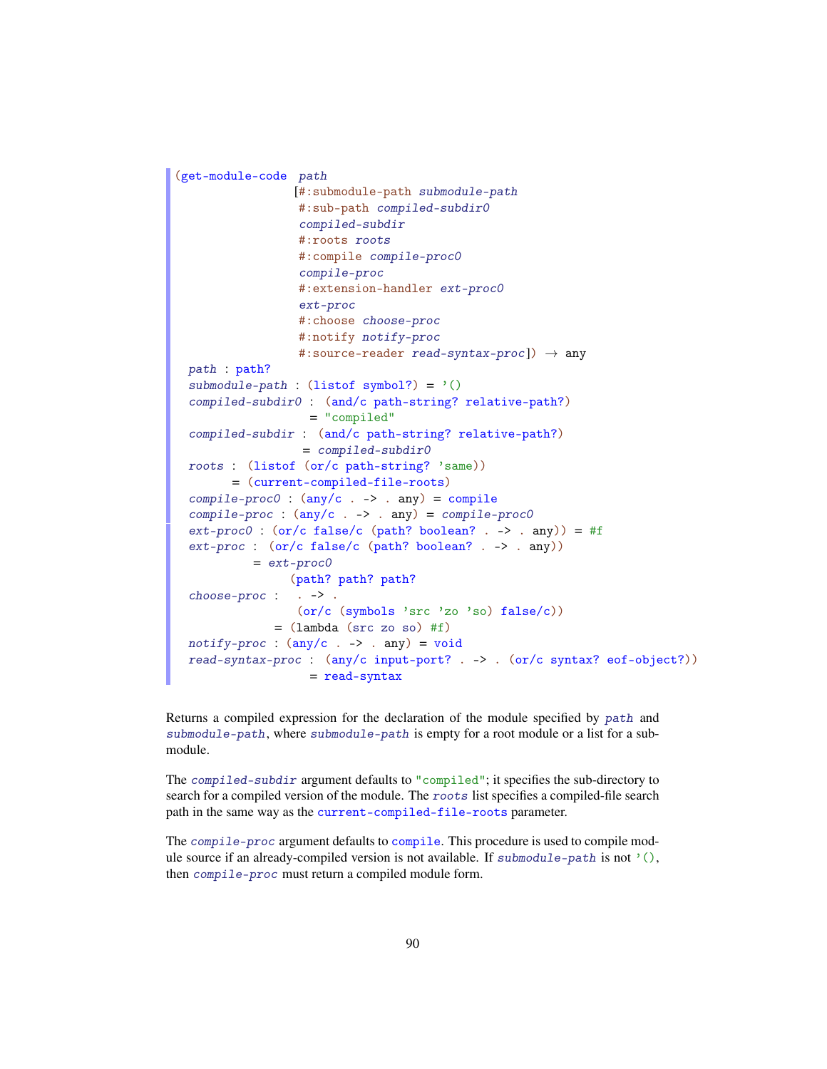```
(get-module-code  path
                 [#:submodule-path submodule-path
                  #:sub-path compiled-subdir0
                  compiled-subdir
                  #:roots roots
                  #:compile compile-proc0
                  compile-proc
                  #:extension-handler ext-proc0
                  ext-proc
                  #:choose choose-proc
                  #:notify notify-proc
                  #:source-reader read-syntax-proc]) → any
  path : path?
  submodule-path : (listof symbol?) = '()
  compiled-subdir0 :  (and/c path-string? relative-path?)
                   = "compiled"
  compiled-subdir :  (and/c path-string? relative-path?)
                  = compiled-subdir0
  roots :  (listof (or/c path-string? 'same))
        = (current-compiled-file-roots)
  compile-proc0 : (any/c . -> . any) = compile
  compile-proc : (any/c . -> . any) = compile-proc0
  ext-proc0 : (or/c false/c (path? boolean? . -> . any)) = #f
  ext-proc :  (or/c false/c (path? boolean? . -> . any))
           = ext-proc0
                (path? path? path?
  choose-proc :   . -> .
                 (or/c (symbols 'src 'zo 'so) false/c))
              = (lambda (src zo so) #f)
  notify-proc : (any/c . -> . any) = void
  read-syntax-proc :  (any/c input-port? . -> . (or/c syntax? eof-object?))
                   = read-syntax
```

Returns a compiled expression for the declaration of the module specified by *path* and *submodule-path*, where *submodule-path* is empty for a root module or a list for a submodule.

The *compiled-subdir* argument defaults to "compiled"; it specifies the sub-directory to search for a compiled version of the module. The *roots* list specifies a compiled-file search path in the same way as the current-compiled-file-roots parameter.

The *compile-proc* argument defaults to compile. This procedure is used to compile module source if an already-compiled version is not available. If *submodule-path* is not '(), then *compile-proc* must return a compiled module form.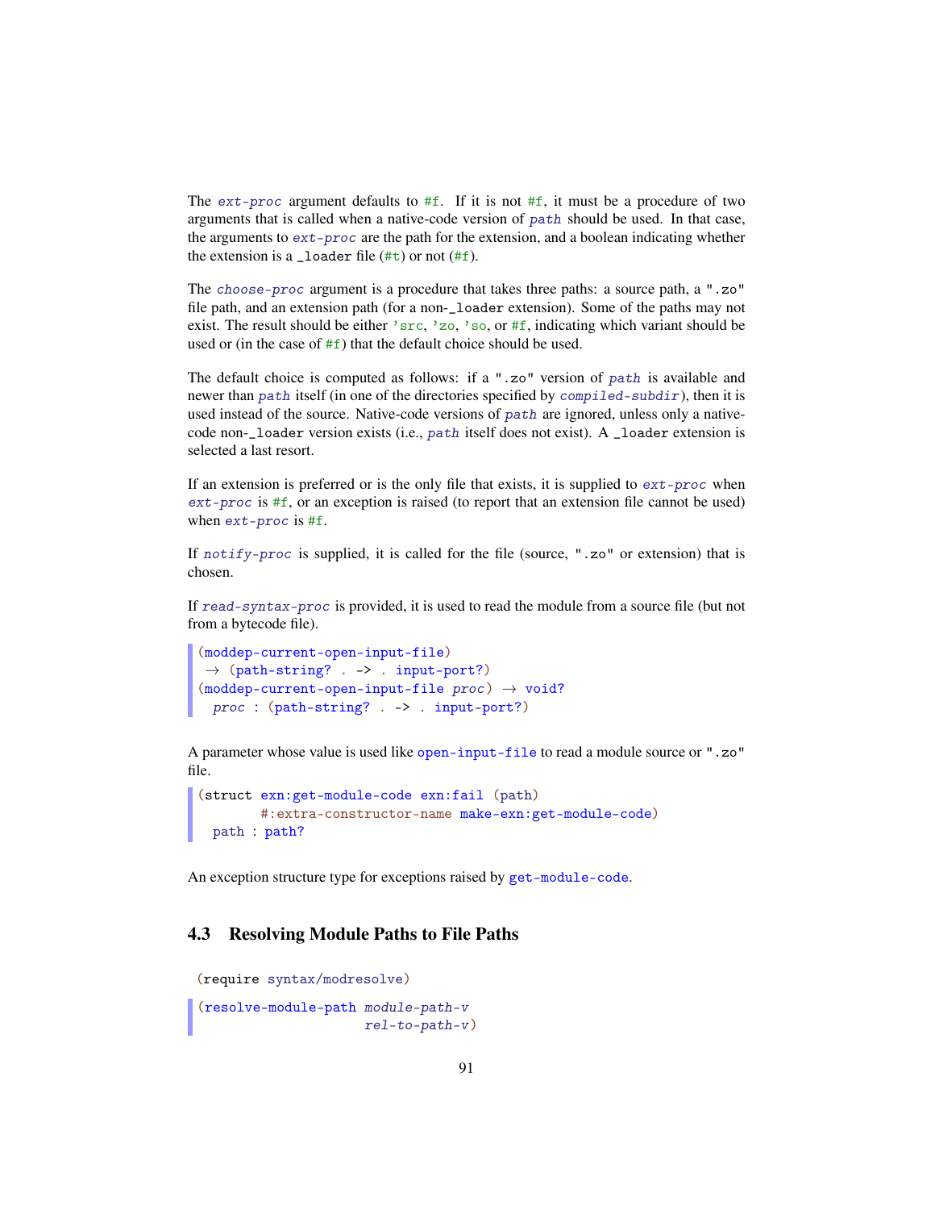The *ext-proc* argument defaults to `#f`. If it is not `#f`, it must be a procedure of two arguments that is called when a native-code version of *path* should be used. In that case, the arguments to *ext-proc* are the path for the extension, and a boolean indicating whether the extension is a `_loader` file (`#t`) or not (`#f`).

The *choose-proc* argument is a procedure that takes three paths: a source path, a `".zo"` file path, and an extension path (for a non-`_loader` extension). Some of the paths may not exist. The result should be either `'src`, `'zo`, `'so`, or `#f`, indicating which variant should be used or (in the case of `#f`) that the default choice should be used.

The default choice is computed as follows: if a `".zo"` version of *path* is available and newer than *path* itself (in one of the directories specified by *compiled-subdir*), then it is used instead of the source. Native-code versions of *path* are ignored, unless only a native-code non-`_loader` version exists (i.e., *path* itself does not exist). A `_loader` extension is selected a last resort.

If an extension is preferred or is the only file that exists, it is supplied to *ext-proc* when *ext-proc* is `#f`, or an exception is raised (to report that an extension file cannot be used) when *ext-proc* is `#f`.

If *notify-proc* is supplied, it is called for the file (source, `".zo"` or extension) that is chosen.

If *read-syntax-proc* is provided, it is used to read the module from a source file (but not from a bytecode file).

```
(moddep-current-open-input-file)
 → (path-string? . -> . input-port?)
(moddep-current-open-input-file proc) → void?
  proc : (path-string? . -> . input-port?)
```

A parameter whose value is used like `open-input-file` to read a module source or `".zo"` file.

```
(struct exn:get-module-code exn:fail (path)
        #:extra-constructor-name make-exn:get-module-code)
  path : path?
```

An exception structure type for exceptions raised by `get-module-code`.

## 4.3 Resolving Module Paths to File Paths

```
(require syntax/modresolve)
```

```
(resolve-module-path module-path-v
                     rel-to-path-v)
```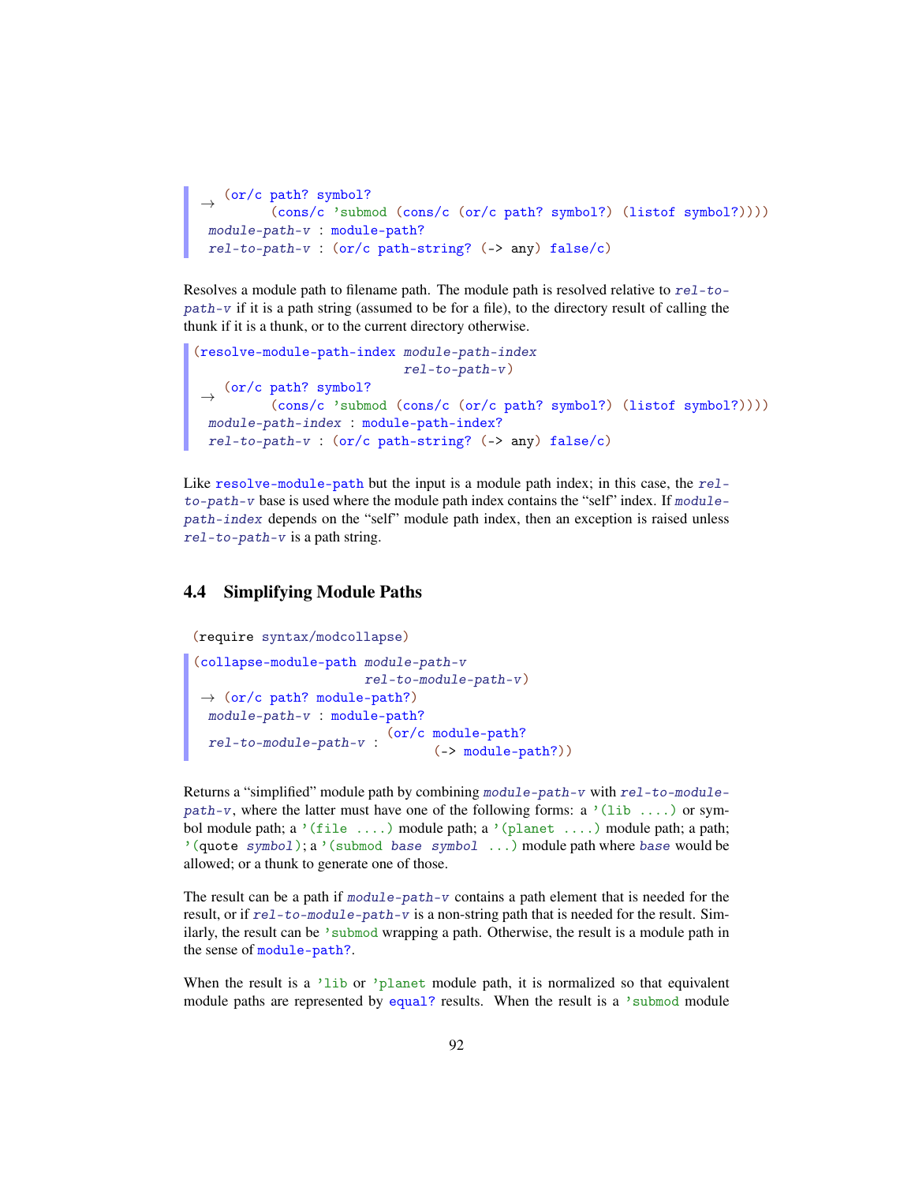```
 → (or/c path? symbol?
         (cons/c 'submod (cons/c (or/c path? symbol?) (listof symbol?))))
  module-path-v : module-path?
  rel-to-path-v : (or/c path-string? (-> any) false/c)
```

Resolves a module path to filename path. The module path is resolved relative to *rel-to-path-v* if it is a path string (assumed to be for a file), to the directory result of calling the thunk if it is a thunk, or to the current directory otherwise.

```
(resolve-module-path-index module-path-index
                           rel-to-path-v)
 → (or/c path? symbol?
         (cons/c 'submod (cons/c (or/c path? symbol?) (listof symbol?))))
  module-path-index : module-path-index?
  rel-to-path-v : (or/c path-string? (-> any) false/c)
```

Like `resolve-module-path` but the input is a module path index; in this case, the *rel-to-path-v* base is used where the module path index contains the "self" index. If *module-path-index* depends on the "self" module path index, then an exception is raised unless *rel-to-path-v* is a path string.

## 4.4 Simplifying Module Paths

```
(require syntax/modcollapse)
```

```
(collapse-module-path module-path-v
                      rel-to-module-path-v)
 → (or/c path? module-path?)
  module-path-v : module-path?
  rel-to-module-path-v : (or/c module-path?
                               (-> module-path?))
```

Returns a "simplified" module path by combining *module-path-v* with *rel-to-module-path-v*, where the latter must have one of the following forms: a `'(lib ....)` or symbol module path; a `'(file ....)` module path; a `'(planet ....)` module path; a path; `'(quote symbol)`; a `'(submod base symbol ...)` module path where *base* would be allowed; or a thunk to generate one of those.

The result can be a path if *module-path-v* contains a path element that is needed for the result, or if *rel-to-module-path-v* is a non-string path that is needed for the result. Similarly, the result can be `'submod` wrapping a path. Otherwise, the result is a module path in the sense of `module-path?`.

When the result is a `'lib` or `'planet` module path, it is normalized so that equivalent module paths are represented by `equal?` results. When the result is a `'submod` module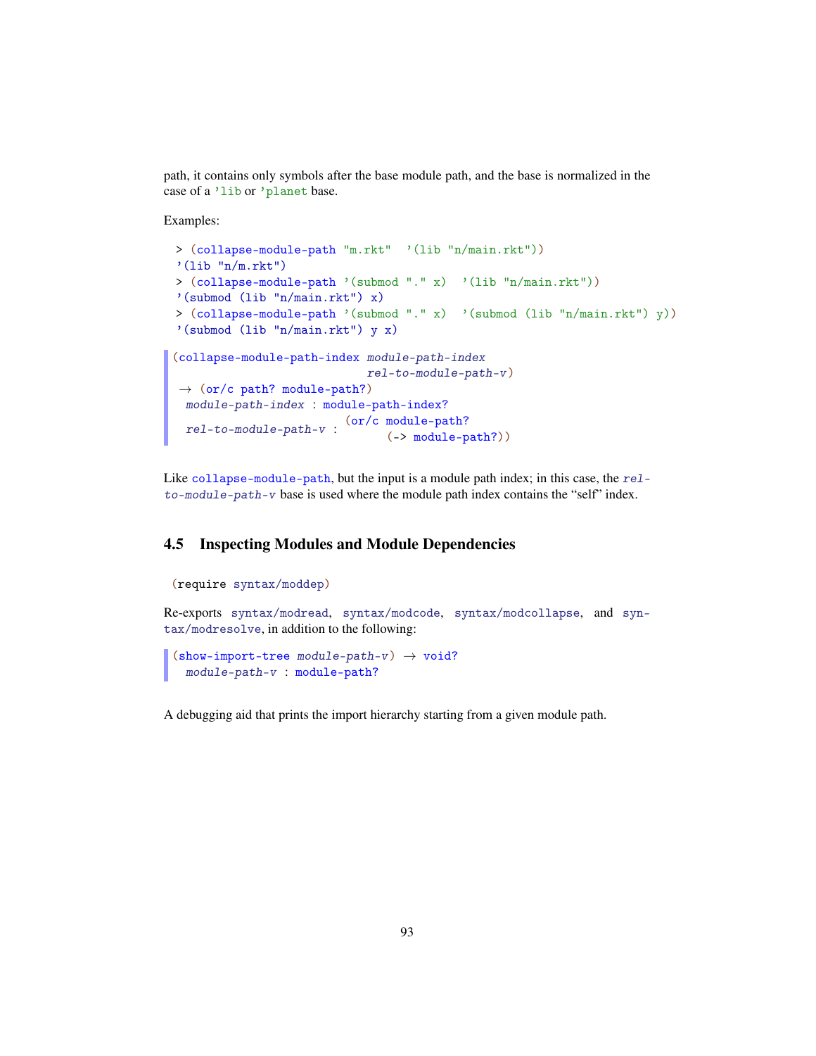path, it contains only symbols after the base module path, and the base is normalized in the case of a `'lib` or `'planet` base.

Examples:

```
> (collapse-module-path "m.rkt"  '(lib "n/main.rkt"))
'(lib "n/m.rkt")
> (collapse-module-path '(submod "." x)  '(lib "n/main.rkt"))
'(submod (lib "n/main.rkt") x)
> (collapse-module-path '(submod "." x)  '(submod (lib "n/main.rkt") y))
'(submod (lib "n/main.rkt") y x)
```

```
(collapse-module-path-index module-path-index
                            rel-to-module-path-v)
 → (or/c path? module-path?)
  module-path-index : module-path-index?
  rel-to-module-path-v : (or/c module-path?
                               (-> module-path?))
```

Like `collapse-module-path`, but the input is a module path index; in this case, the *rel-to-module-path-v* base is used where the module path index contains the "self" index.

## 4.5 Inspecting Modules and Module Dependencies

```
(require syntax/moddep)
```

Re-exports `syntax/modread`, `syntax/modcode`, `syntax/modcollapse`, and `syntax/modresolve`, in addition to the following:

```
(show-import-tree module-path-v) → void?
  module-path-v : module-path?
```

A debugging aid that prints the import hierarchy starting from a given module path.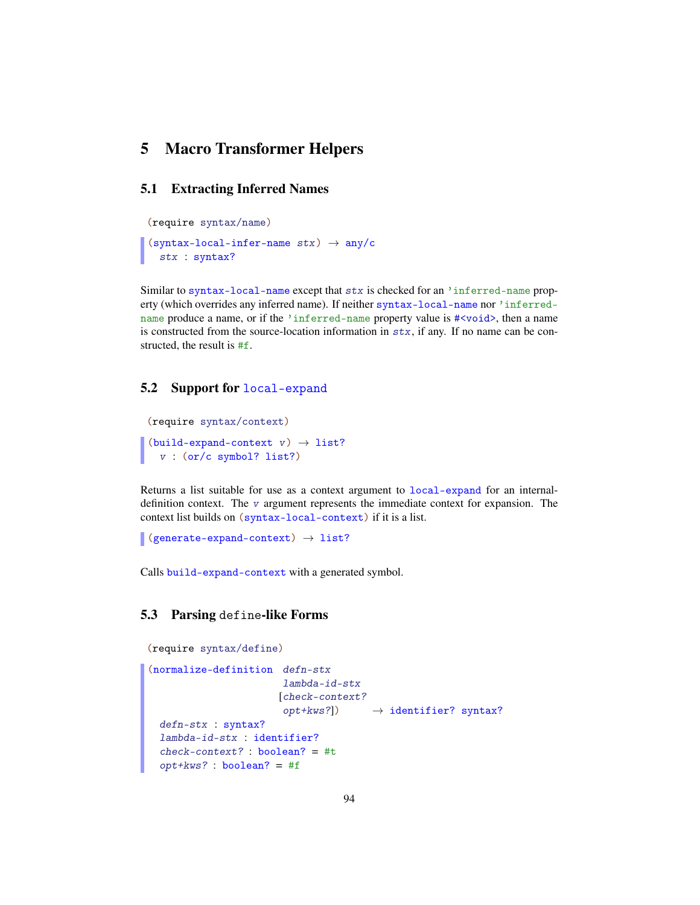# 5 Macro Transformer Helpers

## 5.1 Extracting Inferred Names

```
(require syntax/name)
```

```
(syntax-local-infer-name stx) → any/c
  stx : syntax?
```

Similar to `syntax-local-name` except that *stx* is checked for an `'inferred-name` property (which overrides any inferred name). If neither `syntax-local-name` nor `'inferred-name` produce a name, or if the `'inferred-name` property value is `#<void>`, then a name is constructed from the source-location information in *stx*, if any. If no name can be constructed, the result is `#f`.

## 5.2 Support for `local-expand`

```
(require syntax/context)
```

```
(build-expand-context v) → list?
  v : (or/c symbol? list?)
```

Returns a list suitable for use as a context argument to `local-expand` for an internal-definition context. The *v* argument represents the immediate context for expansion. The context list builds on `(syntax-local-context)` if it is a list.

```
(generate-expand-context) → list?
```

Calls `build-expand-context` with a generated symbol.

## 5.3 Parsing `define`-like Forms

```
(require syntax/define)
```

```
(normalize-definition  defn-stx
                       lambda-id-stx
                      [check-context?
                       opt+kws?])      → identifier? syntax?
  defn-stx : syntax?
  lambda-id-stx : identifier?
  check-context? : boolean? = #t
  opt+kws? : boolean? = #f
```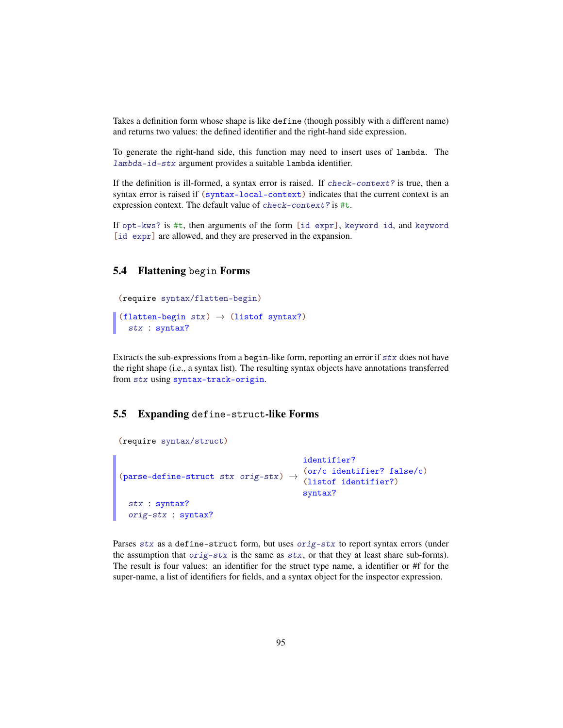Takes a definition form whose shape is like `define` (though possibly with a different name) and returns two values: the defined identifier and the right-hand side expression.

To generate the right-hand side, this function may need to insert uses of `lambda`. The *lambda-id-stx* argument provides a suitable `lambda` identifier.

If the definition is ill-formed, a syntax error is raised. If *check-context?* is true, then a syntax error is raised if `(syntax-local-context)` indicates that the current context is an expression context. The default value of *check-context?* is `#t`.

If `opt-kws?` is `#t`, then arguments of the form `[id expr]`, `keyword id`, and `keyword [id expr]` are allowed, and they are preserved in the expansion.

## 5.4 Flattening `begin` Forms

```
(require syntax/flatten-begin)
```

```
(flatten-begin stx) → (listof syntax?)
  stx : syntax?
```

Extracts the sub-expressions from a `begin`-like form, reporting an error if *stx* does not have the right shape (i.e., a syntax list). The resulting syntax objects have annotations transferred from *stx* using `syntax-track-origin`.

## 5.5 Expanding `define-struct`-like Forms

```
(require syntax/struct)
```

```
                                         identifier?
(parse-define-struct stx orig-stx) →    (or/c identifier? false/c)
                                         (listof identifier?)
                                         syntax?
  stx : syntax?
  orig-stx : syntax?
```

Parses *stx* as a `define-struct` form, but uses *orig-stx* to report syntax errors (under the assumption that *orig-stx* is the same as *stx*, or that they at least share sub-forms). The result is four values: an identifier for the struct type name, a identifier or #f for the super-name, a list of identifiers for fields, and a syntax object for the inspector expression.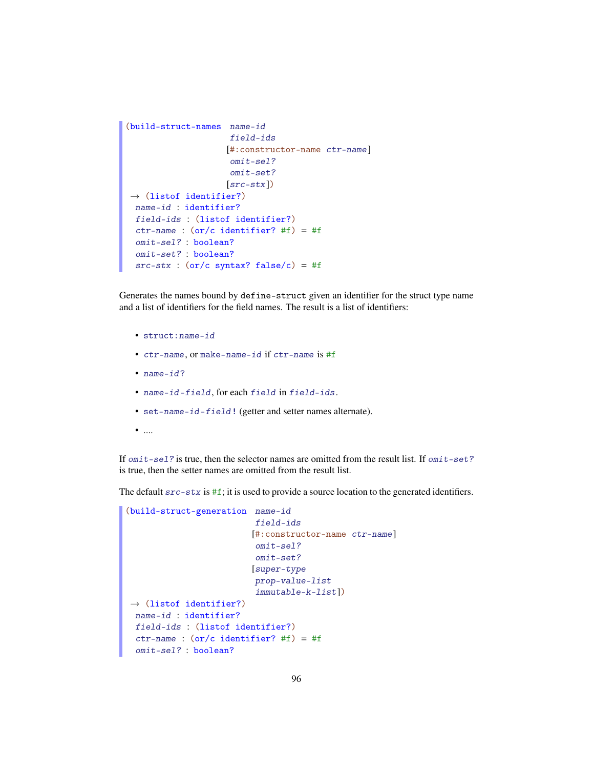```
(build-struct-names  name-id
                     field-ids
                    [#:constructor-name ctr-name]
                     omit-sel?
                     omit-set?
                    [src-stx])
 → (listof identifier?)
  name-id : identifier?
  field-ids : (listof identifier?)
  ctr-name : (or/c identifier? #f) = #f
  omit-sel? : boolean?
  omit-set? : boolean?
  src-stx : (or/c syntax? false/c) = #f
```

Generates the names bound by `define-struct` given an identifier for the struct type name and a list of identifiers for the field names. The result is a list of identifiers:

- `struct:name-id`
- `ctr-name`, or `make-name-id` if `ctr-name` is `#f`
- `name-id?`
- `name-id-field`, for each `field` in `field-ids`.
- `set-name-id-field!` (getter and setter names alternate).
- ....

If `omit-sel?` is true, then the selector names are omitted from the result list. If `omit-set?` is true, then the setter names are omitted from the result list.

The default `src-stx` is `#f`; it is used to provide a source location to the generated identifiers.

```
(build-struct-generation  name-id
                          field-ids
                         [#:constructor-name ctr-name]
                          omit-sel?
                          omit-set?
                         [super-type
                          prop-value-list
                          immutable-k-list])
 → (listof identifier?)
  name-id : identifier?
  field-ids : (listof identifier?)
  ctr-name : (or/c identifier? #f) = #f
  omit-sel? : boolean?
```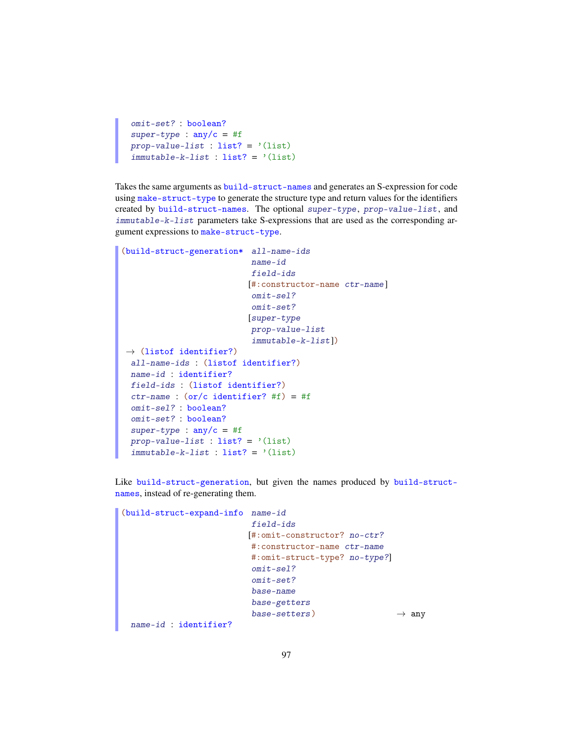```
  omit-set? : boolean?
  super-type : any/c = #f
  prop-value-list : list? = '(list)
  immutable-k-list : list? = '(list)
```

Takes the same arguments as `build-struct-names` and generates an S-expression for code using `make-struct-type` to generate the structure type and return values for the identifiers created by `build-struct-names`. The optional *super-type*, *prop-value-list*, and *immutable-k-list* parameters take S-expressions that are used as the corresponding argument expressions to `make-struct-type`.

```
(build-struct-generation*  all-name-ids
                           name-id
                           field-ids
                          [#:constructor-name ctr-name]
                           omit-sel?
                           omit-set?
                          [super-type
                           prop-value-list
                           immutable-k-list])
 → (listof identifier?)
  all-name-ids : (listof identifier?)
  name-id : identifier?
  field-ids : (listof identifier?)
  ctr-name : (or/c identifier? #f) = #f
  omit-sel? : boolean?
  omit-set? : boolean?
  super-type : any/c = #f
  prop-value-list : list? = '(list)
  immutable-k-list : list? = '(list)
```

Like `build-struct-generation`, but given the names produced by `build-struct-names`, instead of re-generating them.

```
(build-struct-expand-info  name-id
                           field-ids
                          [#:omit-constructor? no-ctr?
                           #:constructor-name ctr-name
                           #:omit-struct-type? no-type?]
                           omit-sel?
                           omit-set?
                           base-name
                           base-getters
                           base-setters)                  → any
  name-id : identifier?
```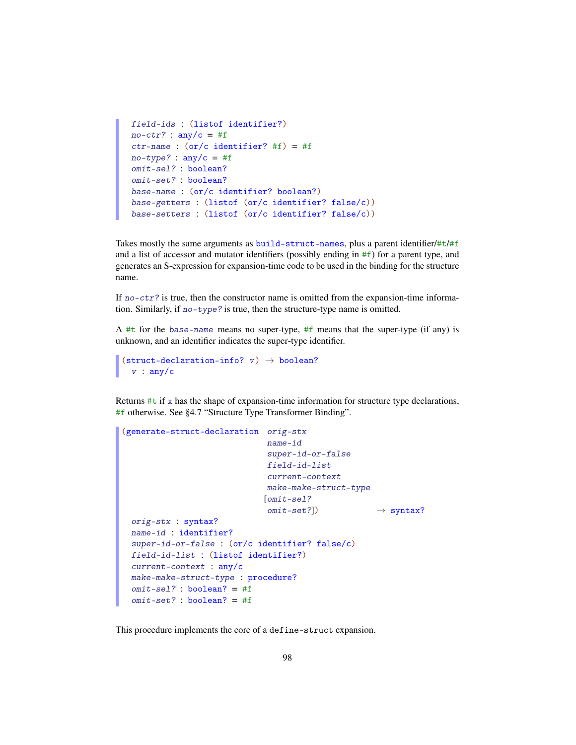```
field-ids : (listof identifier?)
no-ctr? : any/c = #f
ctr-name : (or/c identifier? #f) = #f
no-type? : any/c = #f
omit-sel? : boolean?
omit-set? : boolean?
base-name : (or/c identifier? boolean?)
base-getters : (listof (or/c identifier? false/c))
base-setters : (listof (or/c identifier? false/c))
```

Takes mostly the same arguments as `build-struct-names`, plus a parent identifier/`#t`/`#f` and a list of accessor and mutator identifiers (possibly ending in `#f`) for a parent type, and generates an S-expression for expansion-time code to be used in the binding for the structure name.

If *no-ctr?* is true, then the constructor name is omitted from the expansion-time information. Similarly, if *no-type?* is true, then the structure-type name is omitted.

A `#t` for the *base-name* means no super-type, `#f` means that the super-type (if any) is unknown, and an identifier indicates the super-type identifier.

```
(struct-declaration-info? v) → boolean?
  v : any/c
```

Returns `#t` if `x` has the shape of expansion-time information for structure type declarations, `#f` otherwise. See §4.7 "Structure Type Transformer Binding".

```
(generate-struct-declaration  orig-stx
                              name-id
                              super-id-or-false
                              field-id-list
                              current-context
                              make-make-struct-type
                             [omit-sel?
                              omit-set?])           → syntax?
  orig-stx : syntax?
  name-id : identifier?
  super-id-or-false : (or/c identifier? false/c)
  field-id-list : (listof identifier?)
  current-context : any/c
  make-make-struct-type : procedure?
  omit-sel? : boolean? = #f
  omit-set? : boolean? = #f
```

This procedure implements the core of a `define-struct` expansion.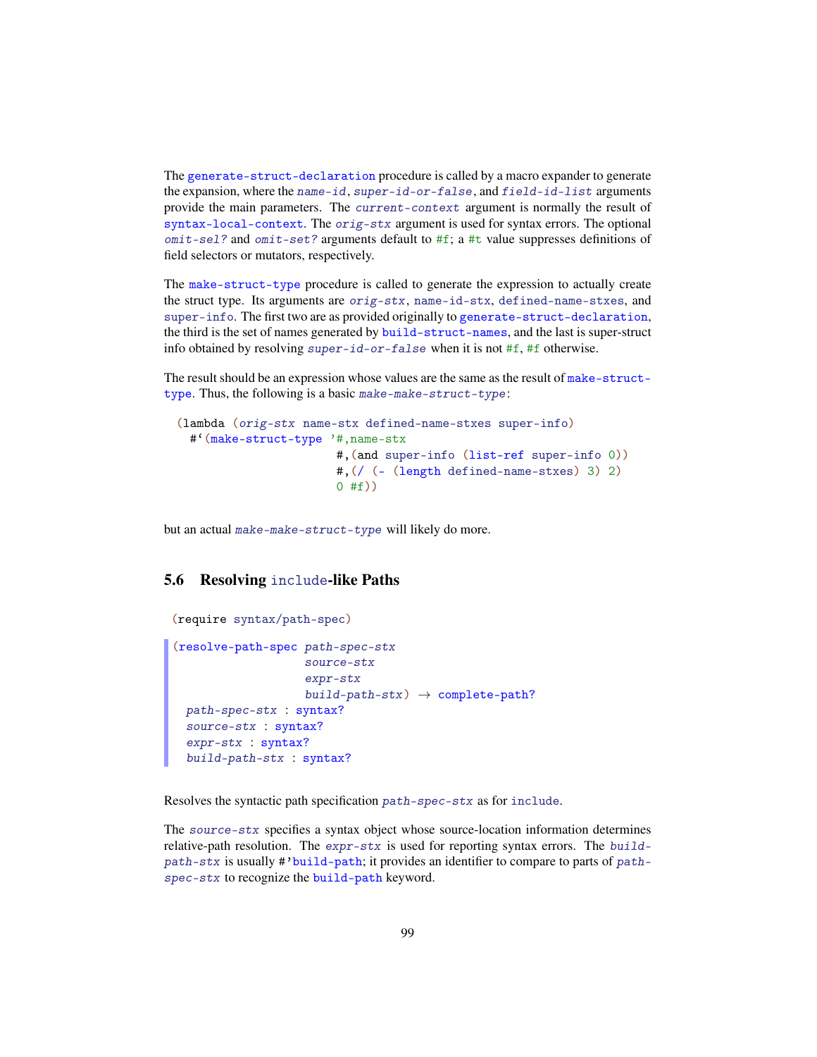The `generate-struct-declaration` procedure is called by a macro expander to generate the expansion, where the *name-id*, *super-id-or-false*, and *field-id-list* arguments provide the main parameters. The *current-context* argument is normally the result of `syntax-local-context`. The *orig-stx* argument is used for syntax errors. The optional *omit-sel?* and *omit-set?* arguments default to `#f`; a `#t` value suppresses definitions of field selectors or mutators, respectively.

The `make-struct-type` procedure is called to generate the expression to actually create the struct type. Its arguments are *orig-stx*, `name-id-stx`, `defined-name-stxes`, and `super-info`. The first two are as provided originally to `generate-struct-declaration`, the third is the set of names generated by `build-struct-names`, and the last is super-struct info obtained by resolving *super-id-or-false* when it is not `#f`, `#f` otherwise.

The result should be an expression whose values are the same as the result of `make-struct-type`. Thus, the following is a basic *make-make-struct-type*:

```
(lambda (orig-stx name-stx defined-name-stxes super-info)
  #`(make-struct-type '#,name-stx
                      #,(and super-info (list-ref super-info 0))
                      #,(/ (- (length defined-name-stxes) 3) 2)
                      0 #f))
```

but an actual *make-make-struct-type* will likely do more.

## 5.6 Resolving `include`-like Paths

```
(require syntax/path-spec)
```

```
(resolve-path-spec path-spec-stx
                   source-stx
                   expr-stx
                   build-path-stx) → complete-path?
  path-spec-stx : syntax?
  source-stx : syntax?
  expr-stx : syntax?
  build-path-stx : syntax?
```

Resolves the syntactic path specification *path-spec-stx* as for `include`.

The *source-stx* specifies a syntax object whose source-location information determines relative-path resolution. The *expr-stx* is used for reporting syntax errors. The *build-path-stx* is usually `#'build-path`; it provides an identifier to compare to parts of *path-spec-stx* to recognize the `build-path` keyword.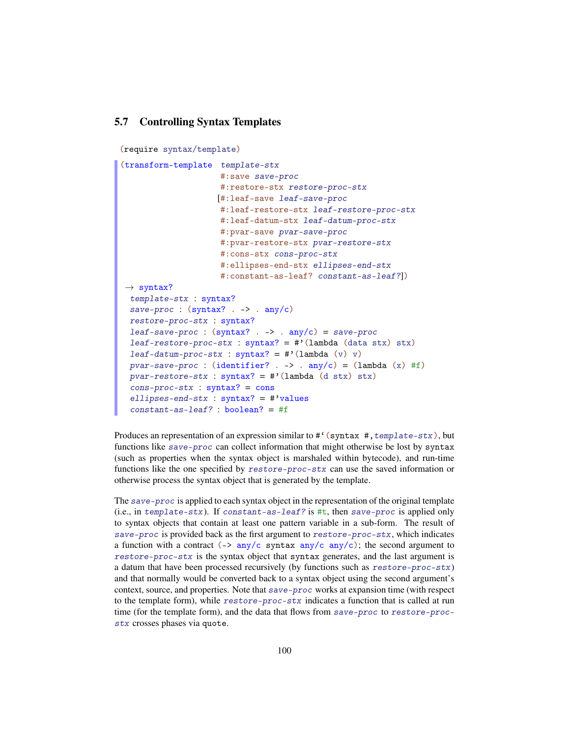### 5.7 Controlling Syntax Templates

```
(require syntax/template)
```

```
(transform-template  template-stx
                     #:save save-proc
                     #:restore-stx restore-proc-stx
                    [#:leaf-save leaf-save-proc
                     #:leaf-restore-stx leaf-restore-proc-stx
                     #:leaf-datum-stx leaf-datum-proc-stx
                     #:pvar-save pvar-save-proc
                     #:pvar-restore-stx pvar-restore-stx
                     #:cons-stx cons-proc-stx
                     #:ellipses-end-stx ellipses-end-stx
                     #:constant-as-leaf? constant-as-leaf?])
 → syntax?
  template-stx : syntax?
  save-proc : (syntax? . -> . any/c)
  restore-proc-stx : syntax?
  leaf-save-proc : (syntax? . -> . any/c) = save-proc
  leaf-restore-proc-stx : syntax? = #'(lambda (data stx) stx)
  leaf-datum-proc-stx : syntax? = #'(lambda (v) v)
  pvar-save-proc : (identifier? . -> . any/c) = (lambda (x) #f)
  pvar-restore-stx : syntax? = #'(lambda (d stx) stx)
  cons-proc-stx : syntax? = cons
  ellipses-end-stx : syntax? = #'values
  constant-as-leaf? : boolean? = #f
```

Produces an representation of an expression similar to `#'(syntax #,template-stx)`, but functions like *save-proc* can collect information that might otherwise be lost by `syntax` (such as properties when the syntax object is marshaled within bytecode), and run-time functions like the one specified by *restore-proc-stx* can use the saved information or otherwise process the syntax object that is generated by the template.

The *save-proc* is applied to each syntax object in the representation of the original template (i.e., in *template-stx*). If *constant-as-leaf?* is `#t`, then *save-proc* is applied only to syntax objects that contain at least one pattern variable in a sub-form. The result of *save-proc* is provided back as the first argument to *restore-proc-stx*, which indicates a function with a contract `(-> any/c syntax any/c any/c)`; the second argument to *restore-proc-stx* is the syntax object that `syntax` generates, and the last argument is a datum that have been processed recursively (by functions such as *restore-proc-stx*) and that normally would be converted back to a syntax object using the second argument's context, source, and properties. Note that *save-proc* works at expansion time (with respect to the template form), while *restore-proc-stx* indicates a function that is called at run time (for the template form), and the data that flows from *save-proc* to *restore-proc-stx* crosses phases via `quote`.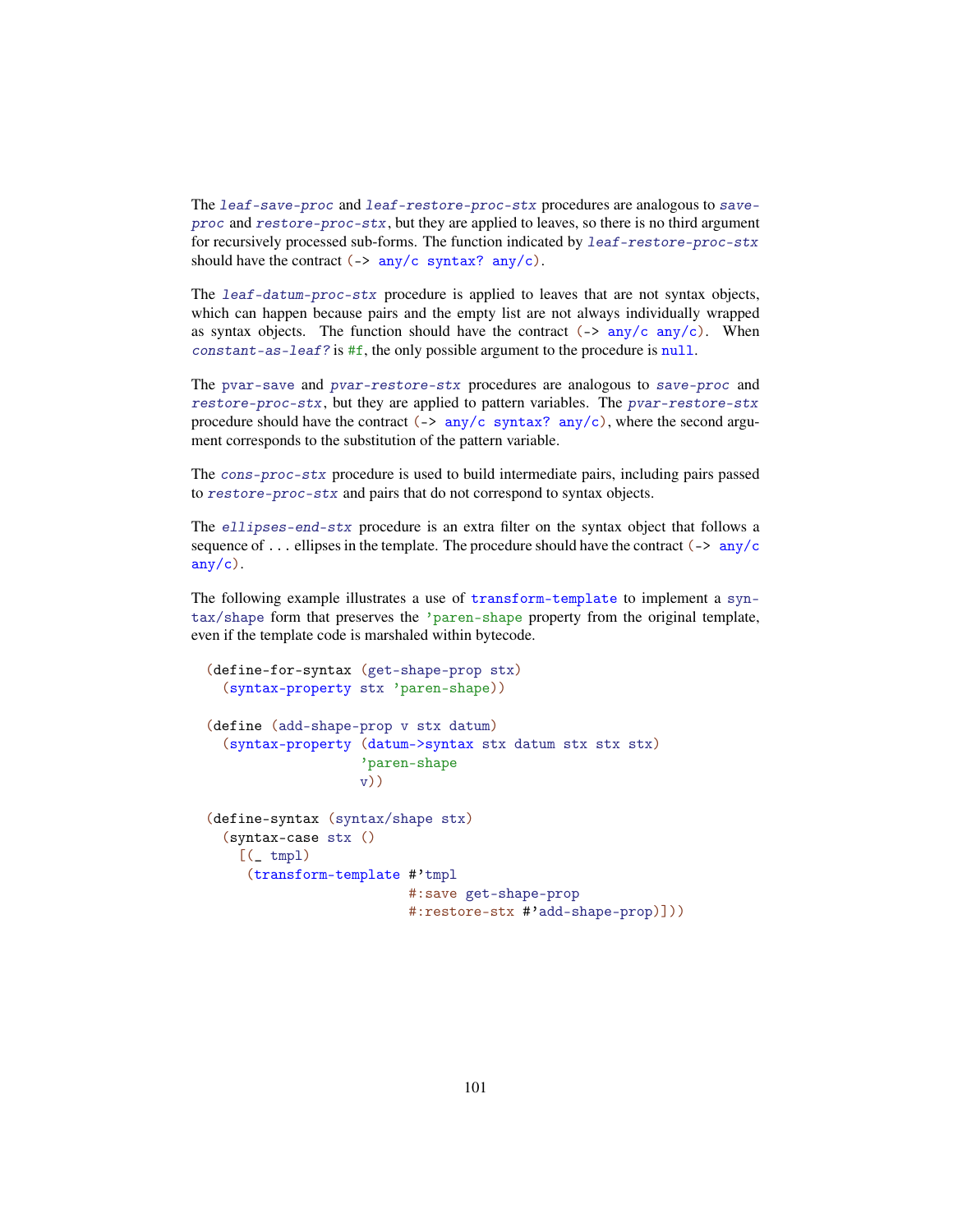The *leaf-save-proc* and *leaf-restore-proc-stx* procedures are analogous to *save-proc* and *restore-proc-stx*, but they are applied to leaves, so there is no third argument for recursively processed sub-forms. The function indicated by *leaf-restore-proc-stx* should have the contract `(-> any/c syntax? any/c)`.

The *leaf-datum-proc-stx* procedure is applied to leaves that are not syntax objects, which can happen because pairs and the empty list are not always individually wrapped as syntax objects. The function should have the contract `(-> any/c any/c)`. When *constant-as-leaf?* is `#f`, the only possible argument to the procedure is `null`.

The `pvar-save` and *pvar-restore-stx* procedures are analogous to *save-proc* and *restore-proc-stx*, but they are applied to pattern variables. The *pvar-restore-stx* procedure should have the contract `(-> any/c syntax? any/c)`, where the second argument corresponds to the substitution of the pattern variable.

The *cons-proc-stx* procedure is used to build intermediate pairs, including pairs passed to *restore-proc-stx* and pairs that do not correspond to syntax objects.

The *ellipses-end-stx* procedure is an extra filter on the syntax object that follows a sequence of `...` ellipses in the template. The procedure should have the contract `(-> any/c any/c)`.

The following example illustrates a use of `transform-template` to implement a `syntax/shape` form that preserves the `'paren-shape` property from the original template, even if the template code is marshaled within bytecode.

```
(define-for-syntax (get-shape-prop stx)
  (syntax-property stx 'paren-shape))

(define (add-shape-prop v stx datum)
  (syntax-property (datum->syntax stx datum stx stx stx)
                   'paren-shape
                   v))

(define-syntax (syntax/shape stx)
  (syntax-case stx ()
    [(_ tmpl)
     (transform-template #'tmpl
                         #:save get-shape-prop
                         #:restore-stx #'add-shape-prop)]))
```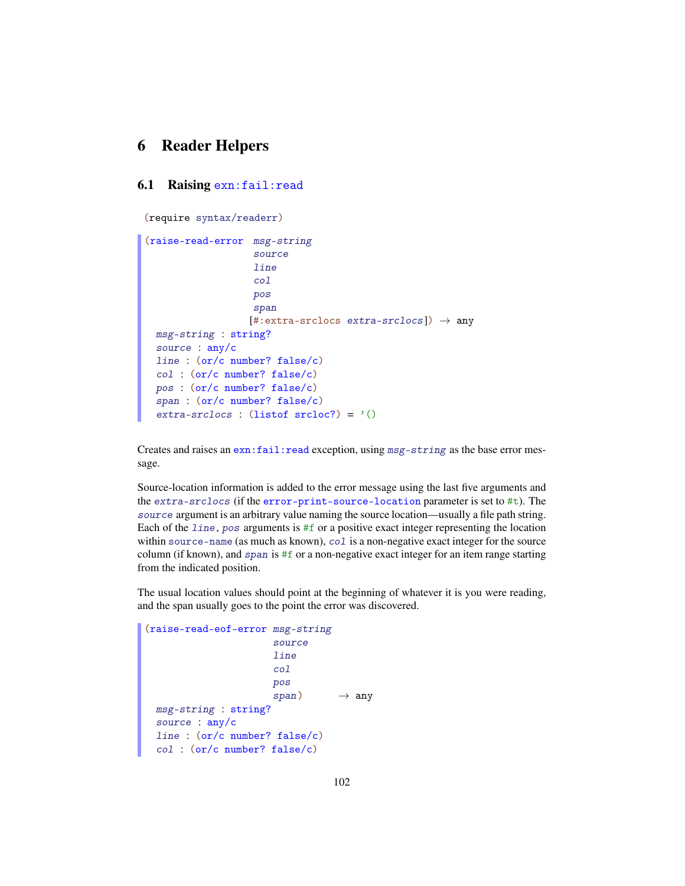# 6 Reader Helpers

## 6.1 Raising exn:fail:read

```
(require syntax/readerr)
```

```
(raise-read-error  msg-string
                   source
                   line
                   col
                   pos
                   span
                  [#:extra-srclocs extra-srclocs]) → any
  msg-string : string?
  source : any/c
  line : (or/c number? false/c)
  col : (or/c number? false/c)
  pos : (or/c number? false/c)
  span : (or/c number? false/c)
  extra-srclocs : (listof srcloc?) = '()
```

Creates and raises an exn:fail:read exception, using *msg-string* as the base error message.

Source-location information is added to the error message using the last five arguments and the *extra-srclocs* (if the error-print-source-location parameter is set to #t). The *source* argument is an arbitrary value naming the source location—usually a file path string. Each of the *line*, *pos* arguments is #f or a positive exact integer representing the location within source-name (as much as known), *col* is a non-negative exact integer for the source column (if known), and *span* is #f or a non-negative exact integer for an item range starting from the indicated position.

The usual location values should point at the beginning of whatever it is you were reading, and the span usually goes to the point the error was discovered.

```
(raise-read-eof-error msg-string
                      source
                      line
                      col
                      pos
                      span)      → any
  msg-string : string?
  source : any/c
  line : (or/c number? false/c)
  col : (or/c number? false/c)
```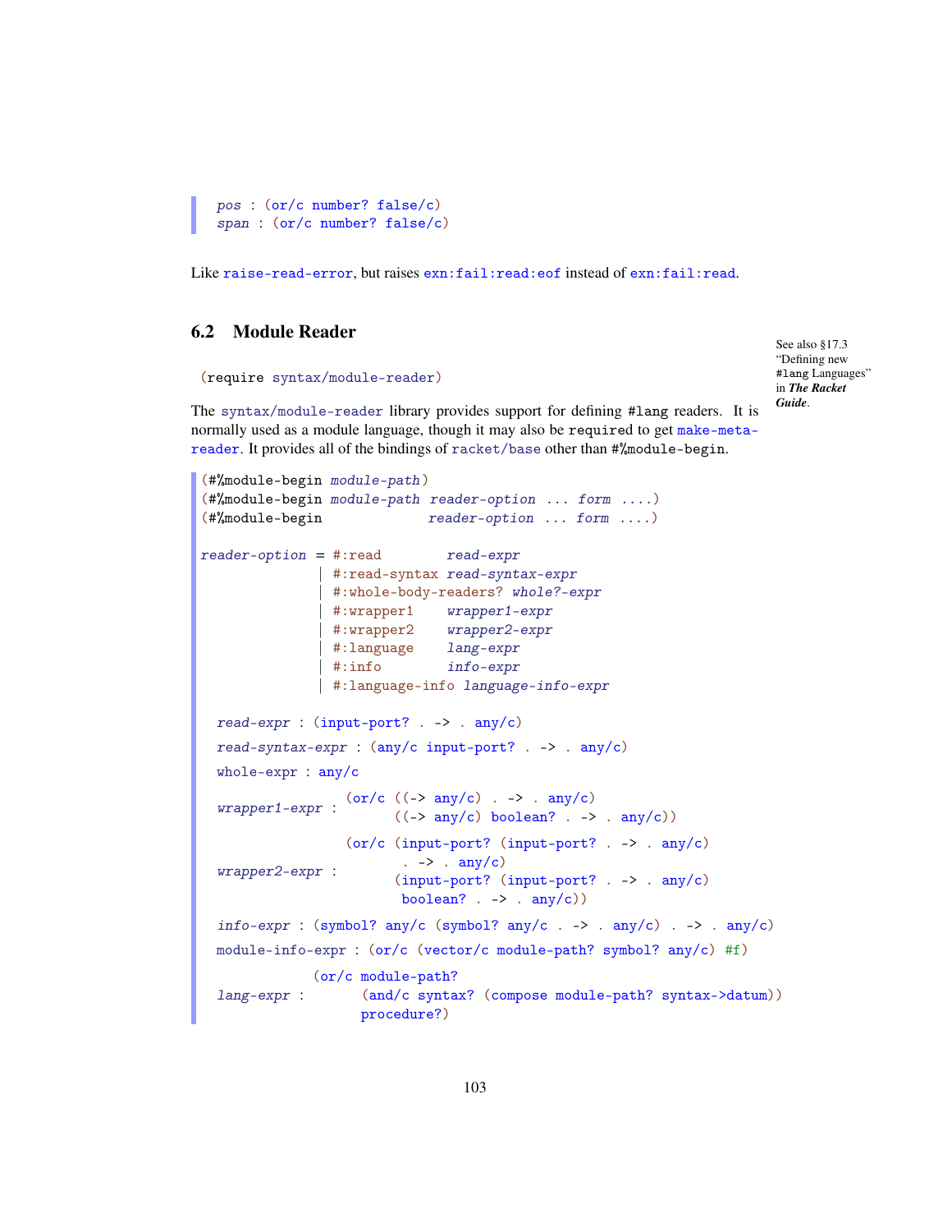```
pos : (or/c number? false/c)
span : (or/c number? false/c)
```

Like `raise-read-error`, but raises `exn:fail:read:eof` instead of `exn:fail:read`.

## 6.2 Module Reader

See also §17.3 "Defining new #lang Languages" in ***The Racket Guide***.

```
(require syntax/module-reader)
```

The `syntax/module-reader` library provides support for defining `#lang` readers. It is normally used as a module language, though it may also be `require`d to get `make-meta-reader`. It provides all of the bindings of `racket/base` other than `#%module-begin`.

```
(#%module-begin module-path)
(#%module-begin module-path reader-option ... form ....)
(#%module-begin             reader-option ... form ....)

reader-option = #:read        read-expr
              | #:read-syntax read-syntax-expr
              | #:whole-body-readers? whole?-expr
              | #:wrapper1    wrapper1-expr
              | #:wrapper2    wrapper2-expr
              | #:language    lang-expr
              | #:info        info-expr
              | #:language-info language-info-expr

  read-expr : (input-port? . -> . any/c)
  read-syntax-expr : (any/c input-port? . -> . any/c)
  whole-expr : any/c
  wrapper1-expr : (or/c ((-> any/c) . -> . any/c)
                        ((-> any/c) boolean? . -> . any/c))
  wrapper2-expr : (or/c (input-port? (input-port? . -> . any/c)
                          . -> . any/c)
                        (input-port? (input-port? . -> . any/c)
                          boolean? . -> . any/c))
  info-expr : (symbol? any/c (symbol? any/c . -> . any/c) . -> . any/c)
  module-info-expr : (or/c (vector/c module-path? symbol? any/c) #f)
  lang-expr : (or/c module-path?
                    (and/c syntax? (compose module-path? syntax->datum))
                    procedure?)
```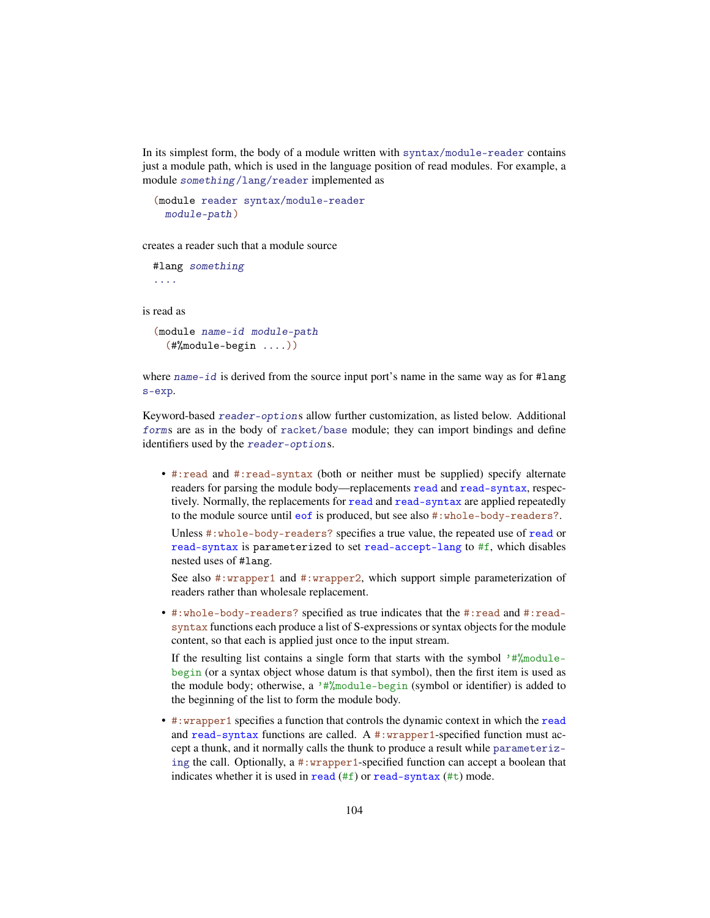In its simplest form, the body of a module written with `syntax/module-reader` contains just a module path, which is used in the language position of read modules. For example, a module *something*`/lang/reader` implemented as

```
(module reader syntax/module-reader
  module-path)
```

creates a reader such that a module source

```
#lang something
....
```

is read as

```
(module name-id module-path
  (#%module-begin ....))
```

where *name-id* is derived from the source input port's name in the same way as for `#lang s-exp`.

Keyword-based *reader-option*s allow further customization, as listed below. Additional *form*s are as in the body of `racket/base` module; they can import bindings and define identifiers used by the *reader-option*s.

- `#:read` and `#:read-syntax` (both or neither must be supplied) specify alternate readers for parsing the module body—replacements `read` and `read-syntax`, respectively. Normally, the replacements for `read` and `read-syntax` are applied repeatedly to the module source until `eof` is produced, but see also `#:whole-body-readers?`.

  Unless `#:whole-body-readers?` specifies a true value, the repeated use of `read` or `read-syntax` is parameterized to set `read-accept-lang` to `#f`, which disables nested uses of `#lang`.

  See also `#:wrapper1` and `#:wrapper2`, which support simple parameterization of readers rather than wholesale replacement.

- `#:whole-body-readers?` specified as true indicates that the `#:read` and `#:read-syntax` functions each produce a list of S-expressions or syntax objects for the module content, so that each is applied just once to the input stream.

  If the resulting list contains a single form that starts with the symbol `'#%module-begin` (or a syntax object whose datum is that symbol), then the first item is used as the module body; otherwise, a `'#%module-begin` (symbol or identifier) is added to the beginning of the list to form the module body.

- `#:wrapper1` specifies a function that controls the dynamic context in which the `read` and `read-syntax` functions are called. A `#:wrapper1`-specified function must accept a thunk, and it normally calls the thunk to produce a result while `parameterizing` the call. Optionally, a `#:wrapper1`-specified function can accept a boolean that indicates whether it is used in `read` (`#f`) or `read-syntax` (`#t`) mode.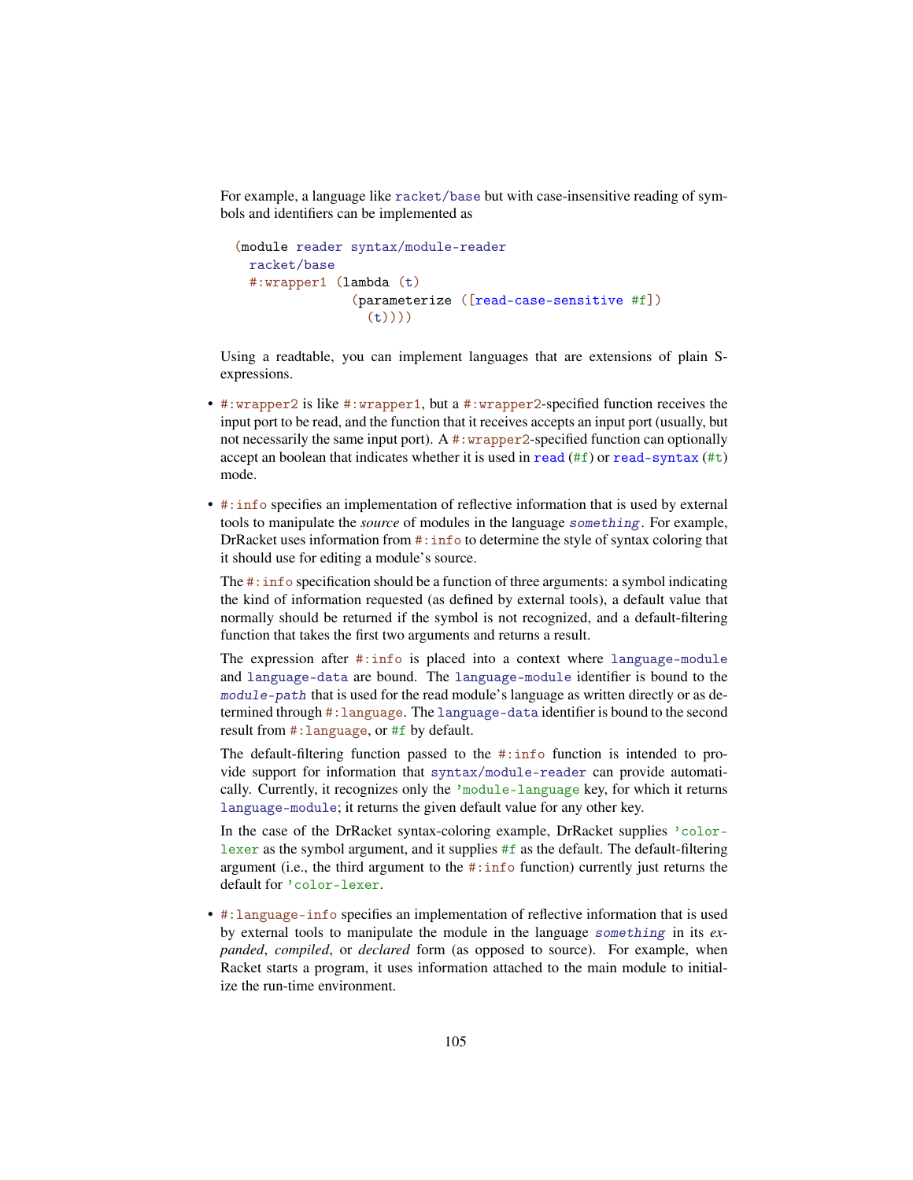For example, a language like `racket/base` but with case-insensitive reading of symbols and identifiers can be implemented as

```
(module reader syntax/module-reader
  racket/base
  #:wrapper1 (lambda (t)
               (parameterize ([read-case-sensitive #f])
                 (t))))
```

Using a readtable, you can implement languages that are extensions of plain S-expressions.

- `#:wrapper2` is like `#:wrapper1`, but a `#:wrapper2`-specified function receives the input port to be read, and the function that it receives accepts an input port (usually, but not necessarily the same input port). A `#:wrapper2`-specified function can optionally accept an boolean that indicates whether it is used in `read` (`#f`) or `read-syntax` (`#t`) mode.

- `#:info` specifies an implementation of reflective information that is used by external tools to manipulate the *source* of modules in the language *`something`*. For example, DrRacket uses information from `#:info` to determine the style of syntax coloring that it should use for editing a module's source.

  The `#:info` specification should be a function of three arguments: a symbol indicating the kind of information requested (as defined by external tools), a default value that normally should be returned if the symbol is not recognized, and a default-filtering function that takes the first two arguments and returns a result.

  The expression after `#:info` is placed into a context where `language-module` and `language-data` are bound. The `language-module` identifier is bound to the *`module-path`* that is used for the read module's language as written directly or as determined through `#:language`. The `language-data` identifier is bound to the second result from `#:language`, or `#f` by default.

  The default-filtering function passed to the `#:info` function is intended to provide support for information that `syntax/module-reader` can provide automatically. Currently, it recognizes only the `'module-language` key, for which it returns `language-module`; it returns the given default value for any other key.

  In the case of the DrRacket syntax-coloring example, DrRacket supplies `'color-lexer` as the symbol argument, and it supplies `#f` as the default. The default-filtering argument (i.e., the third argument to the `#:info` function) currently just returns the default for `'color-lexer`.

- `#:language-info` specifies an implementation of reflective information that is used by external tools to manipulate the module in the language *`something`* in its *expanded*, *compiled*, or *declared* form (as opposed to source). For example, when Racket starts a program, it uses information attached to the main module to initialize the run-time environment.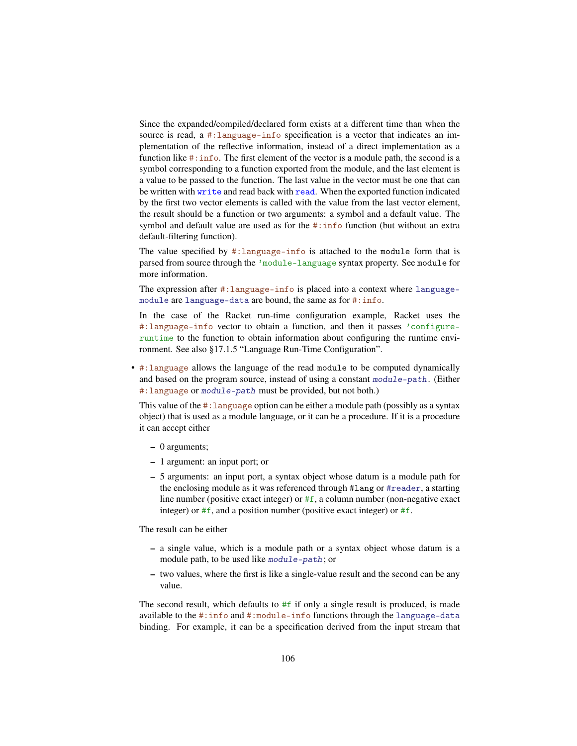Since the expanded/compiled/declared form exists at a different time than when the source is read, a `#:language-info` specification is a vector that indicates an implementation of the reflective information, instead of a direct implementation as a function like `#:info`. The first element of the vector is a module path, the second is a symbol corresponding to a function exported from the module, and the last element is a value to be passed to the function. The last value in the vector must be one that can be written with `write` and read back with `read`. When the exported function indicated by the first two vector elements is called with the value from the last vector element, the result should be a function or two arguments: a symbol and a default value. The symbol and default value are used as for the `#:info` function (but without an extra default-filtering function).

The value specified by `#:language-info` is attached to the `module` form that is parsed from source through the `'module-language` syntax property. See `module` for more information.

The expression after `#:language-info` is placed into a context where `language-module` are `language-data` are bound, the same as for `#:info`.

In the case of the Racket run-time configuration example, Racket uses the `#:language-info` vector to obtain a function, and then it passes `'configure-runtime` to the function to obtain information about configuring the runtime environment. See also §17.1.5 "Language Run-Time Configuration".

- `#:language` allows the language of the read `module` to be computed dynamically and based on the program source, instead of using a constant *`module-path`*. (Either `#:language` or *`module-path`* must be provided, but not both.)

  This value of the `#:language` option can be either a module path (possibly as a syntax object) that is used as a module language, or it can be a procedure. If it is a procedure it can accept either

  - 0 arguments;
  - 1 argument: an input port; or
  - 5 arguments: an input port, a syntax object whose datum is a module path for the enclosing module as it was referenced through `#lang` or `#reader`, a starting line number (positive exact integer) or `#f`, a column number (non-negative exact integer) or `#f`, and a position number (positive exact integer) or `#f`.

  The result can be either

  - a single value, which is a module path or a syntax object whose datum is a module path, to be used like *`module-path`*; or
  - two values, where the first is like a single-value result and the second can be any value.

  The second result, which defaults to `#f` if only a single result is produced, is made available to the `#:info` and `#:module-info` functions through the `language-data` binding. For example, it can be a specification derived from the input stream that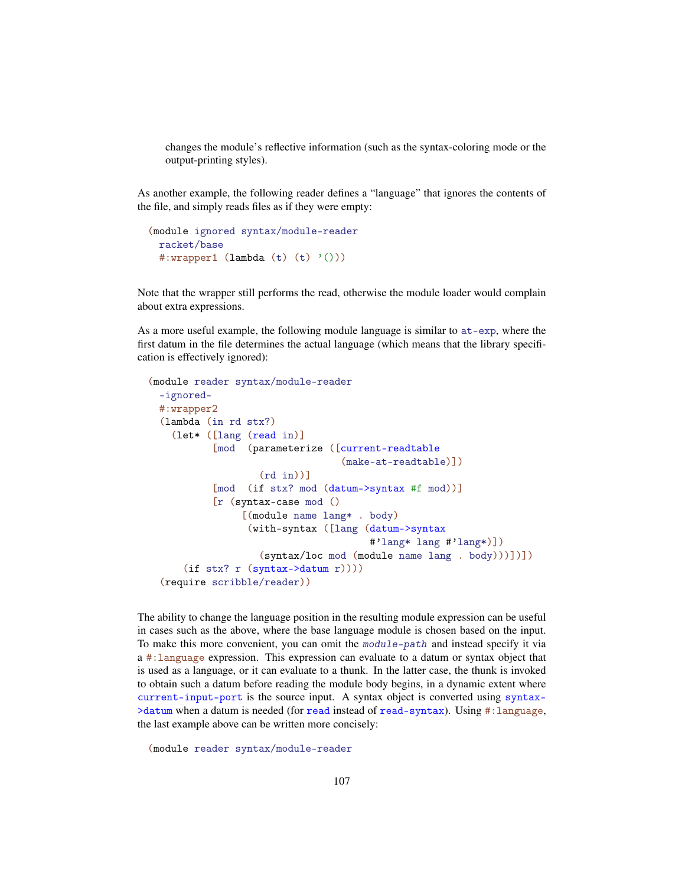changes the module's reflective information (such as the syntax-coloring mode or the output-printing styles).

As another example, the following reader defines a "language" that ignores the contents of the file, and simply reads files as if they were empty:

```
(module ignored syntax/module-reader
  racket/base
  #:wrapper1 (lambda (t) (t) '()))
```

Note that the wrapper still performs the read, otherwise the module loader would complain about extra expressions.

As a more useful example, the following module language is similar to at-exp, where the first datum in the file determines the actual language (which means that the library specification is effectively ignored):

```
(module reader syntax/module-reader
  -ignored-
  #:wrapper2
  (lambda (in rd stx?)
    (let* ([lang (read in)]
           [mod  (parameterize ([current-readtable
                                 (make-at-readtable)])
                   (rd in))]
           [mod  (if stx? mod (datum->syntax #f mod))]
           [r (syntax-case mod ()
                [(module name lang* . body)
                 (with-syntax ([lang (datum->syntax
                                      #'lang* lang #'lang*)])
                   (syntax/loc mod (module name lang . body)))])])
      (if stx? r (syntax->datum r))))
  (require scribble/reader))
```

The ability to change the language position in the resulting module expression can be useful in cases such as the above, where the base language module is chosen based on the input. To make this more convenient, you can omit the *module-path* and instead specify it via a #:language expression. This expression can evaluate to a datum or syntax object that is used as a language, or it can evaluate to a thunk. In the latter case, the thunk is invoked to obtain such a datum before reading the module body begins, in a dynamic extent where current-input-port is the source input. A syntax object is converted using syntax->datum when a datum is needed (for read instead of read-syntax). Using #:language, the last example above can be written more concisely:

```
(module reader syntax/module-reader
```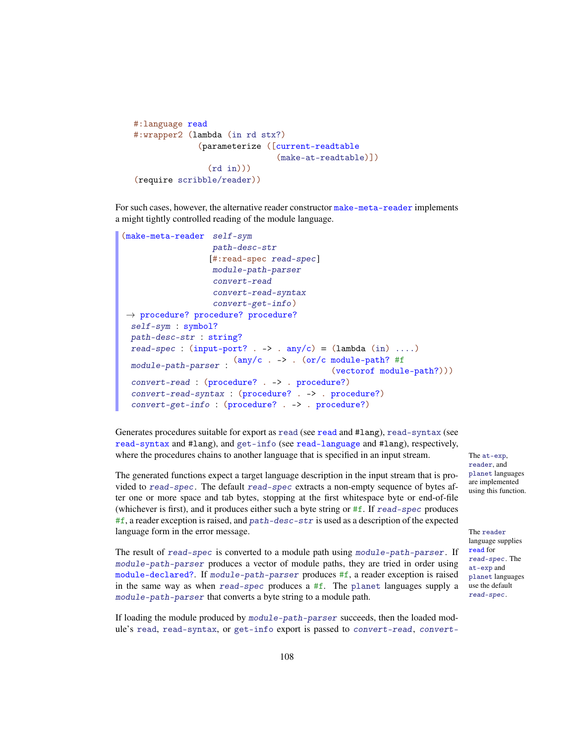```
#:language read
#:wrapper2 (lambda (in rd stx?)
             (parameterize ([current-readtable
                             (make-at-readtable)])
               (rd in)))
(require scribble/reader))
```

For such cases, however, the alternative reader constructor `make-meta-reader` implements a might tightly controlled reading of the module language.

```
(make-meta-reader  self-sym
                   path-desc-str
                  [#:read-spec read-spec]
                   module-path-parser
                   convert-read
                   convert-read-syntax
                   convert-get-info)
 → procedure? procedure? procedure?
  self-sym : symbol?
  path-desc-str : string?
  read-spec : (input-port? . -> . any/c) = (lambda (in) ....)
  module-path-parser : (any/c . -> . (or/c module-path? #f
                                           (vectorof module-path?)))
  convert-read : (procedure? . -> . procedure?)
  convert-read-syntax : (procedure? . -> . procedure?)
  convert-get-info : (procedure? . -> . procedure?)
```

Generates procedures suitable for export as `read` (see `read` and `#lang`), `read-syntax` (see `read-syntax` and `#lang`), and `get-info` (see `read-language` and `#lang`), respectively, where the procedures chains to another language that is specified in an input stream.

The `at-exp`, `reader`, and `planet` languages are implemented using this function.

The generated functions expect a target language description in the input stream that is provided to *read-spec*. The default *read-spec* extracts a non-empty sequence of bytes after one or more space and tab bytes, stopping at the first whitespace byte or end-of-file (whichever is first), and it produces either such a byte string or `#f`. If *read-spec* produces `#f`, a reader exception is raised, and *path-desc-str* is used as a description of the expected language form in the error message.

The `reader` language supplies `read` for *read-spec*. The `at-exp` and `planet` languages use the default *read-spec*.

The result of *read-spec* is converted to a module path using *module-path-parser*. If *module-path-parser* produces a vector of module paths, they are tried in order using `module-declared?`. If *module-path-parser* produces `#f`, a reader exception is raised in the same way as when *read-spec* produces a `#f`. The `planet` languages supply a *module-path-parser* that converts a byte string to a module path.

If loading the module produced by *module-path-parser* succeeds, then the loaded module's `read`, `read-syntax`, or `get-info` export is passed to *convert-read*, *convert-*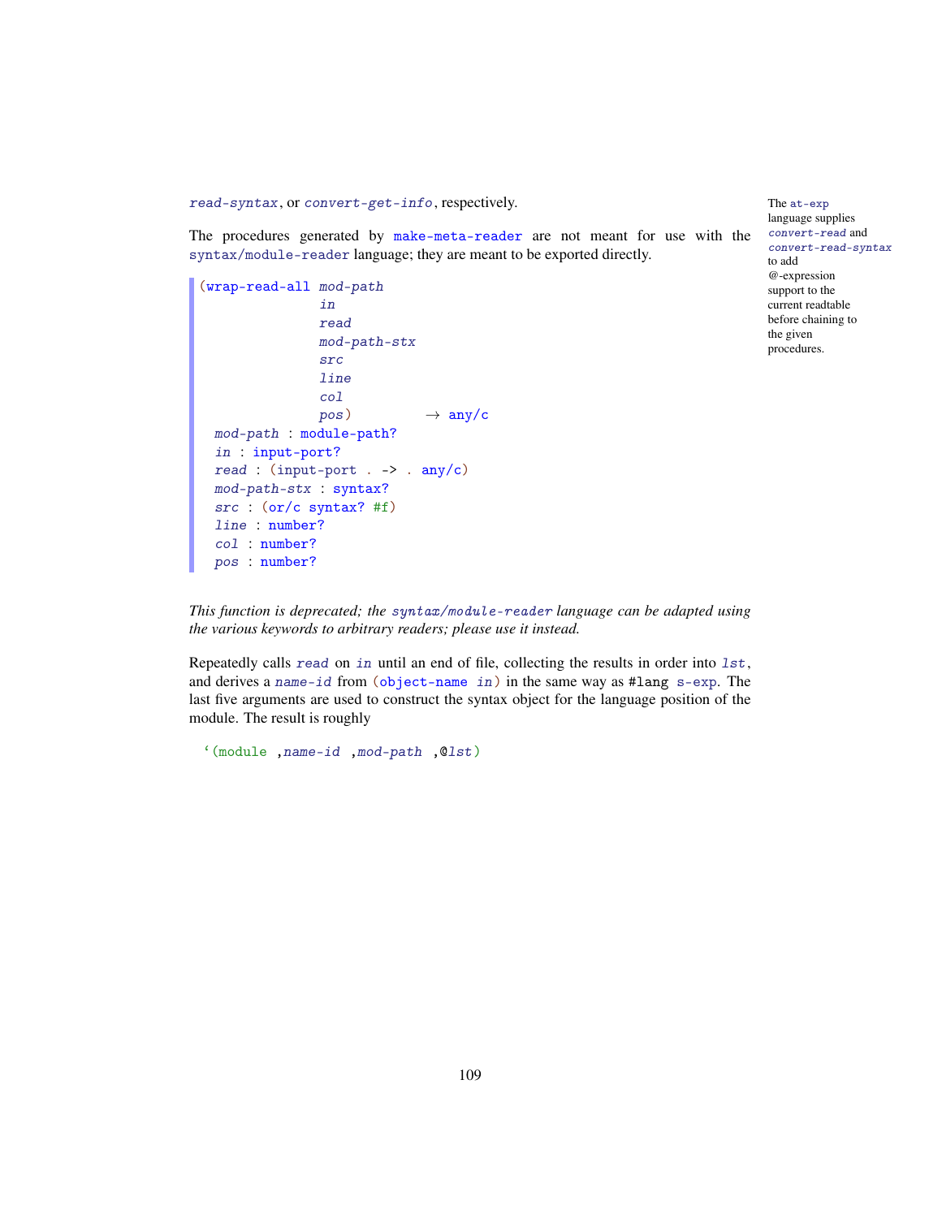read-syntax, or convert-get-info, respectively.

The procedures generated by make-meta-reader are not meant for use with the syntax/module-reader language; they are meant to be exported directly.

The at-exp language supplies convert-read and convert-read-syntax to add @-expression support to the current readtable before chaining to the given procedures.

```
(wrap-read-all mod-path
               in
               read
               mod-path-stx
               src
               line
               col
               pos)          → any/c
  mod-path : module-path?
  in : input-port?
  read : (input-port . -> . any/c)
  mod-path-stx : syntax?
  src : (or/c syntax? #f)
  line : number?
  col : number?
  pos : number?
```

*This function is deprecated; the syntax/module-reader language can be adapted using the various keywords to arbitrary readers; please use it instead.*

Repeatedly calls read on in until an end of file, collecting the results in order into lst, and derives a name-id from (object-name in) in the same way as #lang s-exp. The last five arguments are used to construct the syntax object for the language position of the module. The result is roughly

```
`(module ,name-id ,mod-path ,@lst)
```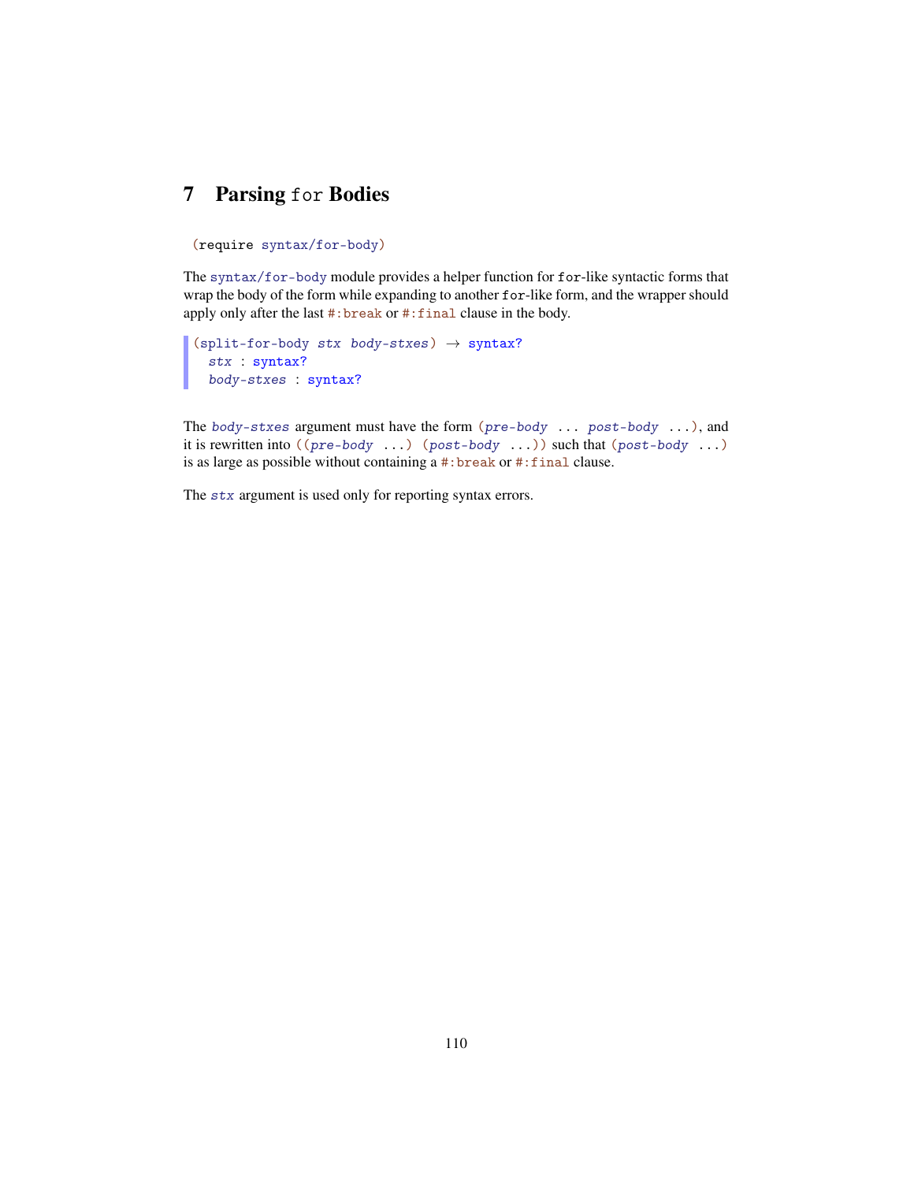## 7 Parsing `for` Bodies

```
(require syntax/for-body)
```

The `syntax/for-body` module provides a helper function for `for`-like syntactic forms that wrap the body of the form while expanding to another `for`-like form, and the wrapper should apply only after the last `#:break` or `#:final` clause in the body.

```
(split-for-body stx body-stxes) → syntax?
  stx : syntax?
  body-stxes : syntax?
```

The *body-stxes* argument must have the form `(pre-body ... post-body ...)`, and it is rewritten into `((pre-body ...) (post-body ...))` such that `(post-body ...)` is as large as possible without containing a `#:break` or `#:final` clause.

The *stx* argument is used only for reporting syntax errors.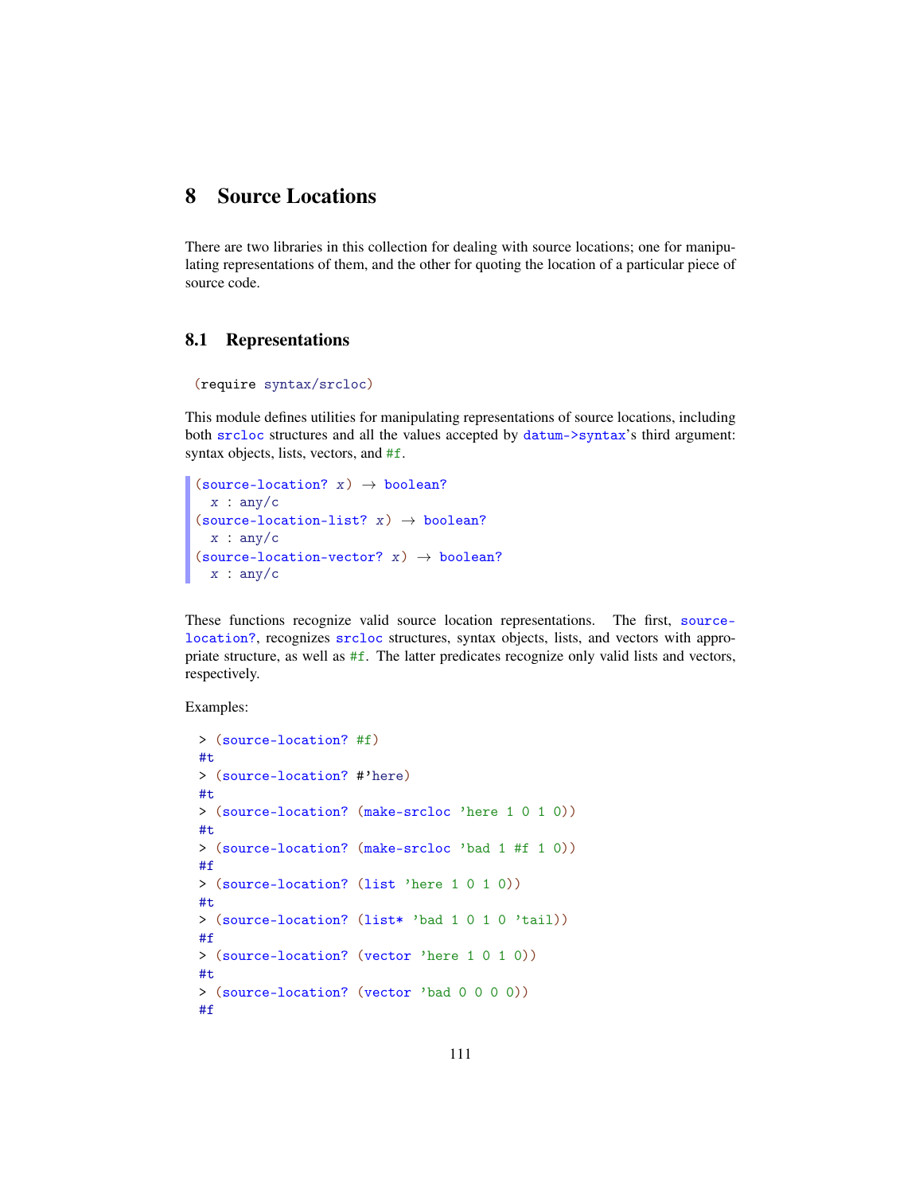# 8 Source Locations

There are two libraries in this collection for dealing with source locations; one for manipulating representations of them, and the other for quoting the location of a particular piece of source code.

## 8.1 Representations

```
(require syntax/srcloc)
```

This module defines utilities for manipulating representations of source locations, including both `srcloc` structures and all the values accepted by `datum->syntax`'s third argument: syntax objects, lists, vectors, and `#f`.

```
(source-location? x) → boolean?
  x : any/c
(source-location-list? x) → boolean?
  x : any/c
(source-location-vector? x) → boolean?
  x : any/c
```

These functions recognize valid source location representations. The first, `source-location?`, recognizes `srcloc` structures, syntax objects, lists, and vectors with appropriate structure, as well as `#f`. The latter predicates recognize only valid lists and vectors, respectively.

Examples:

```
> (source-location? #f)
#t
> (source-location? #'here)
#t
> (source-location? (make-srcloc 'here 1 0 1 0))
#t
> (source-location? (make-srcloc 'bad 1 #f 1 0))
#f
> (source-location? (list 'here 1 0 1 0))
#t
> (source-location? (list* 'bad 1 0 1 0 'tail))
#f
> (source-location? (vector 'here 1 0 1 0))
#t
> (source-location? (vector 'bad 0 0 0 0))
#f
```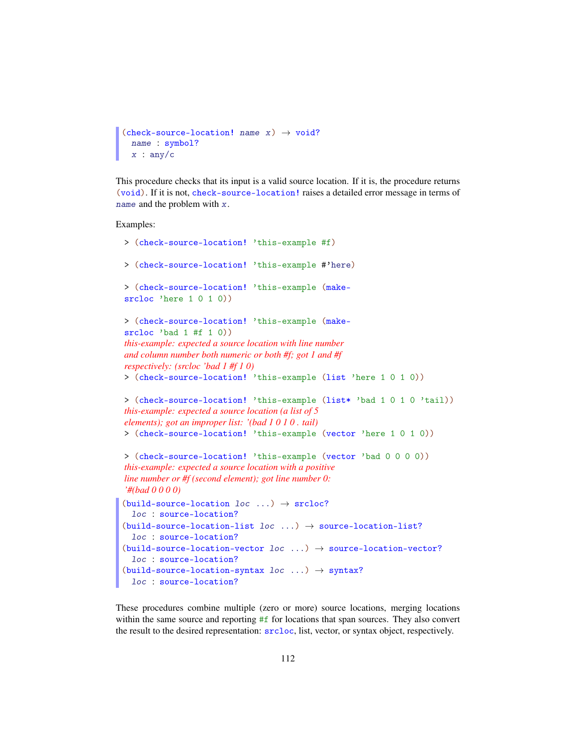```
(check-source-location! name x) → void?
  name : symbol?
  x : any/c
```

This procedure checks that its input is a valid source location. If it is, the procedure returns `(void)`. If it is not, `check-source-location!` raises a detailed error message in terms of *name* and the problem with *x*.

Examples:

```
> (check-source-location! 'this-example #f)

> (check-source-location! 'this-example #'here)

> (check-source-location! 'this-example (make-srcloc 'here 1 0 1 0))

> (check-source-location! 'this-example (make-srcloc 'bad 1 #f 1 0))
this-example: expected a source location with line number
and column number both numeric or both #f; got 1 and #f
respectively: (srcloc 'bad 1 #f 1 0)
> (check-source-location! 'this-example (list 'here 1 0 1 0))

> (check-source-location! 'this-example (list* 'bad 1 0 1 0 'tail))
this-example: expected a source location (a list of 5
elements); got an improper list: '(bad 1 0 1 0 . tail)
> (check-source-location! 'this-example (vector 'here 1 0 1 0))

> (check-source-location! 'this-example (vector 'bad 0 0 0 0))
this-example: expected a source location with a positive
line number or #f (second element); got line number 0:
'#(bad 0 0 0 0)
```

```
(build-source-location loc ...) → srcloc?
  loc : source-location?
(build-source-location-list loc ...) → source-location-list?
  loc : source-location?
(build-source-location-vector loc ...) → source-location-vector?
  loc : source-location?
(build-source-location-syntax loc ...) → syntax?
  loc : source-location?
```

These procedures combine multiple (zero or more) source locations, merging locations within the same source and reporting `#f` for locations that span sources. They also convert the result to the desired representation: `srcloc`, list, vector, or syntax object, respectively.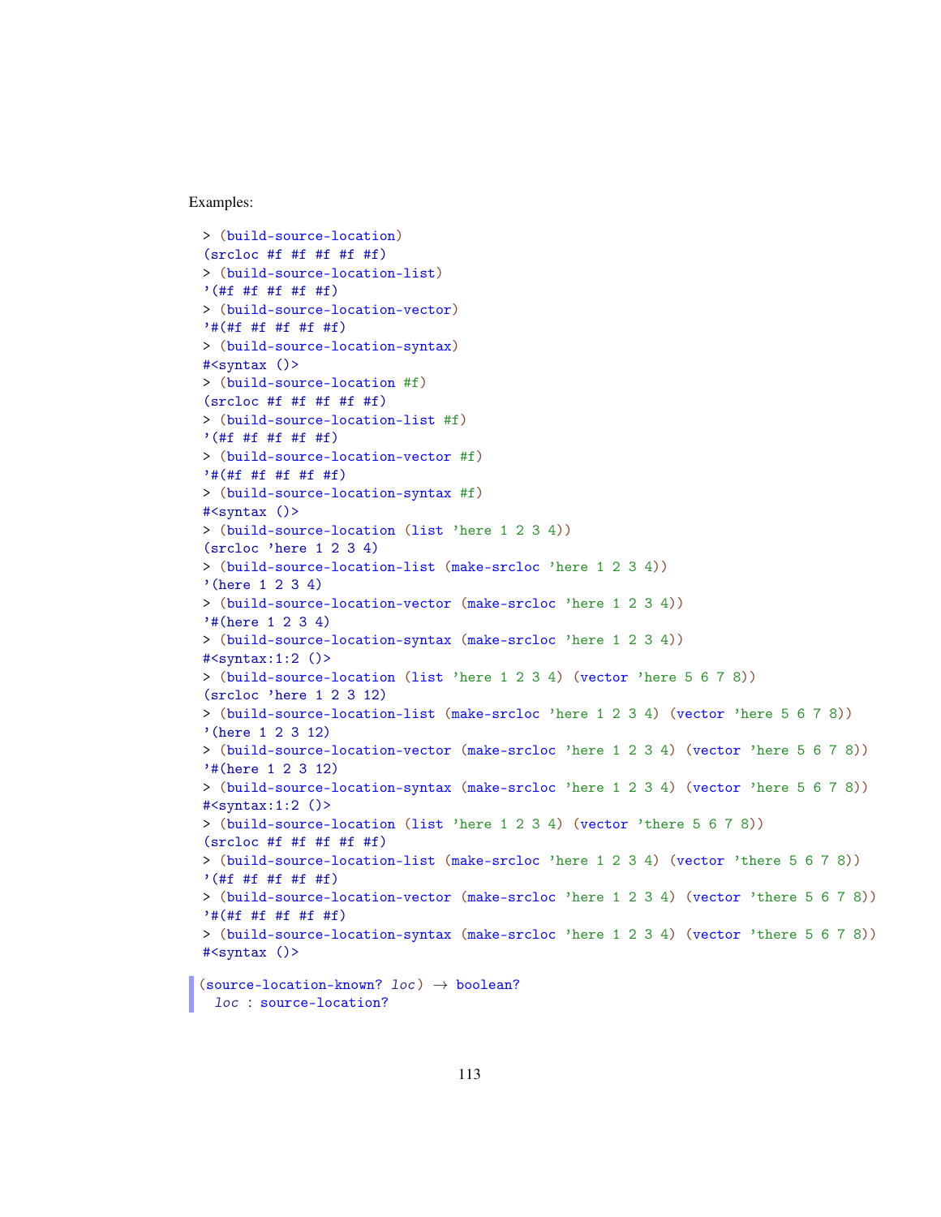Examples:

```
> (build-source-location)
(srcloc #f #f #f #f #f)
> (build-source-location-list)
'(#f #f #f #f #f)
> (build-source-location-vector)
'#(#f #f #f #f #f)
> (build-source-location-syntax)
#<syntax ()>
> (build-source-location #f)
(srcloc #f #f #f #f #f)
> (build-source-location-list #f)
'(#f #f #f #f #f)
> (build-source-location-vector #f)
'#(#f #f #f #f #f)
> (build-source-location-syntax #f)
#<syntax ()>
> (build-source-location (list 'here 1 2 3 4))
(srcloc 'here 1 2 3 4)
> (build-source-location-list (make-srcloc 'here 1 2 3 4))
'(here 1 2 3 4)
> (build-source-location-vector (make-srcloc 'here 1 2 3 4))
'#(here 1 2 3 4)
> (build-source-location-syntax (make-srcloc 'here 1 2 3 4))
#<syntax:1:2 ()>
> (build-source-location (list 'here 1 2 3 4) (vector 'here 5 6 7 8))
(srcloc 'here 1 2 3 12)
> (build-source-location-list (make-srcloc 'here 1 2 3 4) (vector 'here 5 6 7 8))
'(here 1 2 3 12)
> (build-source-location-vector (make-srcloc 'here 1 2 3 4) (vector 'here 5 6 7 8))
'#(here 1 2 3 12)
> (build-source-location-syntax (make-srcloc 'here 1 2 3 4) (vector 'here 5 6 7 8))
#<syntax:1:2 ()>
> (build-source-location (list 'here 1 2 3 4) (vector 'there 5 6 7 8))
(srcloc #f #f #f #f #f)
> (build-source-location-list (make-srcloc 'here 1 2 3 4) (vector 'there 5 6 7 8))
'(#f #f #f #f #f)
> (build-source-location-vector (make-srcloc 'here 1 2 3 4) (vector 'there 5 6 7 8))
'#(#f #f #f #f #f)
> (build-source-location-syntax (make-srcloc 'here 1 2 3 4) (vector 'there 5 6 7 8))
#<syntax ()>
```

```
(source-location-known? loc) → boolean?
  loc : source-location?
```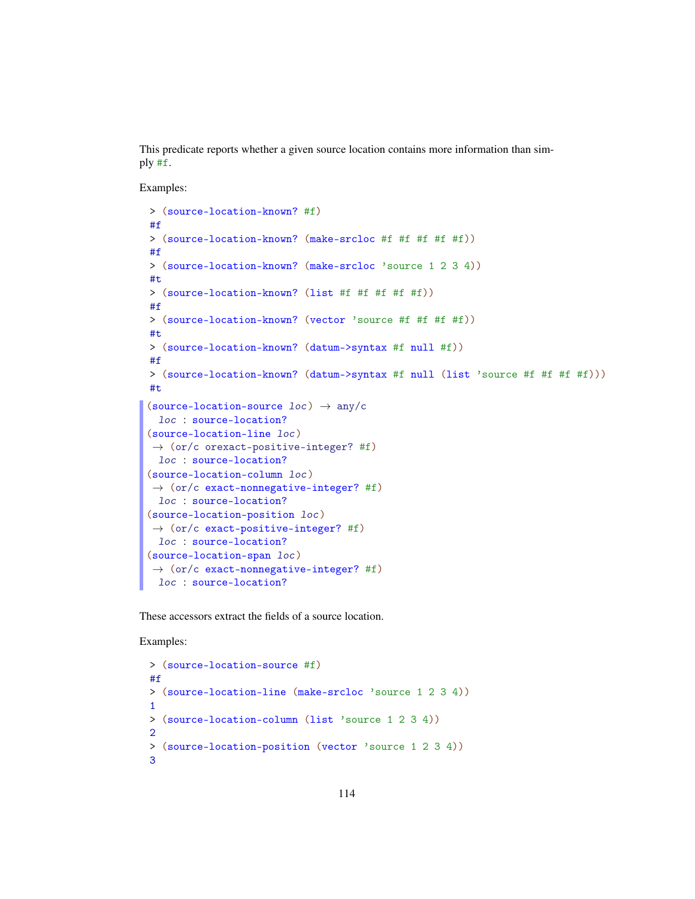This predicate reports whether a given source location contains more information than simply #f.

Examples:

```
> (source-location-known? #f)
#f
> (source-location-known? (make-srcloc #f #f #f #f #f))
#f
> (source-location-known? (make-srcloc 'source 1 2 3 4))
#t
> (source-location-known? (list #f #f #f #f #f))
#f
> (source-location-known? (vector 'source #f #f #f #f))
#t
> (source-location-known? (datum->syntax #f null #f))
#f
> (source-location-known? (datum->syntax #f null (list 'source #f #f #f #f)))
#t
```

```
(source-location-source loc) → any/c
  loc : source-location?
(source-location-line loc)
 → (or/c orexact-positive-integer? #f)
  loc : source-location?
(source-location-column loc)
 → (or/c exact-nonnegative-integer? #f)
  loc : source-location?
(source-location-position loc)
 → (or/c exact-positive-integer? #f)
  loc : source-location?
(source-location-span loc)
 → (or/c exact-nonnegative-integer? #f)
  loc : source-location?
```

These accessors extract the fields of a source location.

Examples:

```
> (source-location-source #f)
#f
> (source-location-line (make-srcloc 'source 1 2 3 4))
1
> (source-location-column (list 'source 1 2 3 4))
2
> (source-location-position (vector 'source 1 2 3 4))
3
```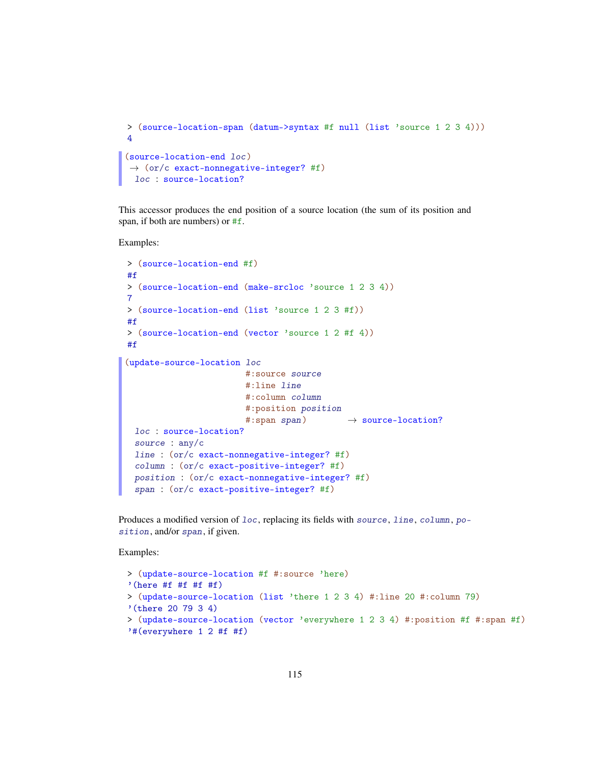```
> (source-location-span (datum->syntax #f null (list 'source 1 2 3 4)))
4
```

```
(source-location-end loc)
 → (or/c exact-nonnegative-integer? #f)
  loc : source-location?
```

This accessor produces the end position of a source location (the sum of its position and span, if both are numbers) or `#f`.

Examples:

```
> (source-location-end #f)
#f
> (source-location-end (make-srcloc 'source 1 2 3 4))
7
> (source-location-end (list 'source 1 2 3 #f))
#f
> (source-location-end (vector 'source 1 2 #f 4))
#f
```

```
(update-source-location loc
                        #:source source
                        #:line line
                        #:column column
                        #:position position
                        #:span span)        → source-location?
  loc : source-location?
  source : any/c
  line : (or/c exact-nonnegative-integer? #f)
  column : (or/c exact-positive-integer? #f)
  position : (or/c exact-nonnegative-integer? #f)
  span : (or/c exact-positive-integer? #f)
```

Produces a modified version of *loc*, replacing its fields with *source*, *line*, *column*, *position*, and/or *span*, if given.

Examples:

```
> (update-source-location #f #:source 'here)
'(here #f #f #f #f)
> (update-source-location (list 'there 1 2 3 4) #:line 20 #:column 79)
'(there 20 79 3 4)
> (update-source-location (vector 'everywhere 1 2 3 4) #:position #f #:span #f)
'#(everywhere 1 2 #f #f)
```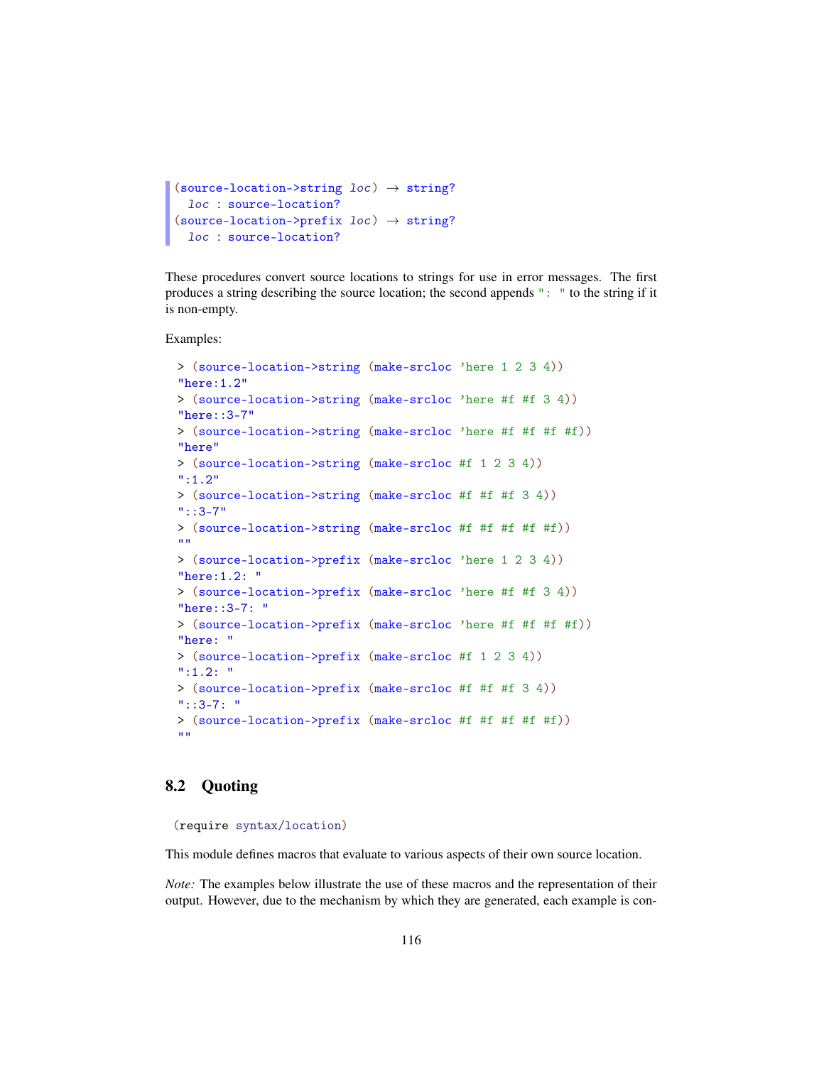```
(source-location->string loc) → string?
  loc : source-location?
(source-location->prefix loc) → string?
  loc : source-location?
```

These procedures convert source locations to strings for use in error messages. The first produces a string describing the source location; the second appends `": "` to the string if it is non-empty.

Examples:

```
> (source-location->string (make-srcloc 'here 1 2 3 4))
"here:1.2"
> (source-location->string (make-srcloc 'here #f #f 3 4))
"here::3-7"
> (source-location->string (make-srcloc 'here #f #f #f #f))
"here"
> (source-location->string (make-srcloc #f 1 2 3 4))
":1.2"
> (source-location->string (make-srcloc #f #f #f 3 4))
"::3-7"
> (source-location->string (make-srcloc #f #f #f #f #f))
""
> (source-location->prefix (make-srcloc 'here 1 2 3 4))
"here:1.2: "
> (source-location->prefix (make-srcloc 'here #f #f 3 4))
"here::3-7: "
> (source-location->prefix (make-srcloc 'here #f #f #f #f))
"here: "
> (source-location->prefix (make-srcloc #f 1 2 3 4))
":1.2: "
> (source-location->prefix (make-srcloc #f #f #f 3 4))
"::3-7: "
> (source-location->prefix (make-srcloc #f #f #f #f #f))
""
```

## 8.2 Quoting

```
(require syntax/location)
```

This module defines macros that evaluate to various aspects of their own source location.

*Note:* The examples below illustrate the use of these macros and the representation of their output. However, due to the mechanism by which they are generated, each example is con-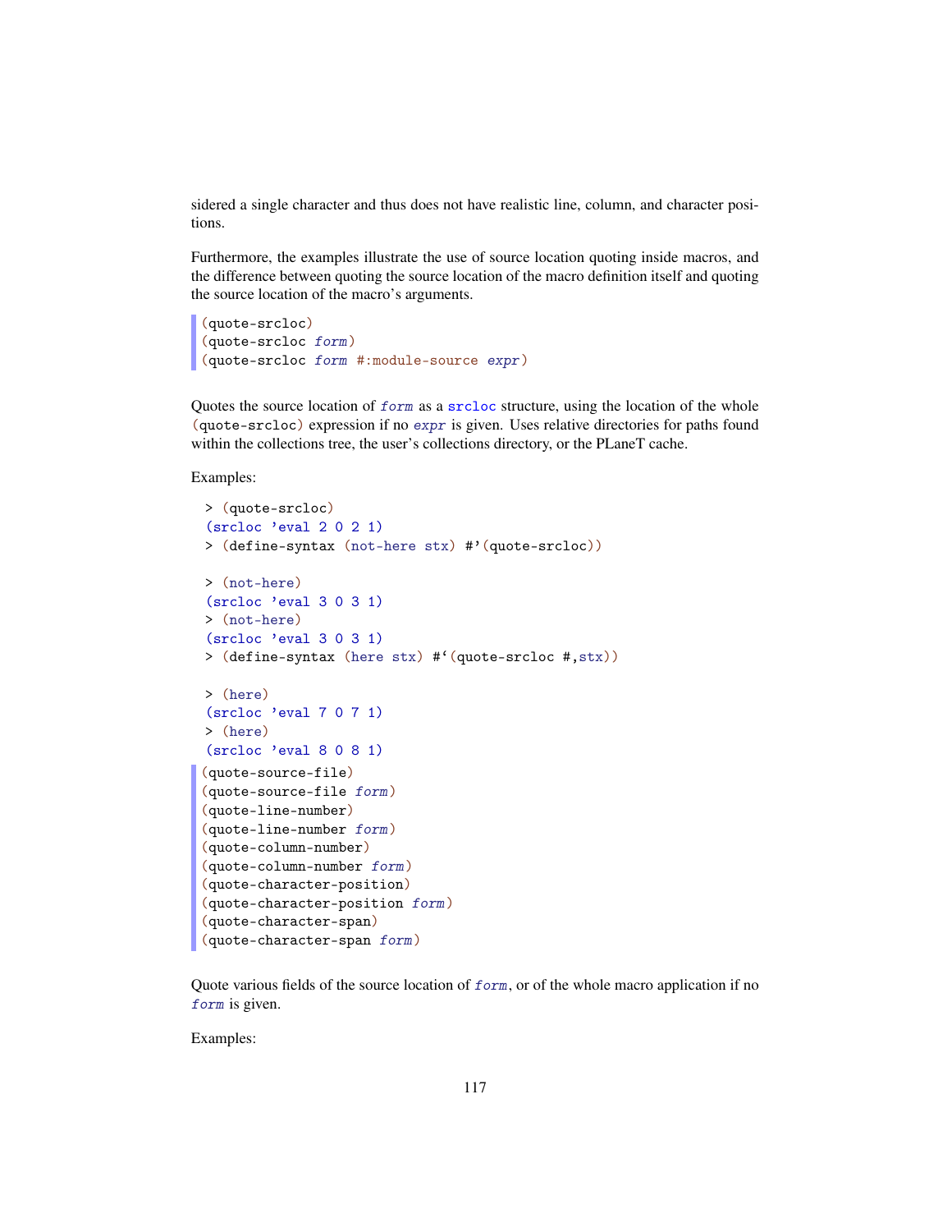sidered a single character and thus does not have realistic line, column, and character positions.

Furthermore, the examples illustrate the use of source location quoting inside macros, and the difference between quoting the source location of the macro definition itself and quoting the source location of the macro's arguments.

```
(quote-srcloc)
(quote-srcloc form)
(quote-srcloc form #:module-source expr)
```

Quotes the source location of *form* as a `srcloc` structure, using the location of the whole `(quote-srcloc)` expression if no *expr* is given. Uses relative directories for paths found within the collections tree, the user's collections directory, or the PLaneT cache.

Examples:

```
> (quote-srcloc)
(srcloc 'eval 2 0 2 1)
> (define-syntax (not-here stx) #'(quote-srcloc))

> (not-here)
(srcloc 'eval 3 0 3 1)
> (not-here)
(srcloc 'eval 3 0 3 1)
> (define-syntax (here stx) #`(quote-srcloc #,stx))

> (here)
(srcloc 'eval 7 0 7 1)
> (here)
(srcloc 'eval 8 0 8 1)
```

```
(quote-source-file)
(quote-source-file form)
(quote-line-number)
(quote-line-number form)
(quote-column-number)
(quote-column-number form)
(quote-character-position)
(quote-character-position form)
(quote-character-span)
(quote-character-span form)
```

Quote various fields of the source location of *form*, or of the whole macro application if no *form* is given.

Examples: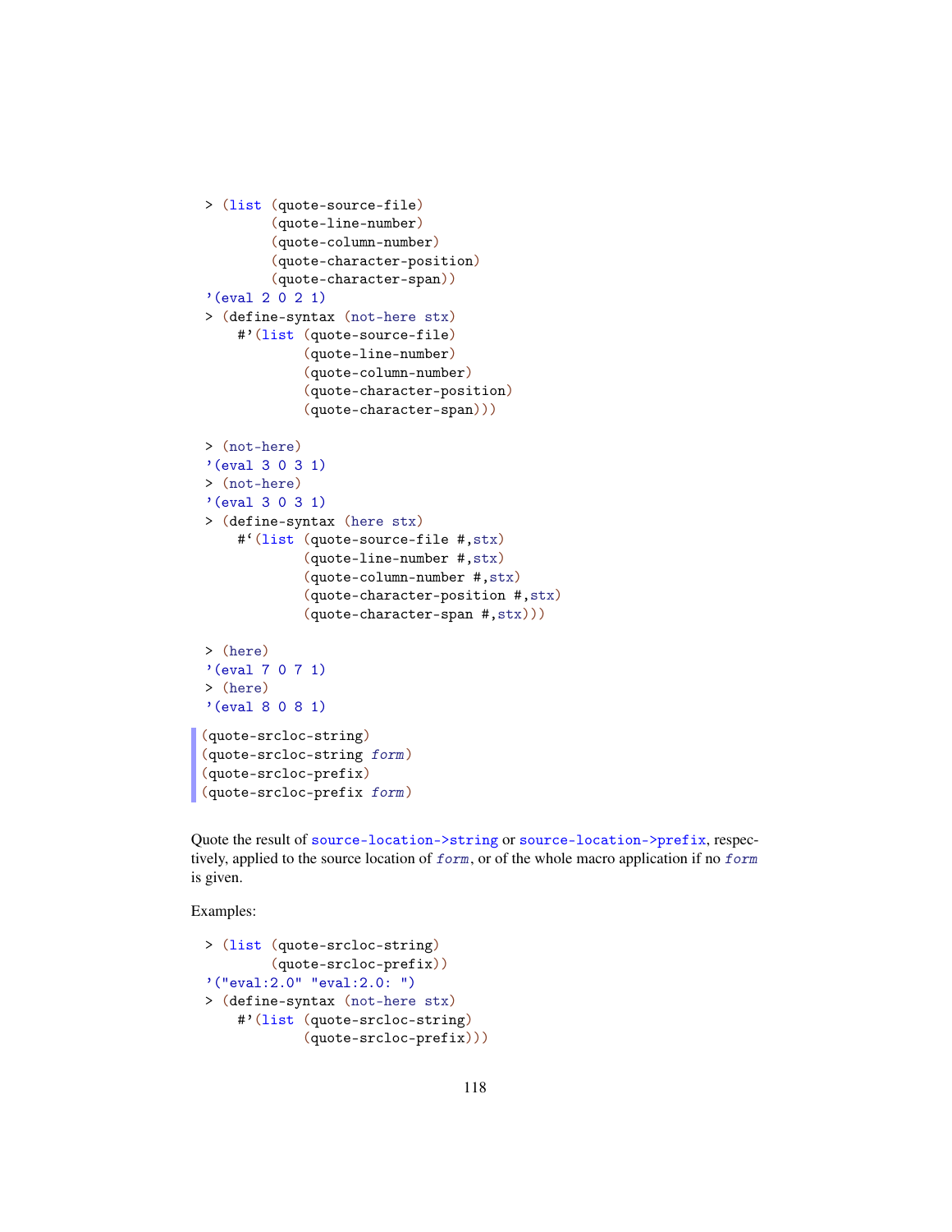```
> (list (quote-source-file)
        (quote-line-number)
        (quote-column-number)
        (quote-character-position)
        (quote-character-span))
'(eval 2 0 2 1)
> (define-syntax (not-here stx)
    #'(list (quote-source-file)
            (quote-line-number)
            (quote-column-number)
            (quote-character-position)
            (quote-character-span)))

> (not-here)
'(eval 3 0 3 1)
> (not-here)
'(eval 3 0 3 1)
> (define-syntax (here stx)
    #`(list (quote-source-file #,stx)
            (quote-line-number #,stx)
            (quote-column-number #,stx)
            (quote-character-position #,stx)
            (quote-character-span #,stx)))

> (here)
'(eval 7 0 7 1)
> (here)
'(eval 8 0 8 1)
```

```
(quote-srcloc-string)
(quote-srcloc-string form)
(quote-srcloc-prefix)
(quote-srcloc-prefix form)
```

Quote the result of `source-location->string` or `source-location->prefix`, respectively, applied to the source location of *form*, or of the whole macro application if no *form* is given.

Examples:

```
> (list (quote-srcloc-string)
        (quote-srcloc-prefix))
'("eval:2.0" "eval:2.0: ")
> (define-syntax (not-here stx)
    #'(list (quote-srcloc-string)
            (quote-srcloc-prefix)))
```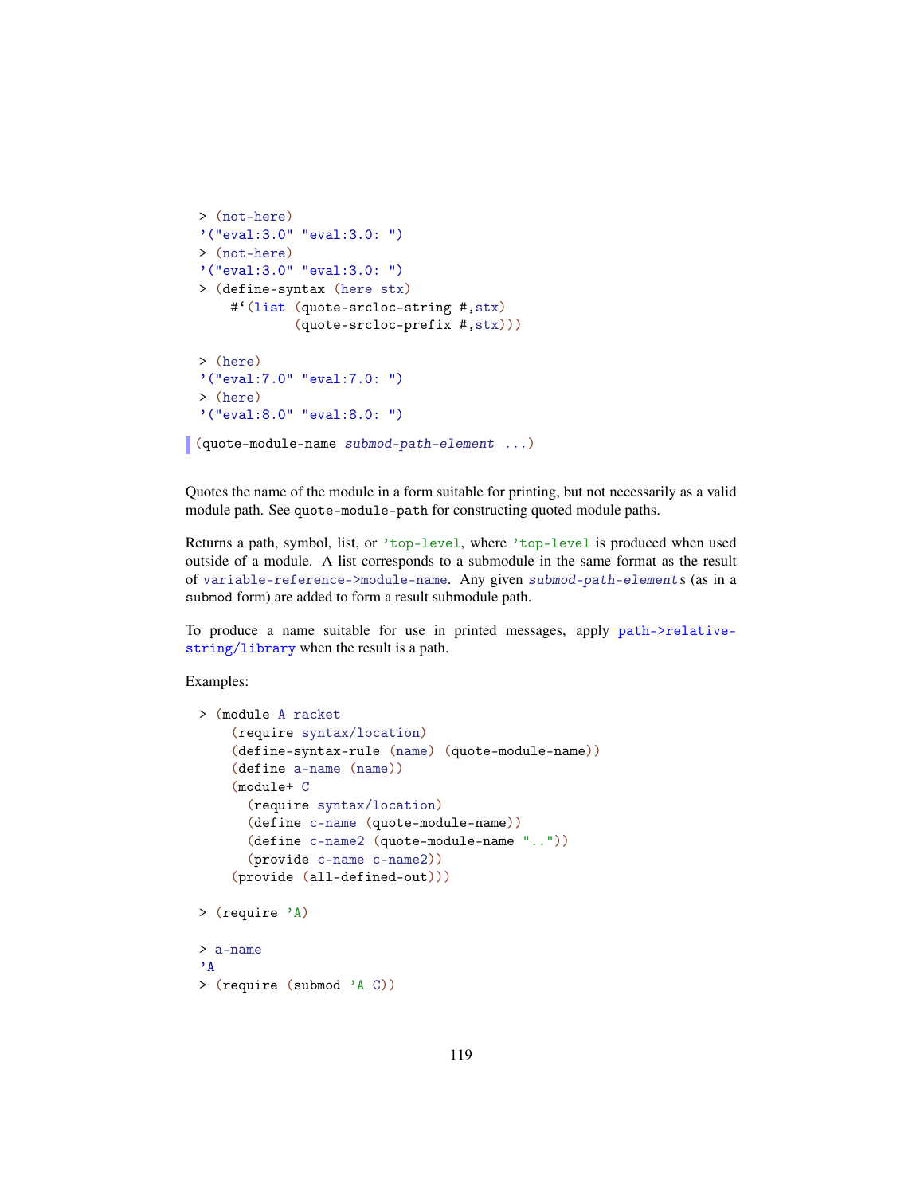```
> (not-here)
'("eval:3.0" "eval:3.0: ")
> (not-here)
'("eval:3.0" "eval:3.0: ")
> (define-syntax (here stx)
    #`(list (quote-srcloc-string #,stx)
            (quote-srcloc-prefix #,stx)))

> (here)
'("eval:7.0" "eval:7.0: ")
> (here)
'("eval:8.0" "eval:8.0: ")
```

```
(quote-module-name submod-path-element ...)
```

Quotes the name of the module in a form suitable for printing, but not necessarily as a valid module path. See `quote-module-path` for constructing quoted module paths.

Returns a path, symbol, list, or `'top-level`, where `'top-level` is produced when used outside of a module. A list corresponds to a submodule in the same format as the result of `variable-reference->module-name`. Any given *submod-path-element*s (as in a `submod` form) are added to form a result submodule path.

To produce a name suitable for use in printed messages, apply `path->relative-string/library` when the result is a path.

Examples:

```
> (module A racket
    (require syntax/location)
    (define-syntax-rule (name) (quote-module-name))
    (define a-name (name))
    (module+ C
      (require syntax/location)
      (define c-name (quote-module-name))
      (define c-name2 (quote-module-name ".."))
      (provide c-name c-name2))
    (provide (all-defined-out)))

> (require 'A)

> a-name
'A
> (require (submod 'A C))
```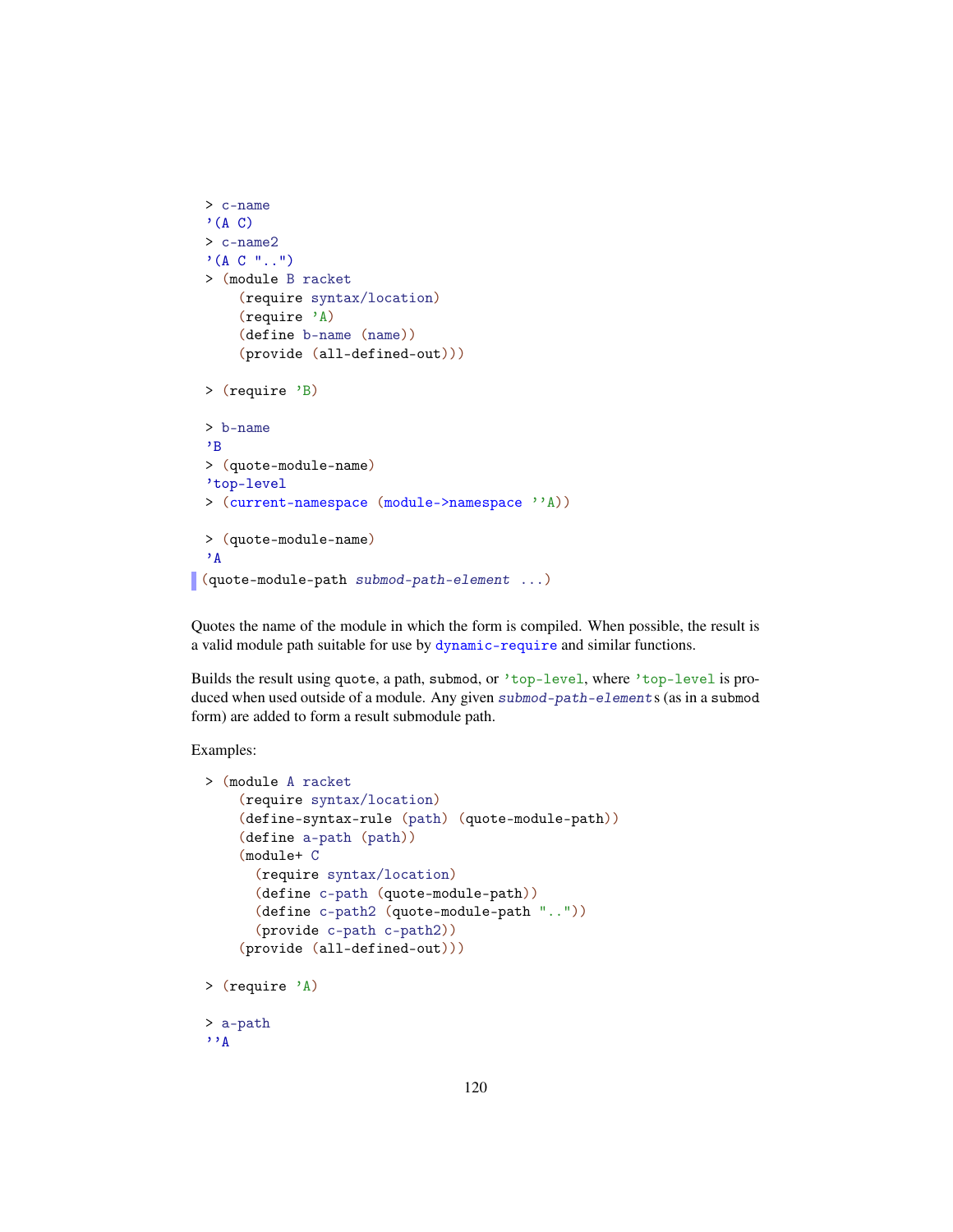```
> c-name
'(A C)
> c-name2
'(A C "..")
> (module B racket
    (require syntax/location)
    (require 'A)
    (define b-name (name))
    (provide (all-defined-out)))

> (require 'B)

> b-name
'B
> (quote-module-name)
'top-level
> (current-namespace (module->namespace ''A))

> (quote-module-name)
'A
```

```
(quote-module-path submod-path-element ...)
```

Quotes the name of the module in which the form is compiled. When possible, the result is a valid module path suitable for use by `dynamic-require` and similar functions.

Builds the result using `quote`, a path, `submod`, or `'top-level`, where `'top-level` is produced when used outside of a module. Any given *submod-path-element*s (as in a `submod` form) are added to form a result submodule path.

Examples:

```
> (module A racket
    (require syntax/location)
    (define-syntax-rule (path) (quote-module-path))
    (define a-path (path))
    (module+ C
      (require syntax/location)
      (define c-path (quote-module-path))
      (define c-path2 (quote-module-path ".."))
      (provide c-path c-path2))
    (provide (all-defined-out)))

> (require 'A)

> a-path
''A
```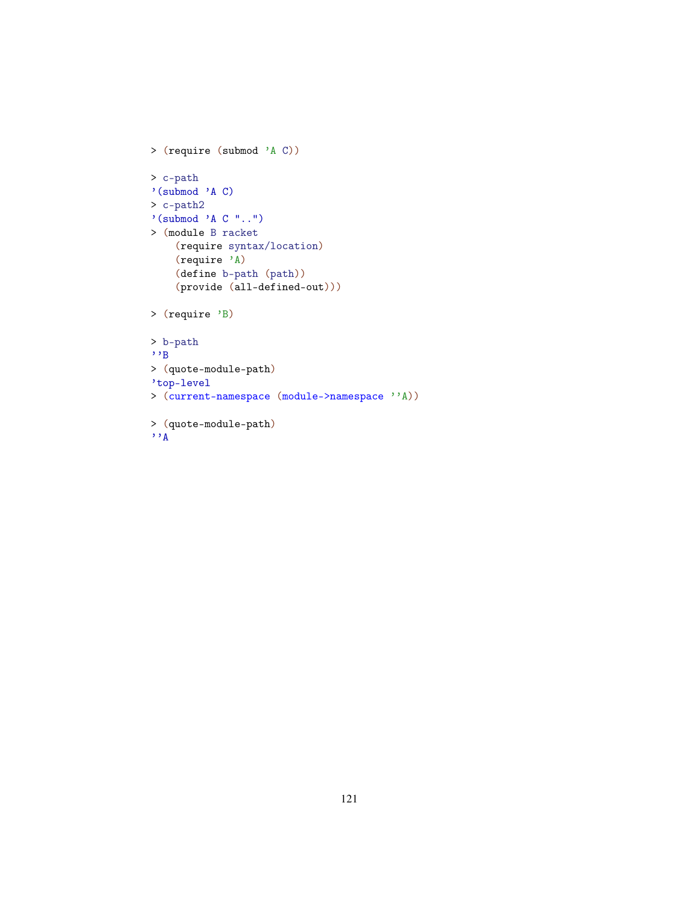```
> (require (submod 'A C))

> c-path
'(submod 'A C)
> c-path2
'(submod 'A C "..")
> (module B racket
    (require syntax/location)
    (require 'A)
    (define b-path (path))
    (provide (all-defined-out)))

> (require 'B)

> b-path
''B
> (quote-module-path)
'top-level
> (current-namespace (module->namespace ''A))

> (quote-module-path)
''A
```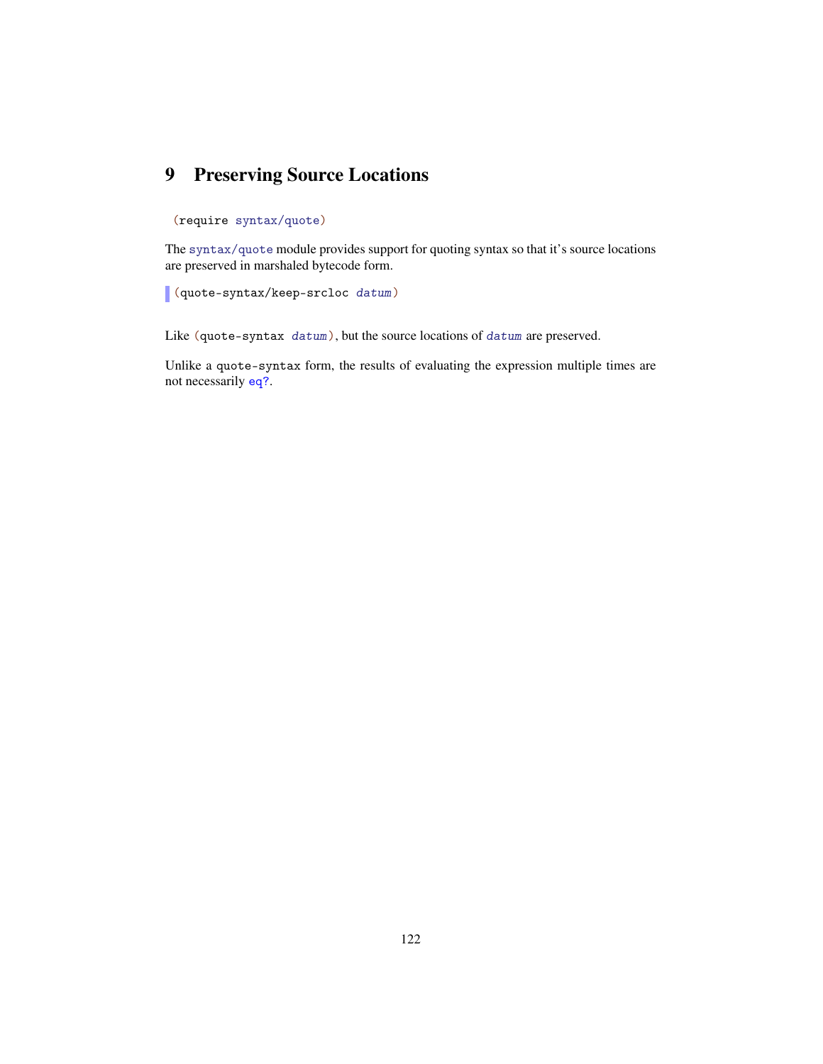# 9 Preserving Source Locations

```
(require syntax/quote)
```

The `syntax/quote` module provides support for quoting syntax so that it's source locations are preserved in marshaled bytecode form.

```
(quote-syntax/keep-srcloc datum)
```

Like `(quote-syntax datum)`, but the source locations of `datum` are preserved.

Unlike a `quote-syntax` form, the results of evaluating the expression multiple times are not necessarily `eq?`.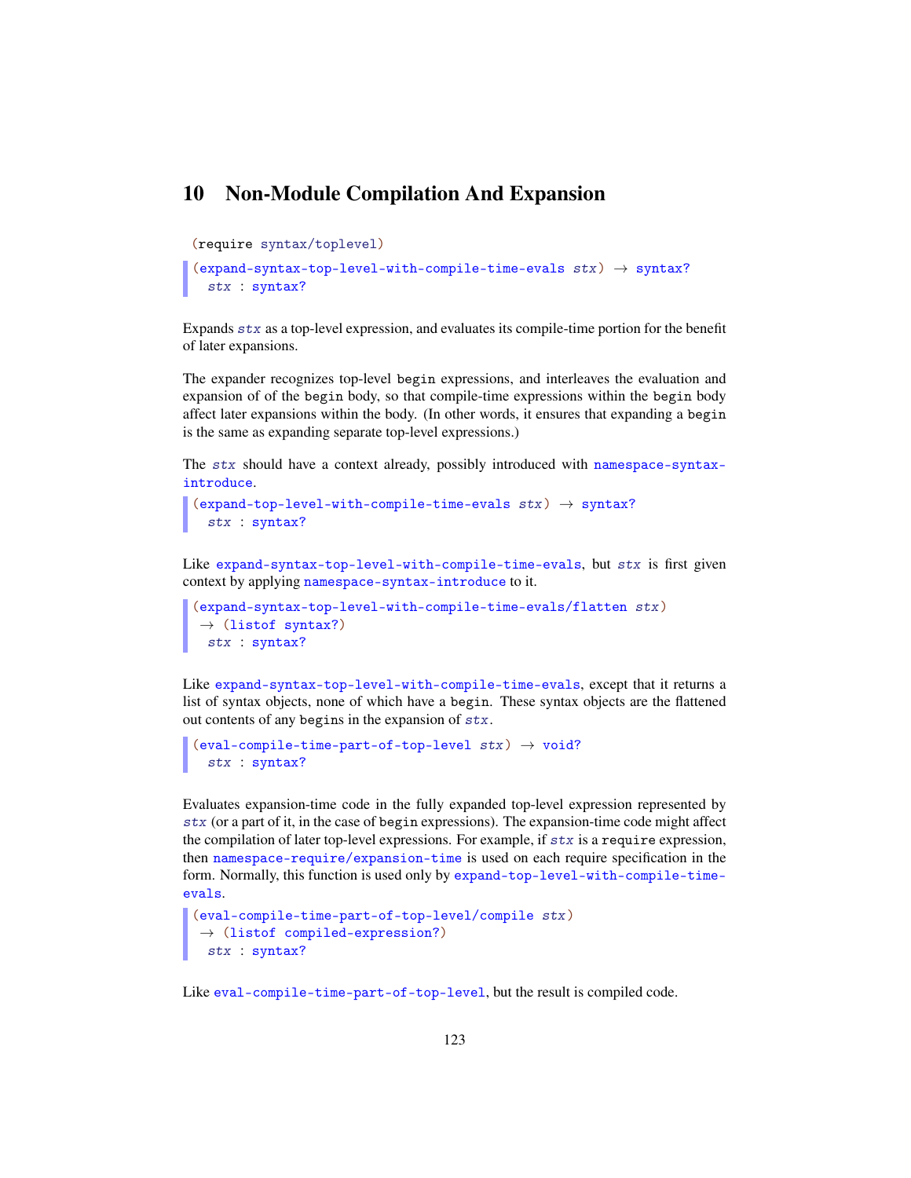# 10 Non-Module Compilation And Expansion

```
(require syntax/toplevel)
```

```
(expand-syntax-top-level-with-compile-time-evals stx) → syntax?
  stx : syntax?
```

Expands *stx* as a top-level expression, and evaluates its compile-time portion for the benefit of later expansions.

The expander recognizes top-level `begin` expressions, and interleaves the evaluation and expansion of of the `begin` body, so that compile-time expressions within the `begin` body affect later expansions within the body. (In other words, it ensures that expanding a `begin` is the same as expanding separate top-level expressions.)

The *stx* should have a context already, possibly introduced with `namespace-syntax-introduce`.

```
(expand-top-level-with-compile-time-evals stx) → syntax?
  stx : syntax?
```

Like `expand-syntax-top-level-with-compile-time-evals`, but *stx* is first given context by applying `namespace-syntax-introduce` to it.

```
(expand-syntax-top-level-with-compile-time-evals/flatten stx)
 → (listof syntax?)
  stx : syntax?
```

Like `expand-syntax-top-level-with-compile-time-evals`, except that it returns a list of syntax objects, none of which have a `begin`. These syntax objects are the flattened out contents of any `begin`s in the expansion of *stx*.

```
(eval-compile-time-part-of-top-level stx) → void?
  stx : syntax?
```

Evaluates expansion-time code in the fully expanded top-level expression represented by *stx* (or a part of it, in the case of `begin` expressions). The expansion-time code might affect the compilation of later top-level expressions. For example, if *stx* is a `require` expression, then `namespace-require/expansion-time` is used on each require specification in the form. Normally, this function is used only by `expand-top-level-with-compile-time-evals`.

```
(eval-compile-time-part-of-top-level/compile stx)
 → (listof compiled-expression?)
  stx : syntax?
```

Like `eval-compile-time-part-of-top-level`, but the result is compiled code.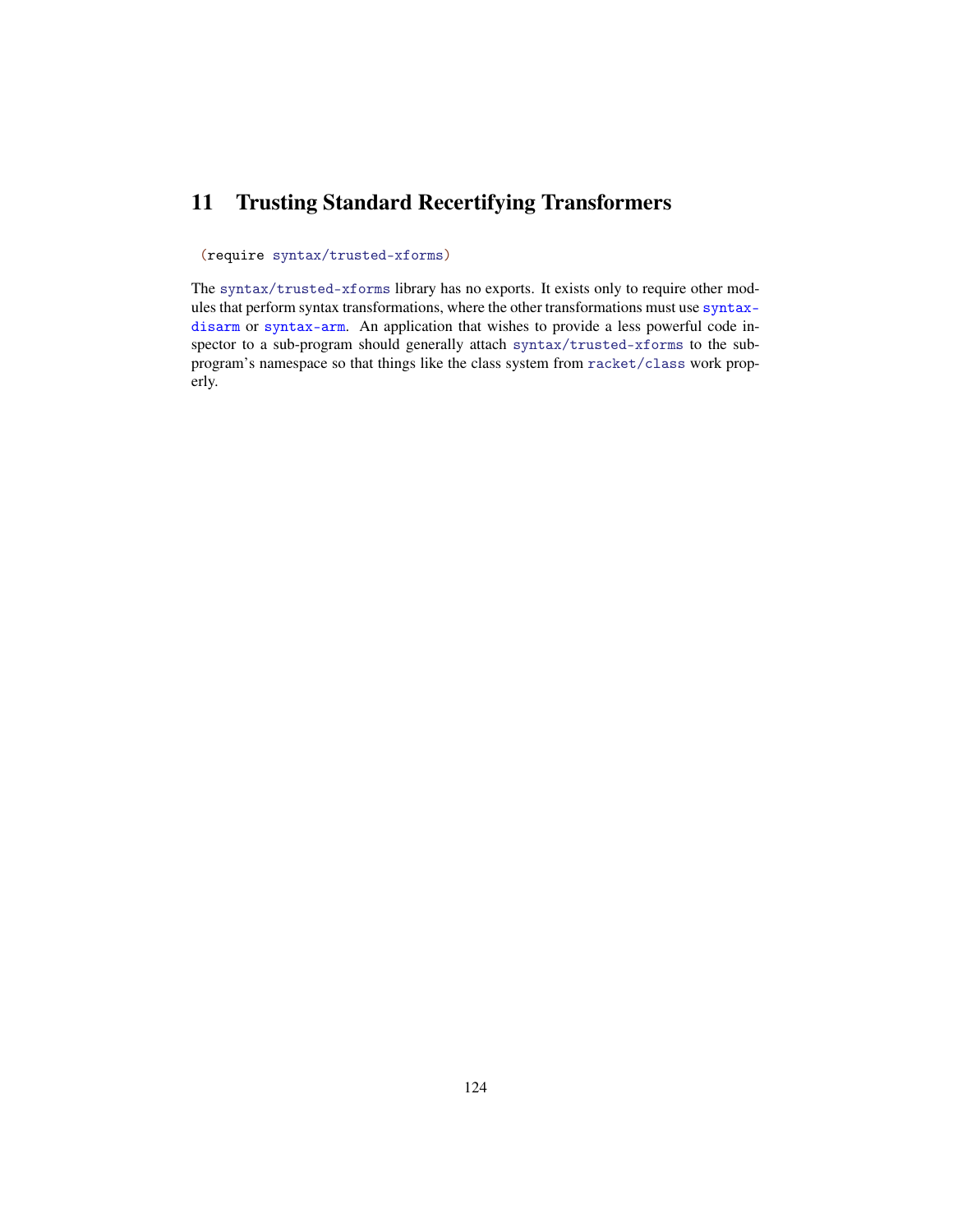# 11 Trusting Standard Recertifying Transformers

```
(require syntax/trusted-xforms)
```

The `syntax/trusted-xforms` library has no exports. It exists only to require other modules that perform syntax transformations, where the other transformations must use `syntax-disarm` or `syntax-arm`. An application that wishes to provide a less powerful code inspector to a sub-program should generally attach `syntax/trusted-xforms` to the sub-program's namespace so that things like the class system from `racket/class` work properly.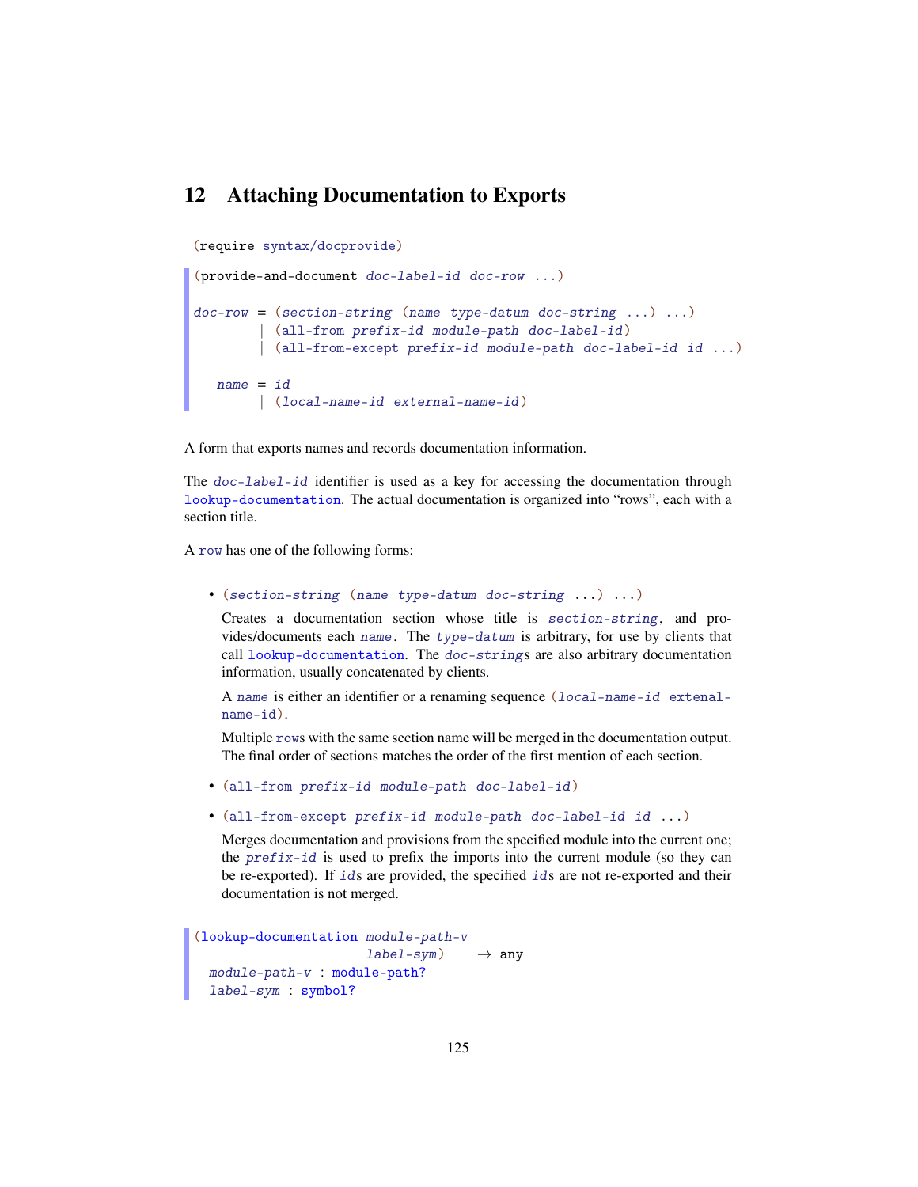## 12 Attaching Documentation to Exports

```
(require syntax/docprovide)
```

```
(provide-and-document doc-label-id doc-row ...)

doc-row = (section-string (name type-datum doc-string ...) ...)
        | (all-from prefix-id module-path doc-label-id)
        | (all-from-except prefix-id module-path doc-label-id id ...)

   name = id
        | (local-name-id external-name-id)
```

A form that exports names and records documentation information.

The `doc-label-id` identifier is used as a key for accessing the documentation through `lookup-documentation`. The actual documentation is organized into "rows", each with a section title.

A `row` has one of the following forms:

- `(section-string (name type-datum doc-string ...) ...)`

  Creates a documentation section whose title is `section-string`, and provides/documents each `name`. The `type-datum` is arbitrary, for use by clients that call `lookup-documentation`. The `doc-string`s are also arbitrary documentation information, usually concatenated by clients.

  A `name` is either an identifier or a renaming sequence `(local-name-id extenal-name-id)`.

  Multiple `row`s with the same section name will be merged in the documentation output. The final order of sections matches the order of the first mention of each section.

- `(all-from prefix-id module-path doc-label-id)`

- `(all-from-except prefix-id module-path doc-label-id id ...)`

  Merges documentation and provisions from the specified module into the current one; the `prefix-id` is used to prefix the imports into the current module (so they can be re-exported). If `id`s are provided, the specified `id`s are not re-exported and their documentation is not merged.

```
(lookup-documentation module-path-v
                      label-sym)    → any
  module-path-v : module-path?
  label-sym : symbol?
```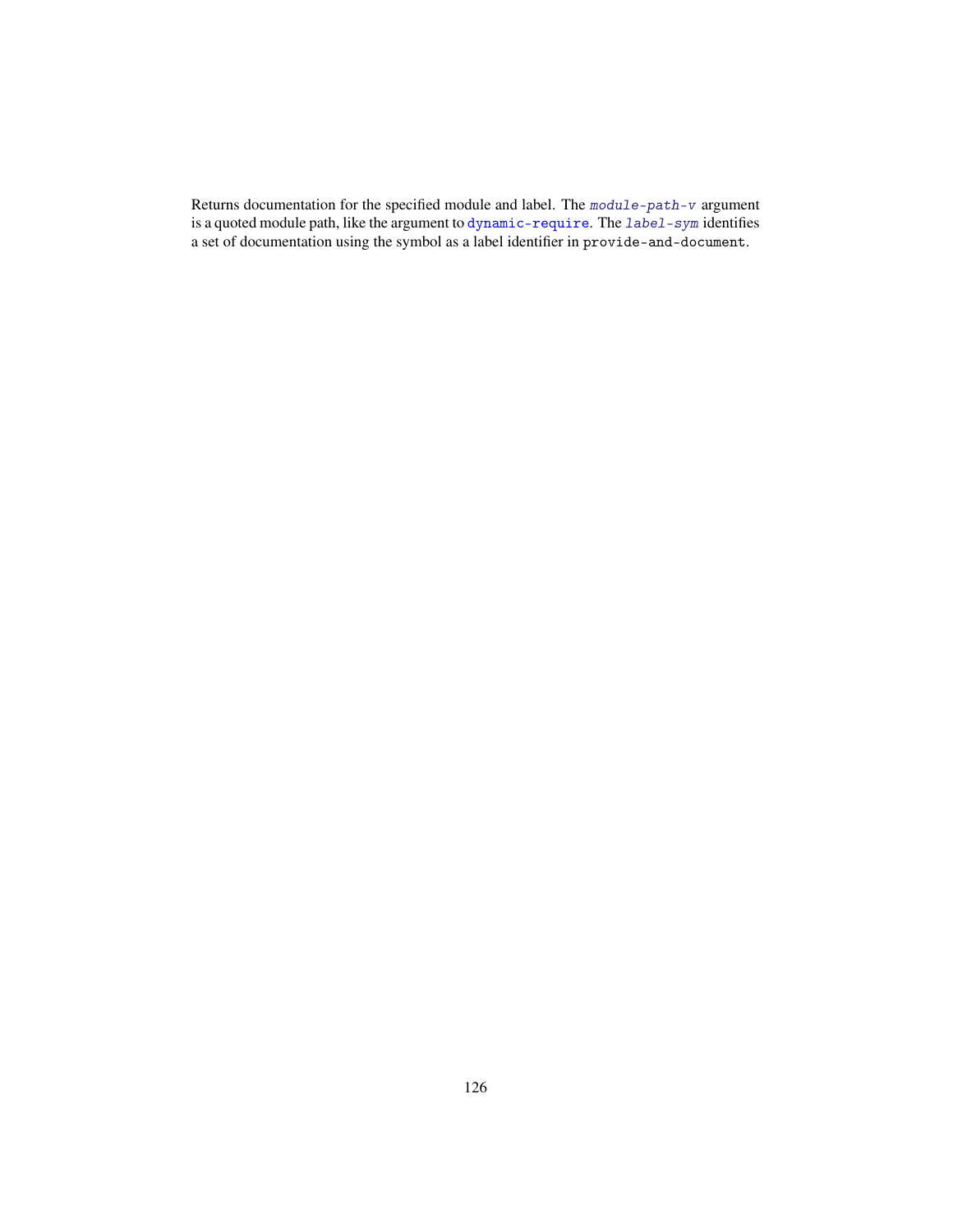Returns documentation for the specified module and label. The *module-path-v* argument is a quoted module path, like the argument to `dynamic-require`. The *label-sym* identifies a set of documentation using the symbol as a label identifier in `provide-and-document`.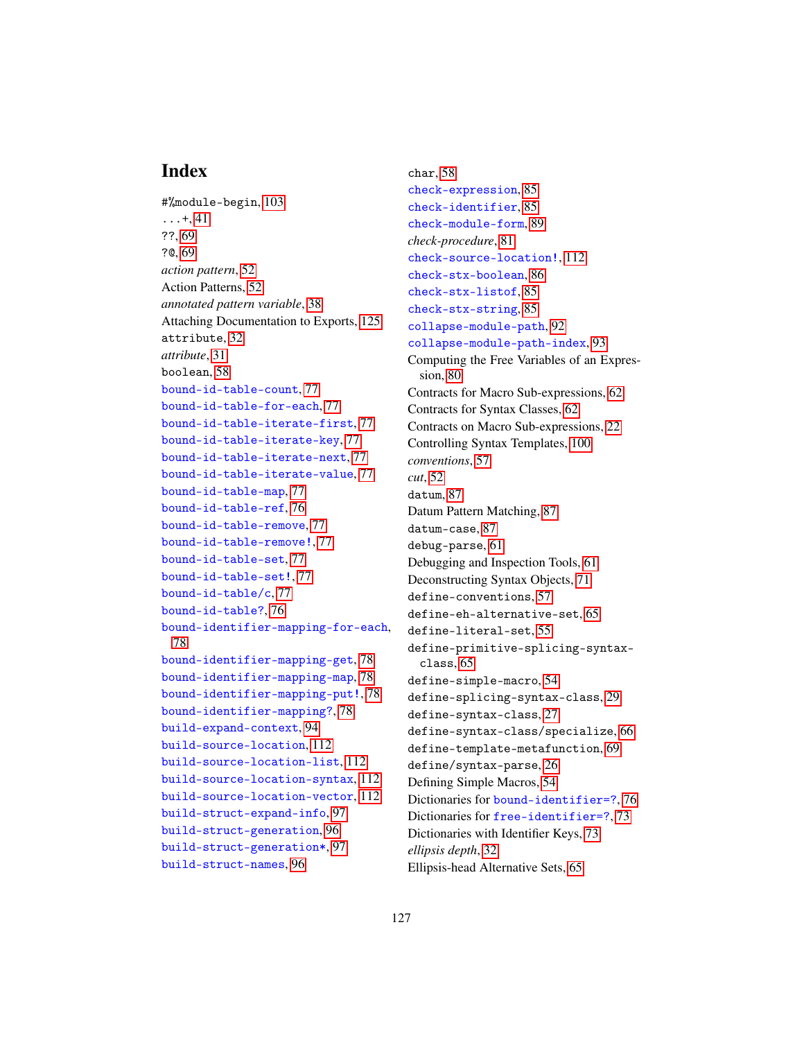# Index

#%module-begin, 103
...+, 41
??, 69
?@, 69
*action pattern*, 52
Action Patterns, 52
*annotated pattern variable*, 38
Attaching Documentation to Exports, 125
attribute, 32
*attribute*, 31
boolean, 58
bound-id-table-count, 77
bound-id-table-for-each, 77
bound-id-table-iterate-first, 77
bound-id-table-iterate-key, 77
bound-id-table-iterate-next, 77
bound-id-table-iterate-value, 77
bound-id-table-map, 77
bound-id-table-ref, 76
bound-id-table-remove, 77
bound-id-table-remove!, 77
bound-id-table-set, 77
bound-id-table-set!, 77
bound-id-table/c, 77
bound-id-table?, 76
bound-identifier-mapping-for-each, 78
bound-identifier-mapping-get, 78
bound-identifier-mapping-map, 78
bound-identifier-mapping-put!, 78
bound-identifier-mapping?, 78
build-expand-context, 94
build-source-location, 112
build-source-location-list, 112
build-source-location-syntax, 112
build-source-location-vector, 112
build-struct-expand-info, 97
build-struct-generation, 96
build-struct-generation*, 97
build-struct-names, 96
char, 58
check-expression, 85
check-identifier, 85
check-module-form, 89
*check-procedure*, 81
check-source-location!, 112
check-stx-boolean, 86
check-stx-listof, 85
check-stx-string, 85
collapse-module-path, 92
collapse-module-path-index, 93
Computing the Free Variables of an Expression, 80
Contracts for Macro Sub-expressions, 62
Contracts for Syntax Classes, 62
Contracts on Macro Sub-expressions, 22
Controlling Syntax Templates, 100
*conventions*, 57
*cut*, 52
datum, 87
Datum Pattern Matching, 87
datum-case, 87
debug-parse, 61
Debugging and Inspection Tools, 61
Deconstructing Syntax Objects, 71
define-conventions, 57
define-eh-alternative-set, 65
define-literal-set, 55
define-primitive-splicing-syntax-class, 65
define-simple-macro, 54
define-splicing-syntax-class, 29
define-syntax-class, 27
define-syntax-class/specialize, 66
define-template-metafunction, 69
define/syntax-parse, 26
Defining Simple Macros, 54
Dictionaries for bound-identifier=?, 76
Dictionaries for free-identifier=?, 73
Dictionaries with Identifier Keys, 73
*ellipsis depth*, 32
Ellipsis-head Alternative Sets, 65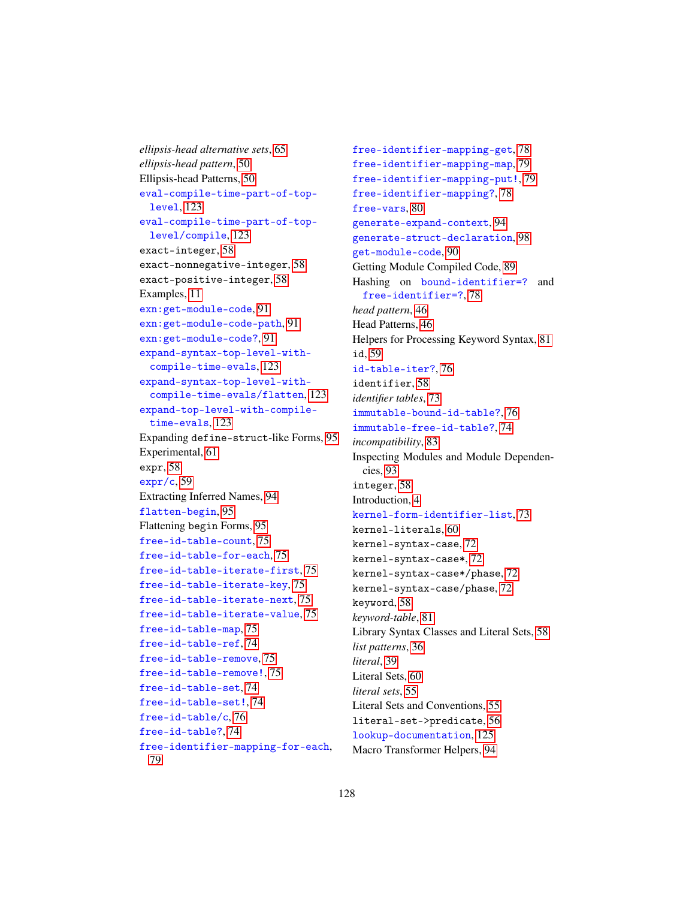*ellipsis-head alternative sets*, 65
*ellipsis-head pattern*, 50
Ellipsis-head Patterns, 50
`eval-compile-time-part-of-top-level`, 123
`eval-compile-time-part-of-top-level/compile`, 123
`exact-integer`, 58
`exact-nonnegative-integer`, 58
`exact-positive-integer`, 58
Examples, 11
`exn:get-module-code`, 91
`exn:get-module-code-path`, 91
`exn:get-module-code?`, 91
`expand-syntax-top-level-with-compile-time-evals`, 123
`expand-syntax-top-level-with-compile-time-evals/flatten`, 123
`expand-top-level-with-compile-time-evals`, 123
Expanding `define-struct`-like Forms, 95
Experimental, 61
`expr`, 58
`expr/c`, 59
Extracting Inferred Names, 94
`flatten-begin`, 95
Flattening `begin` Forms, 95
`free-id-table-count`, 75
`free-id-table-for-each`, 75
`free-id-table-iterate-first`, 75
`free-id-table-iterate-key`, 75
`free-id-table-iterate-next`, 75
`free-id-table-iterate-value`, 75
`free-id-table-map`, 75
`free-id-table-ref`, 74
`free-id-table-remove`, 75
`free-id-table-remove!`, 75
`free-id-table-set`, 74
`free-id-table-set!`, 74
`free-id-table/c`, 76
`free-id-table?`, 74
`free-identifier-mapping-for-each`, 79
`free-identifier-mapping-get`, 78
`free-identifier-mapping-map`, 79
`free-identifier-mapping-put!`, 79
`free-identifier-mapping?`, 78
`free-vars`, 80
`generate-expand-context`, 94
`generate-struct-declaration`, 98
`get-module-code`, 90
Getting Module Compiled Code, 89
Hashing on `bound-identifier=?` and `free-identifier=?`, 78
*head pattern*, 46
Head Patterns, 46
Helpers for Processing Keyword Syntax, 81
`id`, 59
`id-table-iter?`, 76
`identifier`, 58
*identifier tables*, 73
`immutable-bound-id-table?`, 76
`immutable-free-id-table?`, 74
*incompatibility*, 83
Inspecting Modules and Module Dependencies, 93
`integer`, 58
Introduction, 4
`kernel-form-identifier-list`, 73
`kernel-literals`, 60
`kernel-syntax-case`, 72
`kernel-syntax-case*`, 72
`kernel-syntax-case*/phase`, 72
`kernel-syntax-case/phase`, 72
`keyword`, 58
*keyword-table*, 81
Library Syntax Classes and Literal Sets, 58
*list patterns*, 36
*literal*, 39
Literal Sets, 60
*literal sets*, 55
Literal Sets and Conventions, 55
`literal-set->predicate`, 56
`lookup-documentation`, 125
Macro Transformer Helpers, 94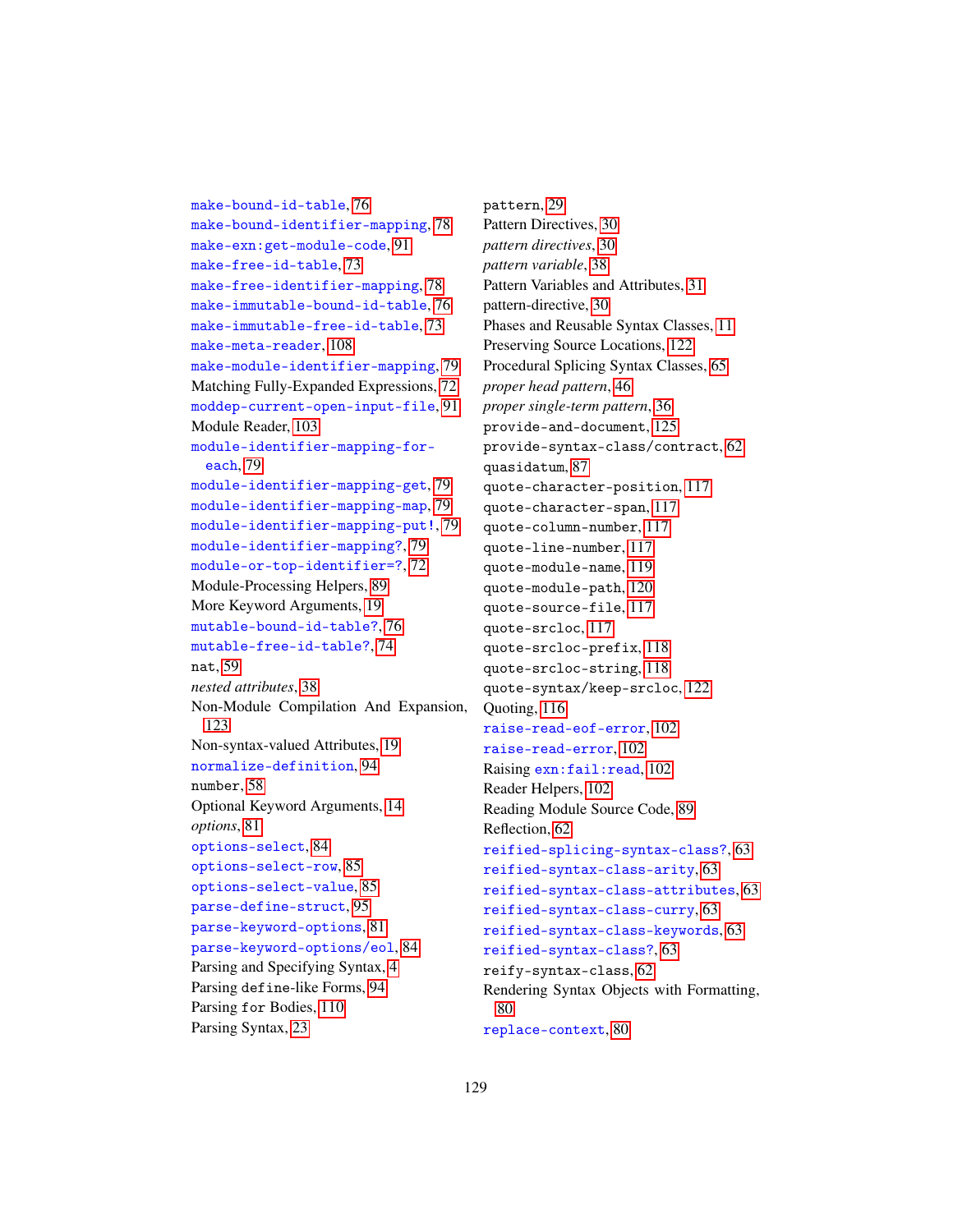make-bound-id-table, 76
make-bound-identifier-mapping, 78
make-exn:get-module-code, 91
make-free-id-table, 73
make-free-identifier-mapping, 78
make-immutable-bound-id-table, 76
make-immutable-free-id-table, 73
make-meta-reader, 108
make-module-identifier-mapping, 79
Matching Fully-Expanded Expressions, 72
moddep-current-open-input-file, 91
Module Reader, 103
module-identifier-mapping-for-each, 79
module-identifier-mapping-get, 79
module-identifier-mapping-map, 79
module-identifier-mapping-put!, 79
module-identifier-mapping?, 79
module-or-top-identifier=?, 72
Module-Processing Helpers, 89
More Keyword Arguments, 19
mutable-bound-id-table?, 76
mutable-free-id-table?, 74
nat, 59
*nested attributes*, 38
Non-Module Compilation And Expansion, 123
Non-syntax-valued Attributes, 19
normalize-definition, 94
number, 58
Optional Keyword Arguments, 14
*options*, 81
options-select, 84
options-select-row, 85
options-select-value, 85
parse-define-struct, 95
parse-keyword-options, 81
parse-keyword-options/eol, 84
Parsing and Specifying Syntax, 4
Parsing define-like Forms, 94
Parsing for Bodies, 110
Parsing Syntax, 23
pattern, 29
Pattern Directives, 30
*pattern directives*, 30
*pattern variable*, 38
Pattern Variables and Attributes, 31
pattern-directive, 30
Phases and Reusable Syntax Classes, 11
Preserving Source Locations, 122
Procedural Splicing Syntax Classes, 65
*proper head pattern*, 46
*proper single-term pattern*, 36
provide-and-document, 125
provide-syntax-class/contract, 62
quasidatum, 87
quote-character-position, 117
quote-character-span, 117
quote-column-number, 117
quote-line-number, 117
quote-module-name, 119
quote-module-path, 120
quote-source-file, 117
quote-srcloc, 117
quote-srcloc-prefix, 118
quote-srcloc-string, 118
quote-syntax/keep-srcloc, 122
Quoting, 116
raise-read-eof-error, 102
raise-read-error, 102
Raising exn:fail:read, 102
Reader Helpers, 102
Reading Module Source Code, 89
Reflection, 62
reified-splicing-syntax-class?, 63
reified-syntax-class-arity, 63
reified-syntax-class-attributes, 63
reified-syntax-class-curry, 63
reified-syntax-class-keywords, 63
reified-syntax-class?, 63
reify-syntax-class, 62
Rendering Syntax Objects with Formatting, 80
replace-context, 80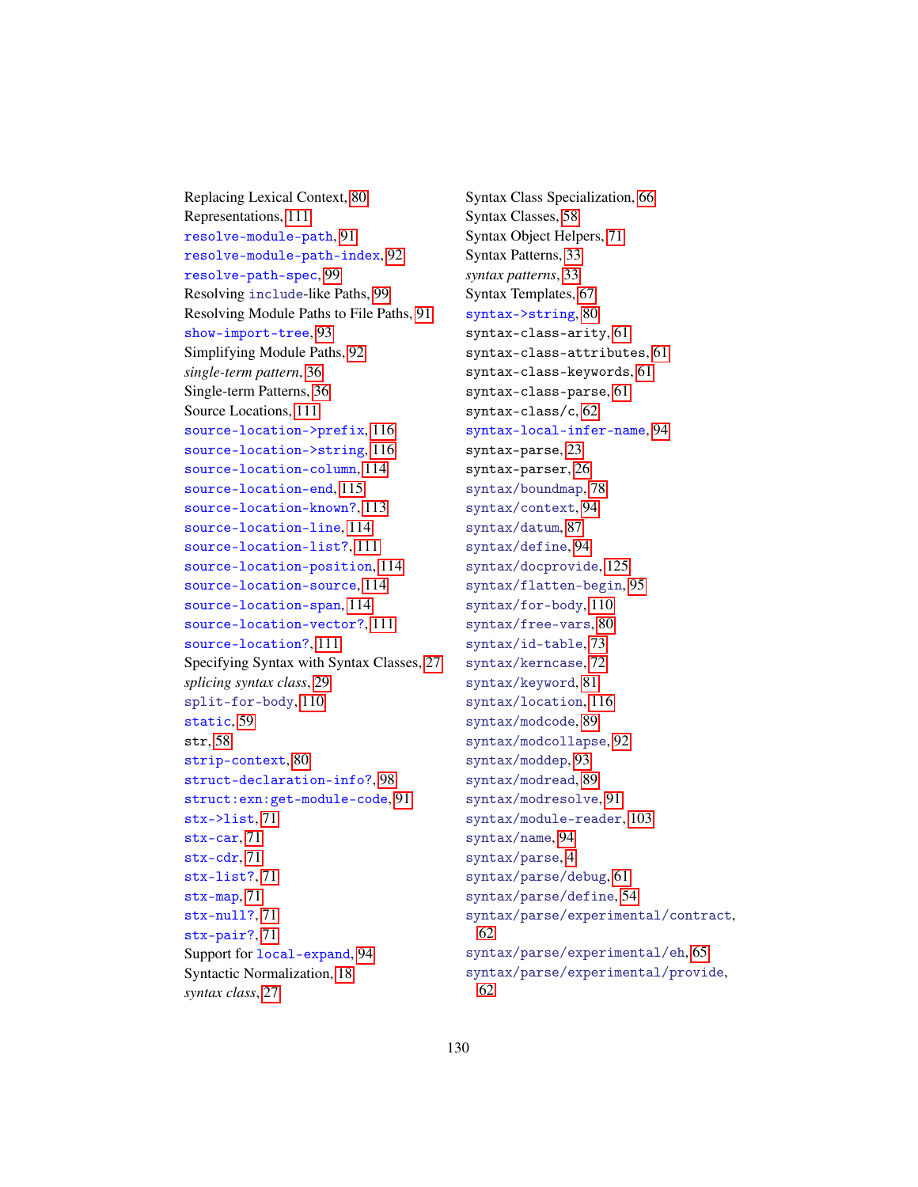Replacing Lexical Context, 80
Representations, 111
`resolve-module-path`, 91
`resolve-module-path-index`, 92
`resolve-path-spec`, 99
Resolving `include`-like Paths, 99
Resolving Module Paths to File Paths, 91
`show-import-tree`, 93
Simplifying Module Paths, 92
*single-term pattern*, 36
Single-term Patterns, 36
Source Locations, 111
`source-location->prefix`, 116
`source-location->string`, 116
`source-location-column`, 114
`source-location-end`, 115
`source-location-known?`, 113
`source-location-line`, 114
`source-location-list?`, 111
`source-location-position`, 114
`source-location-source`, 114
`source-location-span`, 114
`source-location-vector?`, 111
`source-location?`, 111
Specifying Syntax with Syntax Classes, 27
*splicing syntax class*, 29
`split-for-body`, 110
`static`, 59
`str`, 58
`strip-context`, 80
`struct-declaration-info?`, 98
`struct:exn:get-module-code`, 91
`stx->list`, 71
`stx-car`, 71
`stx-cdr`, 71
`stx-list?`, 71
`stx-map`, 71
`stx-null?`, 71
`stx-pair?`, 71
Support for `local-expand`, 94
Syntactic Normalization, 18
*syntax class*, 27
Syntax Class Specialization, 66
Syntax Classes, 58
Syntax Object Helpers, 71
Syntax Patterns, 33
*syntax patterns*, 33
Syntax Templates, 67
`syntax->string`, 80
`syntax-class-arity`, 61
`syntax-class-attributes`, 61
`syntax-class-keywords`, 61
`syntax-class-parse`, 61
`syntax-class/c`, 62
`syntax-local-infer-name`, 94
`syntax-parse`, 23
`syntax-parser`, 26
`syntax/boundmap`, 78
`syntax/context`, 94
`syntax/datum`, 87
`syntax/define`, 94
`syntax/docprovide`, 125
`syntax/flatten-begin`, 95
`syntax/for-body`, 110
`syntax/free-vars`, 80
`syntax/id-table`, 73
`syntax/kerncase`, 72
`syntax/keyword`, 81
`syntax/location`, 116
`syntax/modcode`, 89
`syntax/modcollapse`, 92
`syntax/moddep`, 93
`syntax/modread`, 89
`syntax/modresolve`, 91
`syntax/module-reader`, 103
`syntax/name`, 94
`syntax/parse`, 4
`syntax/parse/debug`, 61
`syntax/parse/define`, 54
`syntax/parse/experimental/contract`, 62
`syntax/parse/experimental/eh`, 65
`syntax/parse/experimental/provide`, 62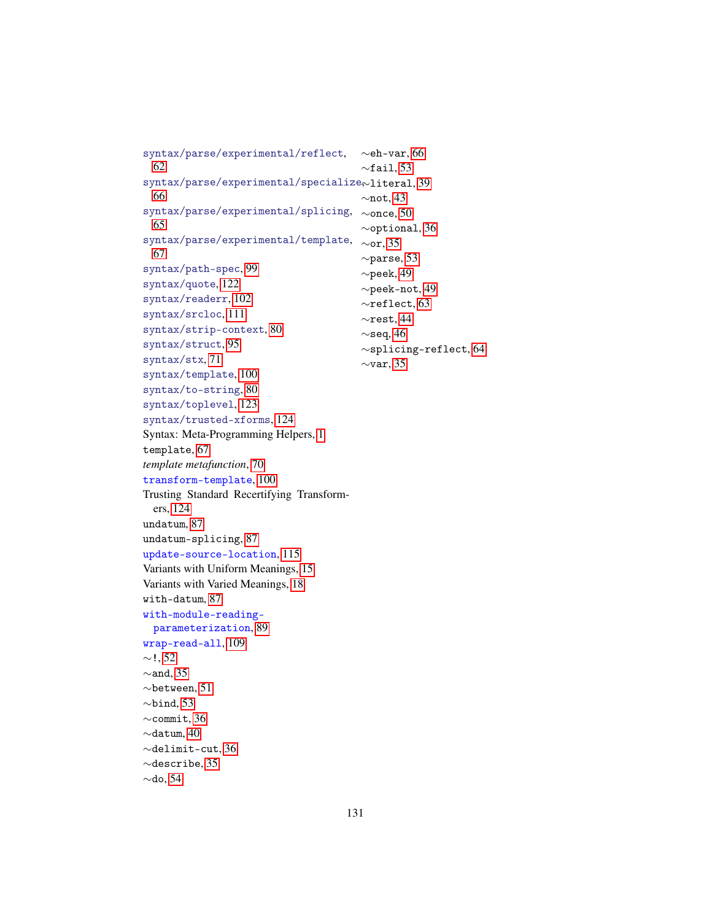syntax/parse/experimental/reflect, 62
syntax/parse/experimental/specialize, 66
syntax/parse/experimental/splicing, 65
syntax/parse/experimental/template, 67
syntax/path-spec, 99
syntax/quote, 122
syntax/readerr, 102
syntax/srcloc, 111
syntax/strip-context, 80
syntax/struct, 95
syntax/stx, 71
syntax/template, 100
syntax/to-string, 80
syntax/toplevel, 123
syntax/trusted-xforms, 124
Syntax: Meta-Programming Helpers, 1
template, 67
*template metafunction*, 70
transform-template, 100
Trusting Standard Recertifying Transformers, 124
undatum, 87
undatum-splicing, 87
update-source-location, 115
Variants with Uniform Meanings, 15
Variants with Varied Meanings, 18
with-datum, 87
with-module-reading-parameterization, 89
wrap-read-all, 109
~!, 52
~and, 35
~between, 51
~bind, 53
~commit, 36
~datum, 40
~delimit-cut, 36
~describe, 35
~do, 54
~eh-var, 66
~fail, 53
~literal, 39
~not, 43
~once, 50
~optional, 36
~or, 35
~parse, 53
~peek, 49
~peek-not, 49
~reflect, 63
~rest, 44
~seq, 46
~splicing-reflect, 64
~var, 35